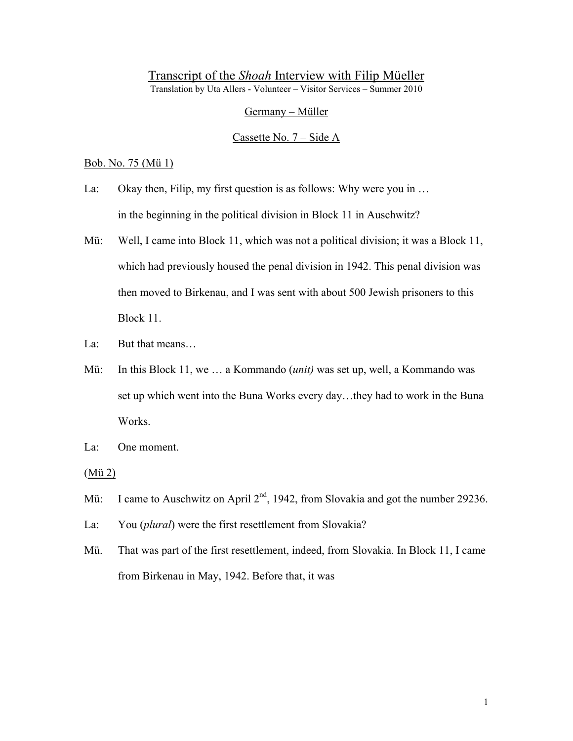# Transcript of the *Shoah* Interview with Filip Müeller

Translation by Uta Allers - Volunteer – Visitor Services – Summer 2010

Germany – Müller

Cassette No. 7 – Side A

Bob. No. 75 (Mü 1)

La: Okay then, Filip, my first question is as follows: Why were you in … in the beginning in the political division in Block 11 in Auschwitz?

Mü: Well, I came into Block 11, which was not a political division; it was a Block 11, which had previously housed the penal division in 1942. This penal division was then moved to Birkenau, and I was sent with about 500 Jewish prisoners to this Block 11.

La: But that means…

Mü: In this Block 11, we … a Kommando (*unit)* was set up, well, a Kommando was set up which went into the Buna Works every day…they had to work in the Buna Works.

La: One moment.

(Mü 2)

Mü: I came to Auschwitz on April 2nd, 1942, from Slovakia and got the number 29236.

La: You (*plural*) were the first resettlement from Slovakia?

Mü. That was part of the first resettlement, indeed, from Slovakia. In Block 11, I came from Birkenau in May, 1942. Before that, it was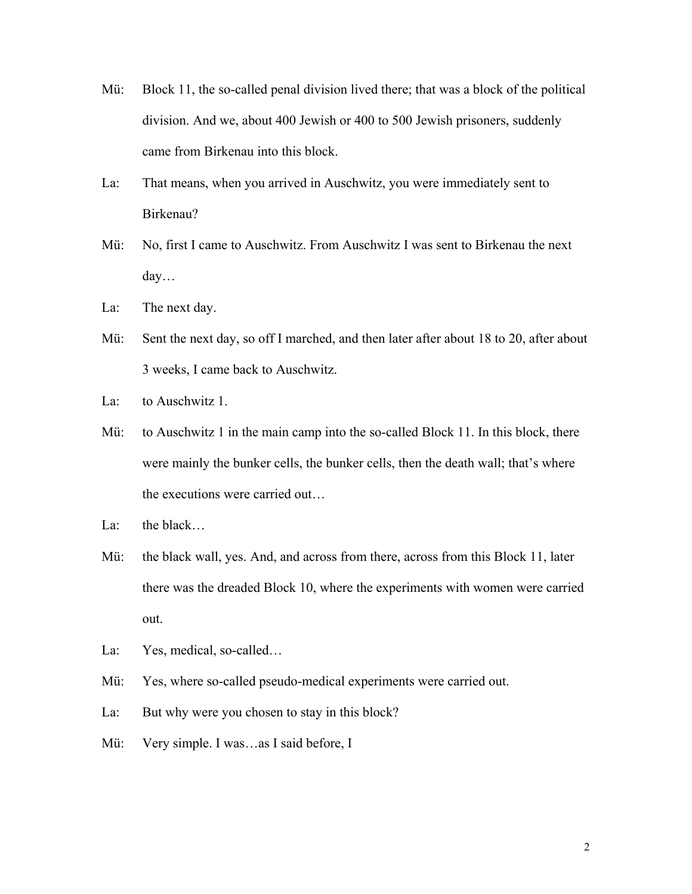Mü: Block 11, the so-called penal division lived there; that was a block of the political division. And we, about 400 Jewish or 400 to 500 Jewish prisoners, suddenly came from Birkenau into this block.

La: That means, when you arrived in Auschwitz, you were immediately sent to Birkenau?

Mü: No, first I came to Auschwitz. From Auschwitz I was sent to Birkenau the next day…

La: The next day.

Mü: Sent the next day, so off I marched, and then later after about 18 to 20, after about 3 weeks, I came back to Auschwitz.

La: to Auschwitz 1.

Mü: to Auschwitz 1 in the main camp into the so-called Block 11. In this block, there were mainly the bunker cells, the bunker cells, then the death wall; that's where the executions were carried out…

La: the black…

Mü: the black wall, yes. And, and across from there, across from this Block 11, later there was the dreaded Block 10, where the experiments with women were carried out.

La: Yes, medical, so-called…

Mü: Yes, where so-called pseudo-medical experiments were carried out.

La: But why were you chosen to stay in this block?

Mü: Very simple. I was…as I said before, I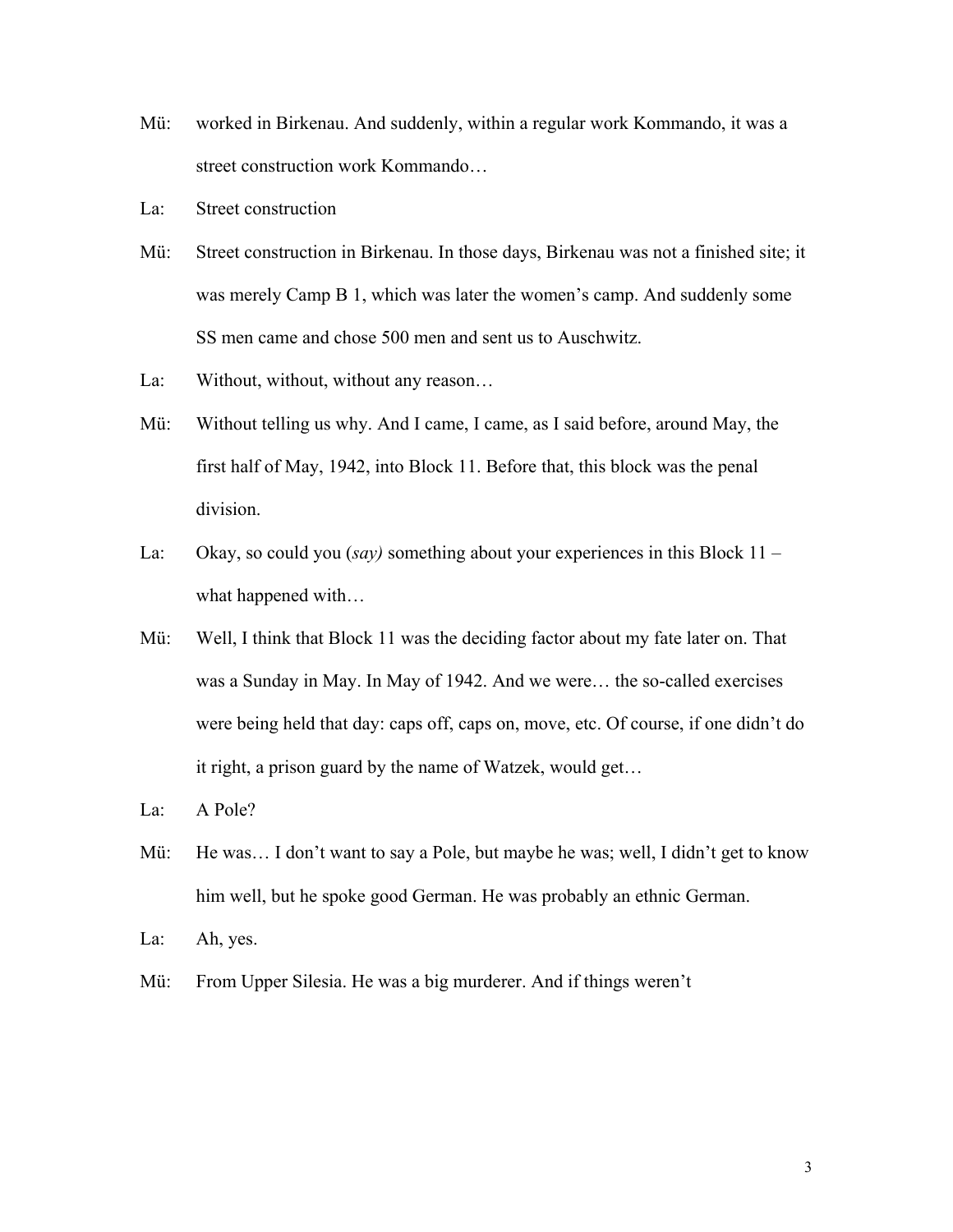Mü: worked in Birkenau. And suddenly, within a regular work Kommando, it was a street construction work Kommando…

La: Street construction

Mü: Street construction in Birkenau. In those days, Birkenau was not a finished site; it was merely Camp B 1, which was later the women's camp. And suddenly some SS men came and chose 500 men and sent us to Auschwitz.

La: Without, without, without any reason…

Mü: Without telling us why. And I came, I came, as I said before, around May, the first half of May, 1942, into Block 11. Before that, this block was the penal division.

La: Okay, so could you (*say)* something about your experiences in this Block 11 – what happened with…

Mü: Well, I think that Block 11 was the deciding factor about my fate later on. That was a Sunday in May. In May of 1942. And we were… the so-called exercises were being held that day: caps off, caps on, move, etc. Of course, if one didn't do it right, a prison guard by the name of Watzek, would get…

La: A Pole?

Mü: He was… I don't want to say a Pole, but maybe he was; well, I didn't get to know him well, but he spoke good German. He was probably an ethnic German.

La: Ah, yes.

Mü: From Upper Silesia. He was a big murderer. And if things weren't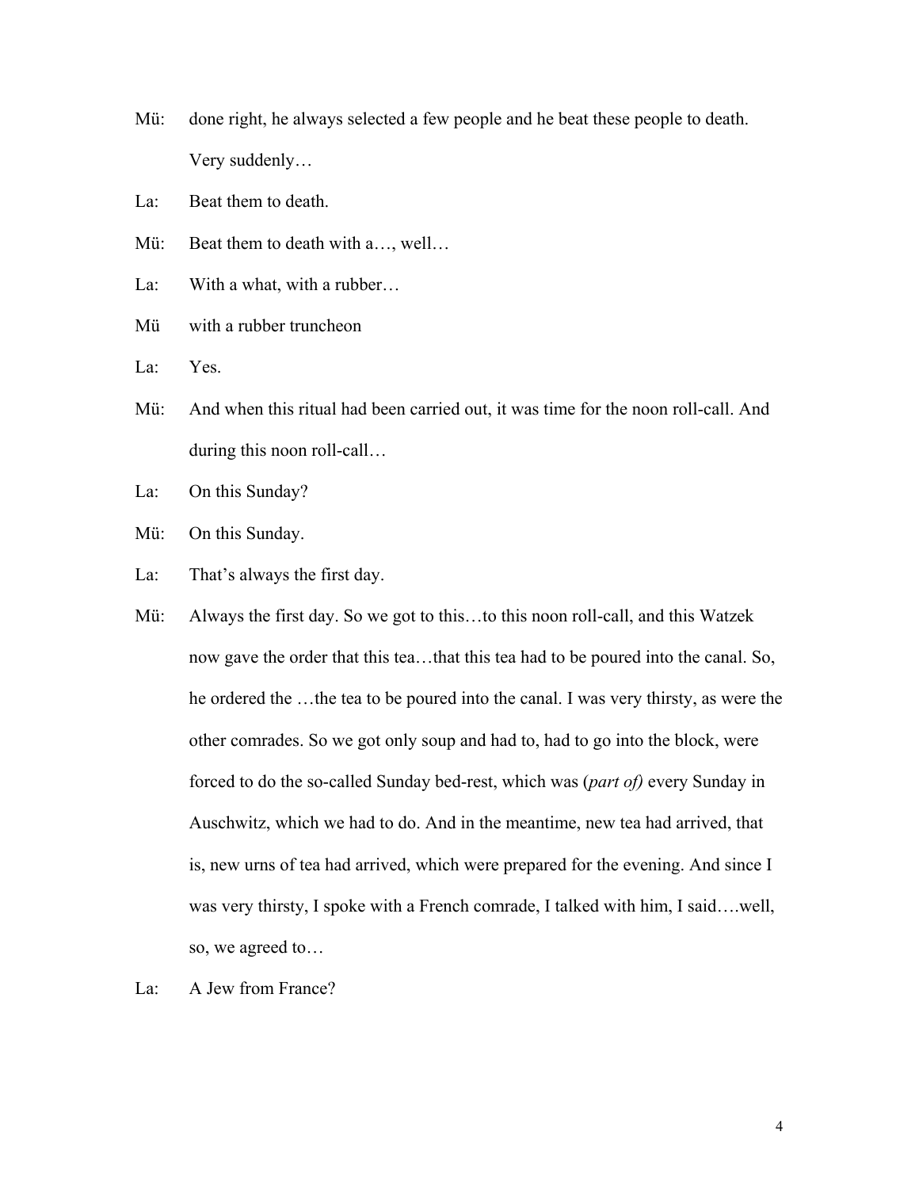Mü: done right, he always selected a few people and he beat these people to death. Very suddenly…

La: Beat them to death.

Mü: Beat them to death with a…, well…

La: With a what, with a rubber…

Mü with a rubber truncheon

La: Yes.

Mü: And when this ritual had been carried out, it was time for the noon roll-call. And during this noon roll-call…

La: On this Sunday?

Mü: On this Sunday.

La: That's always the first day.

Mü: Always the first day. So we got to this…to this noon roll-call, and this Watzek now gave the order that this tea…that this tea had to be poured into the canal. So, he ordered the …the tea to be poured into the canal. I was very thirsty, as were the other comrades. So we got only soup and had to, had to go into the block, were forced to do the so-called Sunday bed-rest, which was (*part of)* every Sunday in Auschwitz, which we had to do. And in the meantime, new tea had arrived, that is, new urns of tea had arrived, which were prepared for the evening. And since I was very thirsty, I spoke with a French comrade, I talked with him, I said….well, so, we agreed to…

La: A Jew from France?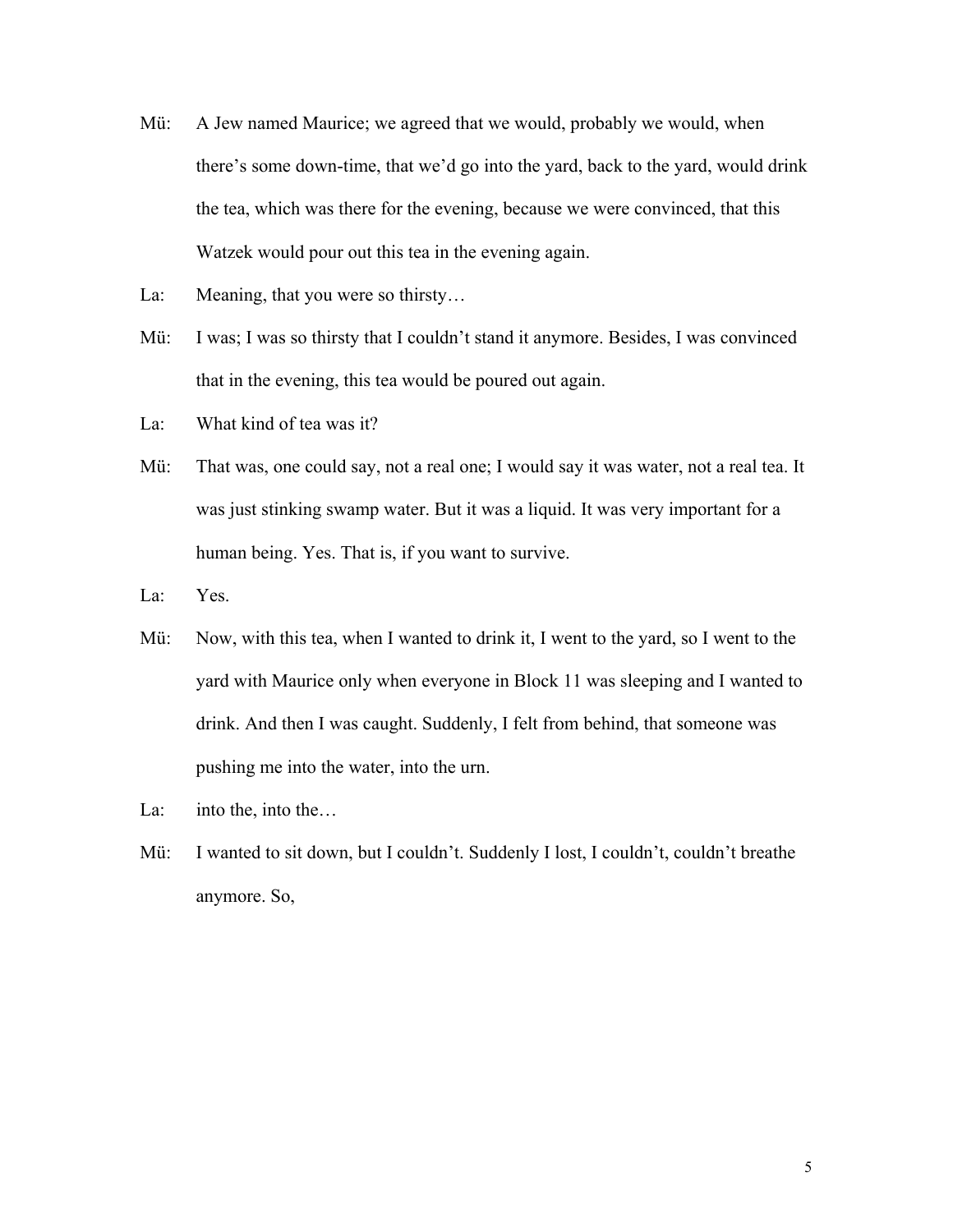Mü: A Jew named Maurice; we agreed that we would, probably we would, when there's some down-time, that we'd go into the yard, back to the yard, would drink the tea, which was there for the evening, because we were convinced, that this Watzek would pour out this tea in the evening again.

La: Meaning, that you were so thirsty…

Mü: I was; I was so thirsty that I couldn't stand it anymore. Besides, I was convinced that in the evening, this tea would be poured out again.

La: What kind of tea was it?

Mü: That was, one could say, not a real one; I would say it was water, not a real tea. It was just stinking swamp water. But it was a liquid. It was very important for a human being. Yes. That is, if you want to survive.

La: Yes.

Mü: Now, with this tea, when I wanted to drink it, I went to the yard, so I went to the yard with Maurice only when everyone in Block 11 was sleeping and I wanted to drink. And then I was caught. Suddenly, I felt from behind, that someone was pushing me into the water, into the urn.

La: into the, into the…

Mü: I wanted to sit down, but I couldn't. Suddenly I lost, I couldn't, couldn't breathe anymore. So,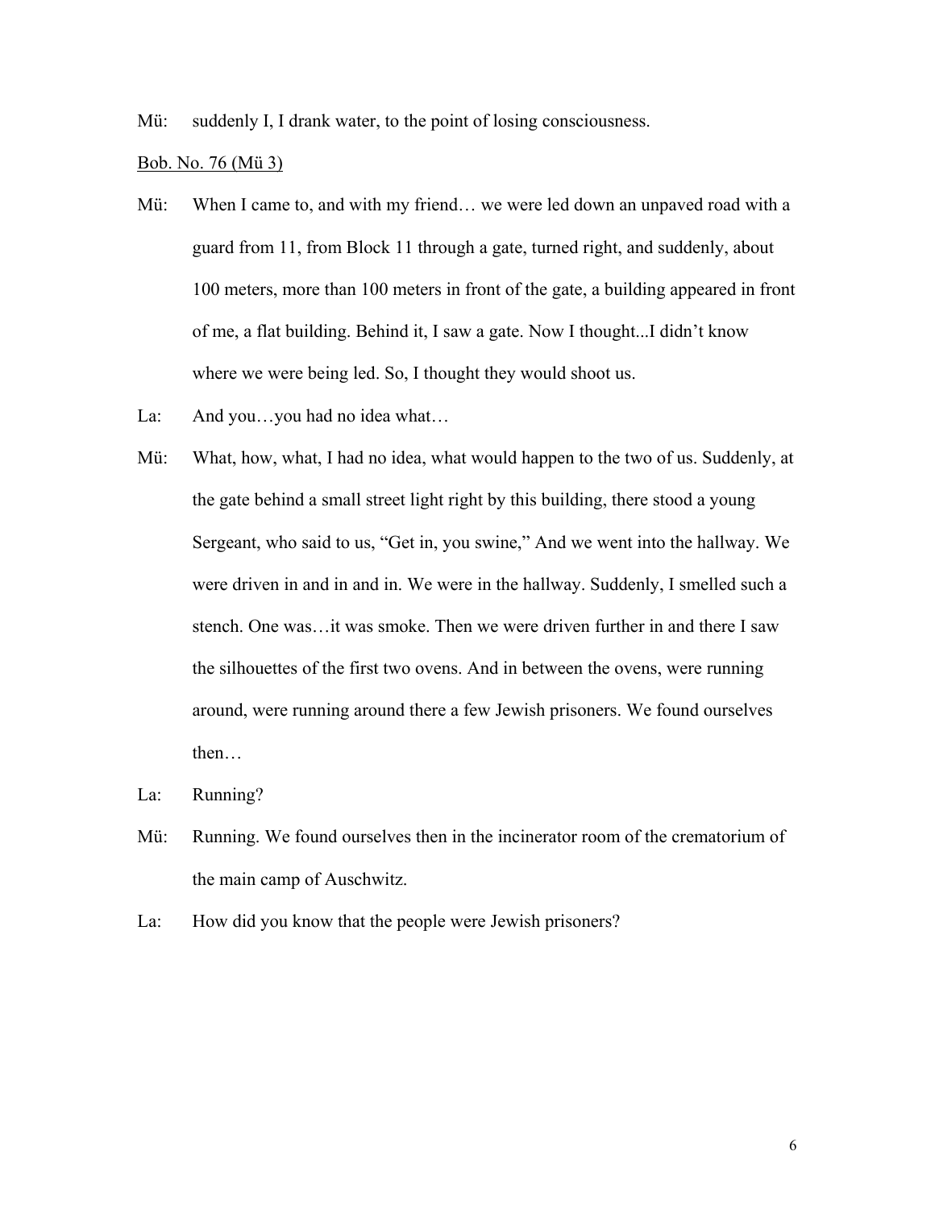Mü: suddenly I, I drank water, to the point of losing consciousness.

<u>Bob. No. 76 (Mü 3)</u>

Mü: When I came to, and with my friend… we were led down an unpaved road with a guard from 11, from Block 11 through a gate, turned right, and suddenly, about 100 meters, more than 100 meters in front of the gate, a building appeared in front of me, a flat building. Behind it, I saw a gate. Now I thought...I didn't know where we were being led. So, I thought they would shoot us.

La: And you…you had no idea what…

Mü: What, how, what, I had no idea, what would happen to the two of us. Suddenly, at the gate behind a small street light right by this building, there stood a young Sergeant, who said to us, "Get in, you swine," And we went into the hallway. We were driven in and in and in. We were in the hallway. Suddenly, I smelled such a stench. One was…it was smoke. Then we were driven further in and there I saw the silhouettes of the first two ovens. And in between the ovens, were running around, were running around there a few Jewish prisoners. We found ourselves then…

La: Running?

Mü: Running. We found ourselves then in the incinerator room of the crematorium of the main camp of Auschwitz.

La: How did you know that the people were Jewish prisoners?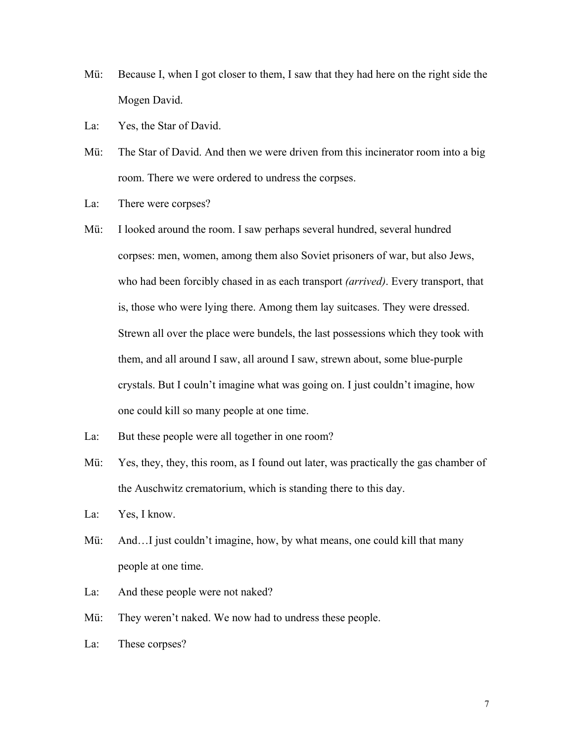Mü: Because I, when I got closer to them, I saw that they had here on the right side the Mogen David.

La: Yes, the Star of David.

Mü: The Star of David. And then we were driven from this incinerator room into a big room. There we were ordered to undress the corpses.

La: There were corpses?

Mü: I looked around the room. I saw perhaps several hundred, several hundred corpses: men, women, among them also Soviet prisoners of war, but also Jews, who had been forcibly chased in as each transport *(arrived)*. Every transport, that is, those who were lying there. Among them lay suitcases. They were dressed. Strewn all over the place were bundels, the last possessions which they took with them, and all around I saw, all around I saw, strewn about, some blue-purple crystals. But I couln't imagine what was going on. I just couldn't imagine, how one could kill so many people at one time.

La: But these people were all together in one room?

Mü: Yes, they, they, this room, as I found out later, was practically the gas chamber of the Auschwitz crematorium, which is standing there to this day.

La: Yes, I know.

Mü: And…I just couldn't imagine, how, by what means, one could kill that many people at one time.

La: And these people were not naked?

Mü: They weren't naked. We now had to undress these people.

La: These corpses?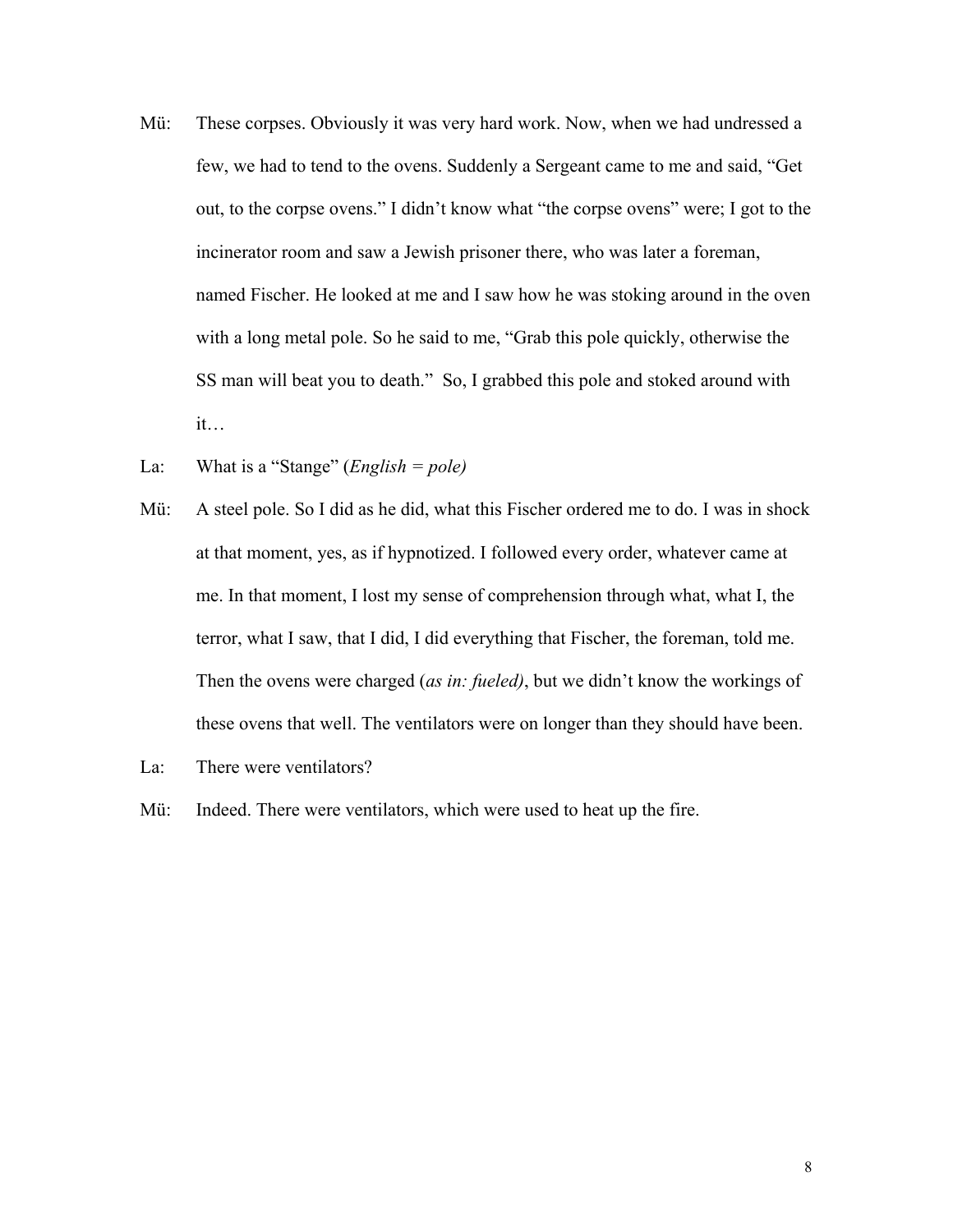Mü: These corpses. Obviously it was very hard work. Now, when we had undressed a few, we had to tend to the ovens. Suddenly a Sergeant came to me and said, "Get out, to the corpse ovens." I didn't know what "the corpse ovens" were; I got to the incinerator room and saw a Jewish prisoner there, who was later a foreman, named Fischer. He looked at me and I saw how he was stoking around in the oven with a long metal pole. So he said to me, "Grab this pole quickly, otherwise the SS man will beat you to death." So, I grabbed this pole and stoked around with it…

La: What is a "Stange" (*English = pole)*

Mü: A steel pole. So I did as he did, what this Fischer ordered me to do. I was in shock at that moment, yes, as if hypnotized. I followed every order, whatever came at me. In that moment, I lost my sense of comprehension through what, what I, the terror, what I saw, that I did, I did everything that Fischer, the foreman, told me. Then the ovens were charged (*as in: fueled)*, but we didn't know the workings of these ovens that well. The ventilators were on longer than they should have been.

La: There were ventilators?

Mü: Indeed. There were ventilators, which were used to heat up the fire.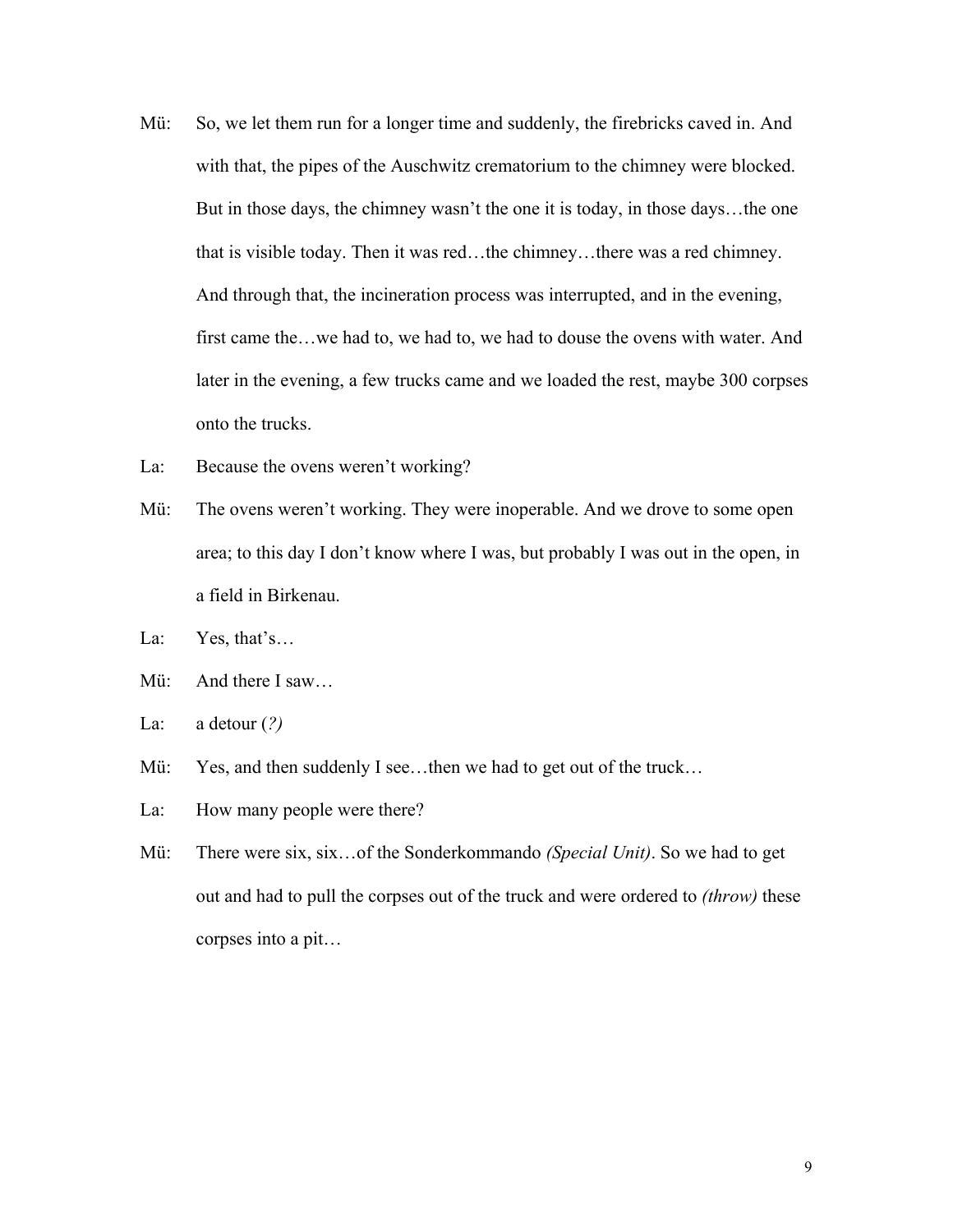Mü: So, we let them run for a longer time and suddenly, the firebricks caved in. And with that, the pipes of the Auschwitz crematorium to the chimney were blocked. But in those days, the chimney wasn't the one it is today, in those days…the one that is visible today. Then it was red…the chimney…there was a red chimney. And through that, the incineration process was interrupted, and in the evening, first came the…we had to, we had to, we had to douse the ovens with water. And later in the evening, a few trucks came and we loaded the rest, maybe 300 corpses onto the trucks.

La: Because the ovens weren't working?

Mü: The ovens weren't working. They were inoperable. And we drove to some open area; to this day I don't know where I was, but probably I was out in the open, in a field in Birkenau.

La: Yes, that's…

Mü: And there I saw…

La: a detour *(?)*

Mü: Yes, and then suddenly I see…then we had to get out of the truck…

La: How many people were there?

Mü: There were six, six…of the Sonderkommando *(Special Unit)*. So we had to get out and had to pull the corpses out of the truck and were ordered to *(throw)* these corpses into a pit…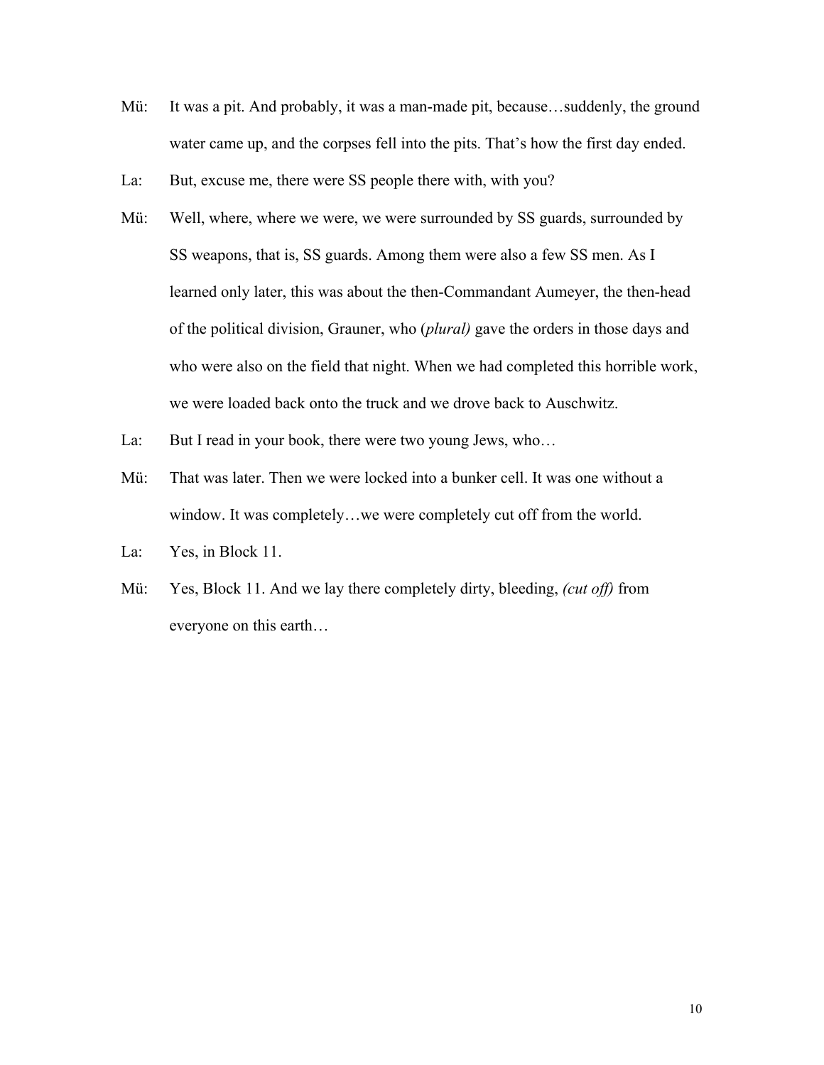Mü: It was a pit. And probably, it was a man-made pit, because…suddenly, the ground water came up, and the corpses fell into the pits. That's how the first day ended.

La: But, excuse me, there were SS people there with, with you?

Mü: Well, where, where we were, we were surrounded by SS guards, surrounded by SS weapons, that is, SS guards. Among them were also a few SS men. As I learned only later, this was about the then-Commandant Aumeyer, the then-head of the political division, Grauner, who (*plural)* gave the orders in those days and who were also on the field that night. When we had completed this horrible work, we were loaded back onto the truck and we drove back to Auschwitz.

La: But I read in your book, there were two young Jews, who…

Mü: That was later. Then we were locked into a bunker cell. It was one without a window. It was completely…we were completely cut off from the world.

La: Yes, in Block 11.

Mü: Yes, Block 11. And we lay there completely dirty, bleeding, *(cut off)* from everyone on this earth…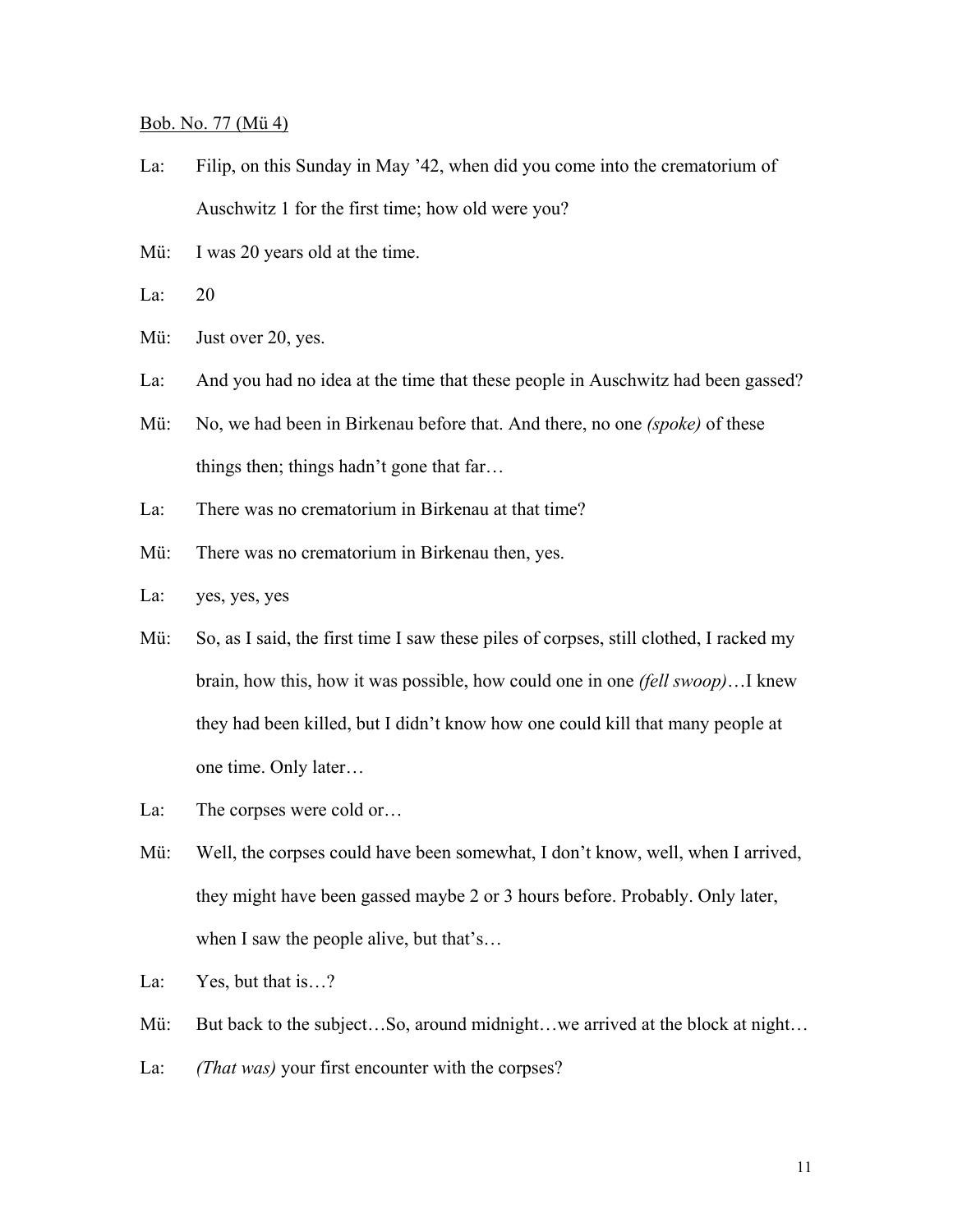Bob. No. 77 (Mü 4)

La: Filip, on this Sunday in May ’42, when did you come into the crematorium of Auschwitz 1 for the first time; how old were you?

Mü: I was 20 years old at the time.

La: 20

Mü: Just over 20, yes.

La: And you had no idea at the time that these people in Auschwitz had been gassed?

Mü: No, we had been in Birkenau before that. And there, no one *(spoke)* of these things then; things hadn’t gone that far…

La: There was no crematorium in Birkenau at that time?

Mü: There was no crematorium in Birkenau then, yes.

La: yes, yes, yes

Mü: So, as I said, the first time I saw these piles of corpses, still clothed, I racked my brain, how this, how it was possible, how could one in one *(fell swoop)*…I knew they had been killed, but I didn’t know how one could kill that many people at one time. Only later…

La: The corpses were cold or…

Mü: Well, the corpses could have been somewhat, I don’t know, well, when I arrived, they might have been gassed maybe 2 or 3 hours before. Probably. Only later, when I saw the people alive, but that’s…

La: Yes, but that is…?

Mü: But back to the subject…So, around midnight…we arrived at the block at night…

La: *(That was)* your first encounter with the corpses?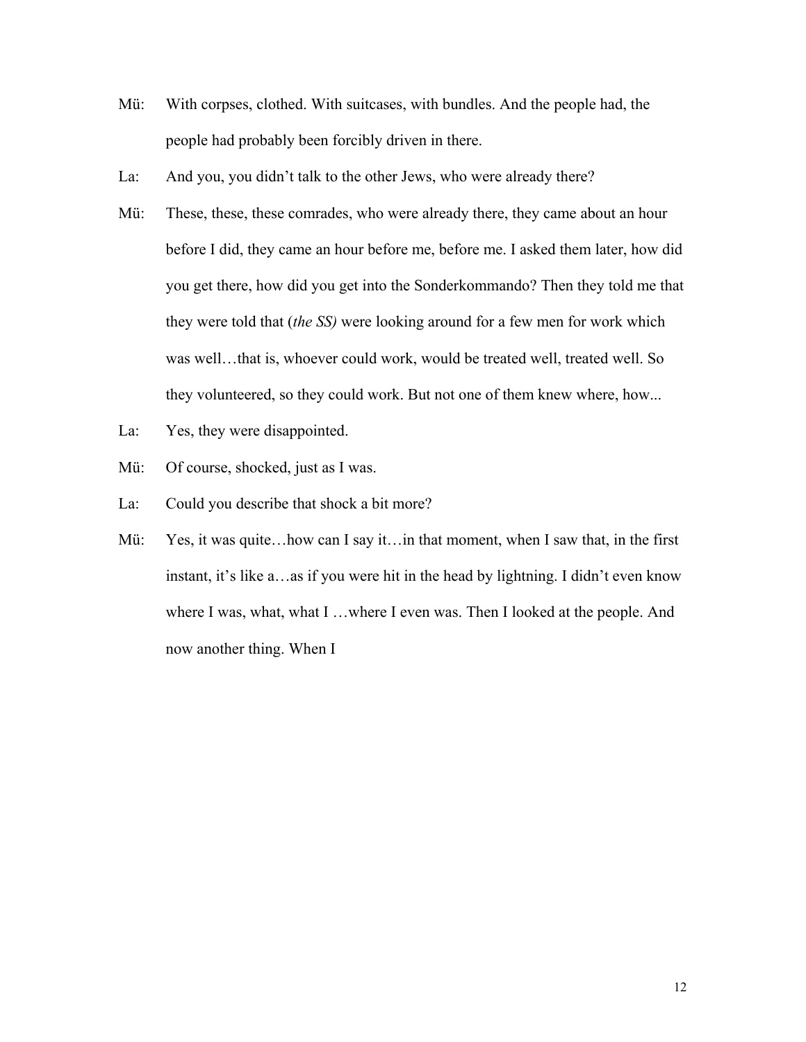Mü: With corpses, clothed. With suitcases, with bundles. And the people had, the people had probably been forcibly driven in there.

La: And you, you didn't talk to the other Jews, who were already there?

Mü: These, these, these comrades, who were already there, they came about an hour before I did, they came an hour before me, before me. I asked them later, how did you get there, how did you get into the Sonderkommando? Then they told me that they were told that (*the SS)* were looking around for a few men for work which was well…that is, whoever could work, would be treated well, treated well. So they volunteered, so they could work. But not one of them knew where, how...

La: Yes, they were disappointed.

Mü: Of course, shocked, just as I was.

La: Could you describe that shock a bit more?

Mü: Yes, it was quite…how can I say it…in that moment, when I saw that, in the first instant, it's like a…as if you were hit in the head by lightning. I didn't even know where I was, what, what I …where I even was. Then I looked at the people. And now another thing. When I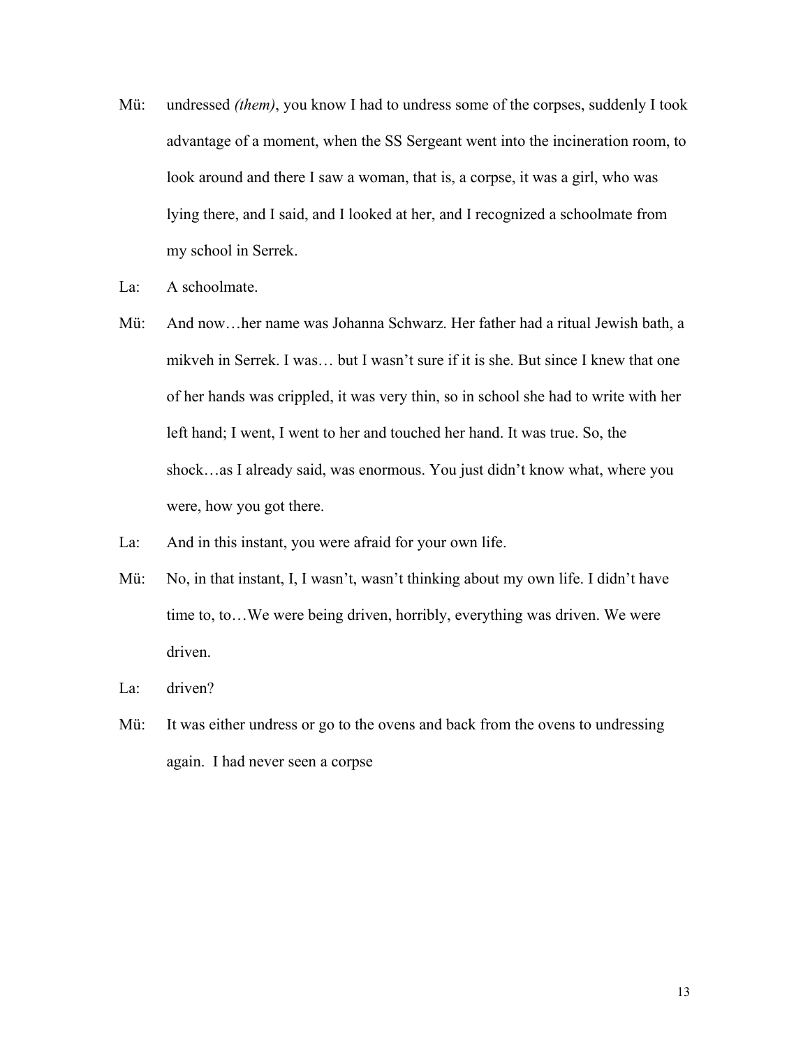Mü: undressed *(them)*, you know I had to undress some of the corpses, suddenly I took advantage of a moment, when the SS Sergeant went into the incineration room, to look around and there I saw a woman, that is, a corpse, it was a girl, who was lying there, and I said, and I looked at her, and I recognized a schoolmate from my school in Serrek.

La: A schoolmate.

Mü: And now…her name was Johanna Schwarz. Her father had a ritual Jewish bath, a mikveh in Serrek. I was… but I wasn't sure if it is she. But since I knew that one of her hands was crippled, it was very thin, so in school she had to write with her left hand; I went, I went to her and touched her hand. It was true. So, the shock…as I already said, was enormous. You just didn't know what, where you were, how you got there.

La: And in this instant, you were afraid for your own life.

Mü: No, in that instant, I, I wasn't, wasn't thinking about my own life. I didn't have time to, to…We were being driven, horribly, everything was driven. We were driven.

La: driven?

Mü: It was either undress or go to the ovens and back from the ovens to undressing again. I had never seen a corpse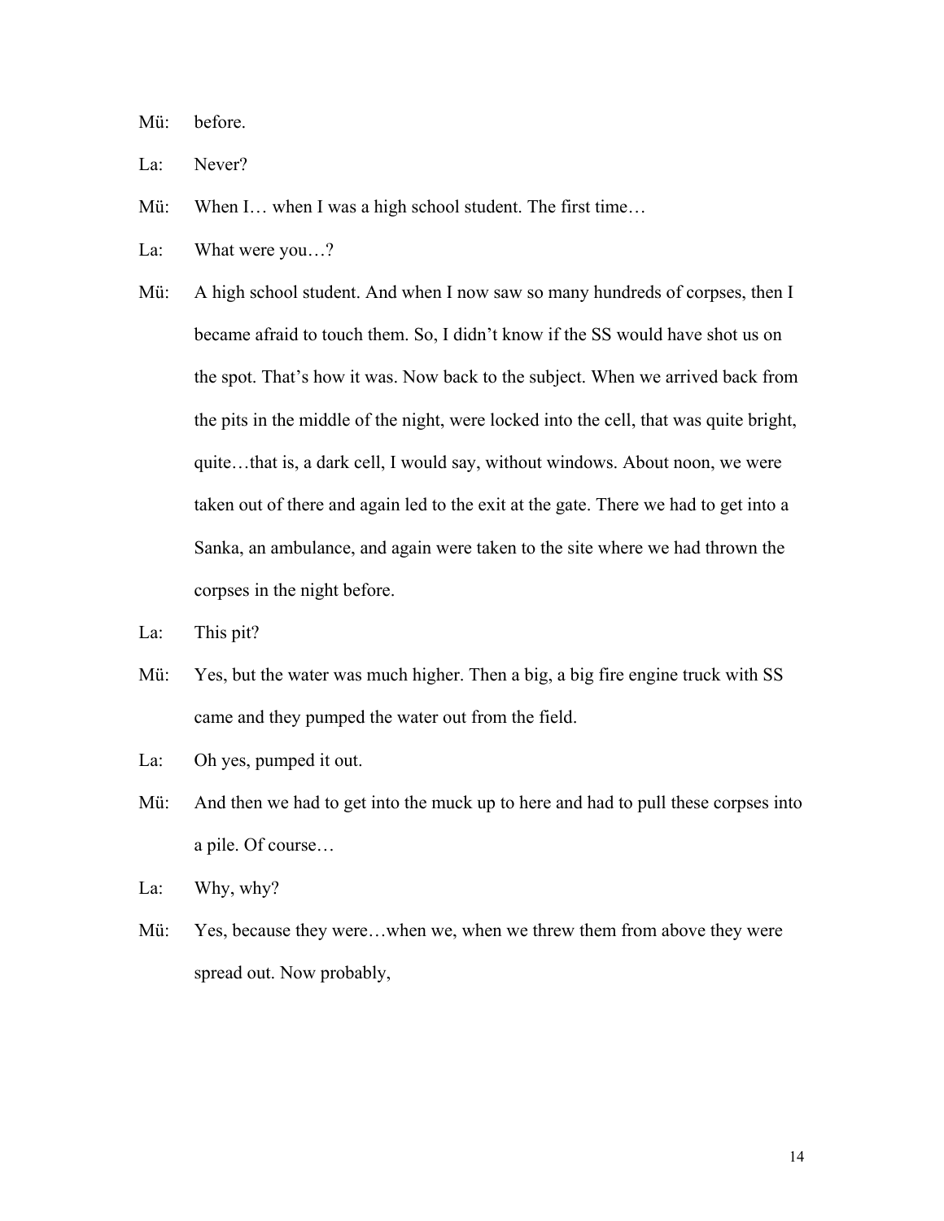Mü: before.

La: Never?

Mü: When I… when I was a high school student. The first time…

La: What were you…?

Mü: A high school student. And when I now saw so many hundreds of corpses, then I became afraid to touch them. So, I didn't know if the SS would have shot us on the spot. That's how it was. Now back to the subject. When we arrived back from the pits in the middle of the night, were locked into the cell, that was quite bright, quite…that is, a dark cell, I would say, without windows. About noon, we were taken out of there and again led to the exit at the gate. There we had to get into a Sanka, an ambulance, and again were taken to the site where we had thrown the corpses in the night before.

La: This pit?

Mü: Yes, but the water was much higher. Then a big, a big fire engine truck with SS came and they pumped the water out from the field.

La: Oh yes, pumped it out.

Mü: And then we had to get into the muck up to here and had to pull these corpses into a pile. Of course…

La: Why, why?

Mü: Yes, because they were…when we, when we threw them from above they were spread out. Now probably,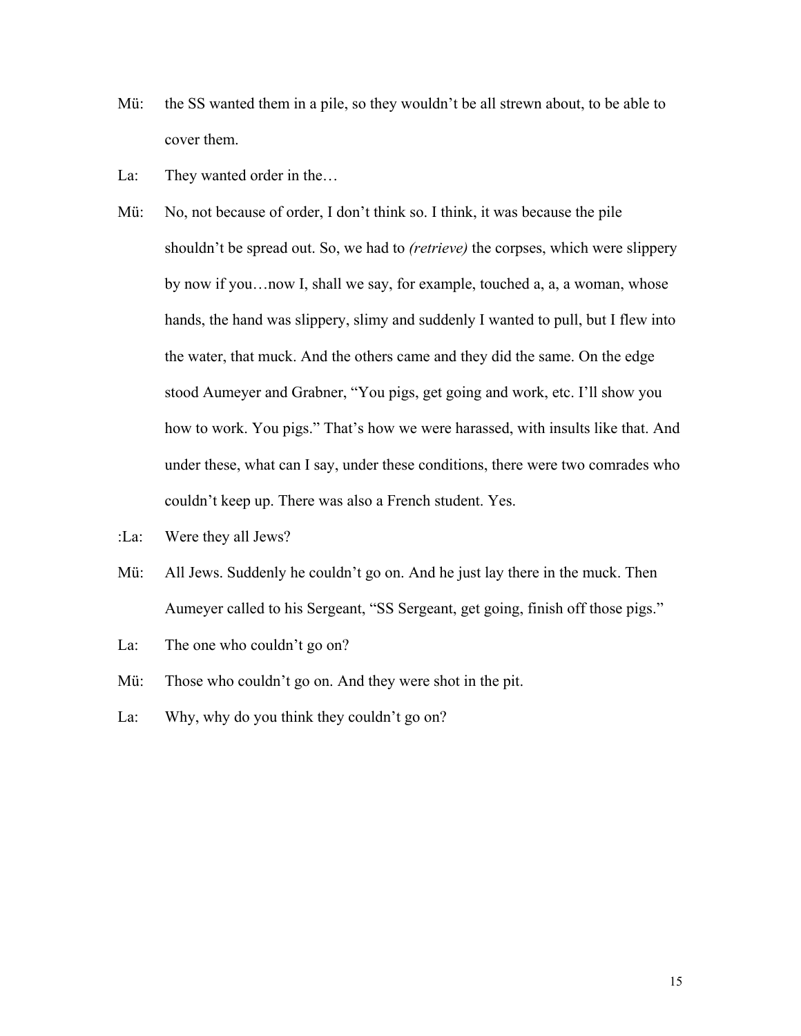Mü: the SS wanted them in a pile, so they wouldn't be all strewn about, to be able to cover them.

La: They wanted order in the…

Mü: No, not because of order, I don't think so. I think, it was because the pile shouldn't be spread out. So, we had to *(retrieve)* the corpses, which were slippery by now if you…now I, shall we say, for example, touched a, a, a woman, whose hands, the hand was slippery, slimy and suddenly I wanted to pull, but I flew into the water, that muck. And the others came and they did the same. On the edge stood Aumeyer and Grabner, "You pigs, get going and work, etc. I'll show you how to work. You pigs." That's how we were harassed, with insults like that. And under these, what can I say, under these conditions, there were two comrades who couldn't keep up. There was also a French student. Yes.

:La: Were they all Jews?

Mü: All Jews. Suddenly he couldn't go on. And he just lay there in the muck. Then Aumeyer called to his Sergeant, "SS Sergeant, get going, finish off those pigs."

La: The one who couldn't go on?

Mü: Those who couldn't go on. And they were shot in the pit.

La: Why, why do you think they couldn't go on?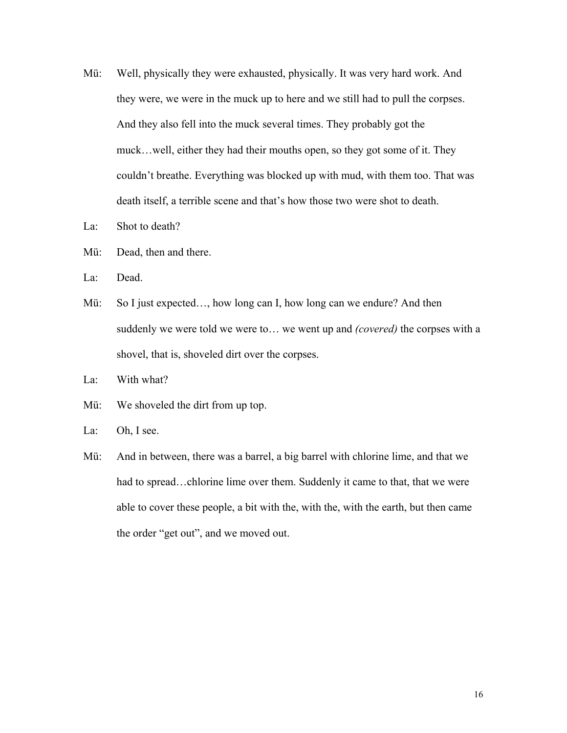Mü: Well, physically they were exhausted, physically. It was very hard work. And they were, we were in the muck up to here and we still had to pull the corpses. And they also fell into the muck several times. They probably got the muck…well, either they had their mouths open, so they got some of it. They couldn't breathe. Everything was blocked up with mud, with them too. That was death itself, a terrible scene and that's how those two were shot to death.

La: Shot to death?

Mü: Dead, then and there.

La: Dead.

Mü: So I just expected…, how long can I, how long can we endure? And then suddenly we were told we were to… we went up and *(covered)* the corpses with a shovel, that is, shoveled dirt over the corpses.

La: With what?

Mü: We shoveled the dirt from up top.

La: Oh, I see.

Mü: And in between, there was a barrel, a big barrel with chlorine lime, and that we had to spread…chlorine lime over them. Suddenly it came to that, that we were able to cover these people, a bit with the, with the, with the earth, but then came the order "get out", and we moved out.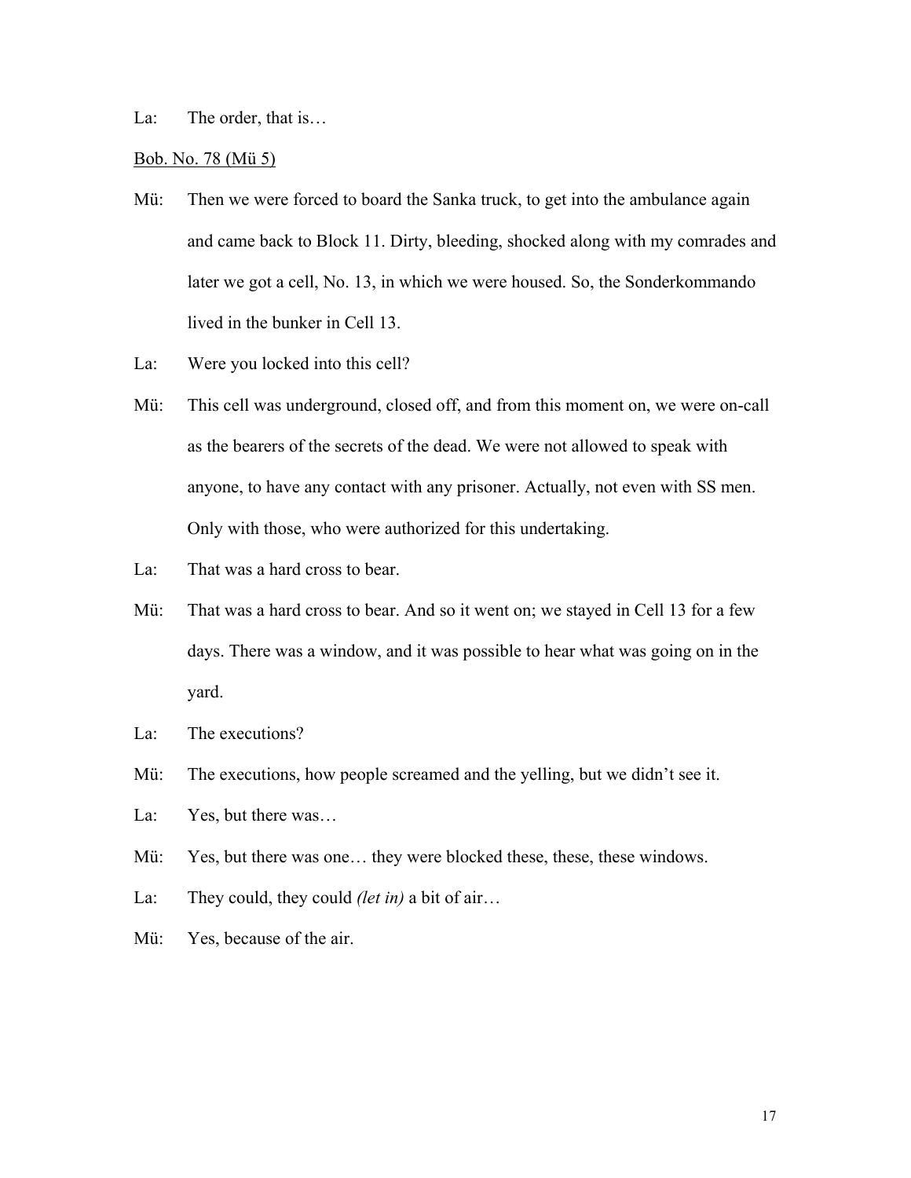La: The order, that is…

<u>Bob. No. 78 (Mü 5)</u>

Mü: Then we were forced to board the Sanka truck, to get into the ambulance again and came back to Block 11. Dirty, bleeding, shocked along with my comrades and later we got a cell, No. 13, in which we were housed. So, the Sonderkommando lived in the bunker in Cell 13.

La: Were you locked into this cell?

Mü: This cell was underground, closed off, and from this moment on, we were on-call as the bearers of the secrets of the dead. We were not allowed to speak with anyone, to have any contact with any prisoner. Actually, not even with SS men. Only with those, who were authorized for this undertaking.

La: That was a hard cross to bear.

Mü: That was a hard cross to bear. And so it went on; we stayed in Cell 13 for a few days. There was a window, and it was possible to hear what was going on in the yard.

La: The executions?

Mü: The executions, how people screamed and the yelling, but we didn't see it.

La: Yes, but there was…

Mü: Yes, but there was one… they were blocked these, these, these windows.

La: They could, they could *(let in)* a bit of air…

Mü: Yes, because of the air.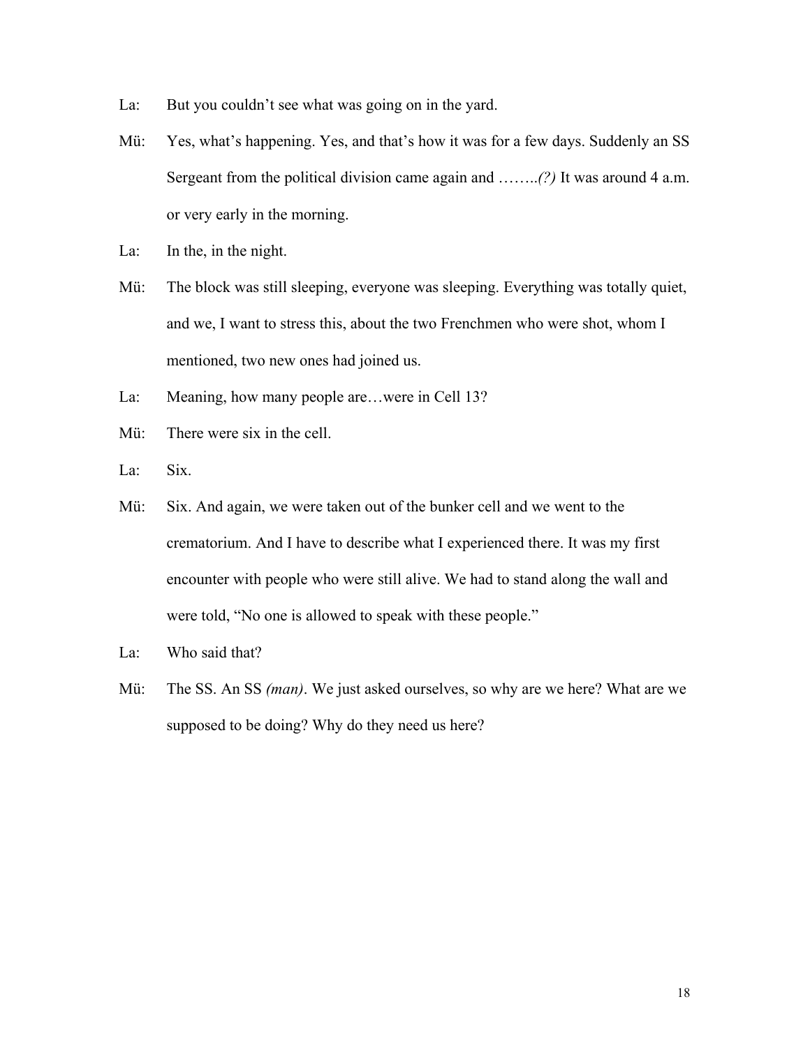La: But you couldn't see what was going on in the yard.

Mü: Yes, what's happening. Yes, and that's how it was for a few days. Suddenly an SS Sergeant from the political division came again and ……..*(?)* It was around 4 a.m. or very early in the morning.

La: In the, in the night.

Mü: The block was still sleeping, everyone was sleeping. Everything was totally quiet, and we, I want to stress this, about the two Frenchmen who were shot, whom I mentioned, two new ones had joined us.

La: Meaning, how many people are…were in Cell 13?

Mü: There were six in the cell.

La: Six.

Mü: Six. And again, we were taken out of the bunker cell and we went to the crematorium. And I have to describe what I experienced there. It was my first encounter with people who were still alive. We had to stand along the wall and were told, "No one is allowed to speak with these people."

La: Who said that?

Mü: The SS. An SS *(man)*. We just asked ourselves, so why are we here? What are we supposed to be doing? Why do they need us here?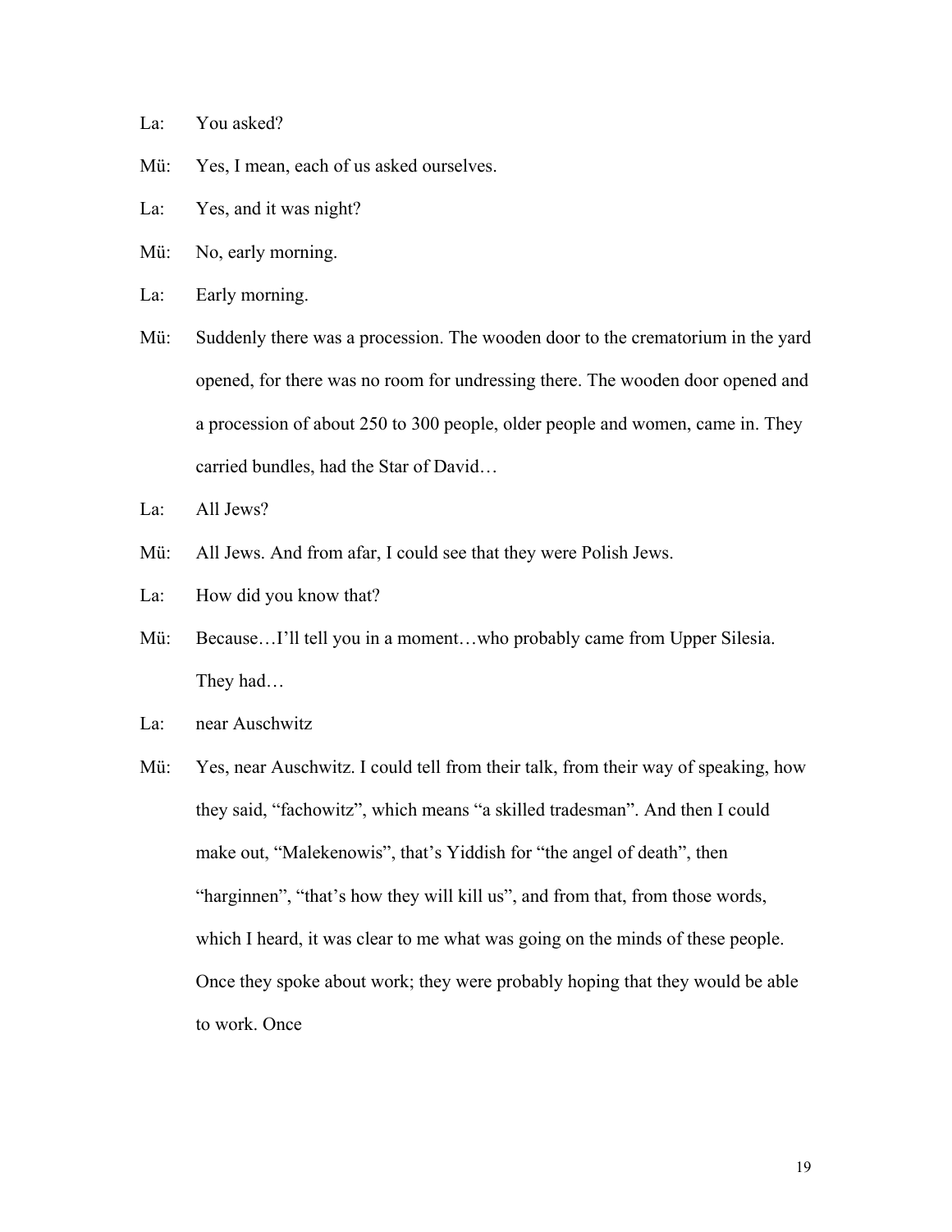La: You asked?

Mü: Yes, I mean, each of us asked ourselves.

La: Yes, and it was night?

Mü: No, early morning.

La: Early morning.

Mü: Suddenly there was a procession. The wooden door to the crematorium in the yard opened, for there was no room for undressing there. The wooden door opened and a procession of about 250 to 300 people, older people and women, came in. They carried bundles, had the Star of David…

La: All Jews?

Mü: All Jews. And from afar, I could see that they were Polish Jews.

La: How did you know that?

Mü: Because…I'll tell you in a moment…who probably came from Upper Silesia. They had…

La: near Auschwitz

Mü: Yes, near Auschwitz. I could tell from their talk, from their way of speaking, how they said, "fachowitz", which means "a skilled tradesman". And then I could make out, "Malekenowis", that's Yiddish for "the angel of death", then "harginnen", "that's how they will kill us", and from that, from those words, which I heard, it was clear to me what was going on the minds of these people. Once they spoke about work; they were probably hoping that they would be able to work. Once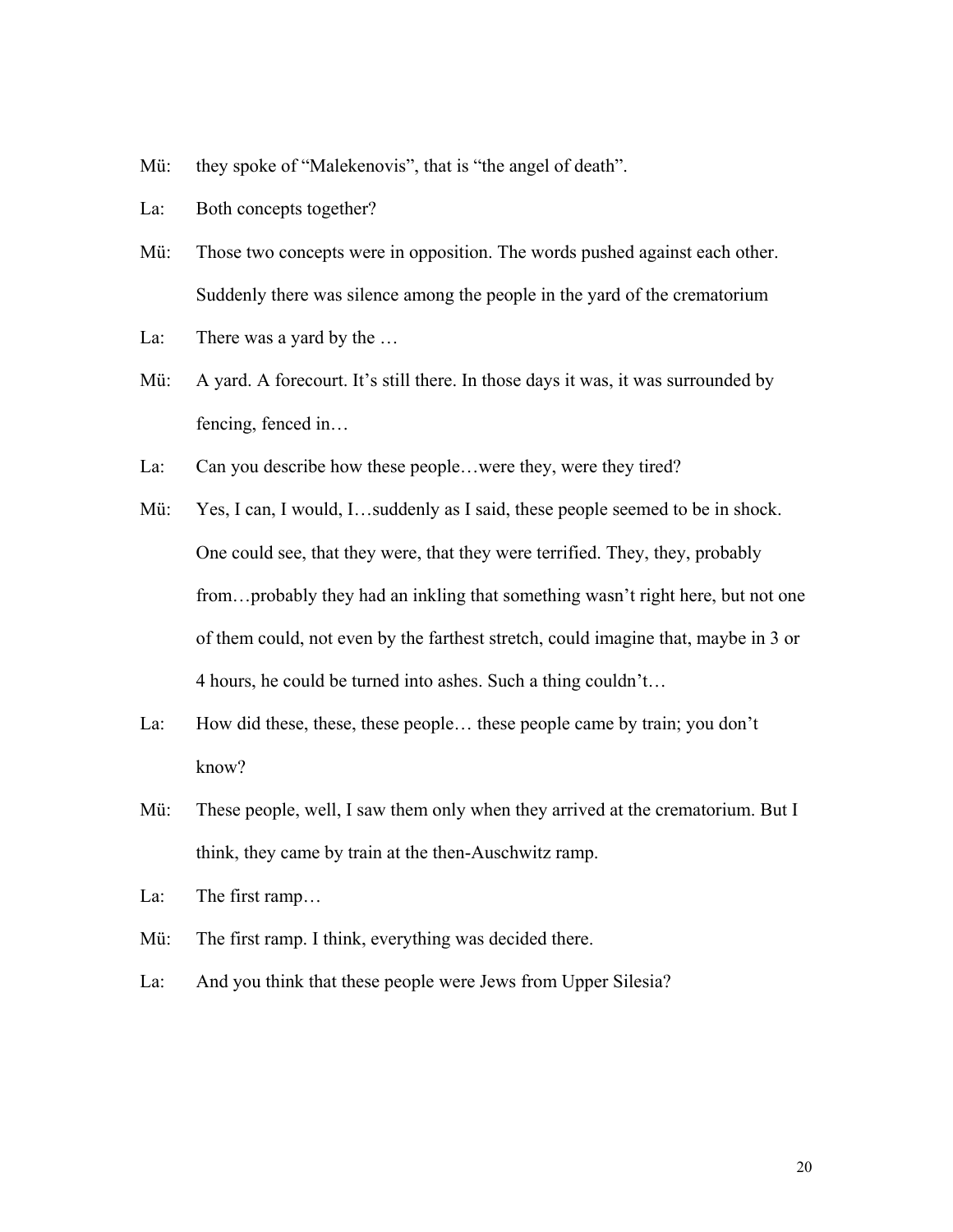Mü: they spoke of "Malekenovis", that is "the angel of death".

La: Both concepts together?

Mü: Those two concepts were in opposition. The words pushed against each other. Suddenly there was silence among the people in the yard of the crematorium

La: There was a yard by the …

Mü: A yard. A forecourt. It's still there. In those days it was, it was surrounded by fencing, fenced in…

La: Can you describe how these people…were they, were they tired?

Mü: Yes, I can, I would, I…suddenly as I said, these people seemed to be in shock. One could see, that they were, that they were terrified. They, they, probably from…probably they had an inkling that something wasn't right here, but not one of them could, not even by the farthest stretch, could imagine that, maybe in 3 or 4 hours, he could be turned into ashes. Such a thing couldn't…

La: How did these, these, these people… these people came by train; you don't know?

Mü: These people, well, I saw them only when they arrived at the crematorium. But I think, they came by train at the then-Auschwitz ramp.

La: The first ramp…

Mü: The first ramp. I think, everything was decided there.

La: And you think that these people were Jews from Upper Silesia?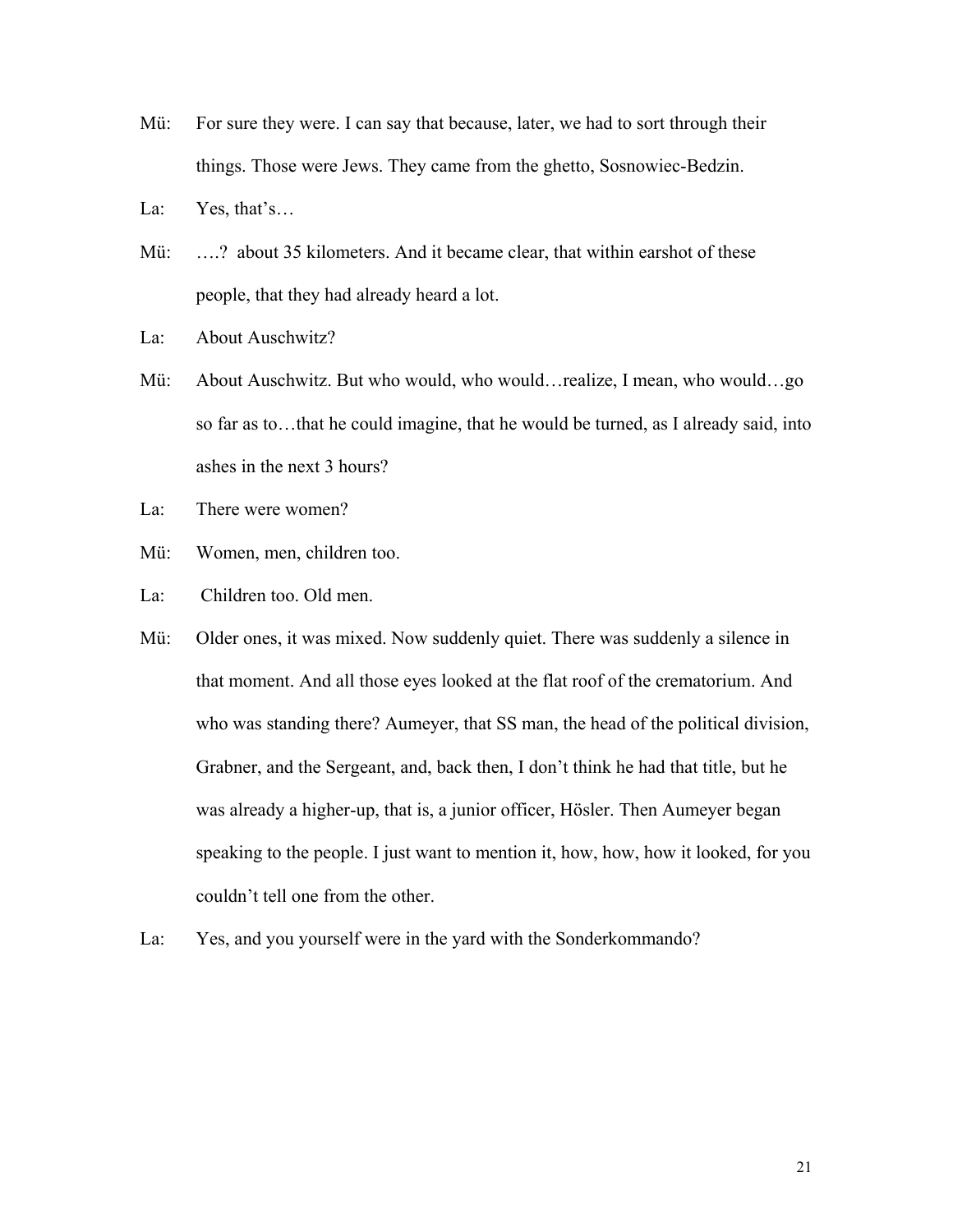Mü: For sure they were. I can say that because, later, we had to sort through their things. Those were Jews. They came from the ghetto, Sosnowiec-Bedzin.

La: Yes, that's…

Mü: ….? about 35 kilometers. And it became clear, that within earshot of these people, that they had already heard a lot.

La: About Auschwitz?

Mü: About Auschwitz. But who would, who would…realize, I mean, who would…go so far as to…that he could imagine, that he would be turned, as I already said, into ashes in the next 3 hours?

La: There were women?

Mü: Women, men, children too.

La: Children too. Old men.

Mü: Older ones, it was mixed. Now suddenly quiet. There was suddenly a silence in that moment. And all those eyes looked at the flat roof of the crematorium. And who was standing there? Aumeyer, that SS man, the head of the political division, Grabner, and the Sergeant, and, back then, I don't think he had that title, but he was already a higher-up, that is, a junior officer, Hösler. Then Aumeyer began speaking to the people. I just want to mention it, how, how, how it looked, for you couldn't tell one from the other.

La: Yes, and you yourself were in the yard with the Sonderkommando?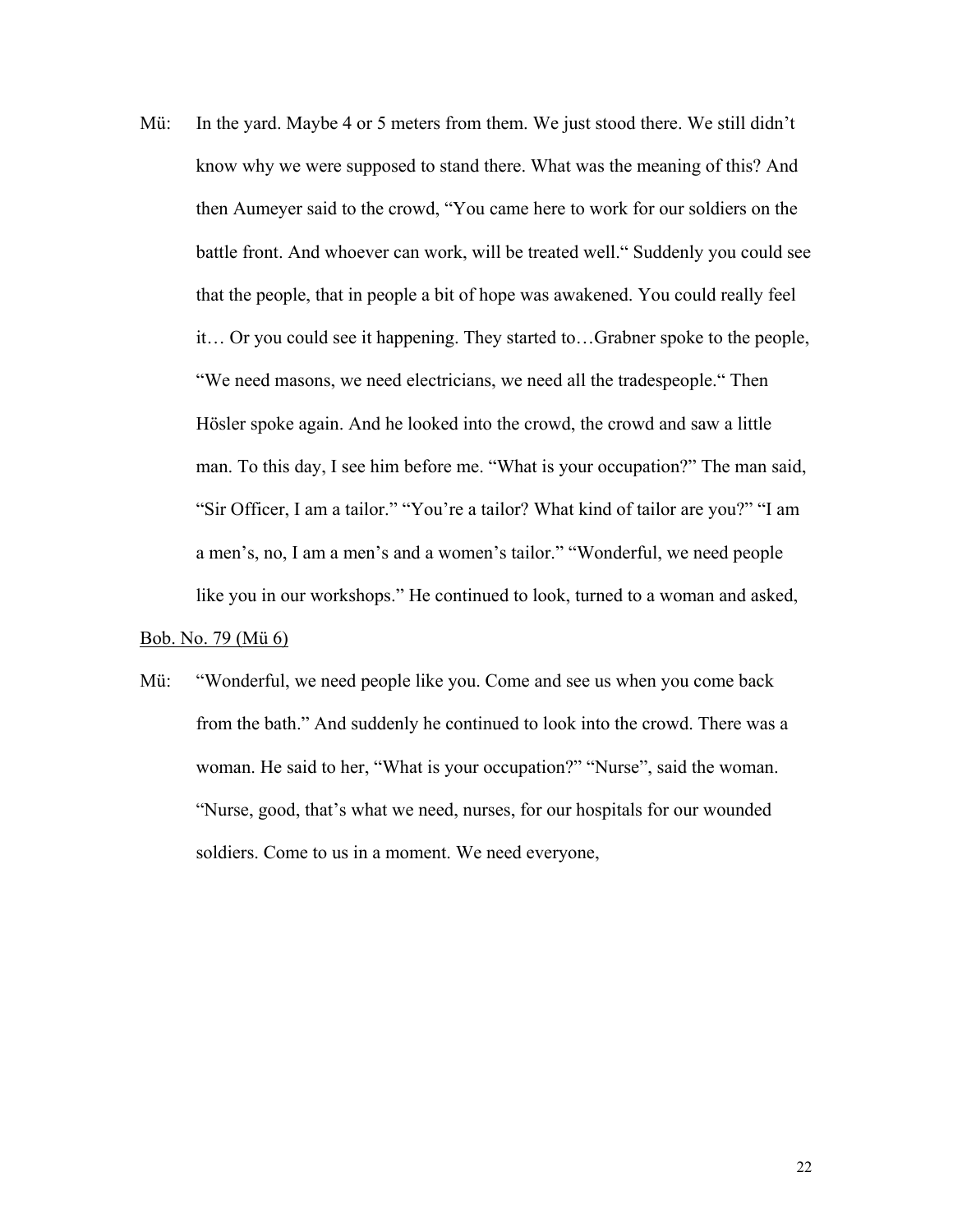Mü: In the yard. Maybe 4 or 5 meters from them. We just stood there. We still didn't know why we were supposed to stand there. What was the meaning of this? And then Aumeyer said to the crowd, "You came here to work for our soldiers on the battle front. And whoever can work, will be treated well." Suddenly you could see that the people, that in people a bit of hope was awakened. You could really feel it… Or you could see it happening. They started to…Grabner spoke to the people, "We need masons, we need electricians, we need all the tradespeople." Then Hösler spoke again. And he looked into the crowd, the crowd and saw a little man. To this day, I see him before me. "What is your occupation?" The man said, "Sir Officer, I am a tailor." "You're a tailor? What kind of tailor are you?" "I am a men's, no, I am a men's and a women's tailor." "Wonderful, we need people like you in our workshops." He continued to look, turned to a woman and asked,

<u>Bob. No. 79 (Mü 6)</u>

Mü: "Wonderful, we need people like you. Come and see us when you come back from the bath." And suddenly he continued to look into the crowd. There was a woman. He said to her, "What is your occupation?" "Nurse", said the woman. "Nurse, good, that's what we need, nurses, for our hospitals for our wounded soldiers. Come to us in a moment. We need everyone,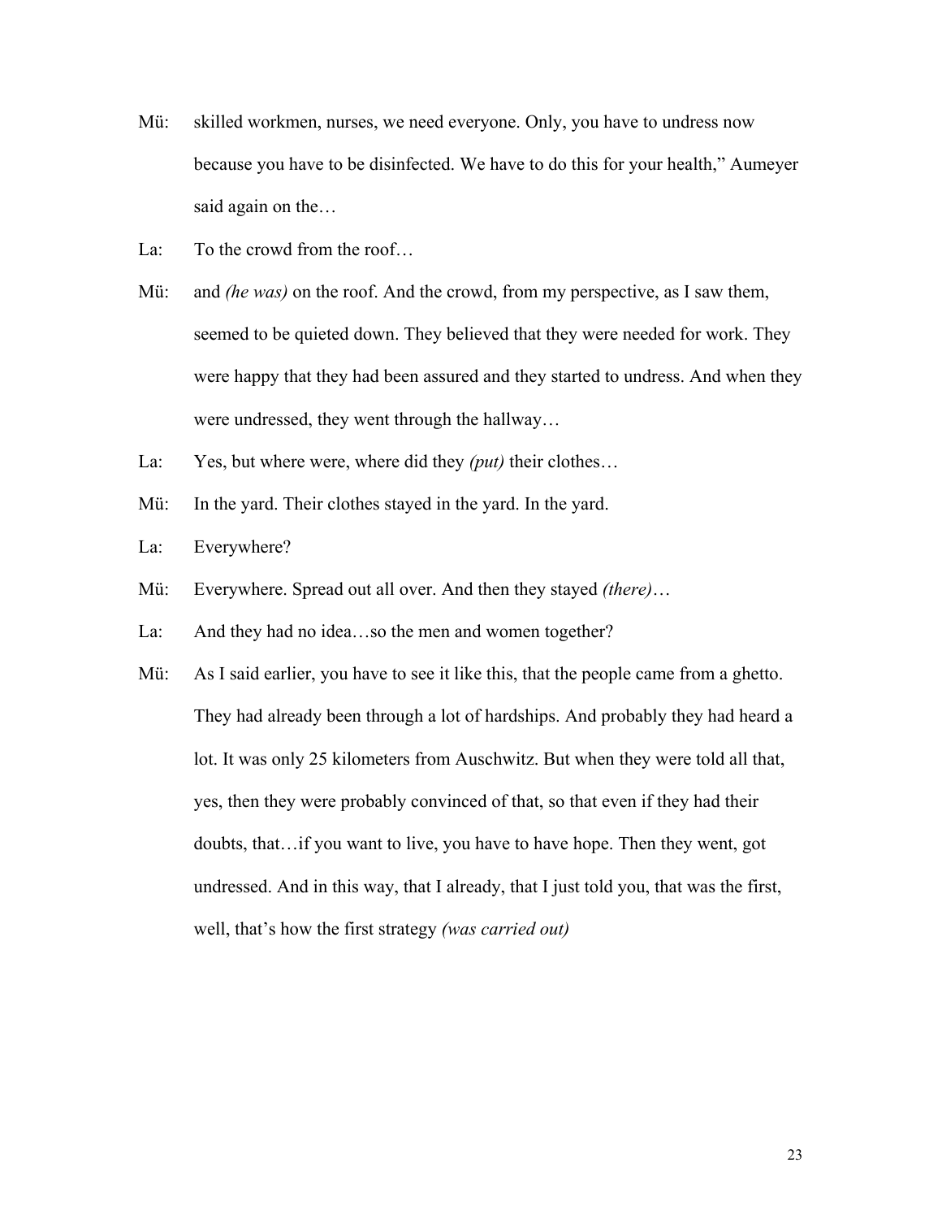Mü: skilled workmen, nurses, we need everyone. Only, you have to undress now because you have to be disinfected. We have to do this for your health," Aumeyer said again on the…

La: To the crowd from the roof…

Mü: and *(he was)* on the roof. And the crowd, from my perspective, as I saw them, seemed to be quieted down. They believed that they were needed for work. They were happy that they had been assured and they started to undress. And when they were undressed, they went through the hallway…

La: Yes, but where were, where did they *(put)* their clothes…

Mü: In the yard. Their clothes stayed in the yard. In the yard.

La: Everywhere?

Mü: Everywhere. Spread out all over. And then they stayed *(there)*…

La: And they had no idea…so the men and women together?

Mü: As I said earlier, you have to see it like this, that the people came from a ghetto. They had already been through a lot of hardships. And probably they had heard a lot. It was only 25 kilometers from Auschwitz. But when they were told all that, yes, then they were probably convinced of that, so that even if they had their doubts, that…if you want to live, you have to have hope. Then they went, got undressed. And in this way, that I already, that I just told you, that was the first, well, that's how the first strategy *(was carried out)*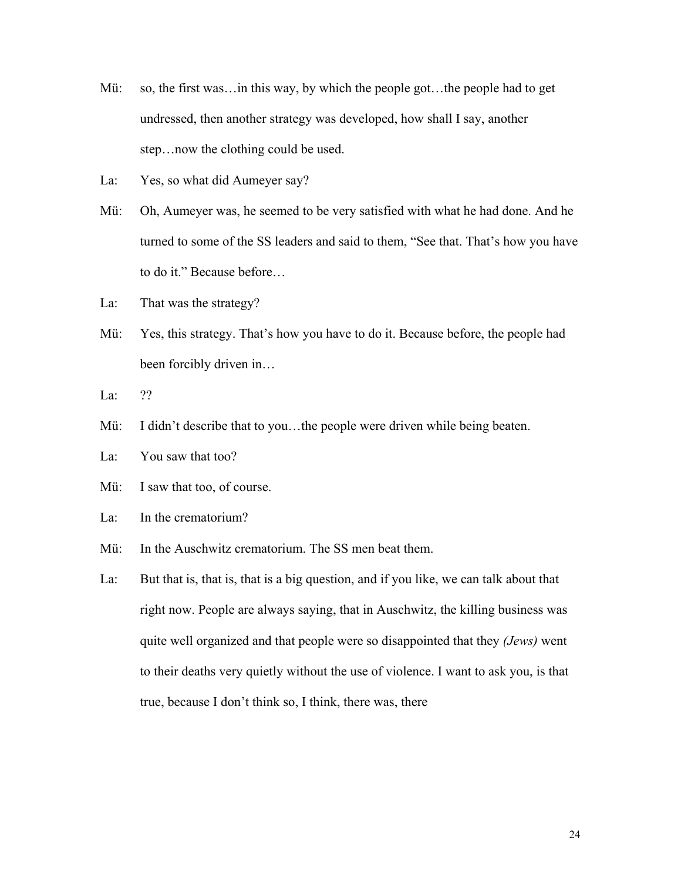Mü: so, the first was…in this way, by which the people got…the people had to get undressed, then another strategy was developed, how shall I say, another step…now the clothing could be used.

La: Yes, so what did Aumeyer say?

Mü: Oh, Aumeyer was, he seemed to be very satisfied with what he had done. And he turned to some of the SS leaders and said to them, "See that. That's how you have to do it." Because before…

La: That was the strategy?

Mü: Yes, this strategy. That's how you have to do it. Because before, the people had been forcibly driven in…

La: ??

Mü: I didn't describe that to you…the people were driven while being beaten.

La: You saw that too?

Mü: I saw that too, of course.

La: In the crematorium?

Mü: In the Auschwitz crematorium. The SS men beat them.

La: But that is, that is, that is a big question, and if you like, we can talk about that right now. People are always saying, that in Auschwitz, the killing business was quite well organized and that people were so disappointed that they *(Jews)* went to their deaths very quietly without the use of violence. I want to ask you, is that true, because I don't think so, I think, there was, there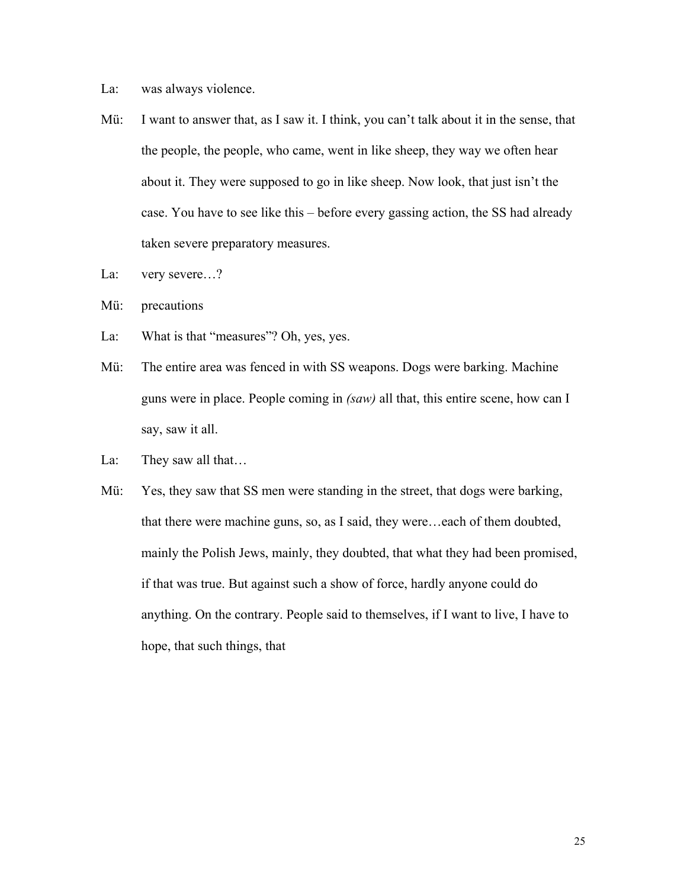La: was always violence.

Mü: I want to answer that, as I saw it. I think, you can't talk about it in the sense, that the people, the people, who came, went in like sheep, they way we often hear about it. They were supposed to go in like sheep. Now look, that just isn't the case. You have to see like this – before every gassing action, the SS had already taken severe preparatory measures.

La: very severe…?

Mü: precautions

La: What is that "measures"? Oh, yes, yes.

Mü: The entire area was fenced in with SS weapons. Dogs were barking. Machine guns were in place. People coming in *(saw)* all that, this entire scene, how can I say, saw it all.

La: They saw all that…

Mü: Yes, they saw that SS men were standing in the street, that dogs were barking, that there were machine guns, so, as I said, they were…each of them doubted, mainly the Polish Jews, mainly, they doubted, that what they had been promised, if that was true. But against such a show of force, hardly anyone could do anything. On the contrary. People said to themselves, if I want to live, I have to hope, that such things, that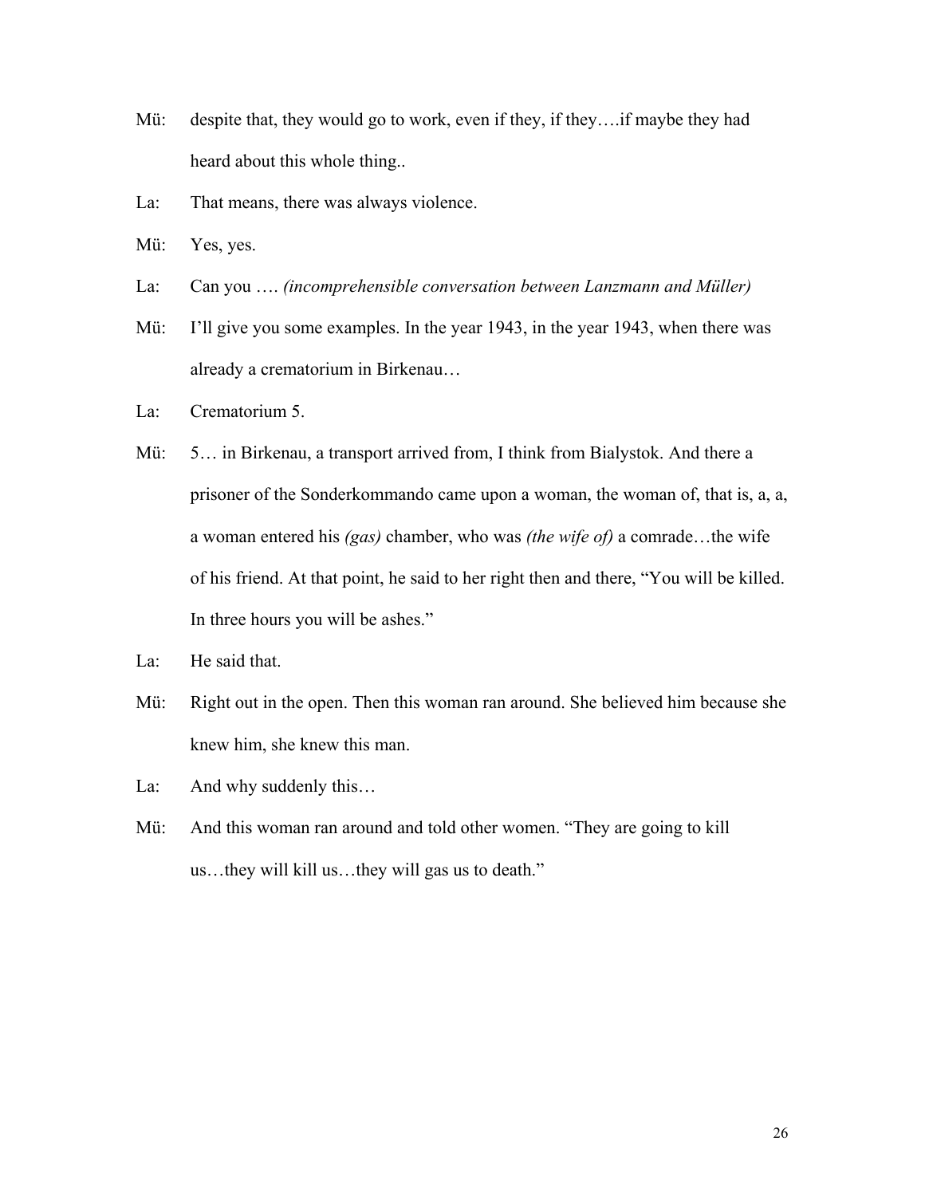Mü: despite that, they would go to work, even if they, if they….if maybe they had heard about this whole thing..

La: That means, there was always violence.

Mü: Yes, yes.

La: Can you …. *(incomprehensible conversation between Lanzmann and Müller)*

Mü: I'll give you some examples. In the year 1943, in the year 1943, when there was already a crematorium in Birkenau…

La: Crematorium 5.

Mü: 5… in Birkenau, a transport arrived from, I think from Bialystok. And there a prisoner of the Sonderkommando came upon a woman, the woman of, that is, a, a, a woman entered his *(gas)* chamber, who was *(the wife of)* a comrade…the wife of his friend. At that point, he said to her right then and there, "You will be killed. In three hours you will be ashes."

La: He said that.

Mü: Right out in the open. Then this woman ran around. She believed him because she knew him, she knew this man.

La: And why suddenly this…

Mü: And this woman ran around and told other women. "They are going to kill us…they will kill us…they will gas us to death."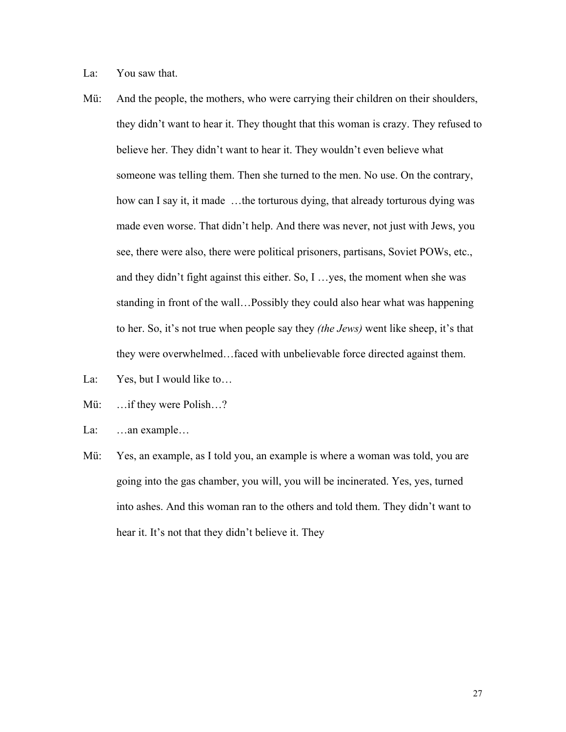La: You saw that.

Mü: And the people, the mothers, who were carrying their children on their shoulders, they didn't want to hear it. They thought that this woman is crazy. They refused to believe her. They didn't want to hear it. They wouldn't even believe what someone was telling them. Then she turned to the men. No use. On the contrary, how can I say it, it made …the torturous dying, that already torturous dying was made even worse. That didn't help. And there was never, not just with Jews, you see, there were also, there were political prisoners, partisans, Soviet POWs, etc., and they didn't fight against this either. So, I …yes, the moment when she was standing in front of the wall…Possibly they could also hear what was happening to her. So, it's not true when people say they *(the Jews)* went like sheep, it's that they were overwhelmed…faced with unbelievable force directed against them.

La: Yes, but I would like to…

Mü: …if they were Polish…?

La: …an example…

Mü: Yes, an example, as I told you, an example is where a woman was told, you are going into the gas chamber, you will, you will be incinerated. Yes, yes, turned into ashes. And this woman ran to the others and told them. They didn't want to hear it. It's not that they didn't believe it. They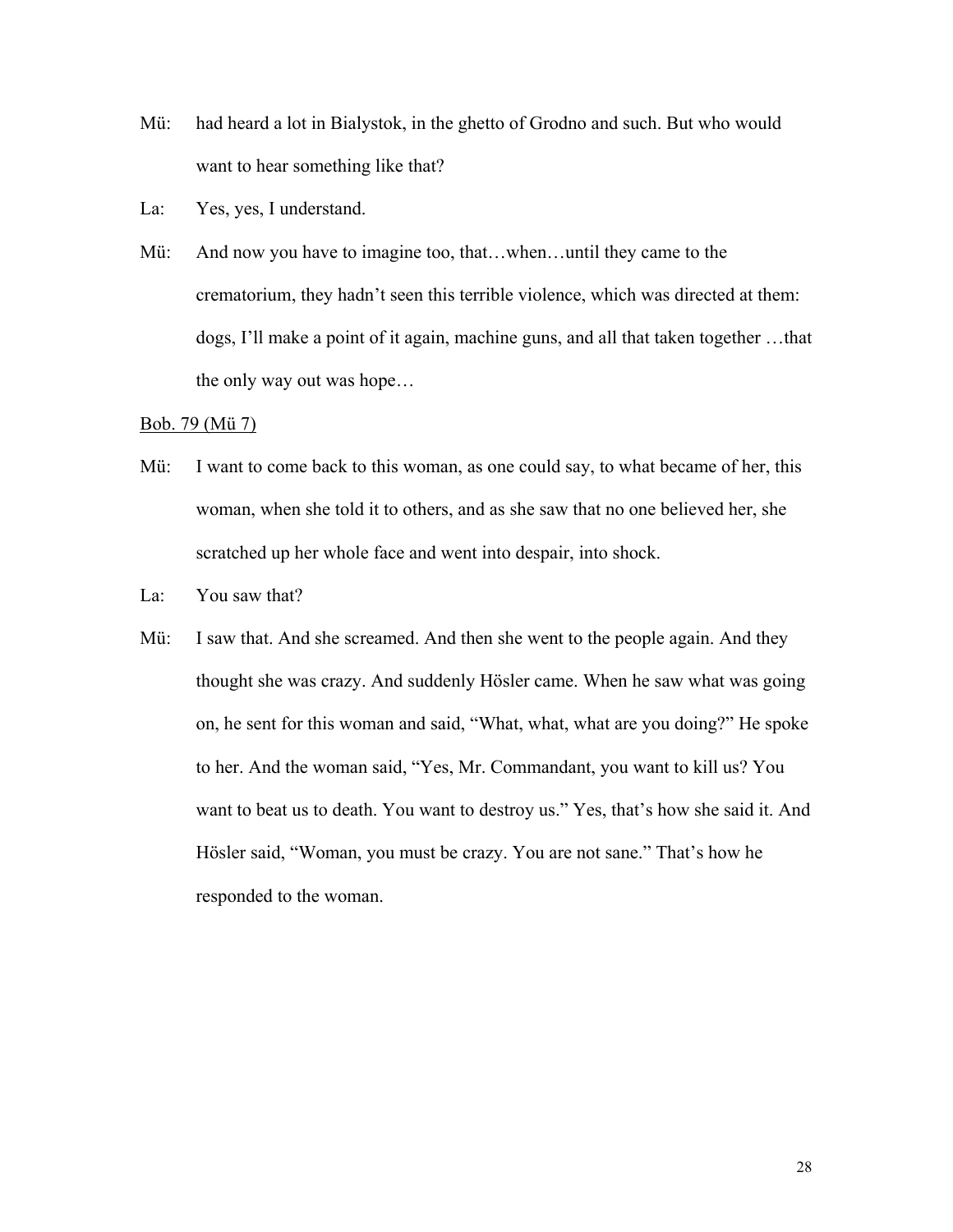Mü: had heard a lot in Bialystok, in the ghetto of Grodno and such. But who would want to hear something like that?

La: Yes, yes, I understand.

Mü: And now you have to imagine too, that…when…until they came to the crematorium, they hadn't seen this terrible violence, which was directed at them: dogs, I'll make a point of it again, machine guns, and all that taken together …that the only way out was hope…

<u>Bob. 79 (Mü 7)</u>

Mü: I want to come back to this woman, as one could say, to what became of her, this woman, when she told it to others, and as she saw that no one believed her, she scratched up her whole face and went into despair, into shock.

La: You saw that?

Mü: I saw that. And she screamed. And then she went to the people again. And they thought she was crazy. And suddenly Hösler came. When he saw what was going on, he sent for this woman and said, "What, what, what are you doing?" He spoke to her. And the woman said, "Yes, Mr. Commandant, you want to kill us? You want to beat us to death. You want to destroy us." Yes, that's how she said it. And Hösler said, "Woman, you must be crazy. You are not sane." That's how he responded to the woman.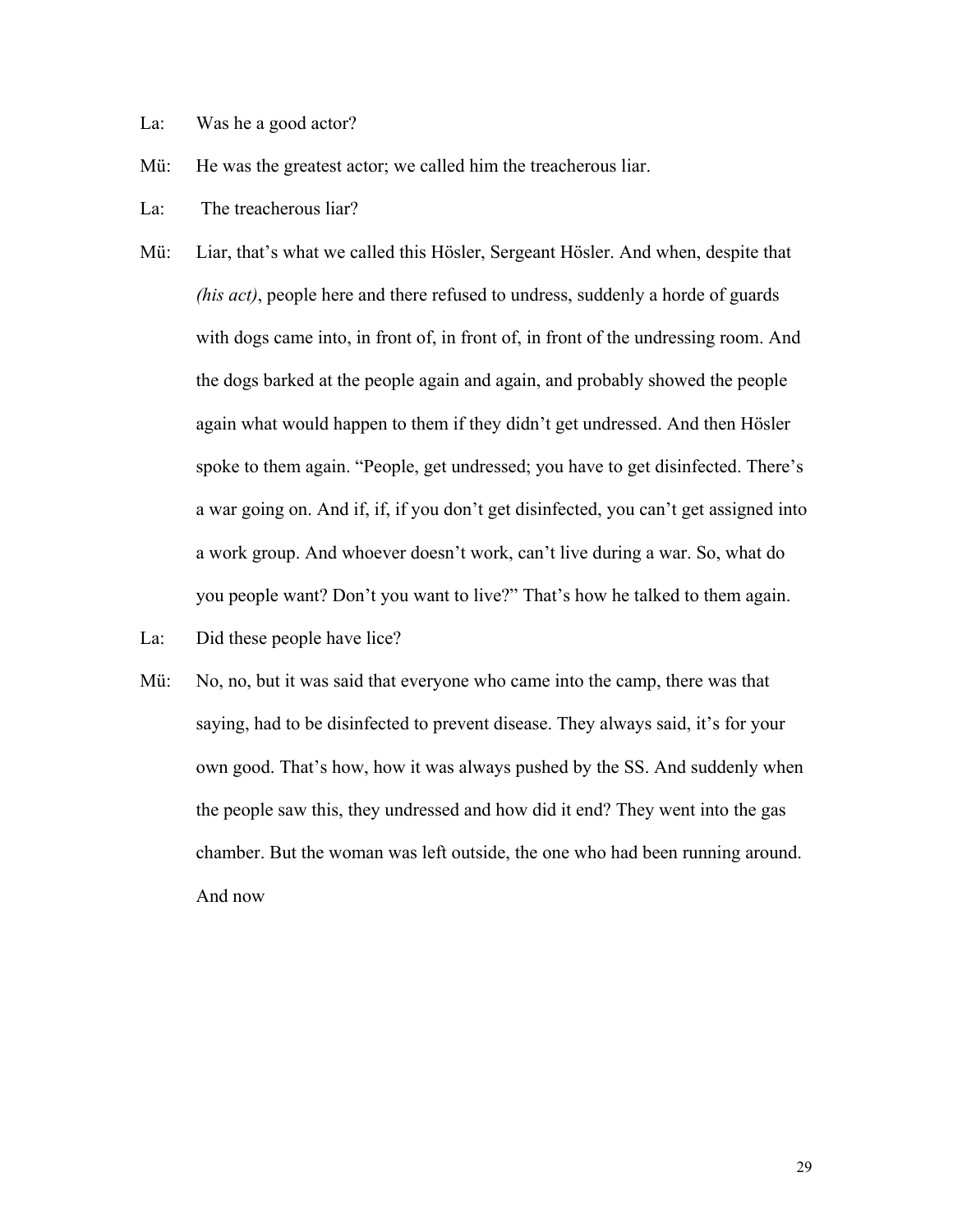La: Was he a good actor?

Mü: He was the greatest actor; we called him the treacherous liar.

La: The treacherous liar?

Mü: Liar, that's what we called this Hösler, Sergeant Hösler. And when, despite that *(his act)*, people here and there refused to undress, suddenly a horde of guards with dogs came into, in front of, in front of, in front of the undressing room. And the dogs barked at the people again and again, and probably showed the people again what would happen to them if they didn't get undressed. And then Hösler spoke to them again. "People, get undressed; you have to get disinfected. There's a war going on. And if, if, if you don't get disinfected, you can't get assigned into a work group. And whoever doesn't work, can't live during a war. So, what do you people want? Don't you want to live?" That's how he talked to them again.

La: Did these people have lice?

Mü: No, no, but it was said that everyone who came into the camp, there was that saying, had to be disinfected to prevent disease. They always said, it's for your own good. That's how, how it was always pushed by the SS. And suddenly when the people saw this, they undressed and how did it end? They went into the gas chamber. But the woman was left outside, the one who had been running around. And now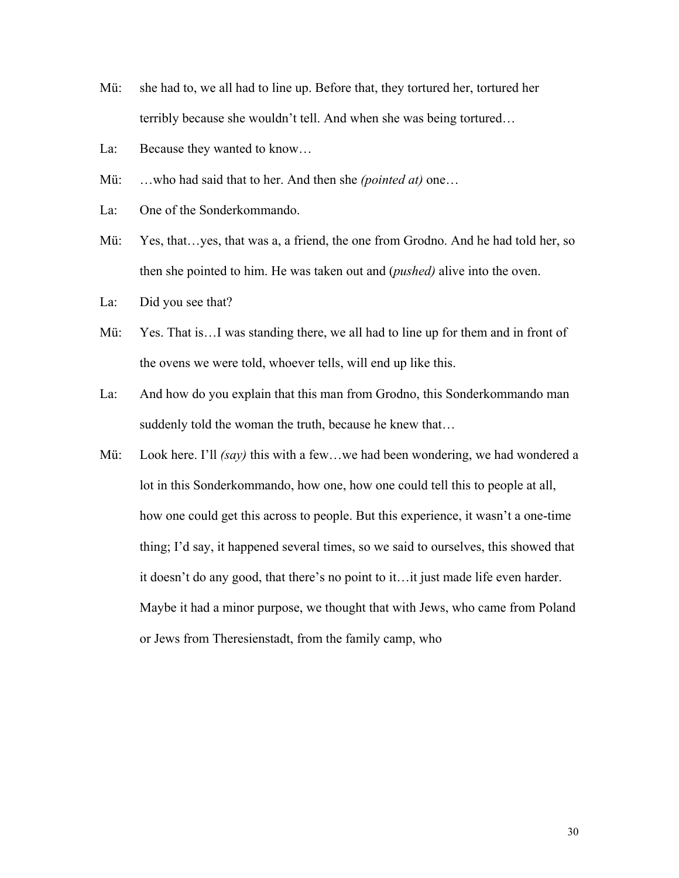Mü: she had to, we all had to line up. Before that, they tortured her, tortured her terribly because she wouldn't tell. And when she was being tortured…

La: Because they wanted to know…

Mü: …who had said that to her. And then she *(pointed at)* one…

La: One of the Sonderkommando.

Mü: Yes, that…yes, that was a, a friend, the one from Grodno. And he had told her, so then she pointed to him. He was taken out and (*pushed)* alive into the oven.

La: Did you see that?

Mü: Yes. That is…I was standing there, we all had to line up for them and in front of the ovens we were told, whoever tells, will end up like this.

La: And how do you explain that this man from Grodno, this Sonderkommando man suddenly told the woman the truth, because he knew that…

Mü: Look here. I'll *(say)* this with a few…we had been wondering, we had wondered a lot in this Sonderkommando, how one, how one could tell this to people at all, how one could get this across to people. But this experience, it wasn't a one-time thing; I'd say, it happened several times, so we said to ourselves, this showed that it doesn't do any good, that there's no point to it…it just made life even harder. Maybe it had a minor purpose, we thought that with Jews, who came from Poland or Jews from Theresienstadt, from the family camp, who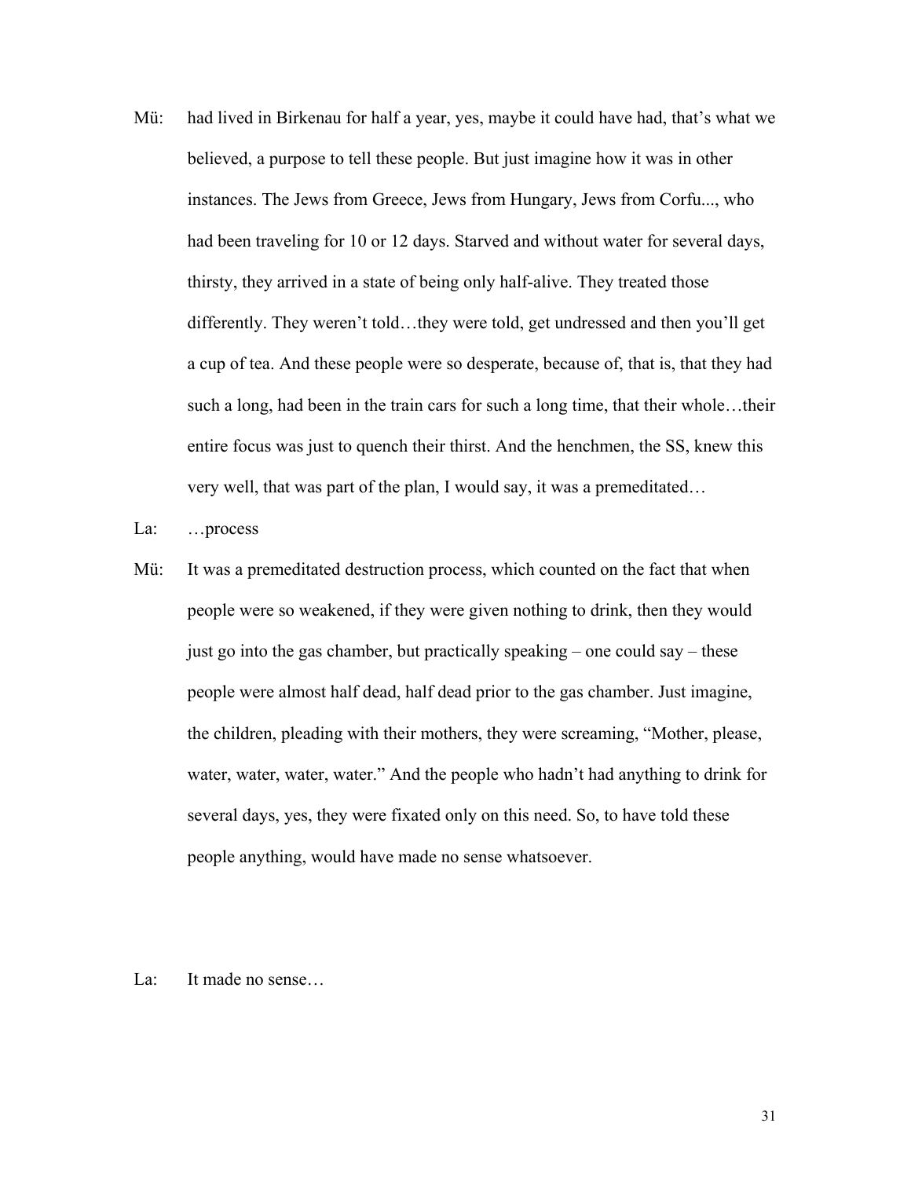Mü: had lived in Birkenau for half a year, yes, maybe it could have had, that's what we believed, a purpose to tell these people. But just imagine how it was in other instances. The Jews from Greece, Jews from Hungary, Jews from Corfu..., who had been traveling for 10 or 12 days. Starved and without water for several days, thirsty, they arrived in a state of being only half-alive. They treated those differently. They weren't told…they were told, get undressed and then you'll get a cup of tea. And these people were so desperate, because of, that is, that they had such a long, had been in the train cars for such a long time, that their whole…their entire focus was just to quench their thirst. And the henchmen, the SS, knew this very well, that was part of the plan, I would say, it was a premeditated…

La: …process

Mü: It was a premeditated destruction process, which counted on the fact that when people were so weakened, if they were given nothing to drink, then they would just go into the gas chamber, but practically speaking – one could say – these people were almost half dead, half dead prior to the gas chamber. Just imagine, the children, pleading with their mothers, they were screaming, "Mother, please, water, water, water, water." And the people who hadn't had anything to drink for several days, yes, they were fixated only on this need. So, to have told these people anything, would have made no sense whatsoever.

La: It made no sense…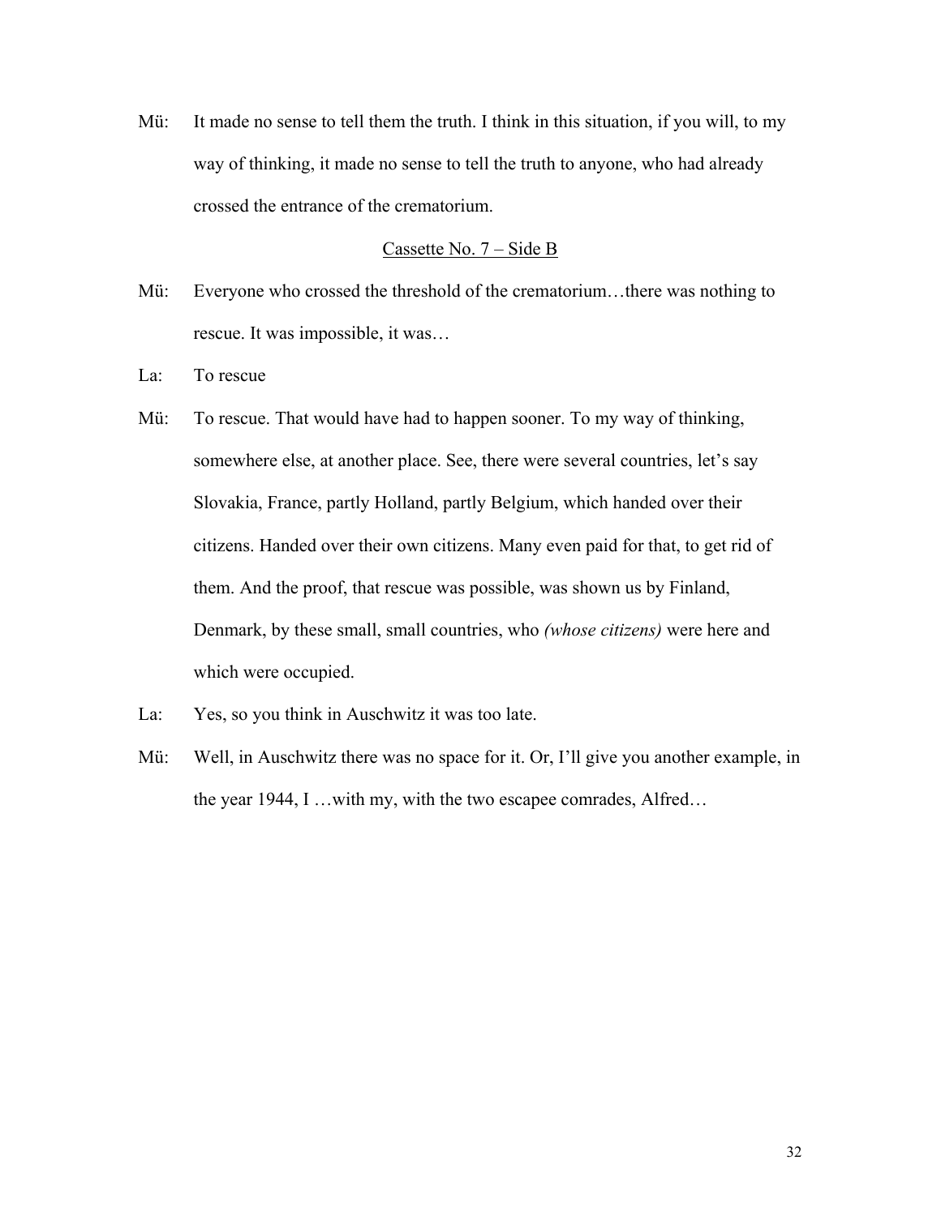Mü: It made no sense to tell them the truth. I think in this situation, if you will, to my way of thinking, it made no sense to tell the truth to anyone, who had already crossed the entrance of the crematorium.

<u>Cassette No. 7 – Side B</u>

Mü: Everyone who crossed the threshold of the crematorium…there was nothing to rescue. It was impossible, it was…

La: To rescue

Mü: To rescue. That would have had to happen sooner. To my way of thinking, somewhere else, at another place. See, there were several countries, let's say Slovakia, France, partly Holland, partly Belgium, which handed over their citizens. Handed over their own citizens. Many even paid for that, to get rid of them. And the proof, that rescue was possible, was shown us by Finland, Denmark, by these small, small countries, who *(whose citizens)* were here and which were occupied.

La: Yes, so you think in Auschwitz it was too late.

Mü: Well, in Auschwitz there was no space for it. Or, I'll give you another example, in the year 1944, I …with my, with the two escapee comrades, Alfred…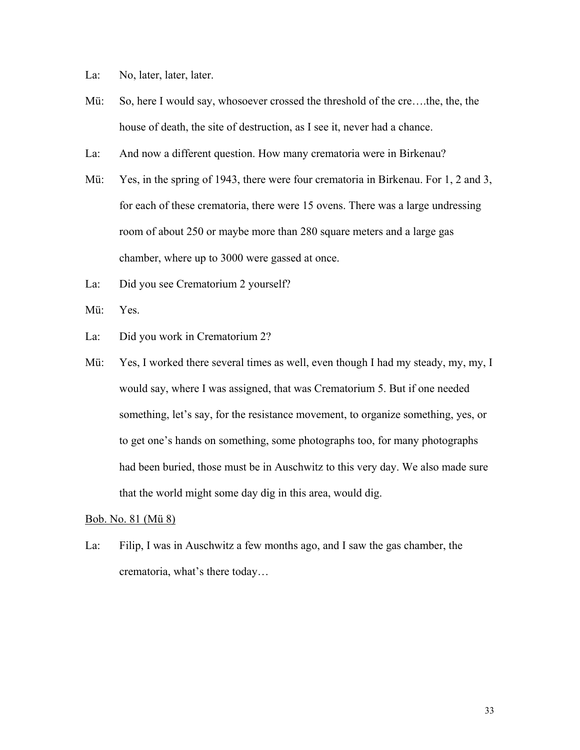La: No, later, later, later.

Mü: So, here I would say, whosoever crossed the threshold of the cre….the, the, the house of death, the site of destruction, as I see it, never had a chance.

La: And now a different question. How many crematoria were in Birkenau?

Mü: Yes, in the spring of 1943, there were four crematoria in Birkenau. For 1, 2 and 3, for each of these crematoria, there were 15 ovens. There was a large undressing room of about 250 or maybe more than 280 square meters and a large gas chamber, where up to 3000 were gassed at once.

La: Did you see Crematorium 2 yourself?

Mü: Yes.

La: Did you work in Crematorium 2?

Mü: Yes, I worked there several times as well, even though I had my steady, my, my, I would say, where I was assigned, that was Crematorium 5. But if one needed something, let's say, for the resistance movement, to organize something, yes, or to get one's hands on something, some photographs too, for many photographs had been buried, those must be in Auschwitz to this very day. We also made sure that the world might some day dig in this area, would dig.

<u>Bob. No. 81 (Mü 8)</u>

La: Filip, I was in Auschwitz a few months ago, and I saw the gas chamber, the crematoria, what's there today…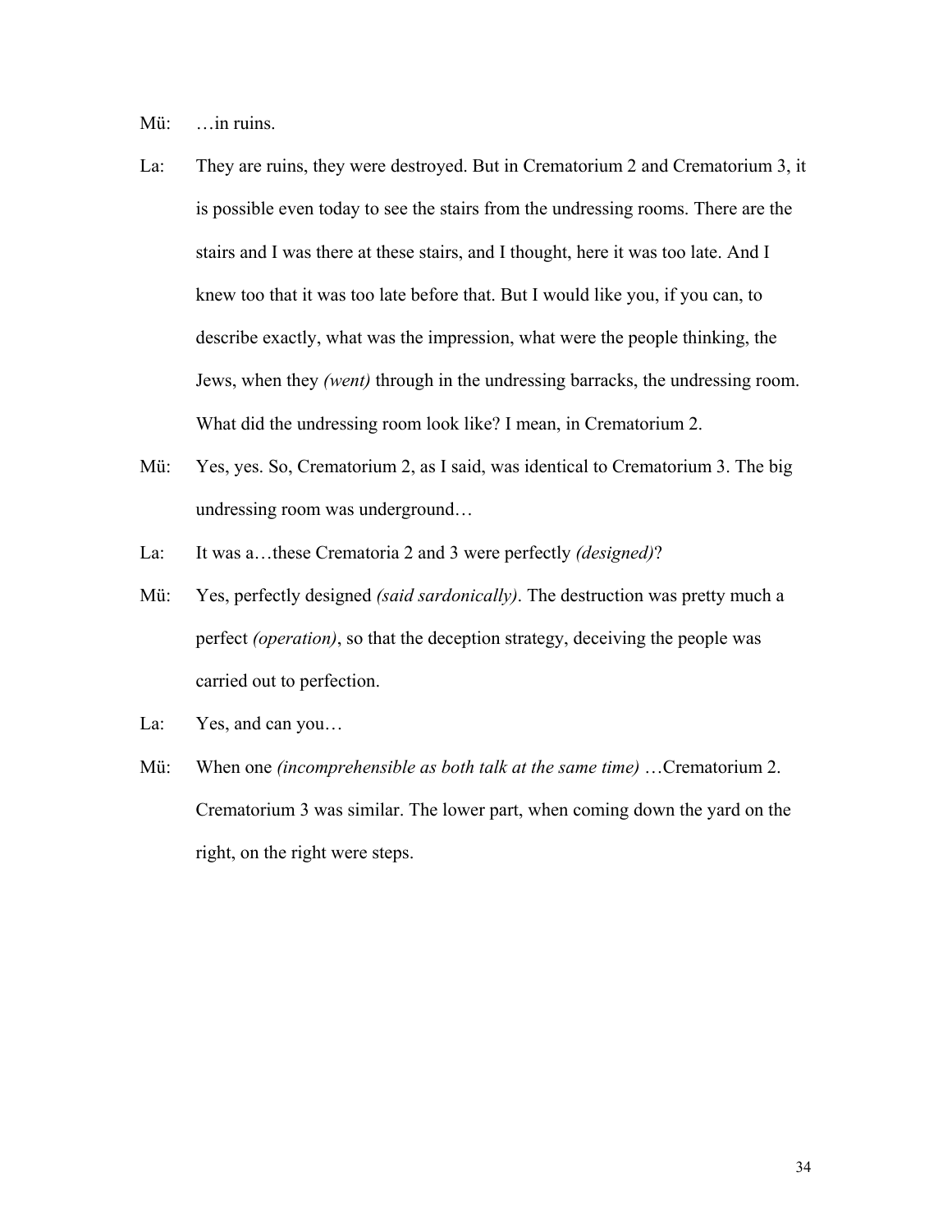Mü: …in ruins.

La: They are ruins, they were destroyed. But in Crematorium 2 and Crematorium 3, it is possible even today to see the stairs from the undressing rooms. There are the stairs and I was there at these stairs, and I thought, here it was too late. And I knew too that it was too late before that. But I would like you, if you can, to describe exactly, what was the impression, what were the people thinking, the Jews, when they *(went)* through in the undressing barracks, the undressing room. What did the undressing room look like? I mean, in Crematorium 2.

Mü: Yes, yes. So, Crematorium 2, as I said, was identical to Crematorium 3. The big undressing room was underground…

La: It was a…these Crematoria 2 and 3 were perfectly *(designed)*?

Mü: Yes, perfectly designed *(said sardonically)*. The destruction was pretty much a perfect *(operation)*, so that the deception strategy, deceiving the people was carried out to perfection.

La: Yes, and can you…

Mü: When one *(incomprehensible as both talk at the same time)* …Crematorium 2. Crematorium 3 was similar. The lower part, when coming down the yard on the right, on the right were steps.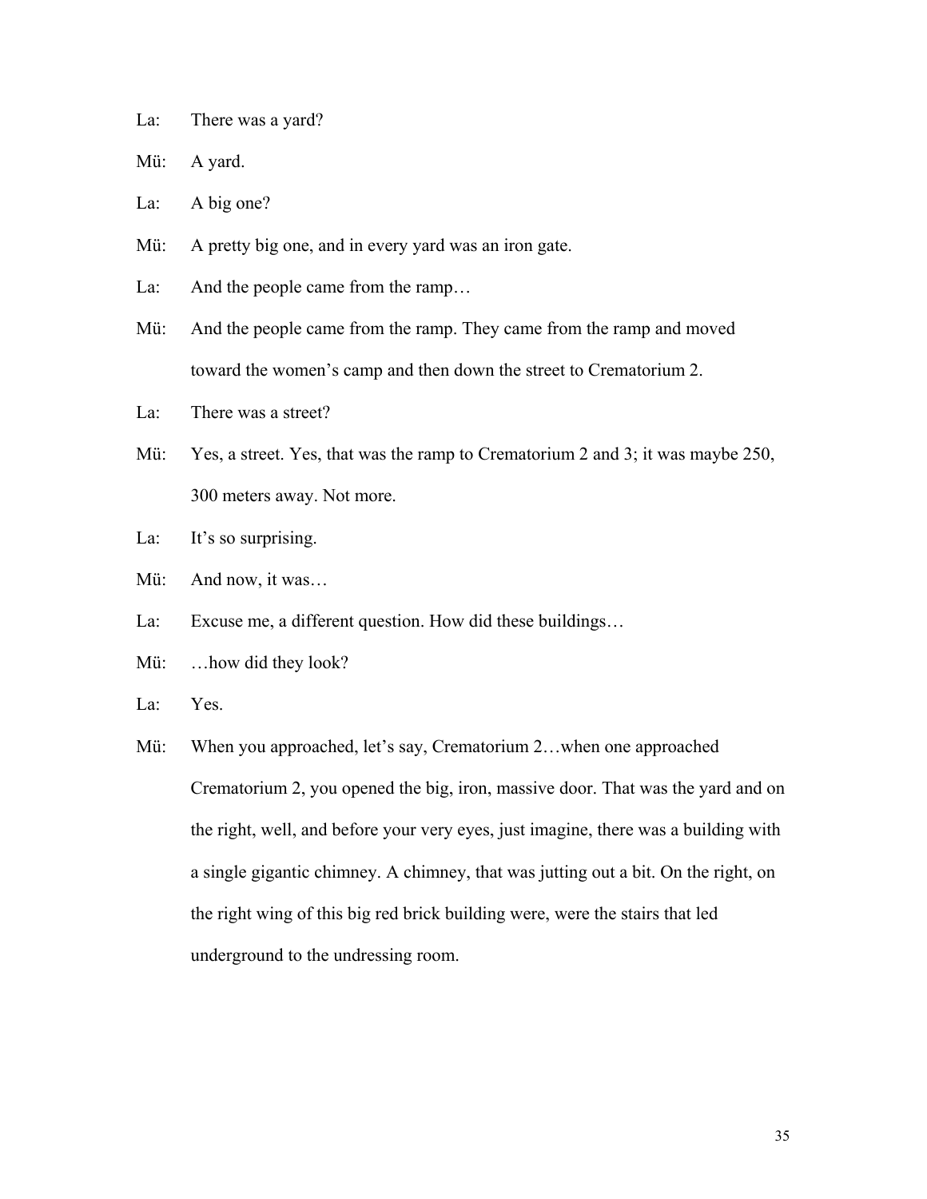La: There was a yard?

Mü: A yard.

La: A big one?

Mü: A pretty big one, and in every yard was an iron gate.

La: And the people came from the ramp…

Mü: And the people came from the ramp. They came from the ramp and moved toward the women's camp and then down the street to Crematorium 2.

La: There was a street?

Mü: Yes, a street. Yes, that was the ramp to Crematorium 2 and 3; it was maybe 250, 300 meters away. Not more.

La: It's so surprising.

Mü: And now, it was…

La: Excuse me, a different question. How did these buildings…

Mü: …how did they look?

La: Yes.

Mü: When you approached, let's say, Crematorium 2…when one approached Crematorium 2, you opened the big, iron, massive door. That was the yard and on the right, well, and before your very eyes, just imagine, there was a building with a single gigantic chimney. A chimney, that was jutting out a bit. On the right, on the right wing of this big red brick building were, were the stairs that led underground to the undressing room.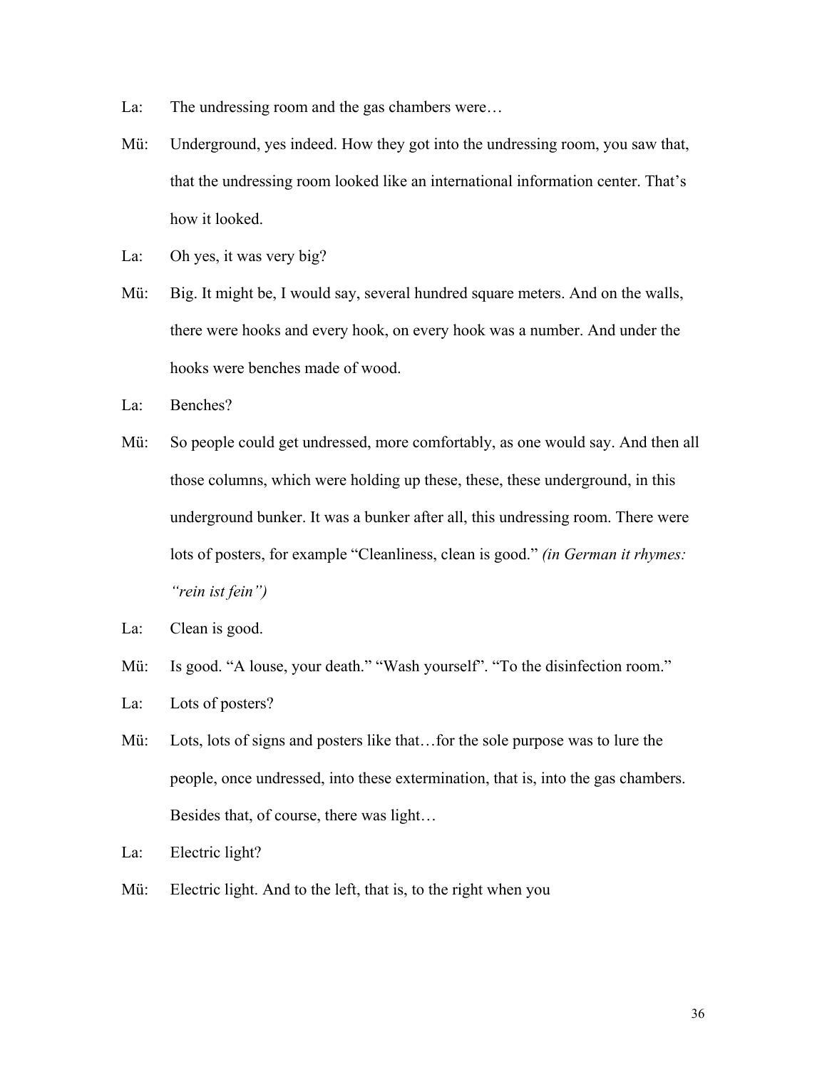La: The undressing room and the gas chambers were…

Mü: Underground, yes indeed. How they got into the undressing room, you saw that, that the undressing room looked like an international information center. That's how it looked.

La: Oh yes, it was very big?

Mü: Big. It might be, I would say, several hundred square meters. And on the walls, there were hooks and every hook, on every hook was a number. And under the hooks were benches made of wood.

La: Benches?

Mü: So people could get undressed, more comfortably, as one would say. And then all those columns, which were holding up these, these, these underground, in this underground bunker. It was a bunker after all, this undressing room. There were lots of posters, for example "Cleanliness, clean is good." *(in German it rhymes: "rein ist fein")*

La: Clean is good.

Mü: Is good. "A louse, your death." "Wash yourself". "To the disinfection room."

La: Lots of posters?

Mü: Lots, lots of signs and posters like that…for the sole purpose was to lure the people, once undressed, into these extermination, that is, into the gas chambers. Besides that, of course, there was light…

La: Electric light?

Mü: Electric light. And to the left, that is, to the right when you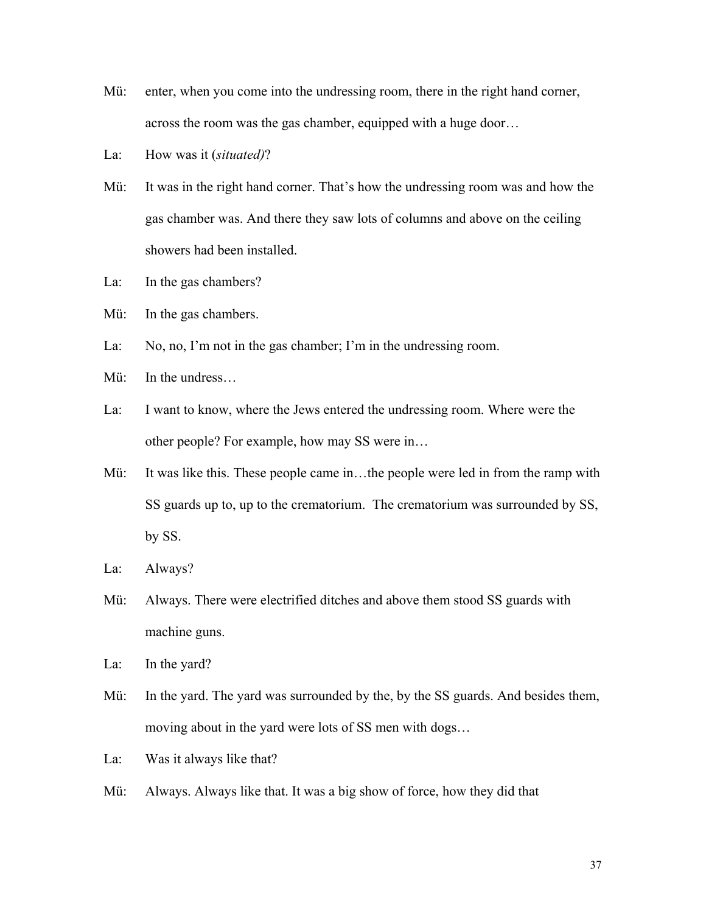Mü: enter, when you come into the undressing room, there in the right hand corner, across the room was the gas chamber, equipped with a huge door…

La: How was it (*situated)*?

Mü: It was in the right hand corner. That's how the undressing room was and how the gas chamber was. And there they saw lots of columns and above on the ceiling showers had been installed.

La: In the gas chambers?

Mü: In the gas chambers.

La: No, no, I'm not in the gas chamber; I'm in the undressing room.

Mü: In the undress…

La: I want to know, where the Jews entered the undressing room. Where were the other people? For example, how may SS were in…

Mü: It was like this. These people came in…the people were led in from the ramp with SS guards up to, up to the crematorium. The crematorium was surrounded by SS, by SS.

La: Always?

Mü: Always. There were electrified ditches and above them stood SS guards with machine guns.

La: In the yard?

Mü: In the yard. The yard was surrounded by the, by the SS guards. And besides them, moving about in the yard were lots of SS men with dogs…

La: Was it always like that?

Mü: Always. Always like that. It was a big show of force, how they did that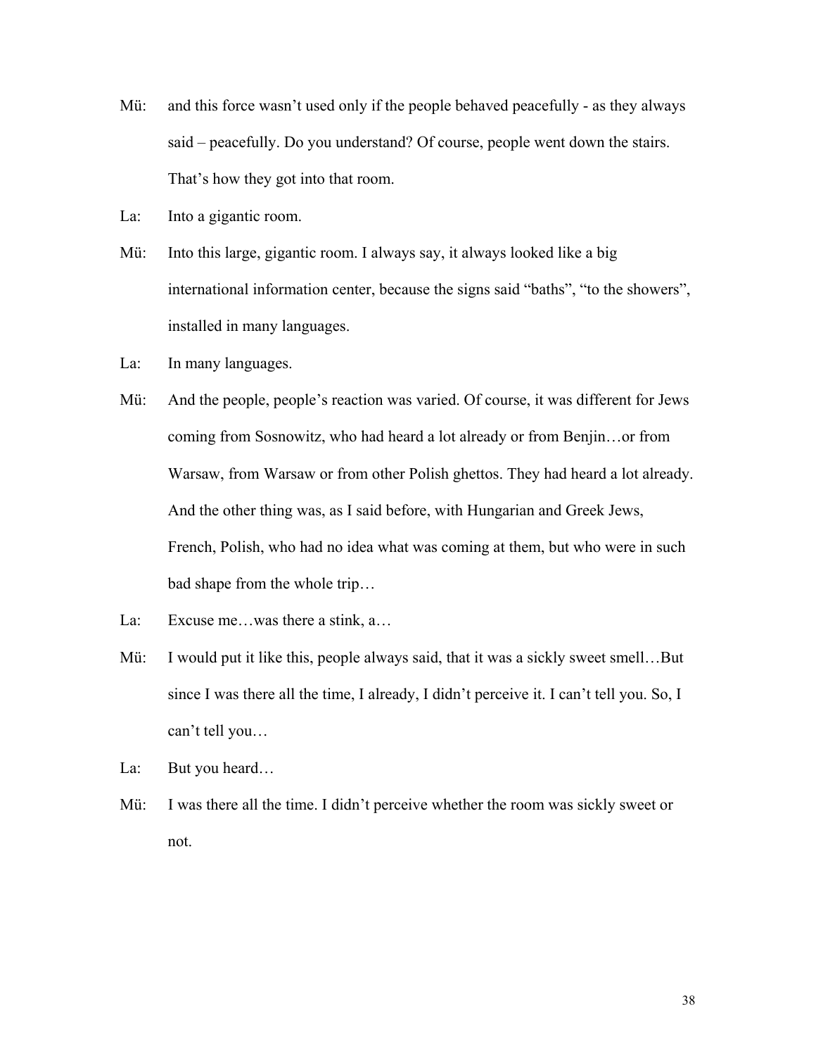Mü: and this force wasn't used only if the people behaved peacefully - as they always said – peacefully. Do you understand? Of course, people went down the stairs. That's how they got into that room.

La: Into a gigantic room.

Mü: Into this large, gigantic room. I always say, it always looked like a big international information center, because the signs said "baths", "to the showers", installed in many languages.

La: In many languages.

Mü: And the people, people's reaction was varied. Of course, it was different for Jews coming from Sosnowitz, who had heard a lot already or from Benjin…or from Warsaw, from Warsaw or from other Polish ghettos. They had heard a lot already. And the other thing was, as I said before, with Hungarian and Greek Jews, French, Polish, who had no idea what was coming at them, but who were in such bad shape from the whole trip…

La: Excuse me…was there a stink, a…

Mü: I would put it like this, people always said, that it was a sickly sweet smell…But since I was there all the time, I already, I didn't perceive it. I can't tell you. So, I can't tell you…

La: But you heard…

Mü: I was there all the time. I didn't perceive whether the room was sickly sweet or not.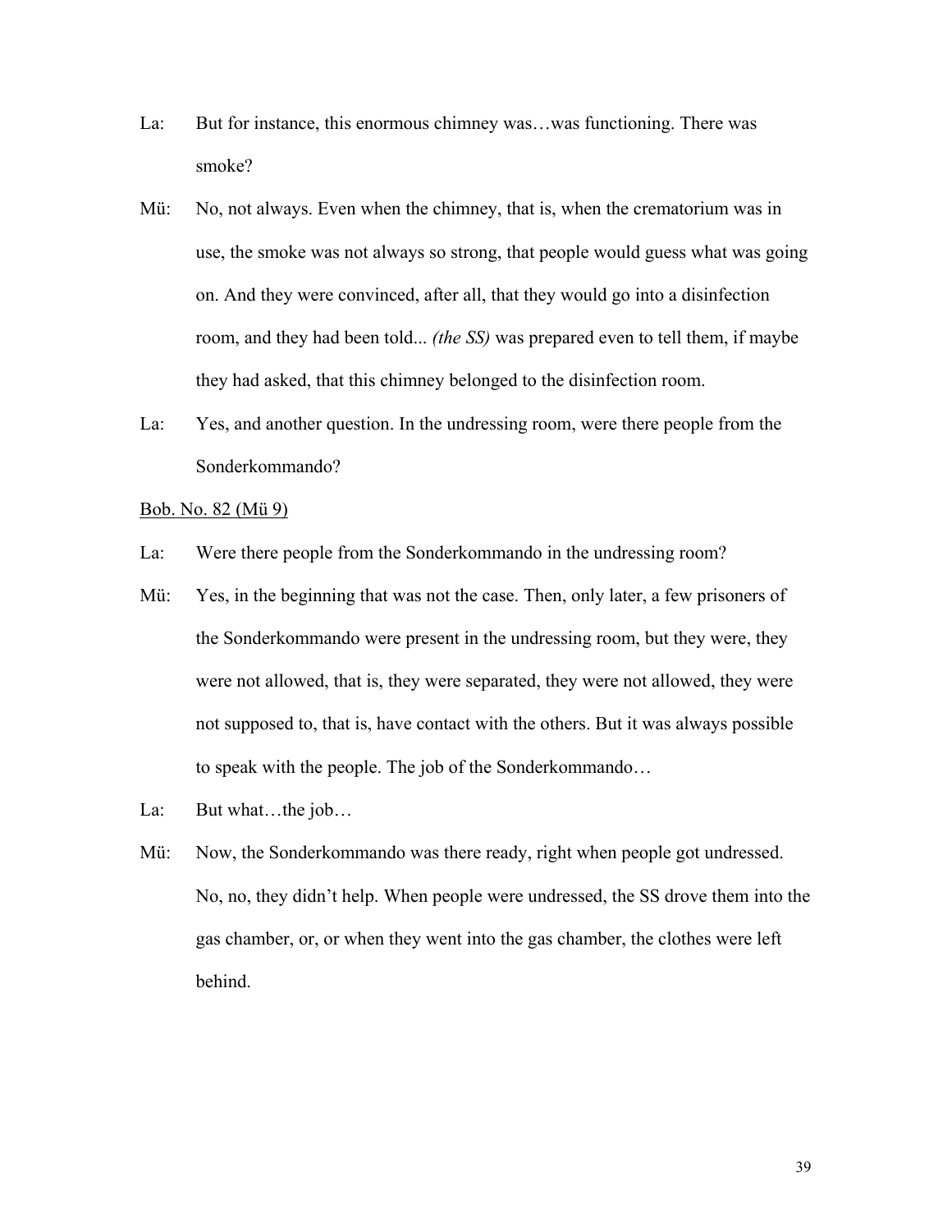La: But for instance, this enormous chimney was…was functioning. There was smoke?

Mü: No, not always. Even when the chimney, that is, when the crematorium was in use, the smoke was not always so strong, that people would guess what was going on. And they were convinced, after all, that they would go into a disinfection room, and they had been told... *(the SS)* was prepared even to tell them, if maybe they had asked, that this chimney belonged to the disinfection room.

La: Yes, and another question. In the undressing room, were there people from the Sonderkommando?

<u>Bob. No. 82 (Mü 9)</u>

La: Were there people from the Sonderkommando in the undressing room?

Mü: Yes, in the beginning that was not the case. Then, only later, a few prisoners of the Sonderkommando were present in the undressing room, but they were, they were not allowed, that is, they were separated, they were not allowed, they were not supposed to, that is, have contact with the others. But it was always possible to speak with the people. The job of the Sonderkommando…

La: But what…the job…

Mü: Now, the Sonderkommando was there ready, right when people got undressed. No, no, they didn't help. When people were undressed, the SS drove them into the gas chamber, or, or when they went into the gas chamber, the clothes were left behind.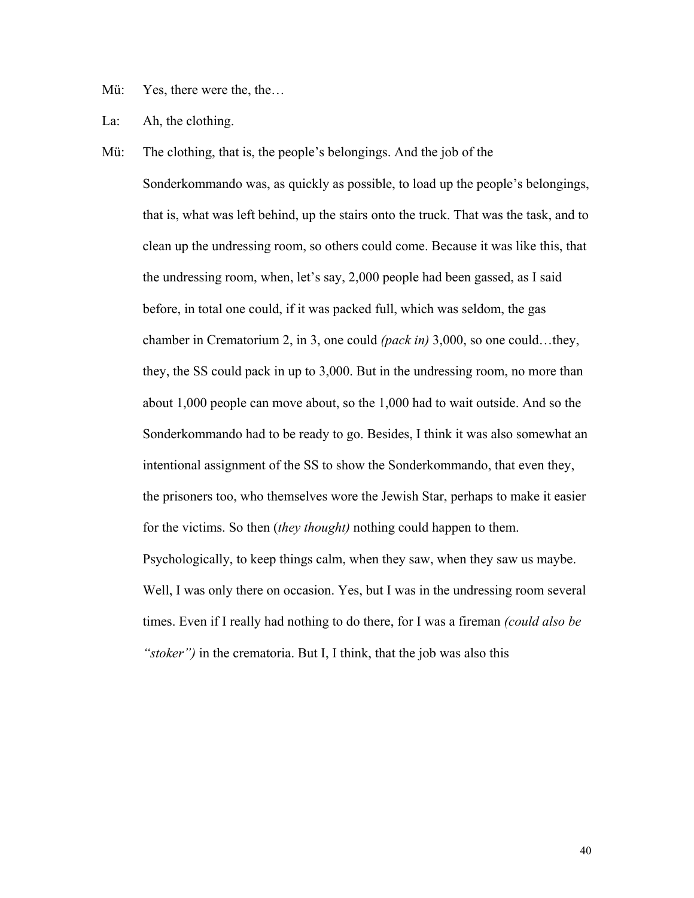Mü: Yes, there were the, the…

La: Ah, the clothing.

Mü: The clothing, that is, the people's belongings. And the job of the Sonderkommando was, as quickly as possible, to load up the people's belongings, that is, what was left behind, up the stairs onto the truck. That was the task, and to clean up the undressing room, so others could come. Because it was like this, that the undressing room, when, let's say, 2,000 people had been gassed, as I said before, in total one could, if it was packed full, which was seldom, the gas chamber in Crematorium 2, in 3, one could *(pack in)* 3,000, so one could…they, they, the SS could pack in up to 3,000. But in the undressing room, no more than about 1,000 people can move about, so the 1,000 had to wait outside. And so the Sonderkommando had to be ready to go. Besides, I think it was also somewhat an intentional assignment of the SS to show the Sonderkommando, that even they, the prisoners too, who themselves wore the Jewish Star, perhaps to make it easier for the victims. So then (*they thought)* nothing could happen to them. Psychologically, to keep things calm, when they saw, when they saw us maybe. Well, I was only there on occasion. Yes, but I was in the undressing room several times. Even if I really had nothing to do there, for I was a fireman *(could also be "stoker")* in the crematoria. But I, I think, that the job was also this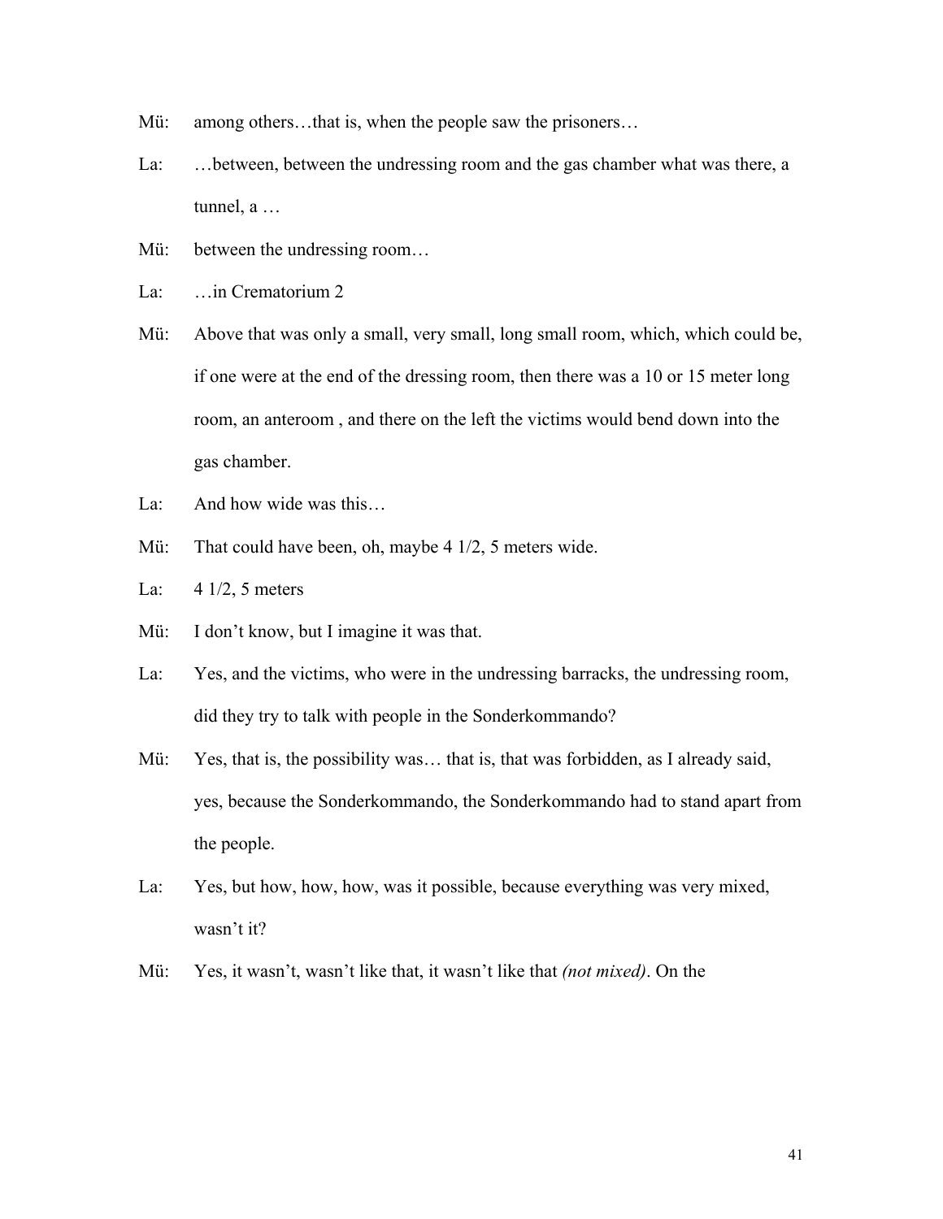Mü: among others…that is, when the people saw the prisoners…

La: …between, between the undressing room and the gas chamber what was there, a tunnel, a …

Mü: between the undressing room…

La: …in Crematorium 2

Mü: Above that was only a small, very small, long small room, which, which could be, if one were at the end of the dressing room, then there was a 10 or 15 meter long room, an anteroom , and there on the left the victims would bend down into the gas chamber.

La: And how wide was this…

Mü: That could have been, oh, maybe 4 1/2, 5 meters wide.

La: 4 1/2, 5 meters

Mü: I don't know, but I imagine it was that.

La: Yes, and the victims, who were in the undressing barracks, the undressing room, did they try to talk with people in the Sonderkommando?

Mü: Yes, that is, the possibility was… that is, that was forbidden, as I already said, yes, because the Sonderkommando, the Sonderkommando had to stand apart from the people.

La: Yes, but how, how, how, was it possible, because everything was very mixed, wasn't it?

Mü: Yes, it wasn't, wasn't like that, it wasn't like that *(not mixed)*. On the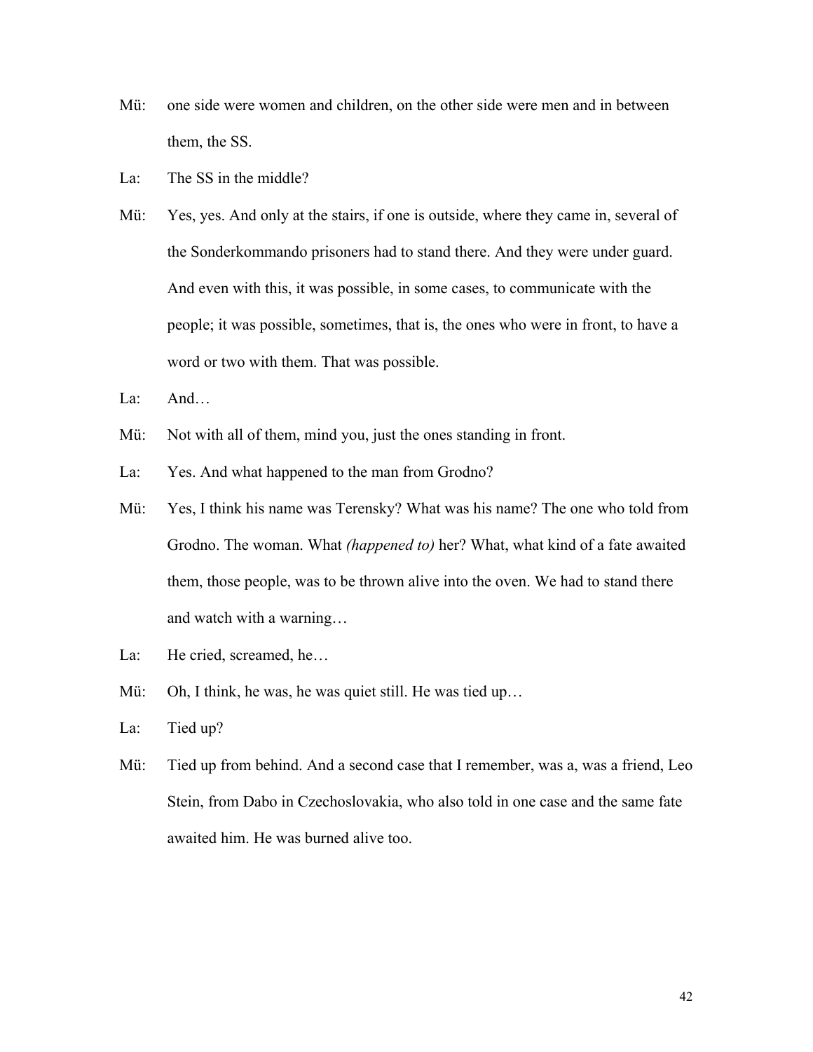Mü: one side were women and children, on the other side were men and in between them, the SS.

La: The SS in the middle?

Mü: Yes, yes. And only at the stairs, if one is outside, where they came in, several of the Sonderkommando prisoners had to stand there. And they were under guard. And even with this, it was possible, in some cases, to communicate with the people; it was possible, sometimes, that is, the ones who were in front, to have a word or two with them. That was possible.

La: And…

Mü: Not with all of them, mind you, just the ones standing in front.

La: Yes. And what happened to the man from Grodno?

Mü: Yes, I think his name was Terensky? What was his name? The one who told from Grodno. The woman. What *(happened to)* her? What, what kind of a fate awaited them, those people, was to be thrown alive into the oven. We had to stand there and watch with a warning…

La: He cried, screamed, he…

Mü: Oh, I think, he was, he was quiet still. He was tied up…

La: Tied up?

Mü: Tied up from behind. And a second case that I remember, was a, was a friend, Leo Stein, from Dabo in Czechoslovakia, who also told in one case and the same fate awaited him. He was burned alive too.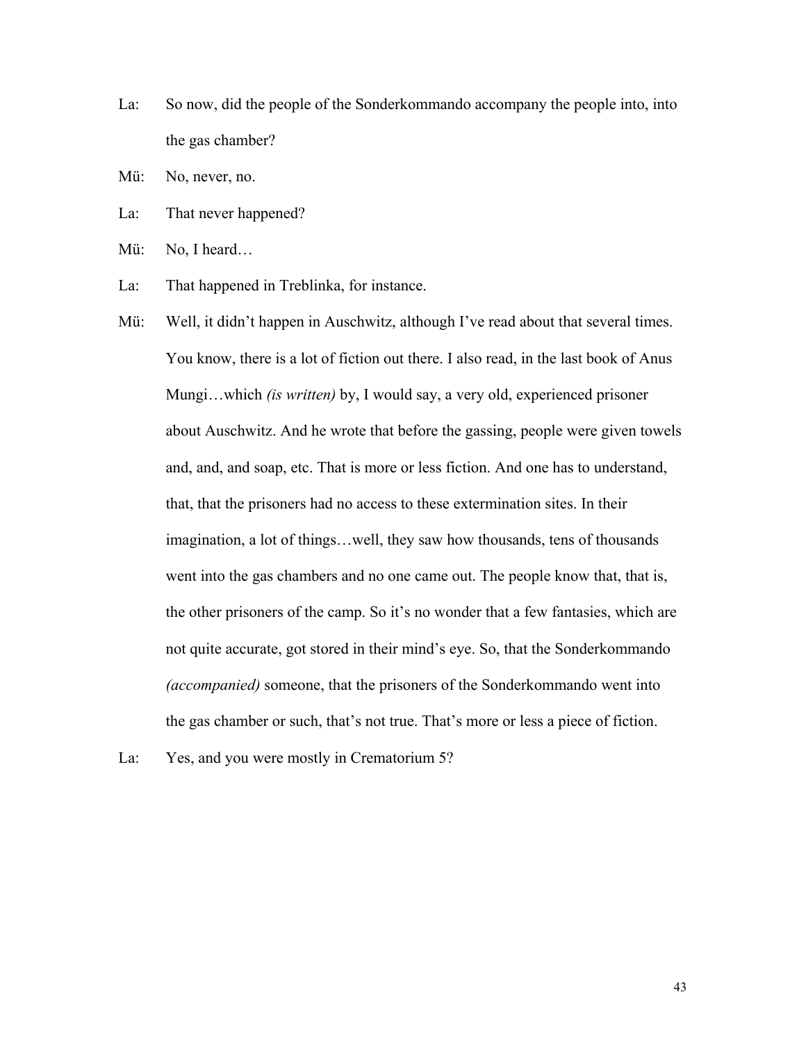La: So now, did the people of the Sonderkommando accompany the people into, into the gas chamber?

Mü: No, never, no.

La: That never happened?

Mü: No, I heard…

La: That happened in Treblinka, for instance.

Mü: Well, it didn't happen in Auschwitz, although I've read about that several times. You know, there is a lot of fiction out there. I also read, in the last book of Anus Mungi…which *(is written)* by, I would say, a very old, experienced prisoner about Auschwitz. And he wrote that before the gassing, people were given towels and, and, and soap, etc. That is more or less fiction. And one has to understand, that, that the prisoners had no access to these extermination sites. In their imagination, a lot of things…well, they saw how thousands, tens of thousands went into the gas chambers and no one came out. The people know that, that is, the other prisoners of the camp. So it's no wonder that a few fantasies, which are not quite accurate, got stored in their mind's eye. So, that the Sonderkommando *(accompanied)* someone, that the prisoners of the Sonderkommando went into the gas chamber or such, that's not true. That's more or less a piece of fiction.

La: Yes, and you were mostly in Crematorium 5?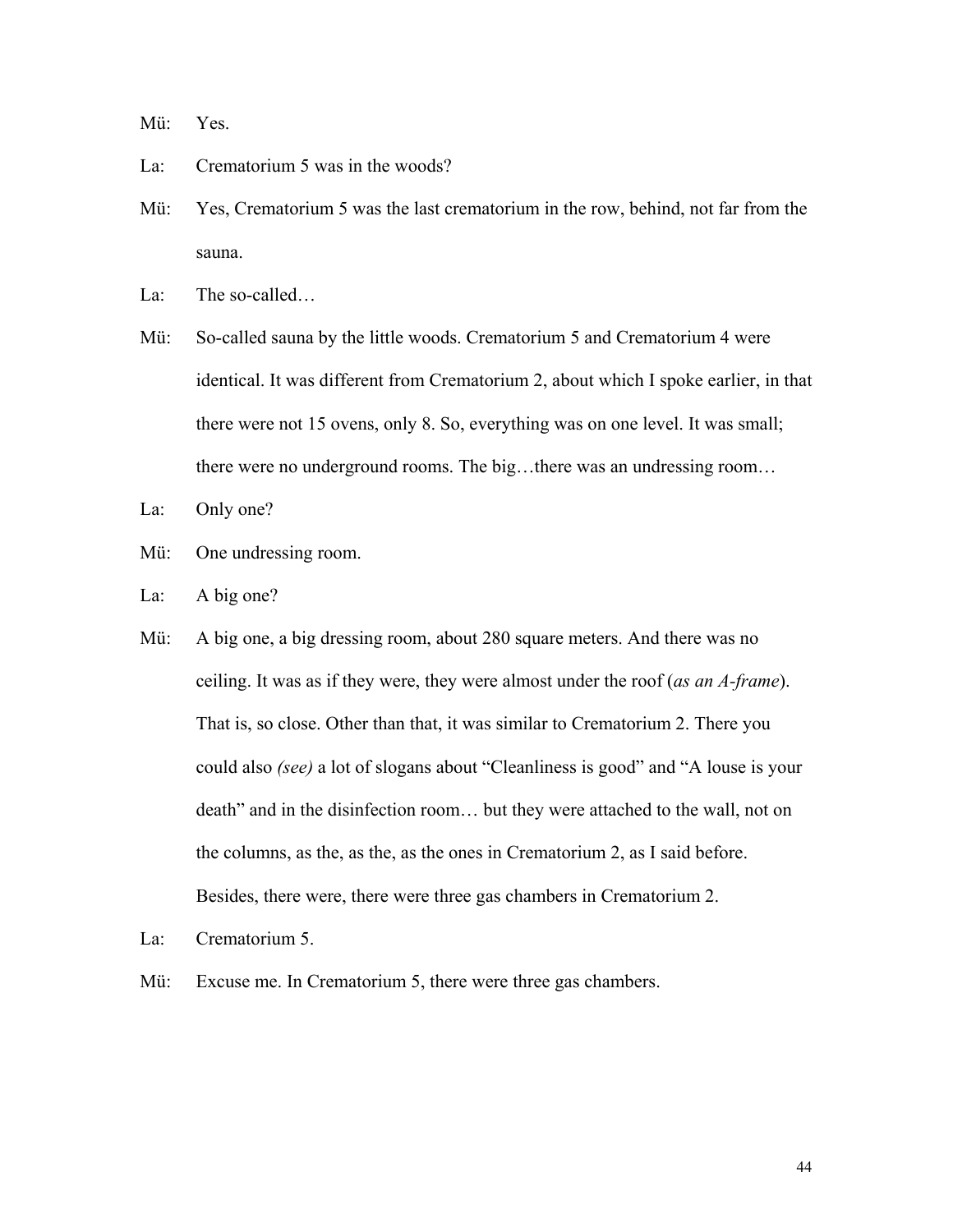Mü: Yes.

La: Crematorium 5 was in the woods?

Mü: Yes, Crematorium 5 was the last crematorium in the row, behind, not far from the sauna.

La: The so-called…

Mü: So-called sauna by the little woods. Crematorium 5 and Crematorium 4 were identical. It was different from Crematorium 2, about which I spoke earlier, in that there were not 15 ovens, only 8. So, everything was on one level. It was small; there were no underground rooms. The big…there was an undressing room…

La: Only one?

Mü: One undressing room.

La: A big one?

Mü: A big one, a big dressing room, about 280 square meters. And there was no ceiling. It was as if they were, they were almost under the roof (*as an A-frame*). That is, so close. Other than that, it was similar to Crematorium 2. There you could also *(see)* a lot of slogans about "Cleanliness is good" and "A louse is your death" and in the disinfection room… but they were attached to the wall, not on the columns, as the, as the, as the ones in Crematorium 2, as I said before. Besides, there were, there were three gas chambers in Crematorium 2.

La: Crematorium 5.

Mü: Excuse me. In Crematorium 5, there were three gas chambers.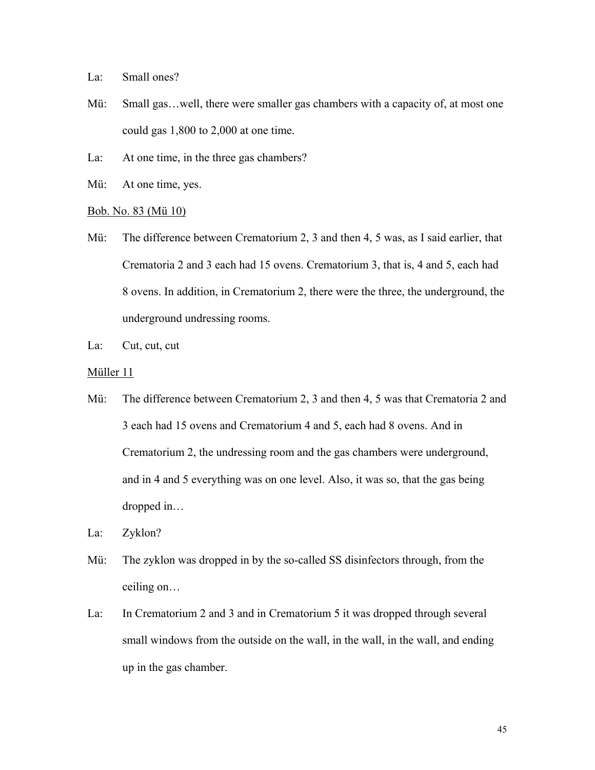La: Small ones?

Mü: Small gas…well, there were smaller gas chambers with a capacity of, at most one could gas 1,800 to 2,000 at one time.

La: At one time, in the three gas chambers?

Mü: At one time, yes.

<u>Bob. No. 83 (Mü 10)</u>

Mü: The difference between Crematorium 2, 3 and then 4, 5 was, as I said earlier, that Crematoria 2 and 3 each had 15 ovens. Crematorium 3, that is, 4 and 5, each had 8 ovens. In addition, in Crematorium 2, there were the three, the underground, the underground undressing rooms.

La: Cut, cut, cut

<u>Müller 11</u>

Mü: The difference between Crematorium 2, 3 and then 4, 5 was that Crematoria 2 and 3 each had 15 ovens and Crematorium 4 and 5, each had 8 ovens. And in Crematorium 2, the undressing room and the gas chambers were underground, and in 4 and 5 everything was on one level. Also, it was so, that the gas being dropped in…

La: Zyklon?

Mü: The zyklon was dropped in by the so-called SS disinfectors through, from the ceiling on…

La: In Crematorium 2 and 3 and in Crematorium 5 it was dropped through several small windows from the outside on the wall, in the wall, in the wall, and ending up in the gas chamber.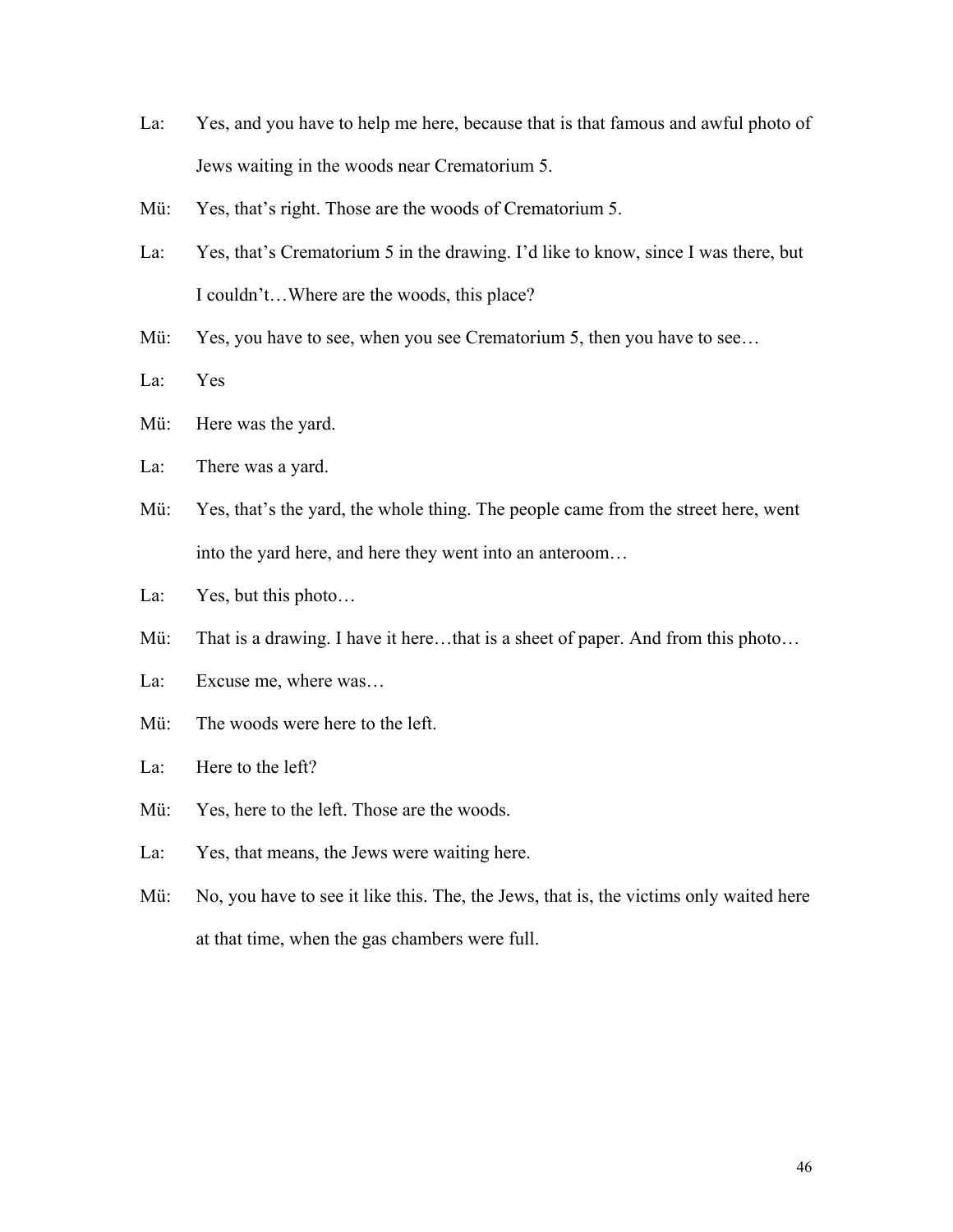La: Yes, and you have to help me here, because that is that famous and awful photo of Jews waiting in the woods near Crematorium 5.

Mü: Yes, that's right. Those are the woods of Crematorium 5.

La: Yes, that's Crematorium 5 in the drawing. I'd like to know, since I was there, but I couldn't…Where are the woods, this place?

Mü: Yes, you have to see, when you see Crematorium 5, then you have to see…

La: Yes

Mü: Here was the yard.

La: There was a yard.

Mü: Yes, that's the yard, the whole thing. The people came from the street here, went into the yard here, and here they went into an anteroom…

La: Yes, but this photo…

Mü: That is a drawing. I have it here…that is a sheet of paper. And from this photo…

La: Excuse me, where was…

Mü: The woods were here to the left.

La: Here to the left?

Mü: Yes, here to the left. Those are the woods.

La: Yes, that means, the Jews were waiting here.

Mü: No, you have to see it like this. The, the Jews, that is, the victims only waited here at that time, when the gas chambers were full.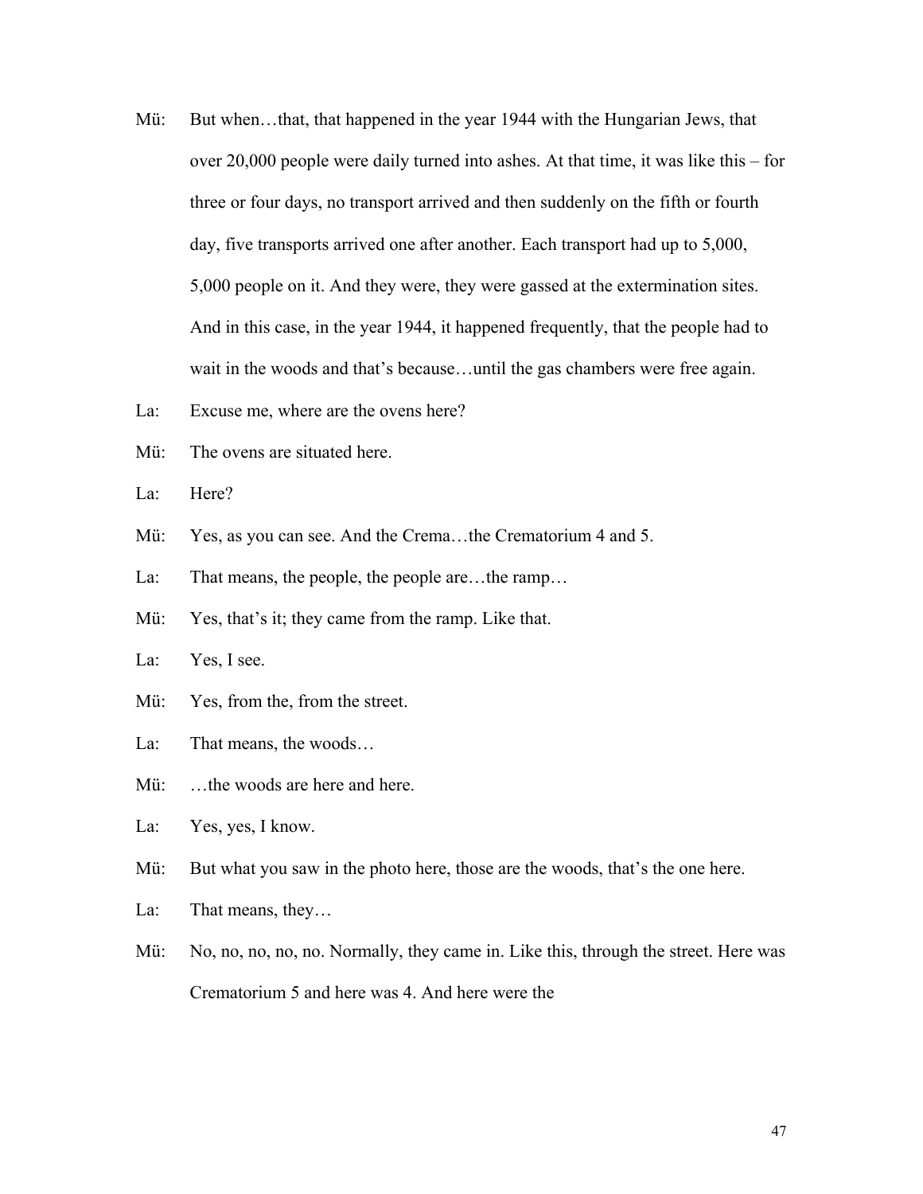Mü: But when…that, that happened in the year 1944 with the Hungarian Jews, that over 20,000 people were daily turned into ashes. At that time, it was like this – for three or four days, no transport arrived and then suddenly on the fifth or fourth day, five transports arrived one after another. Each transport had up to 5,000, 5,000 people on it. And they were, they were gassed at the extermination sites. And in this case, in the year 1944, it happened frequently, that the people had to wait in the woods and that's because…until the gas chambers were free again.

La: Excuse me, where are the ovens here?

Mü: The ovens are situated here.

La: Here?

Mü: Yes, as you can see. And the Crema…the Crematorium 4 and 5.

La: That means, the people, the people are…the ramp…

Mü: Yes, that's it; they came from the ramp. Like that.

La: Yes, I see.

Mü: Yes, from the, from the street.

La: That means, the woods…

Mü: …the woods are here and here.

La: Yes, yes, I know.

Mü: But what you saw in the photo here, those are the woods, that's the one here.

La: That means, they…

Mü: No, no, no, no, no. Normally, they came in. Like this, through the street. Here was Crematorium 5 and here was 4. And here were the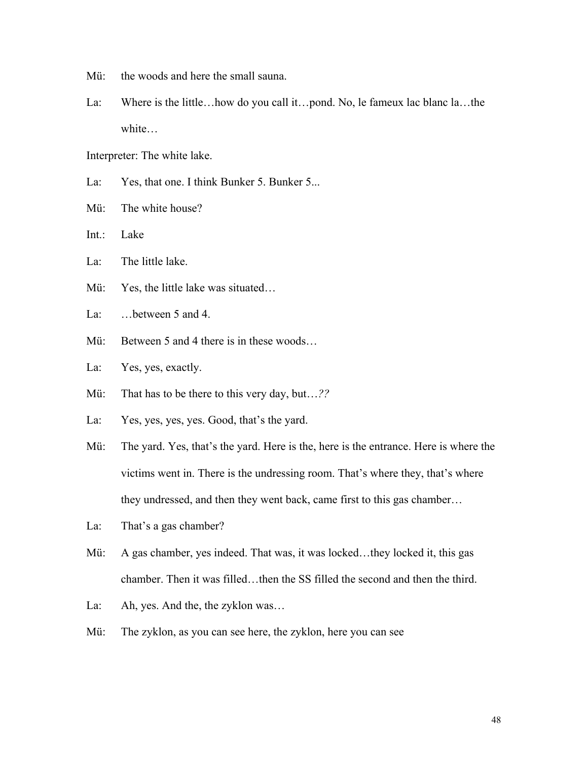Mü: the woods and here the small sauna.

La: Where is the little…how do you call it…pond. No, le fameux lac blanc la…the white…

Interpreter: The white lake.

La: Yes, that one. I think Bunker 5. Bunker 5...

Mü: The white house?

Int.: Lake

La: The little lake.

Mü: Yes, the little lake was situated…

La: …between 5 and 4.

Mü: Between 5 and 4 there is in these woods…

La: Yes, yes, exactly.

Mü: That has to be there to this very day, but…*??*

La: Yes, yes, yes, yes. Good, that's the yard.

Mü: The yard. Yes, that's the yard. Here is the, here is the entrance. Here is where the victims went in. There is the undressing room. That's where they, that's where they undressed, and then they went back, came first to this gas chamber…

La: That's a gas chamber?

Mü: A gas chamber, yes indeed. That was, it was locked…they locked it, this gas chamber. Then it was filled…then the SS filled the second and then the third.

La: Ah, yes. And the, the zyklon was…

Mü: The zyklon, as you can see here, the zyklon, here you can see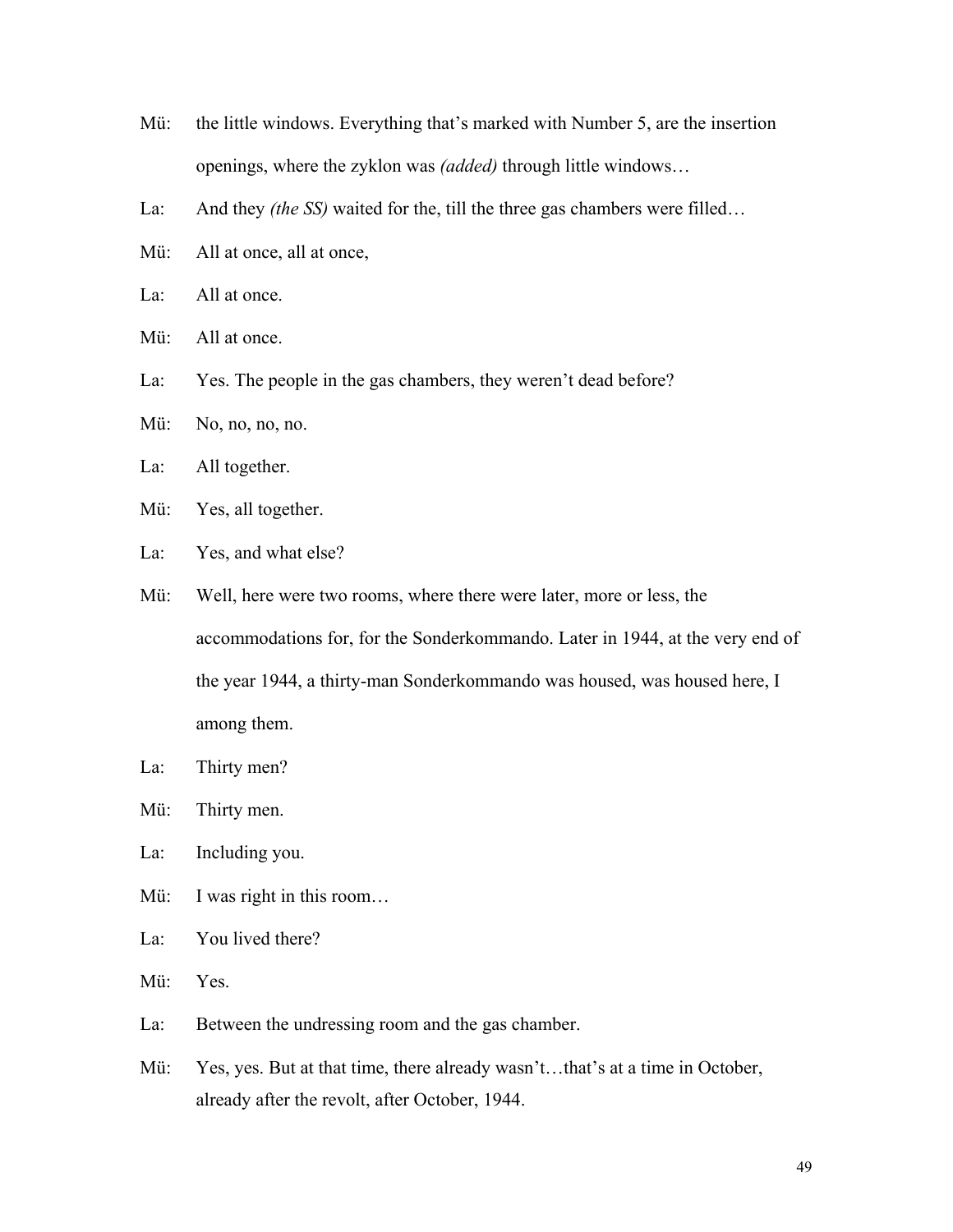Mü: the little windows. Everything that's marked with Number 5, are the insertion openings, where the zyklon was *(added)* through little windows…

La: And they *(the SS)* waited for the, till the three gas chambers were filled…

Mü: All at once, all at once,

La: All at once.

Mü: All at once.

La: Yes. The people in the gas chambers, they weren't dead before?

Mü: No, no, no, no.

La: All together.

Mü: Yes, all together.

La: Yes, and what else?

Mü: Well, here were two rooms, where there were later, more or less, the accommodations for, for the Sonderkommando. Later in 1944, at the very end of the year 1944, a thirty-man Sonderkommando was housed, was housed here, I among them.

La: Thirty men?

Mü: Thirty men.

La: Including you.

Mü: I was right in this room…

La: You lived there?

Mü: Yes.

La: Between the undressing room and the gas chamber.

Mü: Yes, yes. But at that time, there already wasn't…that's at a time in October, already after the revolt, after October, 1944.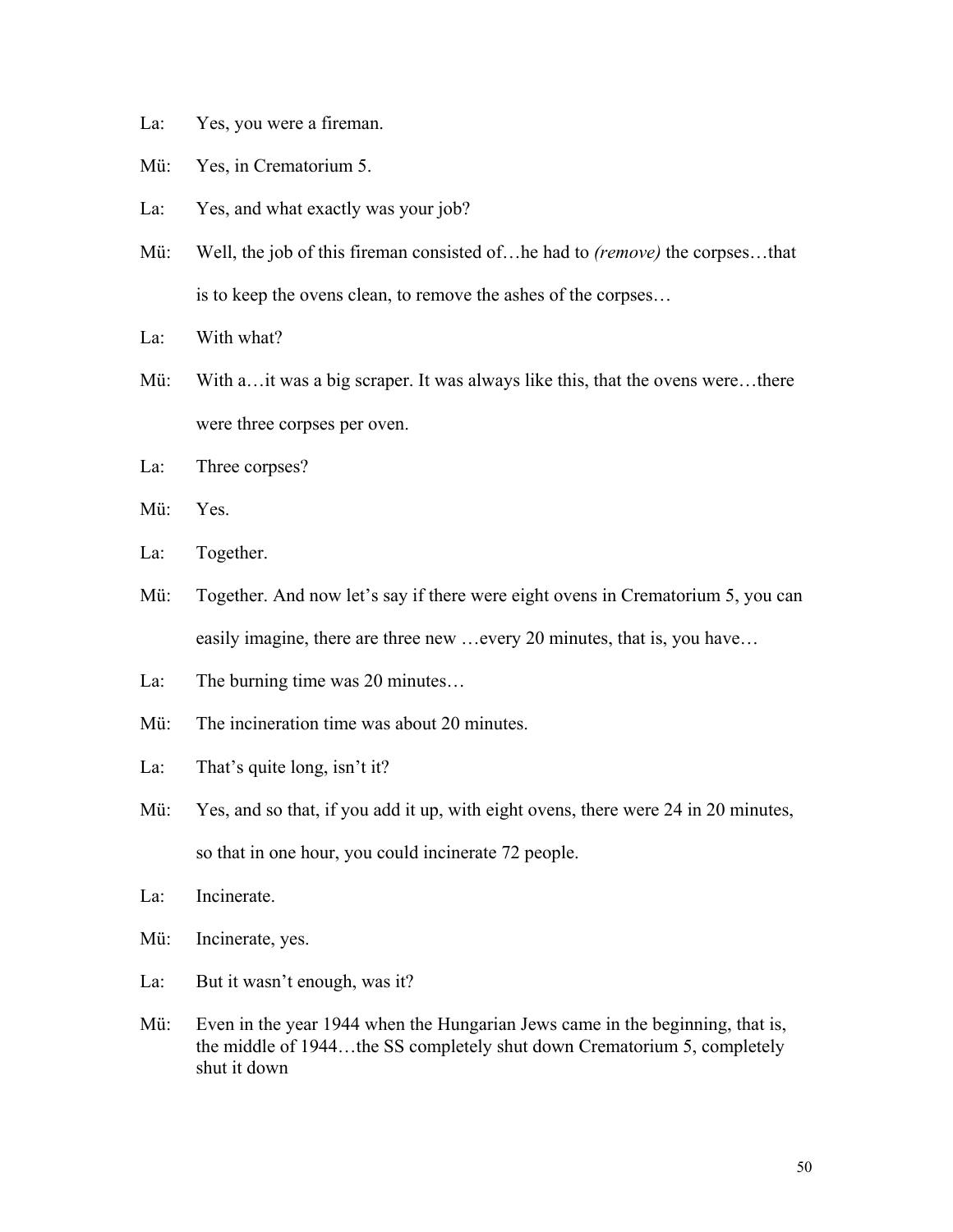La: Yes, you were a fireman.

Mü: Yes, in Crematorium 5.

La: Yes, and what exactly was your job?

Mü: Well, the job of this fireman consisted of…he had to *(remove)* the corpses…that is to keep the ovens clean, to remove the ashes of the corpses…

La: With what?

Mü: With a…it was a big scraper. It was always like this, that the ovens were…there were three corpses per oven.

La: Three corpses?

Mü: Yes.

La: Together.

Mü: Together. And now let's say if there were eight ovens in Crematorium 5, you can easily imagine, there are three new …every 20 minutes, that is, you have…

La: The burning time was 20 minutes…

Mü: The incineration time was about 20 minutes.

La: That's quite long, isn't it?

Mü: Yes, and so that, if you add it up, with eight ovens, there were 24 in 20 minutes, so that in one hour, you could incinerate 72 people.

La: Incinerate.

Mü: Incinerate, yes.

La: But it wasn't enough, was it?

Mü: Even in the year 1944 when the Hungarian Jews came in the beginning, that is, the middle of 1944…the SS completely shut down Crematorium 5, completely shut it down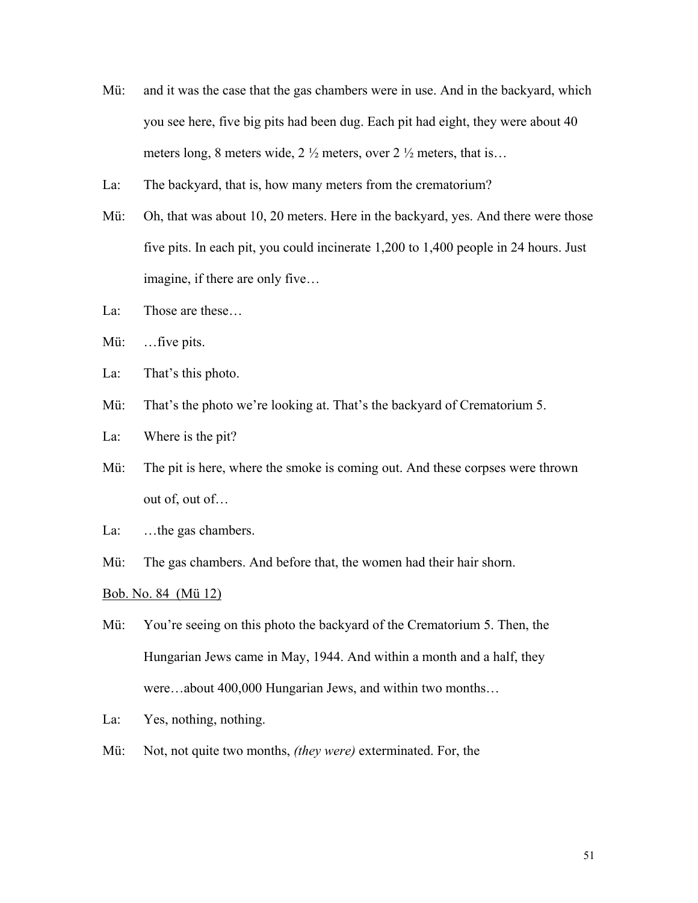Mü: and it was the case that the gas chambers were in use. And in the backyard, which you see here, five big pits had been dug. Each pit had eight, they were about 40 meters long, 8 meters wide, 2 ½ meters, over 2 ½ meters, that is…

La: The backyard, that is, how many meters from the crematorium?

Mü: Oh, that was about 10, 20 meters. Here in the backyard, yes. And there were those five pits. In each pit, you could incinerate 1,200 to 1,400 people in 24 hours. Just imagine, if there are only five…

La: Those are these…

Mü: …five pits.

La: That's this photo.

Mü: That's the photo we're looking at. That's the backyard of Crematorium 5.

La: Where is the pit?

Mü: The pit is here, where the smoke is coming out. And these corpses were thrown out of, out of…

La: …the gas chambers.

Mü: The gas chambers. And before that, the women had their hair shorn.

<u>Bob. No. 84 (Mü 12)</u>

Mü: You're seeing on this photo the backyard of the Crematorium 5. Then, the Hungarian Jews came in May, 1944. And within a month and a half, they were…about 400,000 Hungarian Jews, and within two months…

La: Yes, nothing, nothing.

Mü: Not, not quite two months, *(they were)* exterminated. For, the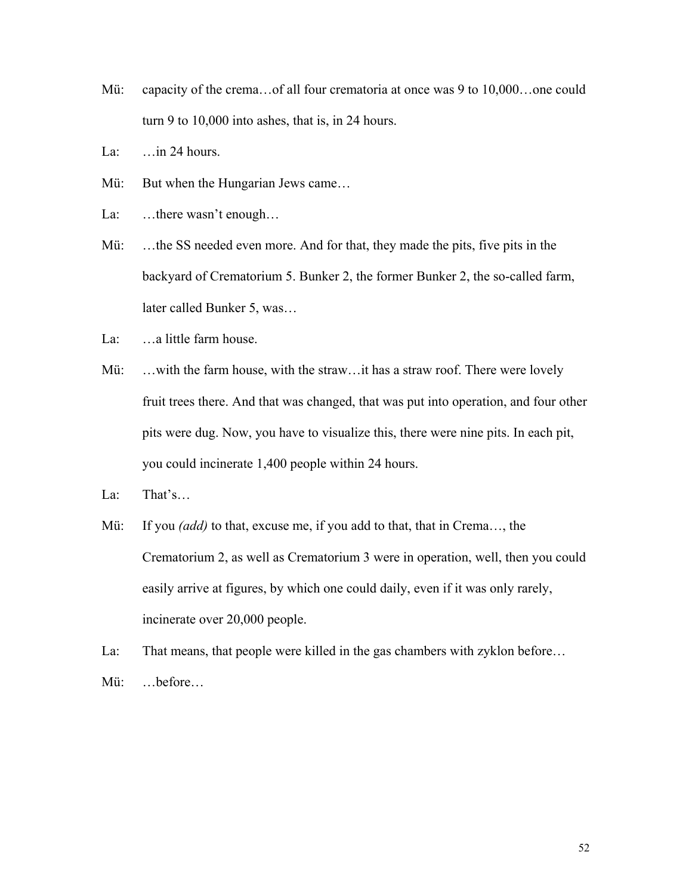Mü: capacity of the crema…of all four crematoria at once was 9 to 10,000…one could turn 9 to 10,000 into ashes, that is, in 24 hours.

La: …in 24 hours.

Mü: But when the Hungarian Jews came…

La: …there wasn't enough…

Mü: …the SS needed even more. And for that, they made the pits, five pits in the backyard of Crematorium 5. Bunker 2, the former Bunker 2, the so-called farm, later called Bunker 5, was…

La: …a little farm house.

Mü: …with the farm house, with the straw…it has a straw roof. There were lovely fruit trees there. And that was changed, that was put into operation, and four other pits were dug. Now, you have to visualize this, there were nine pits. In each pit, you could incinerate 1,400 people within 24 hours.

La: That's…

Mü: If you *(add)* to that, excuse me, if you add to that, that in Crema…, the Crematorium 2, as well as Crematorium 3 were in operation, well, then you could easily arrive at figures, by which one could daily, even if it was only rarely, incinerate over 20,000 people.

La: That means, that people were killed in the gas chambers with zyklon before…

Mü: …before…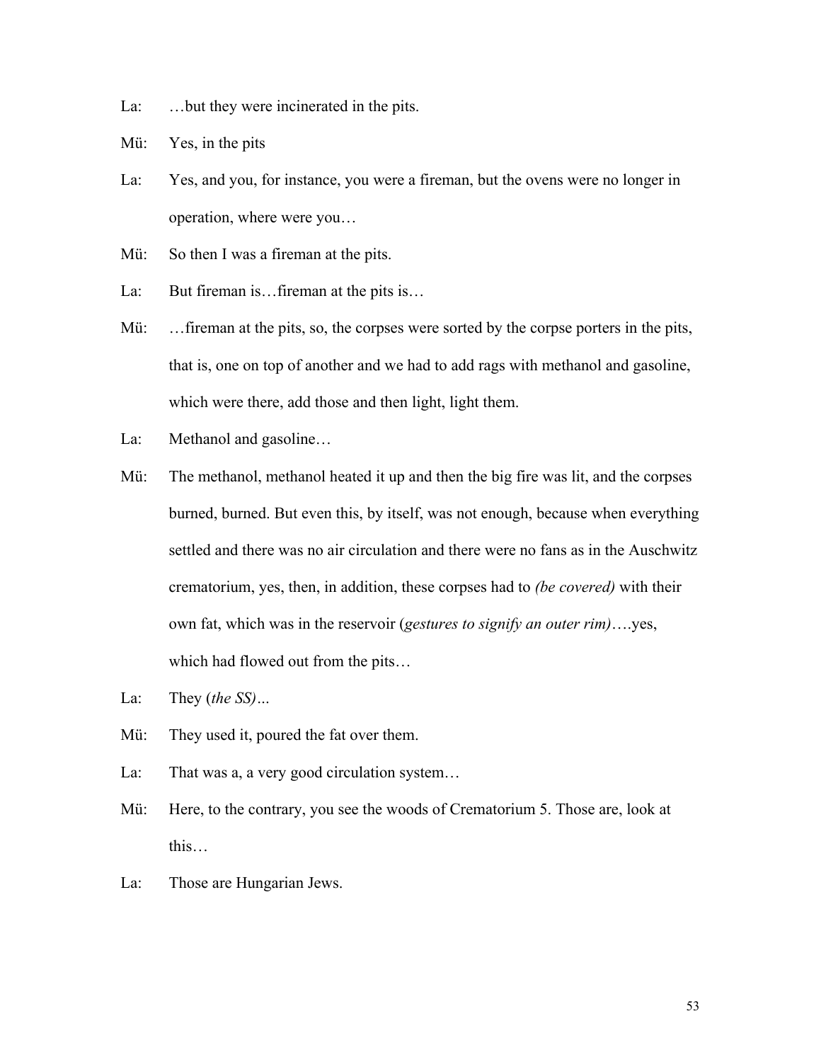La: …but they were incinerated in the pits.

Mü: Yes, in the pits

La: Yes, and you, for instance, you were a fireman, but the ovens were no longer in operation, where were you…

Mü: So then I was a fireman at the pits.

La: But fireman is…fireman at the pits is…

Mü: …fireman at the pits, so, the corpses were sorted by the corpse porters in the pits, that is, one on top of another and we had to add rags with methanol and gasoline, which were there, add those and then light, light them.

La: Methanol and gasoline…

Mü: The methanol, methanol heated it up and then the big fire was lit, and the corpses burned, burned. But even this, by itself, was not enough, because when everything settled and there was no air circulation and there were no fans as in the Auschwitz crematorium, yes, then, in addition, these corpses had to *(be covered)* with their own fat, which was in the reservoir (*gestures to signify an outer rim)*….yes, which had flowed out from the pits…

La: They (*the SS)…*

Mü: They used it, poured the fat over them.

La: That was a, a very good circulation system…

Mü: Here, to the contrary, you see the woods of Crematorium 5. Those are, look at this…

La: Those are Hungarian Jews.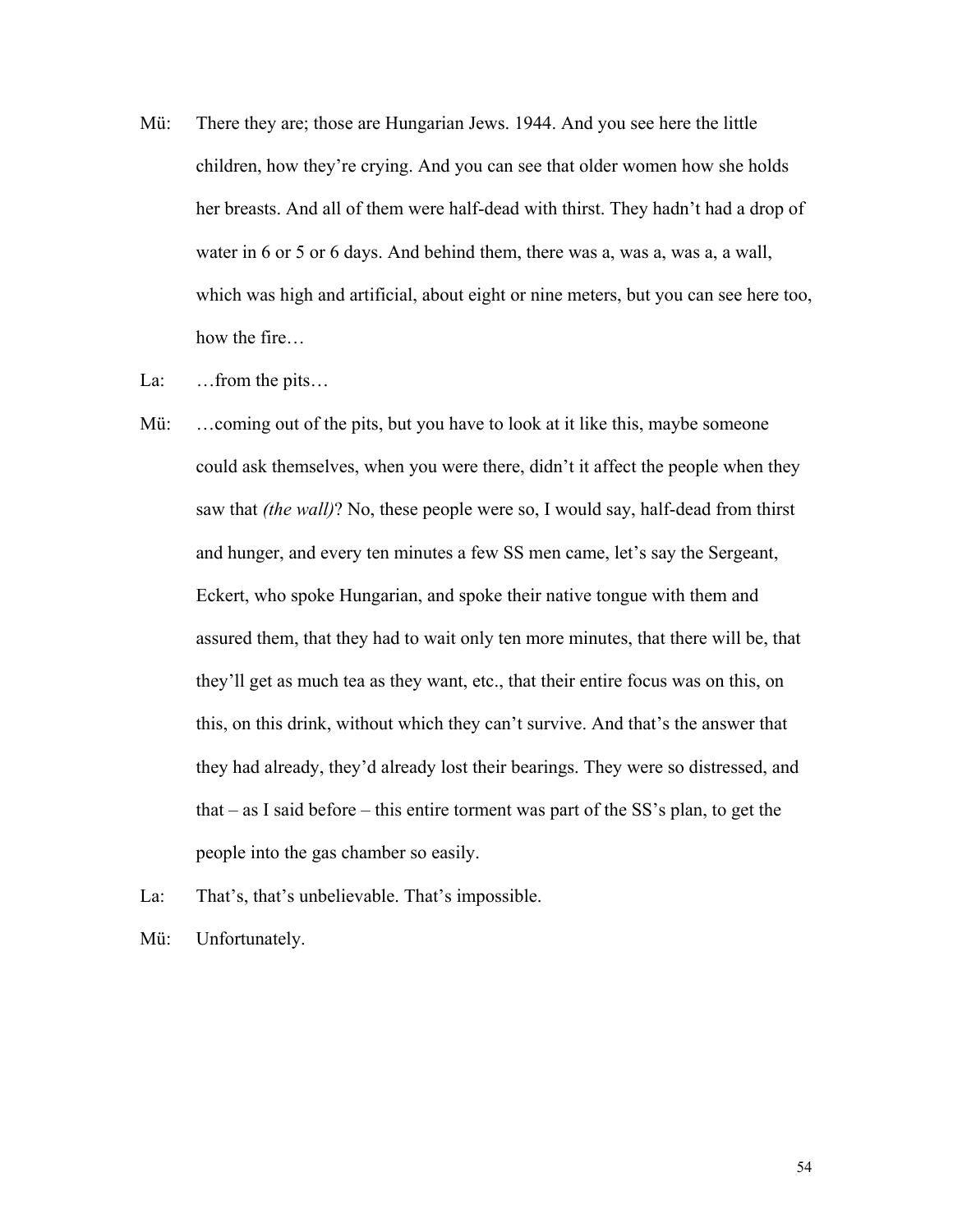Mü: There they are; those are Hungarian Jews. 1944. And you see here the little children, how they're crying. And you can see that older women how she holds her breasts. And all of them were half-dead with thirst. They hadn't had a drop of water in 6 or 5 or 6 days. And behind them, there was a, was a, was a, a wall, which was high and artificial, about eight or nine meters, but you can see here too, how the fire…

La: …from the pits…

Mü: …coming out of the pits, but you have to look at it like this, maybe someone could ask themselves, when you were there, didn't it affect the people when they saw that *(the wall)*? No, these people were so, I would say, half-dead from thirst and hunger, and every ten minutes a few SS men came, let's say the Sergeant, Eckert, who spoke Hungarian, and spoke their native tongue with them and assured them, that they had to wait only ten more minutes, that there will be, that they'll get as much tea as they want, etc., that their entire focus was on this, on this, on this drink, without which they can't survive. And that's the answer that they had already, they'd already lost their bearings. They were so distressed, and that – as I said before – this entire torment was part of the SS's plan, to get the people into the gas chamber so easily.

La: That's, that's unbelievable. That's impossible.

Mü: Unfortunately.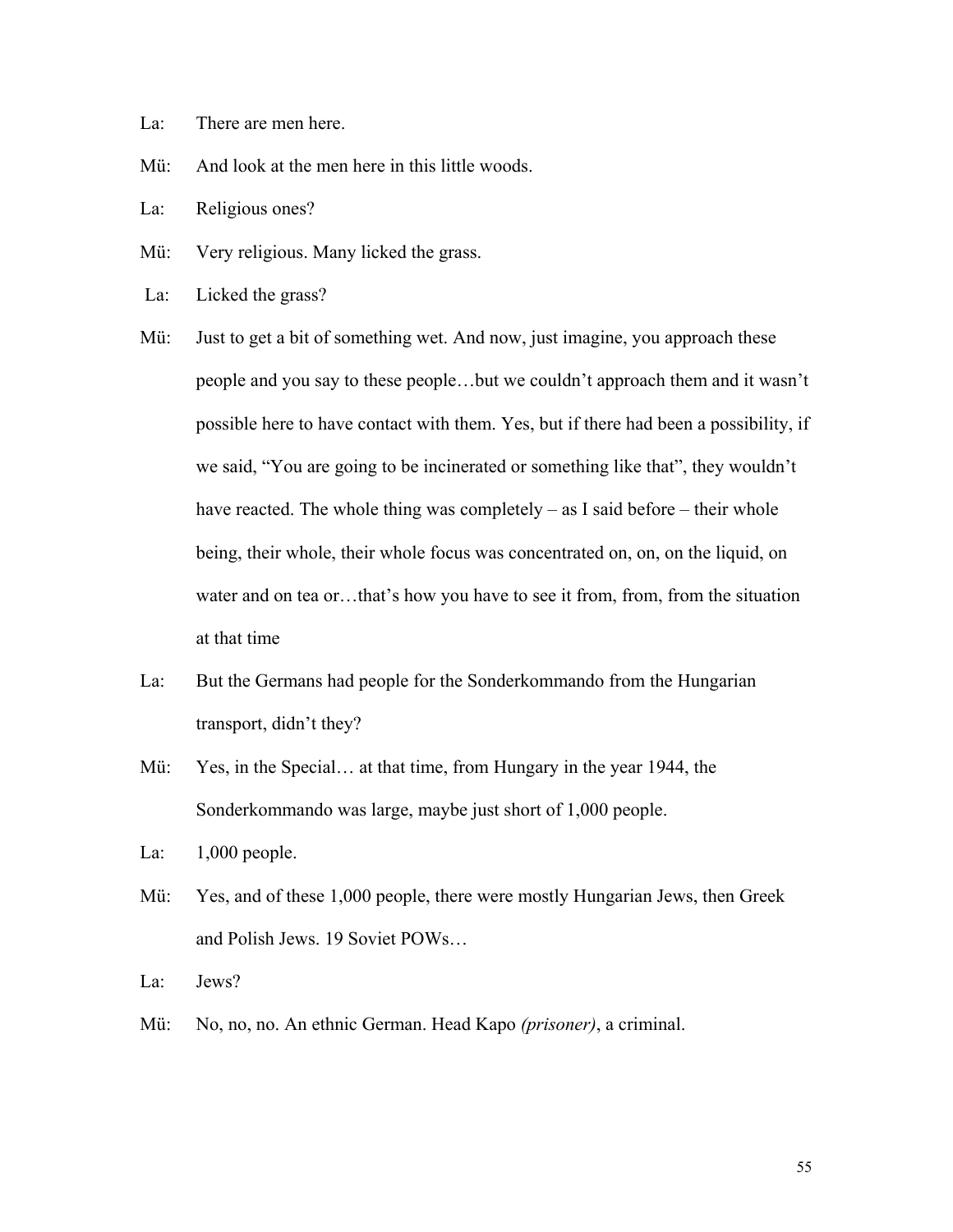La: There are men here.

Mü: And look at the men here in this little woods.

La: Religious ones?

Mü: Very religious. Many licked the grass.

La: Licked the grass?

Mü: Just to get a bit of something wet. And now, just imagine, you approach these people and you say to these people…but we couldn't approach them and it wasn't possible here to have contact with them. Yes, but if there had been a possibility, if we said, "You are going to be incinerated or something like that", they wouldn't have reacted. The whole thing was completely – as I said before – their whole being, their whole, their whole focus was concentrated on, on, on the liquid, on water and on tea or…that's how you have to see it from, from, from the situation at that time

La: But the Germans had people for the Sonderkommando from the Hungarian transport, didn't they?

Mü: Yes, in the Special… at that time, from Hungary in the year 1944, the Sonderkommando was large, maybe just short of 1,000 people.

La: 1,000 people.

Mü: Yes, and of these 1,000 people, there were mostly Hungarian Jews, then Greek and Polish Jews. 19 Soviet POWs…

La: Jews?

Mü: No, no, no. An ethnic German. Head Kapo *(prisoner)*, a criminal.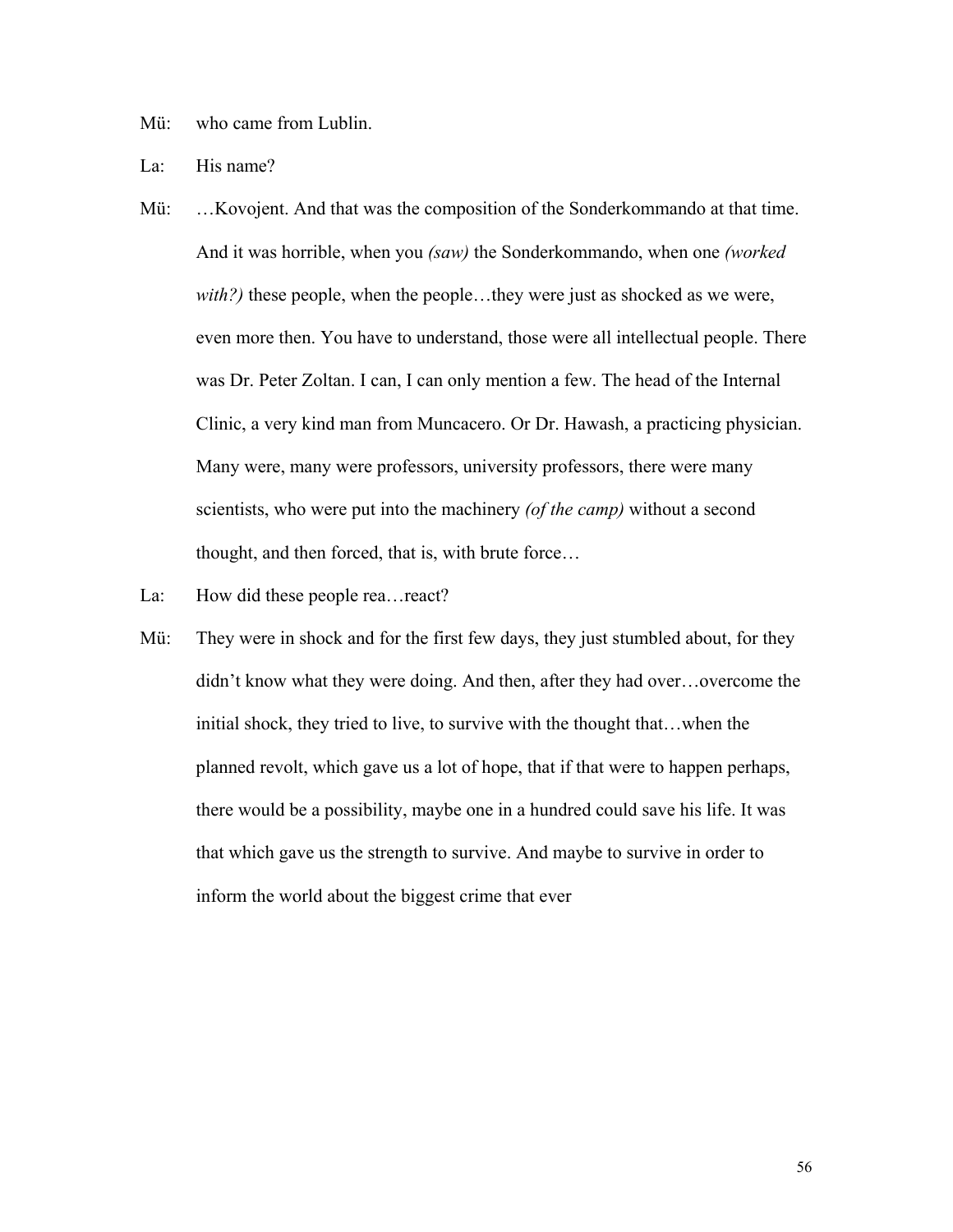Mü: who came from Lublin.

La: His name?

Mü: …Kovojent. And that was the composition of the Sonderkommando at that time. And it was horrible, when you *(saw)* the Sonderkommando, when one *(worked with?)* these people, when the people…they were just as shocked as we were, even more then. You have to understand, those were all intellectual people. There was Dr. Peter Zoltan. I can, I can only mention a few. The head of the Internal Clinic, a very kind man from Muncacero. Or Dr. Hawash, a practicing physician. Many were, many were professors, university professors, there were many scientists, who were put into the machinery *(of the camp)* without a second thought, and then forced, that is, with brute force…

La: How did these people rea…react?

Mü: They were in shock and for the first few days, they just stumbled about, for they didn't know what they were doing. And then, after they had over…overcome the initial shock, they tried to live, to survive with the thought that…when the planned revolt, which gave us a lot of hope, that if that were to happen perhaps, there would be a possibility, maybe one in a hundred could save his life. It was that which gave us the strength to survive. And maybe to survive in order to inform the world about the biggest crime that ever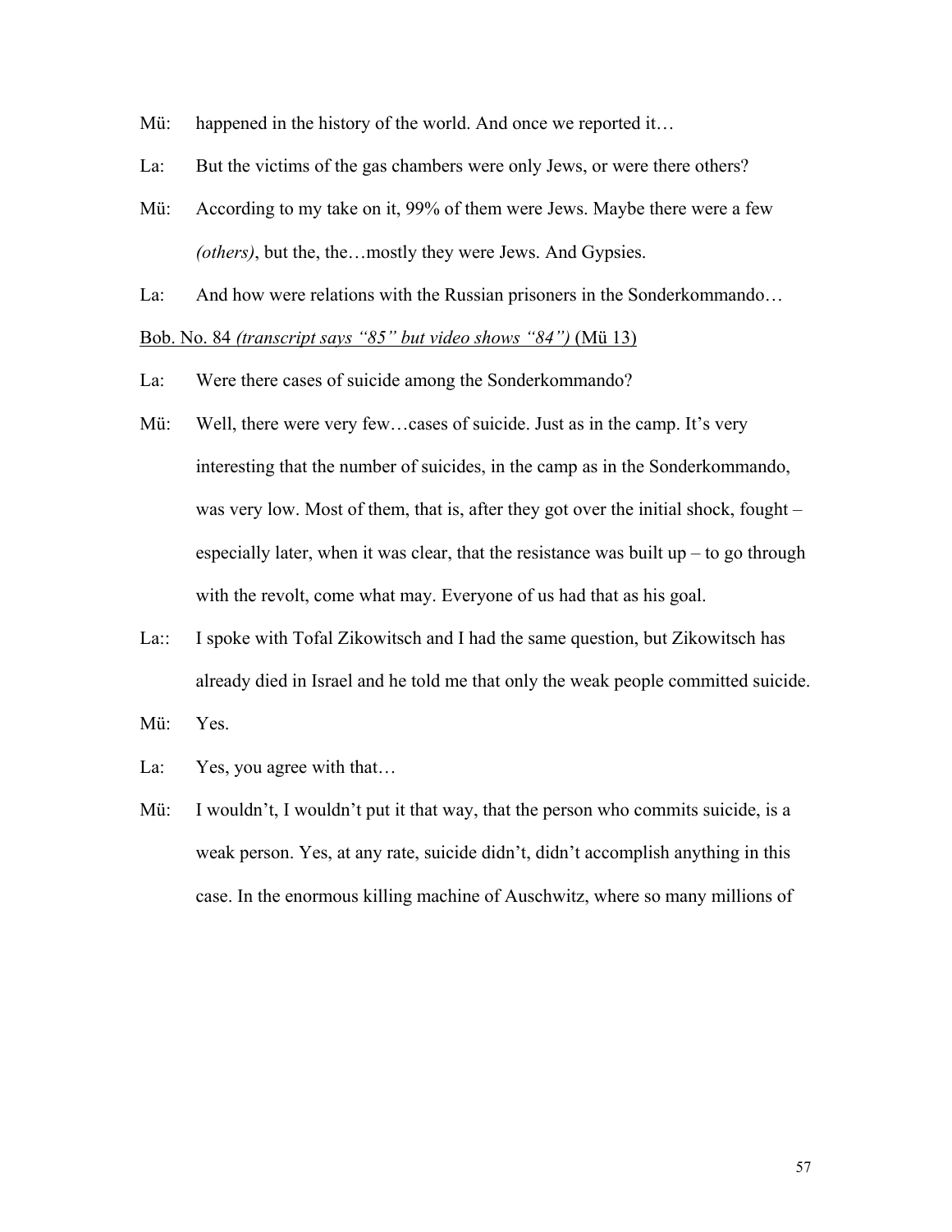Mü: happened in the history of the world. And once we reported it…

La: But the victims of the gas chambers were only Jews, or were there others?

Mü: According to my take on it, 99% of them were Jews. Maybe there were a few *(others)*, but the, the…mostly they were Jews. And Gypsies.

La: And how were relations with the Russian prisoners in the Sonderkommando…

<u>Bob. No. 84 *(transcript says "85" but video shows "84")* (Mü 13)</u>

La: Were there cases of suicide among the Sonderkommando?

Mü: Well, there were very few…cases of suicide. Just as in the camp. It's very interesting that the number of suicides, in the camp as in the Sonderkommando, was very low. Most of them, that is, after they got over the initial shock, fought – especially later, when it was clear, that the resistance was built up – to go through with the revolt, come what may. Everyone of us had that as his goal.

La:: I spoke with Tofal Zikowitsch and I had the same question, but Zikowitsch has already died in Israel and he told me that only the weak people committed suicide.

Mü: Yes.

La: Yes, you agree with that…

Mü: I wouldn't, I wouldn't put it that way, that the person who commits suicide, is a weak person. Yes, at any rate, suicide didn't, didn't accomplish anything in this case. In the enormous killing machine of Auschwitz, where so many millions of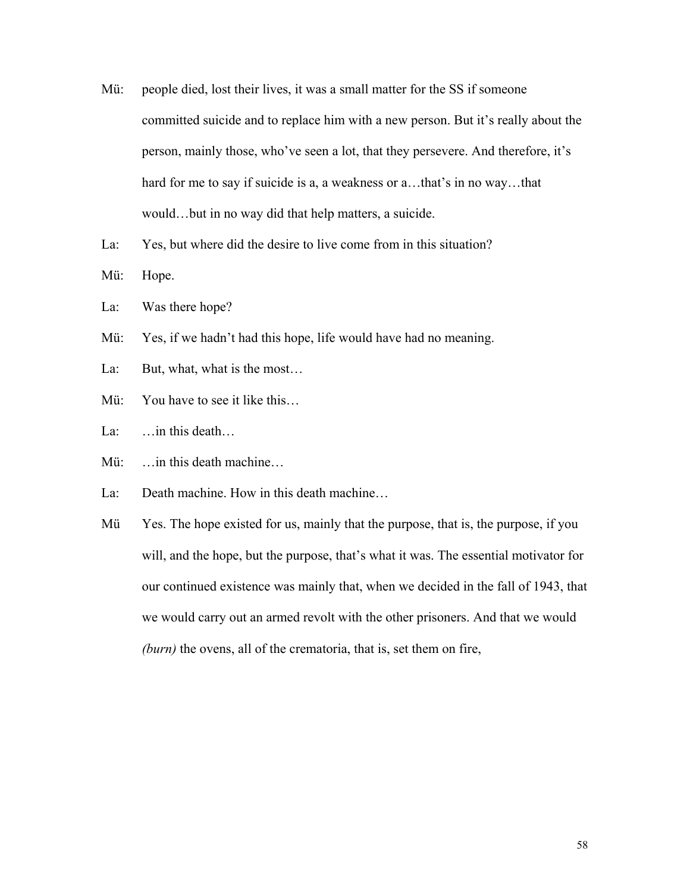Mü: people died, lost their lives, it was a small matter for the SS if someone committed suicide and to replace him with a new person. But it's really about the person, mainly those, who've seen a lot, that they persevere. And therefore, it's hard for me to say if suicide is a, a weakness or a…that's in no way…that would…but in no way did that help matters, a suicide.

La: Yes, but where did the desire to live come from in this situation?

Mü: Hope.

La: Was there hope?

Mü: Yes, if we hadn't had this hope, life would have had no meaning.

La: But, what, what is the most…

Mü: You have to see it like this…

La: …in this death…

Mü: …in this death machine…

La: Death machine. How in this death machine…

Mü Yes. The hope existed for us, mainly that the purpose, that is, the purpose, if you will, and the hope, but the purpose, that's what it was. The essential motivator for our continued existence was mainly that, when we decided in the fall of 1943, that we would carry out an armed revolt with the other prisoners. And that we would *(burn)* the ovens, all of the crematoria, that is, set them on fire,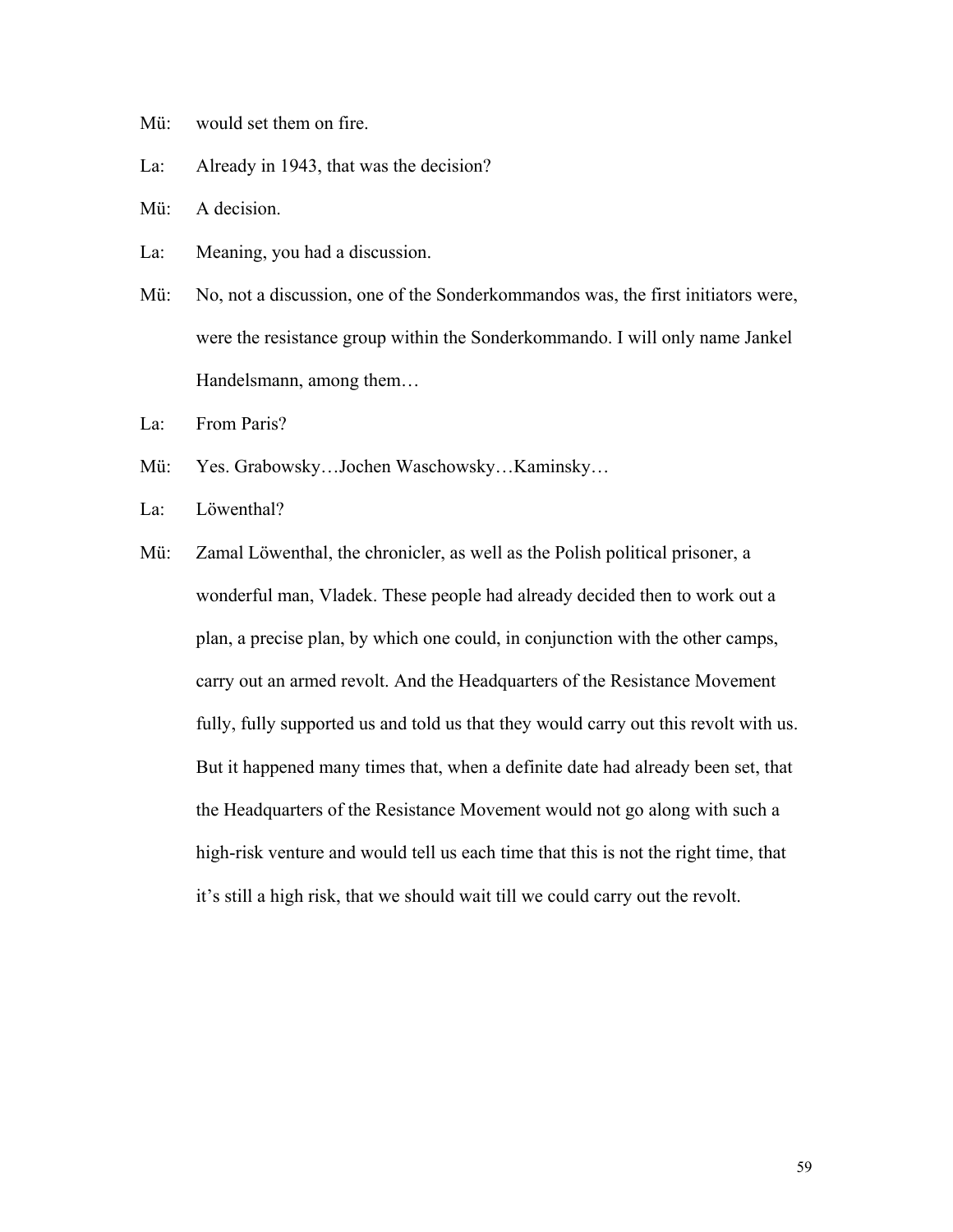Mü: would set them on fire.

La: Already in 1943, that was the decision?

Mü: A decision.

La: Meaning, you had a discussion.

Mü: No, not a discussion, one of the Sonderkommandos was, the first initiators were, were the resistance group within the Sonderkommando. I will only name Jankel Handelsmann, among them…

La: From Paris?

Mü: Yes. Grabowsky…Jochen Waschowsky…Kaminsky…

La: Löwenthal?

Mü: Zamal Löwenthal, the chronicler, as well as the Polish political prisoner, a wonderful man, Vladek. These people had already decided then to work out a plan, a precise plan, by which one could, in conjunction with the other camps, carry out an armed revolt. And the Headquarters of the Resistance Movement fully, fully supported us and told us that they would carry out this revolt with us. But it happened many times that, when a definite date had already been set, that the Headquarters of the Resistance Movement would not go along with such a high-risk venture and would tell us each time that this is not the right time, that it's still a high risk, that we should wait till we could carry out the revolt.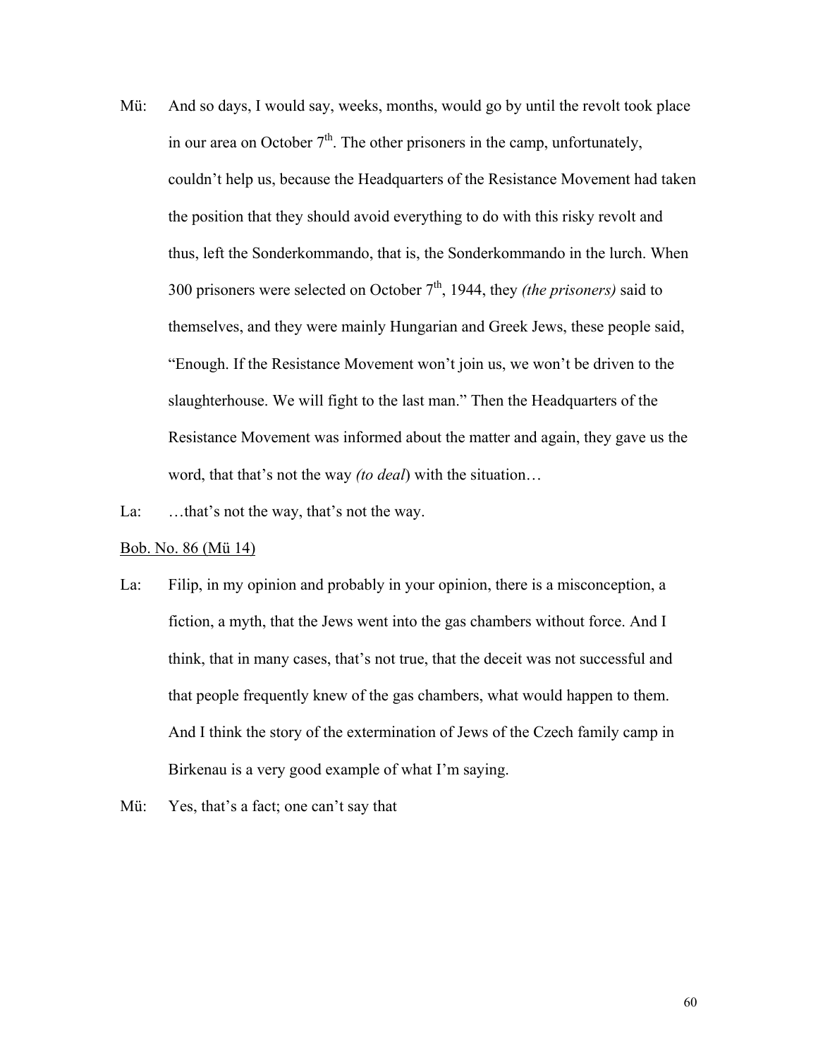Mü: And so days, I would say, weeks, months, would go by until the revolt took place in our area on October 7th. The other prisoners in the camp, unfortunately, couldn't help us, because the Headquarters of the Resistance Movement had taken the position that they should avoid everything to do with this risky revolt and thus, left the Sonderkommando, that is, the Sonderkommando in the lurch. When 300 prisoners were selected on October 7th, 1944, they *(the prisoners)* said to themselves, and they were mainly Hungarian and Greek Jews, these people said, "Enough. If the Resistance Movement won't join us, we won't be driven to the slaughterhouse. We will fight to the last man." Then the Headquarters of the Resistance Movement was informed about the matter and again, they gave us the word, that that's not the way *(to deal)* with the situation…

La: …that's not the way, that's not the way.

<u>Bob. No. 86 (Mü 14)</u>

La: Filip, in my opinion and probably in your opinion, there is a misconception, a fiction, a myth, that the Jews went into the gas chambers without force. And I think, that in many cases, that's not true, that the deceit was not successful and that people frequently knew of the gas chambers, what would happen to them. And I think the story of the extermination of Jews of the Czech family camp in Birkenau is a very good example of what I'm saying.

Mü: Yes, that's a fact; one can't say that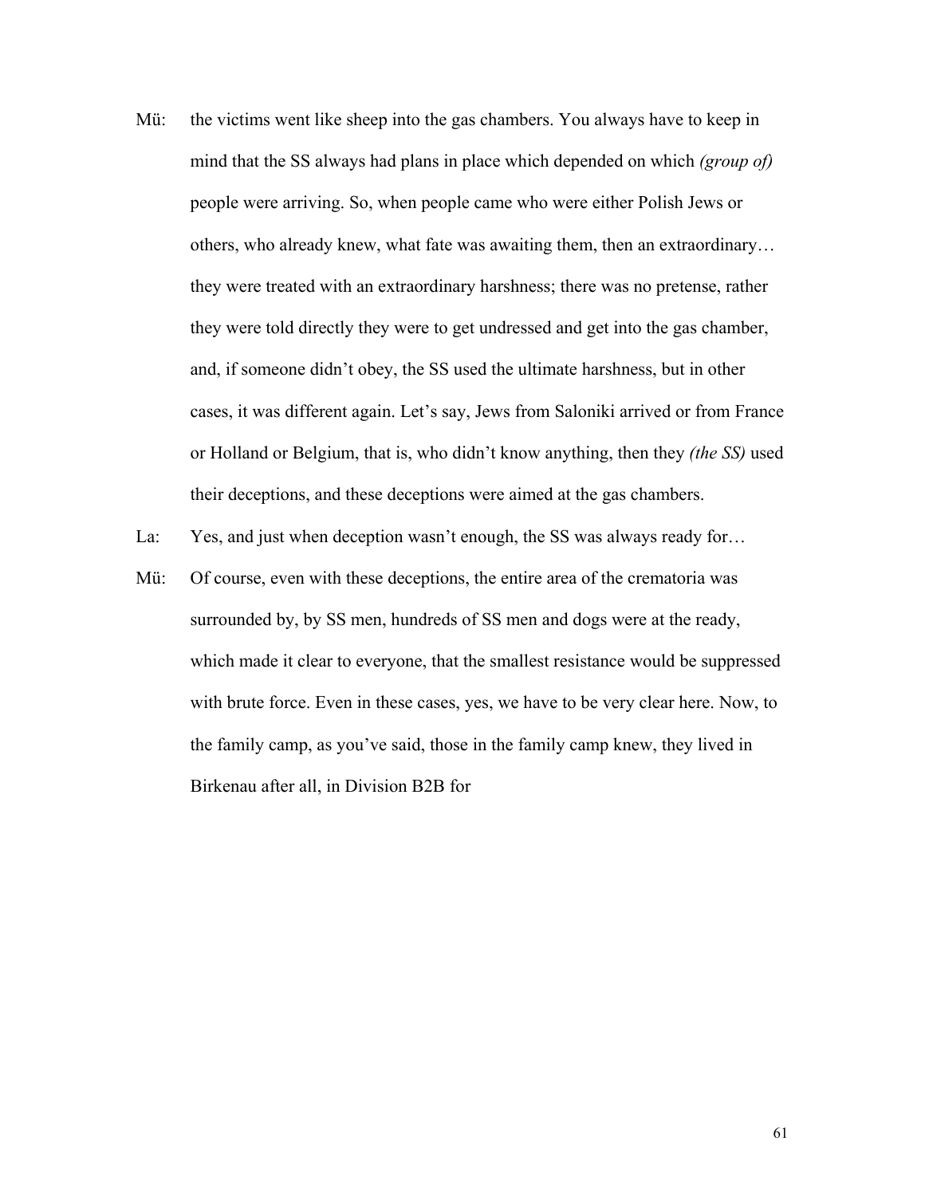Mü: the victims went like sheep into the gas chambers. You always have to keep in mind that the SS always had plans in place which depended on which *(group of)* people were arriving. So, when people came who were either Polish Jews or others, who already knew, what fate was awaiting them, then an extraordinary… they were treated with an extraordinary harshness; there was no pretense, rather they were told directly they were to get undressed and get into the gas chamber, and, if someone didn't obey, the SS used the ultimate harshness, but in other cases, it was different again. Let's say, Jews from Saloniki arrived or from France or Holland or Belgium, that is, who didn't know anything, then they *(the SS)* used their deceptions, and these deceptions were aimed at the gas chambers.

La: Yes, and just when deception wasn't enough, the SS was always ready for…

Mü: Of course, even with these deceptions, the entire area of the crematoria was surrounded by, by SS men, hundreds of SS men and dogs were at the ready, which made it clear to everyone, that the smallest resistance would be suppressed with brute force. Even in these cases, yes, we have to be very clear here. Now, to the family camp, as you've said, those in the family camp knew, they lived in Birkenau after all, in Division B2B for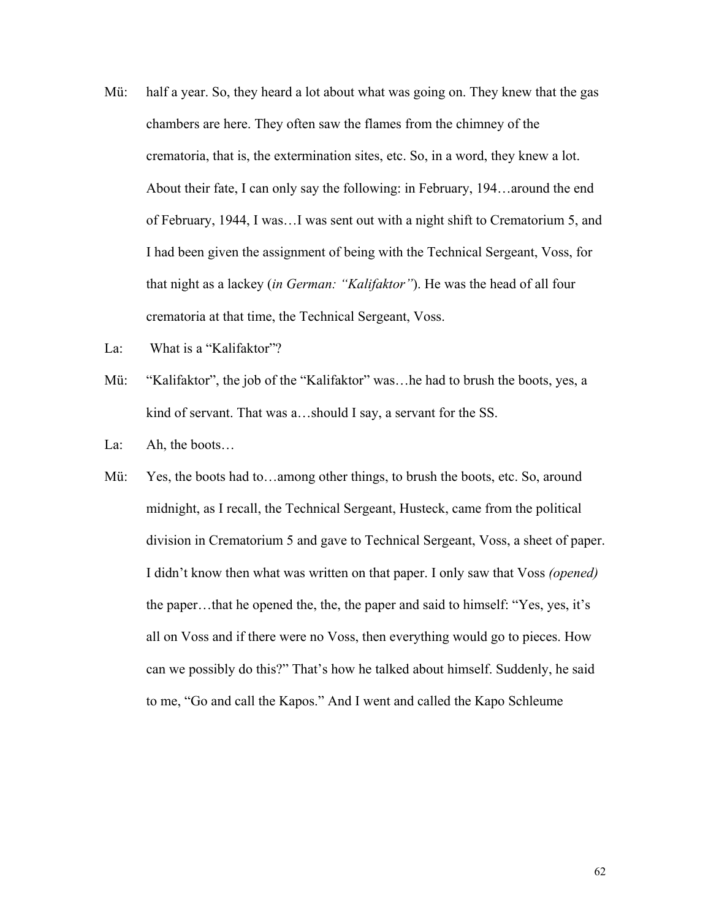Mü: half a year. So, they heard a lot about what was going on. They knew that the gas chambers are here. They often saw the flames from the chimney of the crematoria, that is, the extermination sites, etc. So, in a word, they knew a lot. About their fate, I can only say the following: in February, 194…around the end of February, 1944, I was…I was sent out with a night shift to Crematorium 5, and I had been given the assignment of being with the Technical Sergeant, Voss, for that night as a lackey (*in German: "Kalifaktor"*). He was the head of all four crematoria at that time, the Technical Sergeant, Voss.

La: What is a "Kalifaktor"?

Mü: "Kalifaktor", the job of the "Kalifaktor" was…he had to brush the boots, yes, a kind of servant. That was a…should I say, a servant for the SS.

La: Ah, the boots…

Mü: Yes, the boots had to…among other things, to brush the boots, etc. So, around midnight, as I recall, the Technical Sergeant, Husteck, came from the political division in Crematorium 5 and gave to Technical Sergeant, Voss, a sheet of paper. I didn't know then what was written on that paper. I only saw that Voss *(opened)* the paper…that he opened the, the, the paper and said to himself: "Yes, yes, it's all on Voss and if there were no Voss, then everything would go to pieces. How can we possibly do this?" That's how he talked about himself. Suddenly, he said to me, "Go and call the Kapos." And I went and called the Kapo Schleume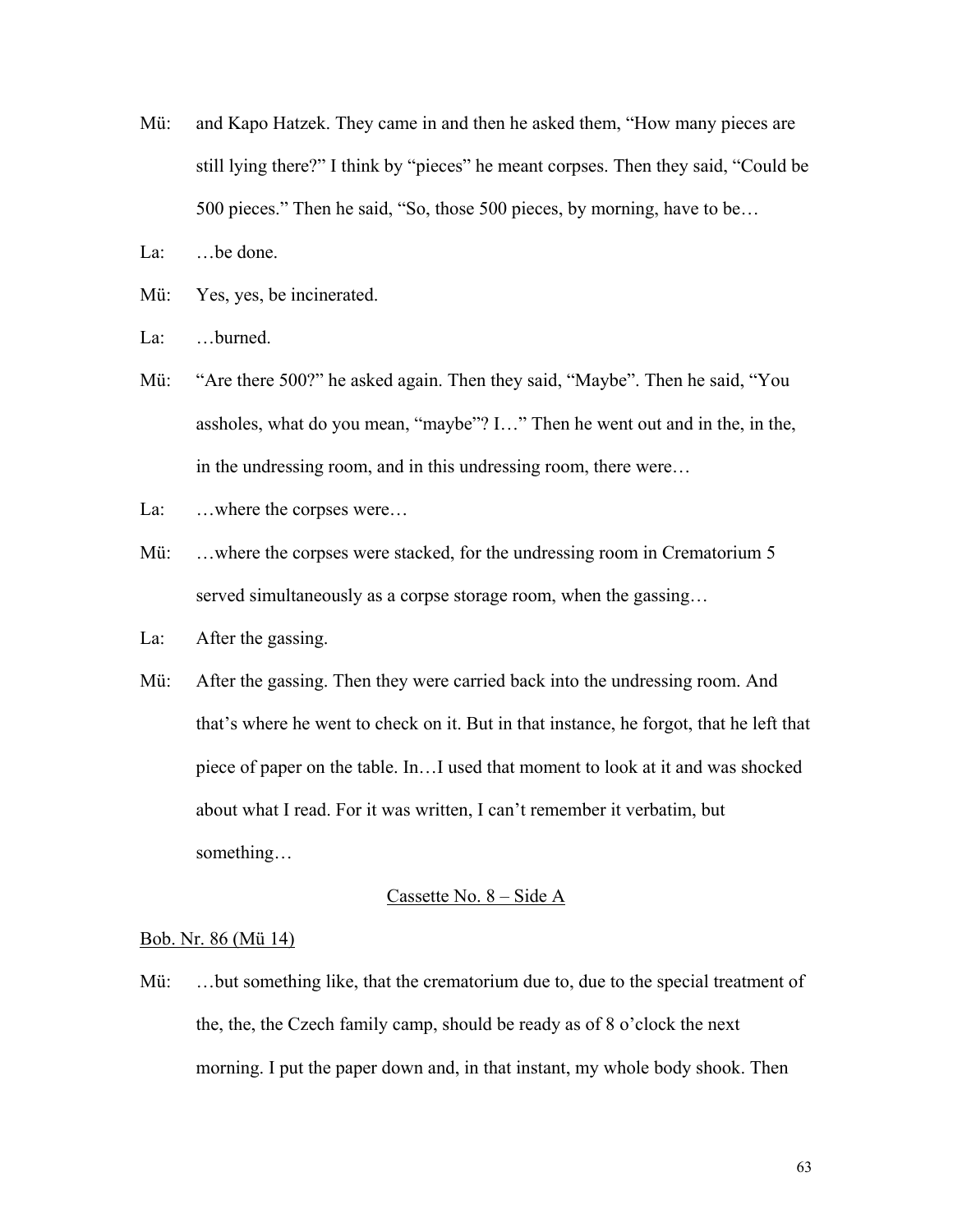Mü: and Kapo Hatzek. They came in and then he asked them, "How many pieces are still lying there?" I think by "pieces" he meant corpses. Then they said, "Could be 500 pieces." Then he said, "So, those 500 pieces, by morning, have to be…

La: …be done.

Mü: Yes, yes, be incinerated.

La: …burned.

Mü: "Are there 500?" he asked again. Then they said, "Maybe". Then he said, "You assholes, what do you mean, "maybe"? I…" Then he went out and in the, in the, in the undressing room, and in this undressing room, there were…

La: …where the corpses were…

Mü: …where the corpses were stacked, for the undressing room in Crematorium 5 served simultaneously as a corpse storage room, when the gassing…

La: After the gassing.

Mü: After the gassing. Then they were carried back into the undressing room. And that's where he went to check on it. But in that instance, he forgot, that he left that piece of paper on the table. In…I used that moment to look at it and was shocked about what I read. For it was written, I can't remember it verbatim, but something…

<u>Cassette No. 8 – Side A</u>

<u>Bob. Nr. 86 (Mü 14)</u>

Mü: …but something like, that the crematorium due to, due to the special treatment of the, the, the Czech family camp, should be ready as of 8 o'clock the next morning. I put the paper down and, in that instant, my whole body shook. Then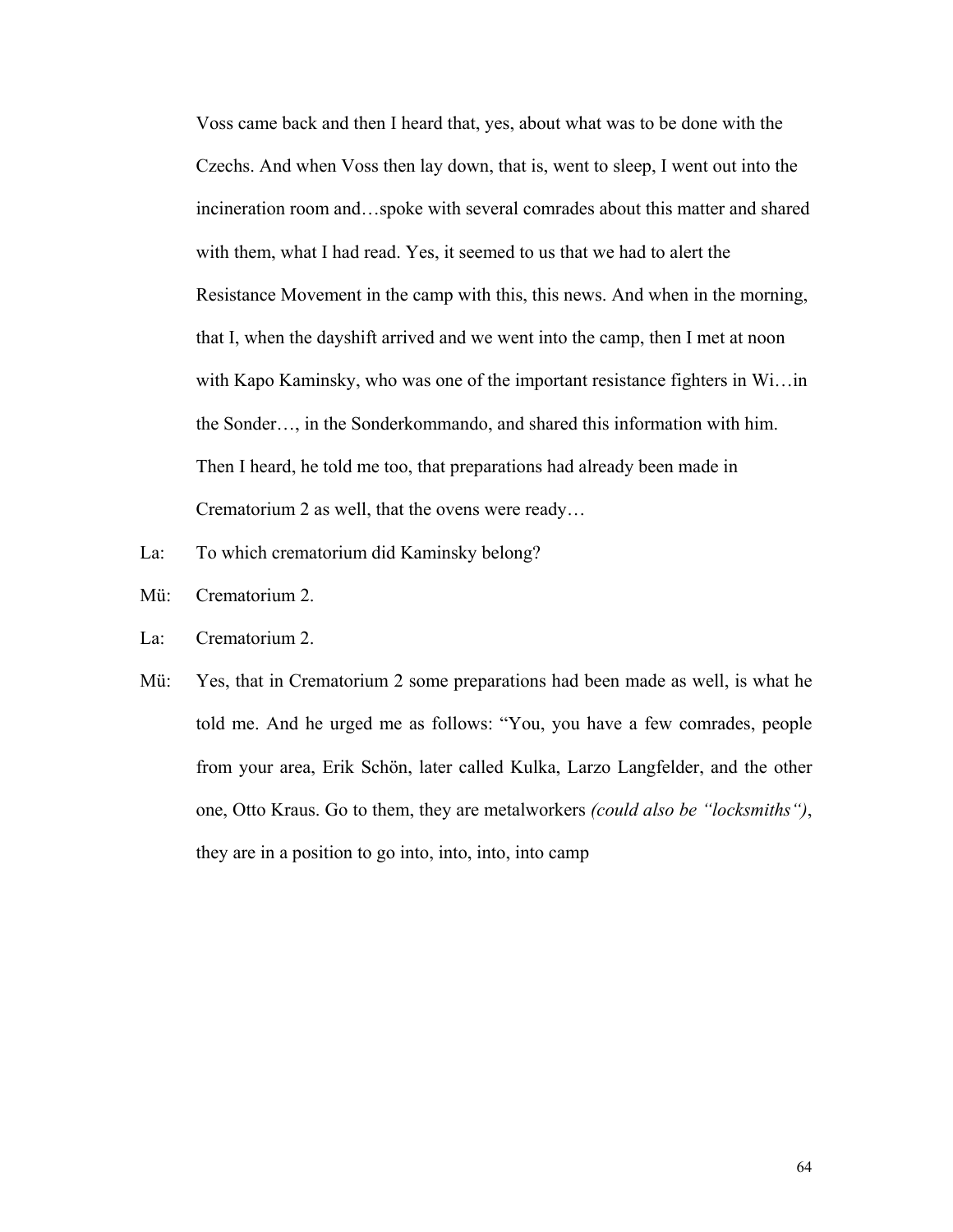Voss came back and then I heard that, yes, about what was to be done with the Czechs. And when Voss then lay down, that is, went to sleep, I went out into the incineration room and…spoke with several comrades about this matter and shared with them, what I had read. Yes, it seemed to us that we had to alert the Resistance Movement in the camp with this, this news. And when in the morning, that I, when the dayshift arrived and we went into the camp, then I met at noon with Kapo Kaminsky, who was one of the important resistance fighters in Wi…in the Sonder…, in the Sonderkommando, and shared this information with him. Then I heard, he told me too, that preparations had already been made in Crematorium 2 as well, that the ovens were ready…

La: To which crematorium did Kaminsky belong?

Mü: Crematorium 2.

La: Crematorium 2.

Mü: Yes, that in Crematorium 2 some preparations had been made as well, is what he told me. And he urged me as follows: "You, you have a few comrades, people from your area, Erik Schön, later called Kulka, Larzo Langfelder, and the other one, Otto Kraus. Go to them, they are metalworkers *(could also be "locksmiths")*, they are in a position to go into, into, into, into camp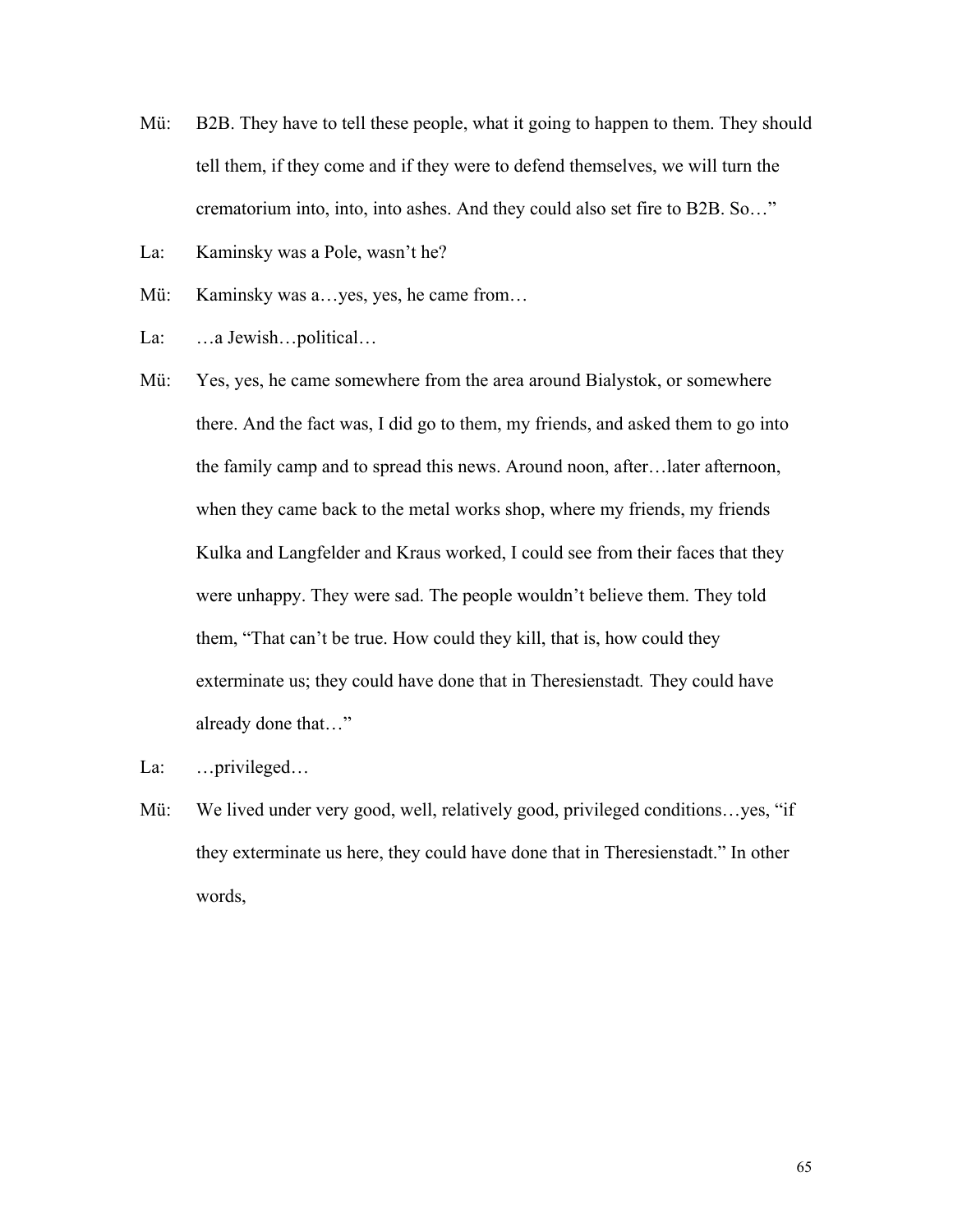Mü: B2B. They have to tell these people, what it going to happen to them. They should tell them, if they come and if they were to defend themselves, we will turn the crematorium into, into, into ashes. And they could also set fire to B2B. So…"

La: Kaminsky was a Pole, wasn't he?

Mü: Kaminsky was a…yes, yes, he came from…

La: …a Jewish…political…

Mü: Yes, yes, he came somewhere from the area around Bialystok, or somewhere there. And the fact was, I did go to them, my friends, and asked them to go into the family camp and to spread this news. Around noon, after…later afternoon, when they came back to the metal works shop, where my friends, my friends Kulka and Langfelder and Kraus worked, I could see from their faces that they were unhappy. They were sad. The people wouldn't believe them. They told them, "That can't be true. How could they kill, that is, how could they exterminate us; they could have done that in Theresienstadt. They could have already done that…"

La: …privileged…

Mü: We lived under very good, well, relatively good, privileged conditions…yes, "if they exterminate us here, they could have done that in Theresienstadt." In other words,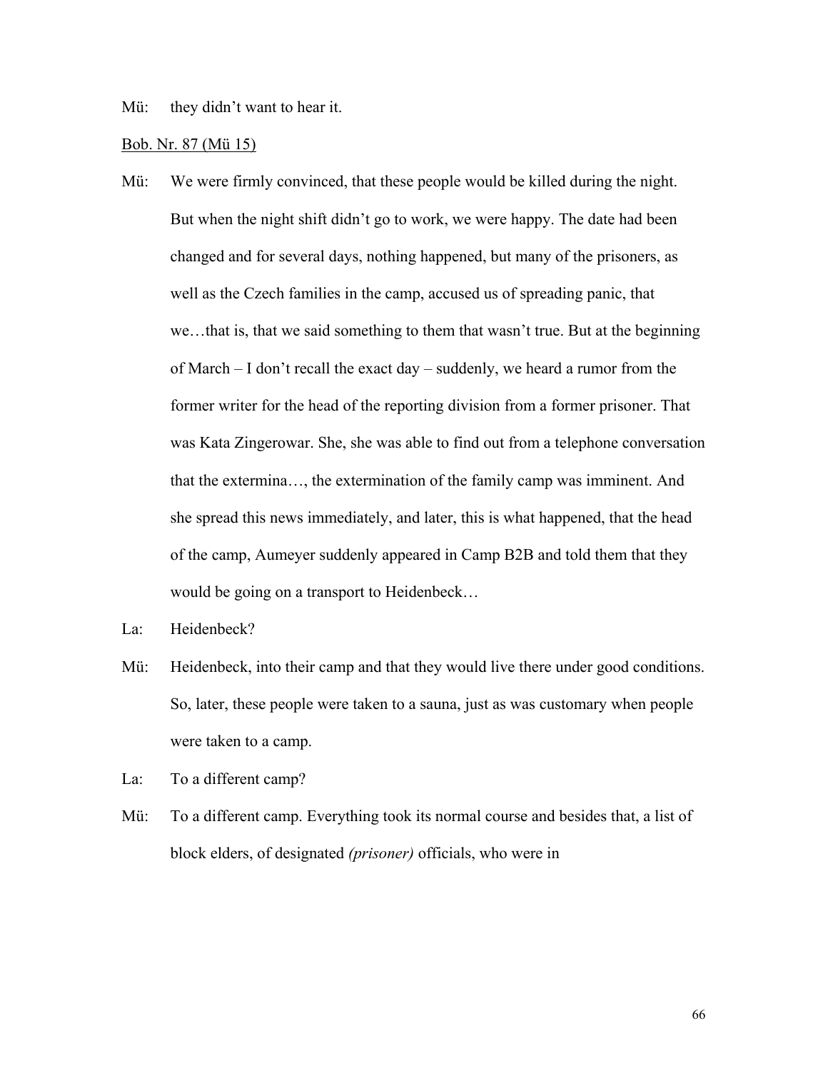Mü: they didn't want to hear it.

<u>Bob. Nr. 87 (Mü 15)</u>

Mü: We were firmly convinced, that these people would be killed during the night. But when the night shift didn't go to work, we were happy. The date had been changed and for several days, nothing happened, but many of the prisoners, as well as the Czech families in the camp, accused us of spreading panic, that we…that is, that we said something to them that wasn't true. But at the beginning of March – I don't recall the exact day – suddenly, we heard a rumor from the former writer for the head of the reporting division from a former prisoner. That was Kata Zingerowar. She, she was able to find out from a telephone conversation that the extermina…, the extermination of the family camp was imminent. And she spread this news immediately, and later, this is what happened, that the head of the camp, Aumeyer suddenly appeared in Camp B2B and told them that they would be going on a transport to Heidenbeck…

La: Heidenbeck?

Mü: Heidenbeck, into their camp and that they would live there under good conditions. So, later, these people were taken to a sauna, just as was customary when people were taken to a camp.

La: To a different camp?

Mü: To a different camp. Everything took its normal course and besides that, a list of block elders, of designated *(prisoner)* officials, who were in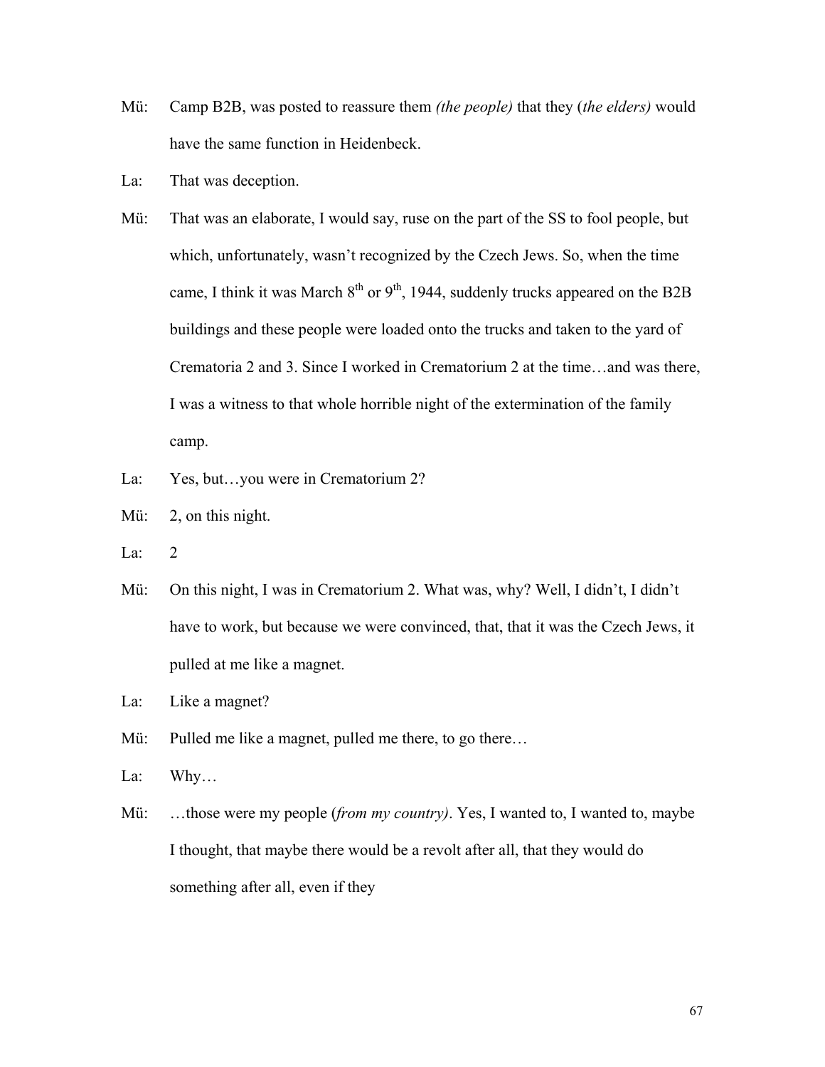Mü: Camp B2B, was posted to reassure them *(the people)* that they (*the elders)* would have the same function in Heidenbeck.

La: That was deception.

Mü: That was an elaborate, I would say, ruse on the part of the SS to fool people, but which, unfortunately, wasn't recognized by the Czech Jews. So, when the time came, I think it was March 8th or 9th, 1944, suddenly trucks appeared on the B2B buildings and these people were loaded onto the trucks and taken to the yard of Crematoria 2 and 3. Since I worked in Crematorium 2 at the time…and was there, I was a witness to that whole horrible night of the extermination of the family camp.

La: Yes, but…you were in Crematorium 2?

Mü: 2, on this night.

La: 2

Mü: On this night, I was in Crematorium 2. What was, why? Well, I didn't, I didn't have to work, but because we were convinced, that, that it was the Czech Jews, it pulled at me like a magnet.

La: Like a magnet?

Mü: Pulled me like a magnet, pulled me there, to go there…

La: Why…

Mü: …those were my people (*from my country)*. Yes, I wanted to, I wanted to, maybe I thought, that maybe there would be a revolt after all, that they would do something after all, even if they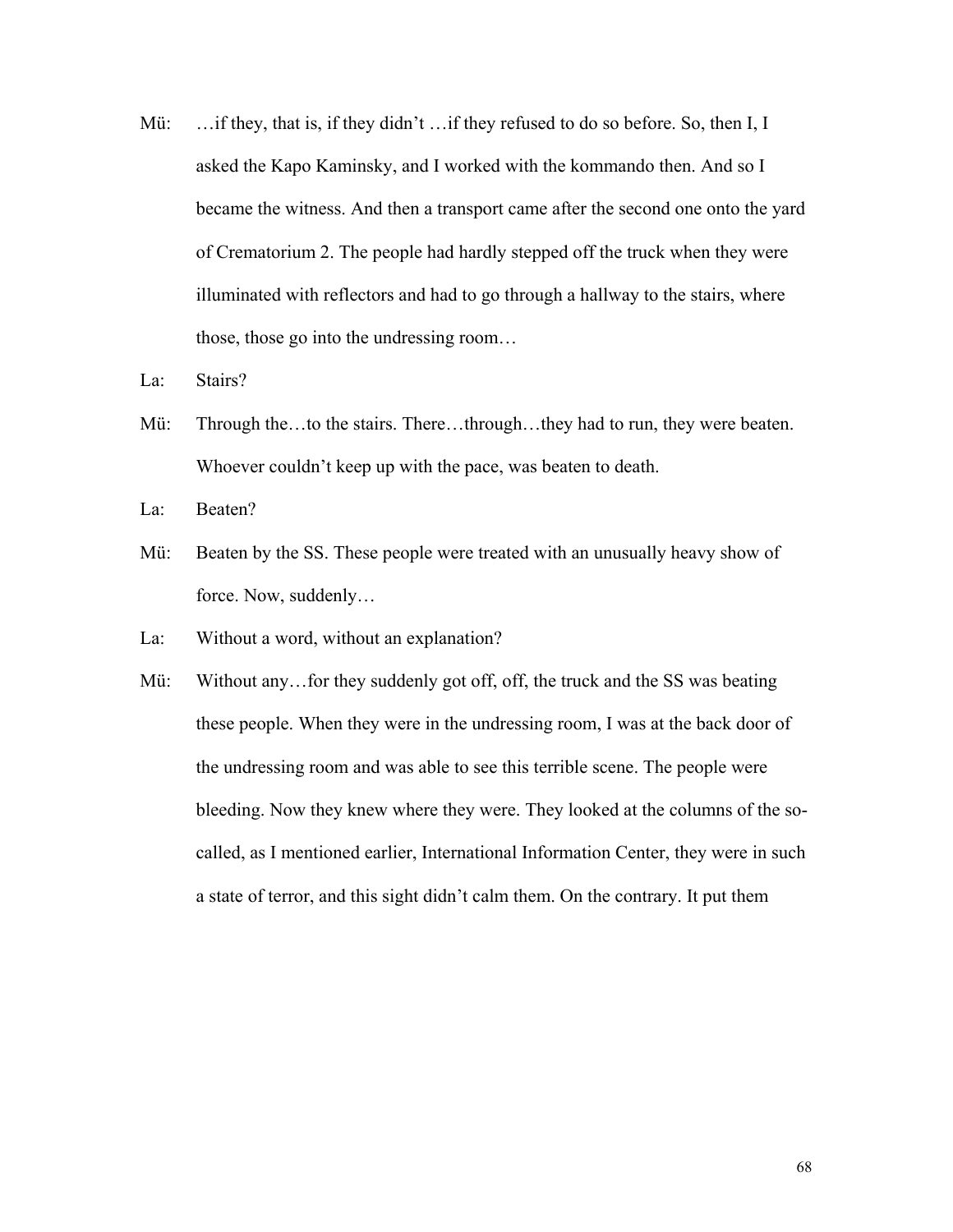Mü: …if they, that is, if they didn't …if they refused to do so before. So, then I, I asked the Kapo Kaminsky, and I worked with the kommando then. And so I became the witness. And then a transport came after the second one onto the yard of Crematorium 2. The people had hardly stepped off the truck when they were illuminated with reflectors and had to go through a hallway to the stairs, where those, those go into the undressing room…

La: Stairs?

Mü: Through the…to the stairs. There…through…they had to run, they were beaten. Whoever couldn't keep up with the pace, was beaten to death.

La: Beaten?

Mü: Beaten by the SS. These people were treated with an unusually heavy show of force. Now, suddenly…

La: Without a word, without an explanation?

Mü: Without any…for they suddenly got off, off, the truck and the SS was beating these people. When they were in the undressing room, I was at the back door of the undressing room and was able to see this terrible scene. The people were bleeding. Now they knew where they were. They looked at the columns of the so-called, as I mentioned earlier, International Information Center, they were in such a state of terror, and this sight didn't calm them. On the contrary. It put them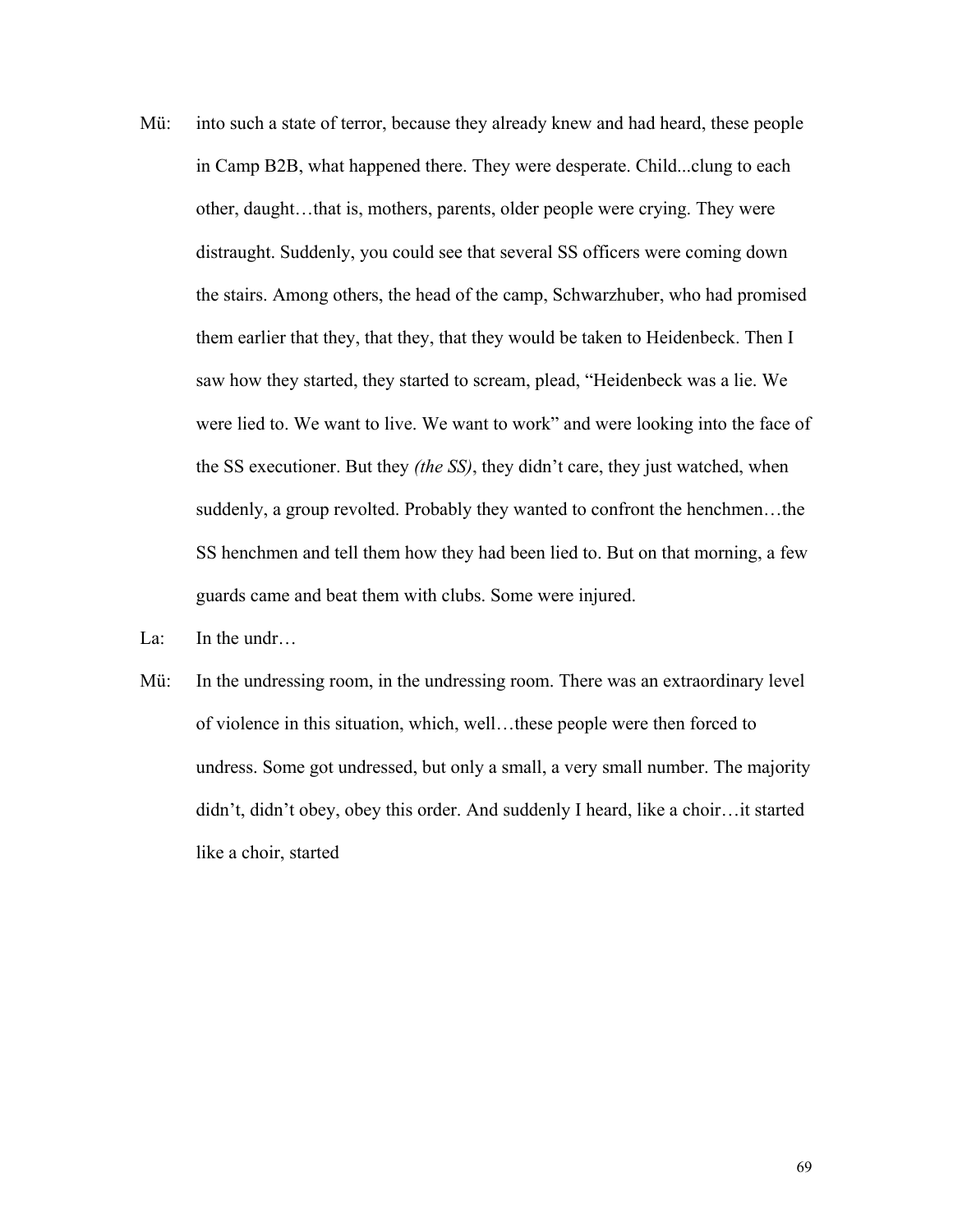Mü: into such a state of terror, because they already knew and had heard, these people in Camp B2B, what happened there. They were desperate. Child...clung to each other, daught…that is, mothers, parents, older people were crying. They were distraught. Suddenly, you could see that several SS officers were coming down the stairs. Among others, the head of the camp, Schwarzhuber, who had promised them earlier that they, that they, that they would be taken to Heidenbeck. Then I saw how they started, they started to scream, plead, "Heidenbeck was a lie. We were lied to. We want to live. We want to work" and were looking into the face of the SS executioner. But they *(the SS)*, they didn't care, they just watched, when suddenly, a group revolted. Probably they wanted to confront the henchmen…the SS henchmen and tell them how they had been lied to. But on that morning, a few guards came and beat them with clubs. Some were injured.

La: In the undr…

Mü: In the undressing room, in the undressing room. There was an extraordinary level of violence in this situation, which, well…these people were then forced to undress. Some got undressed, but only a small, a very small number. The majority didn't, didn't obey, obey this order. And suddenly I heard, like a choir…it started like a choir, started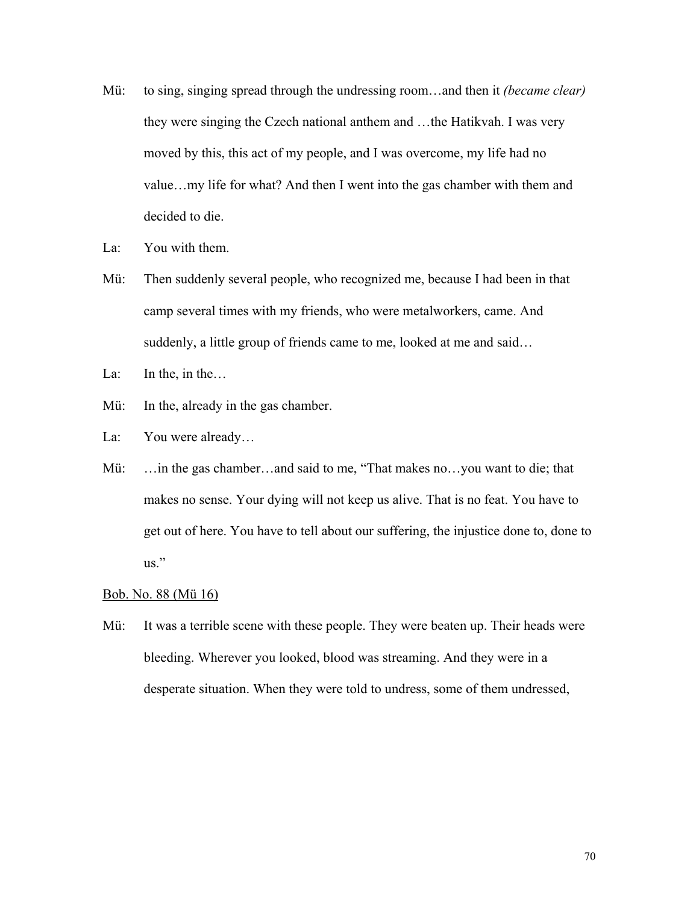Mü: to sing, singing spread through the undressing room…and then it *(became clear)* they were singing the Czech national anthem and …the Hatikvah. I was very moved by this, this act of my people, and I was overcome, my life had no value…my life for what? And then I went into the gas chamber with them and decided to die.

La: You with them.

Mü: Then suddenly several people, who recognized me, because I had been in that camp several times with my friends, who were metalworkers, came. And suddenly, a little group of friends came to me, looked at me and said…

La: In the, in the…

Mü: In the, already in the gas chamber.

La: You were already…

Mü: …in the gas chamber…and said to me, "That makes no…you want to die; that makes no sense. Your dying will not keep us alive. That is no feat. You have to get out of here. You have to tell about our suffering, the injustice done to, done to us."

<u>Bob. No. 88 (Mü 16)</u>

Mü: It was a terrible scene with these people. They were beaten up. Their heads were bleeding. Wherever you looked, blood was streaming. And they were in a desperate situation. When they were told to undress, some of them undressed,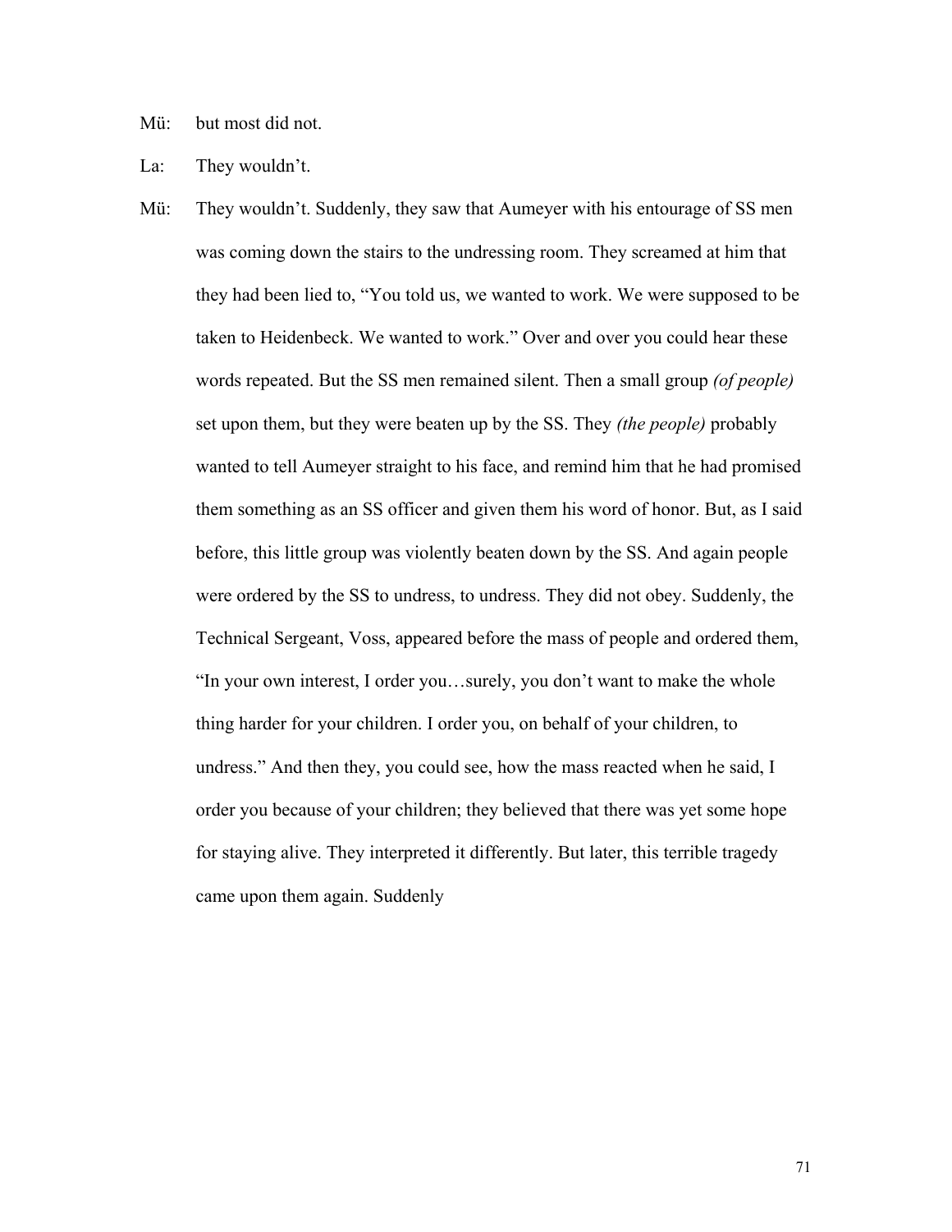Mü: but most did not.

La: They wouldn't.

Mü: They wouldn't. Suddenly, they saw that Aumeyer with his entourage of SS men was coming down the stairs to the undressing room. They screamed at him that they had been lied to, "You told us, we wanted to work. We were supposed to be taken to Heidenbeck. We wanted to work." Over and over you could hear these words repeated. But the SS men remained silent. Then a small group *(of people)* set upon them, but they were beaten up by the SS. They *(the people)* probably wanted to tell Aumeyer straight to his face, and remind him that he had promised them something as an SS officer and given them his word of honor. But, as I said before, this little group was violently beaten down by the SS. And again people were ordered by the SS to undress, to undress. They did not obey. Suddenly, the Technical Sergeant, Voss, appeared before the mass of people and ordered them, "In your own interest, I order you…surely, you don't want to make the whole thing harder for your children. I order you, on behalf of your children, to undress." And then they, you could see, how the mass reacted when he said, I order you because of your children; they believed that there was yet some hope for staying alive. They interpreted it differently. But later, this terrible tragedy came upon them again. Suddenly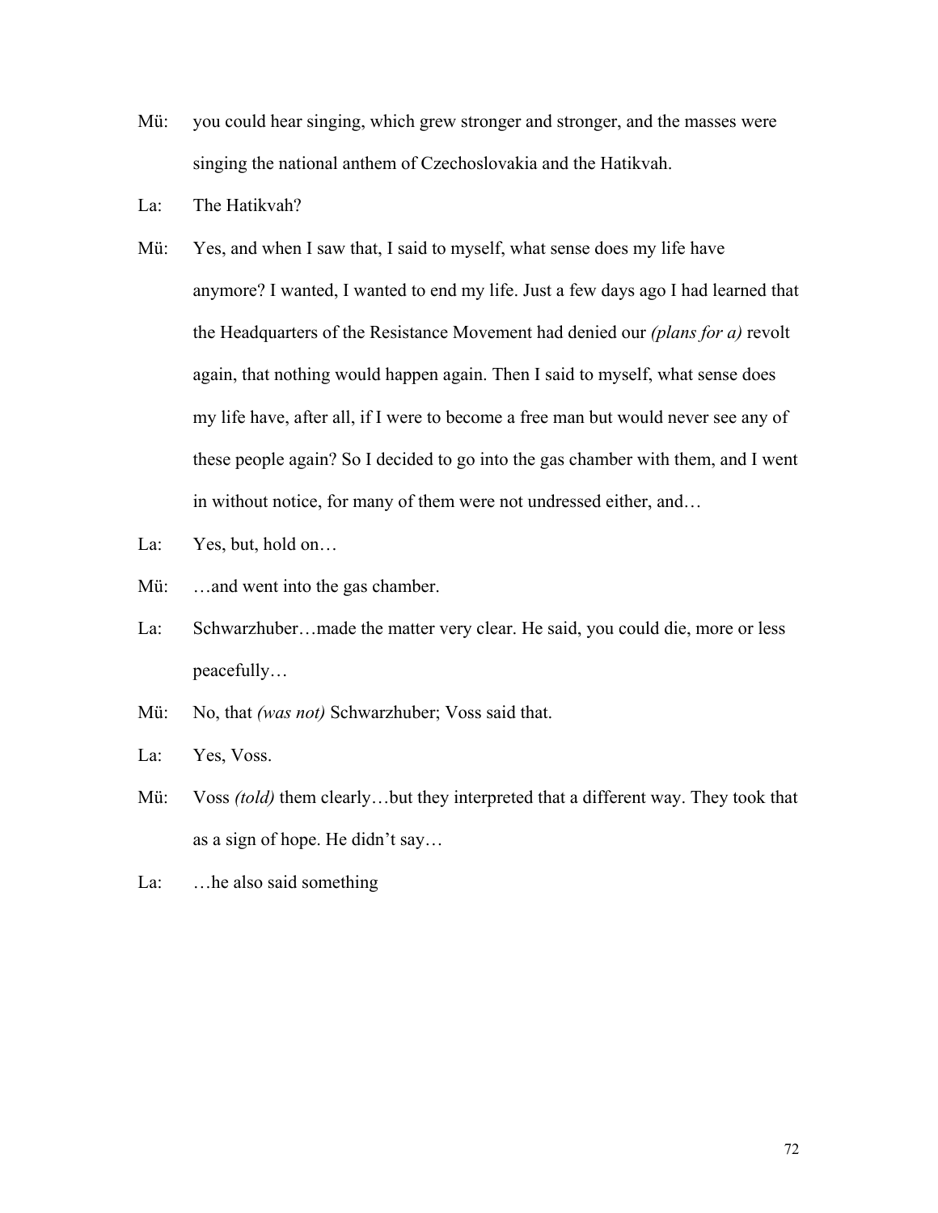Mü: you could hear singing, which grew stronger and stronger, and the masses were singing the national anthem of Czechoslovakia and the Hatikvah.

La: The Hatikvah?

Mü: Yes, and when I saw that, I said to myself, what sense does my life have anymore? I wanted, I wanted to end my life. Just a few days ago I had learned that the Headquarters of the Resistance Movement had denied our *(plans for a)* revolt again, that nothing would happen again. Then I said to myself, what sense does my life have, after all, if I were to become a free man but would never see any of these people again? So I decided to go into the gas chamber with them, and I went in without notice, for many of them were not undressed either, and…

La: Yes, but, hold on…

Mü: …and went into the gas chamber.

La: Schwarzhuber…made the matter very clear. He said, you could die, more or less peacefully…

Mü: No, that *(was not)* Schwarzhuber; Voss said that.

La: Yes, Voss.

Mü: Voss *(told)* them clearly…but they interpreted that a different way. They took that as a sign of hope. He didn't say…

La: …he also said something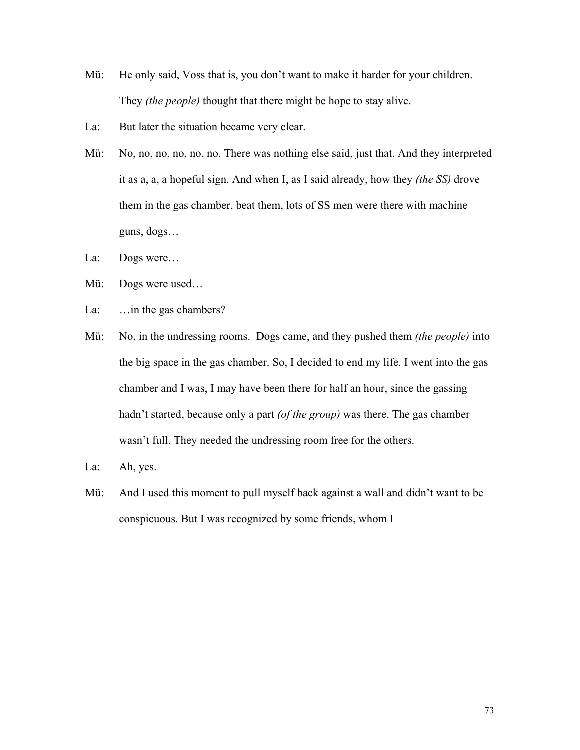Mü: He only said, Voss that is, you don't want to make it harder for your children. They *(the people)* thought that there might be hope to stay alive.

La: But later the situation became very clear.

Mü: No, no, no, no, no, no. There was nothing else said, just that. And they interpreted it as a, a, a hopeful sign. And when I, as I said already, how they *(the SS)* drove them in the gas chamber, beat them, lots of SS men were there with machine guns, dogs…

La: Dogs were…

Mü: Dogs were used…

La: …in the gas chambers?

Mü: No, in the undressing rooms. Dogs came, and they pushed them *(the people)* into the big space in the gas chamber. So, I decided to end my life. I went into the gas chamber and I was, I may have been there for half an hour, since the gassing hadn't started, because only a part *(of the group)* was there. The gas chamber wasn't full. They needed the undressing room free for the others.

La: Ah, yes.

Mü: And I used this moment to pull myself back against a wall and didn't want to be conspicuous. But I was recognized by some friends, whom I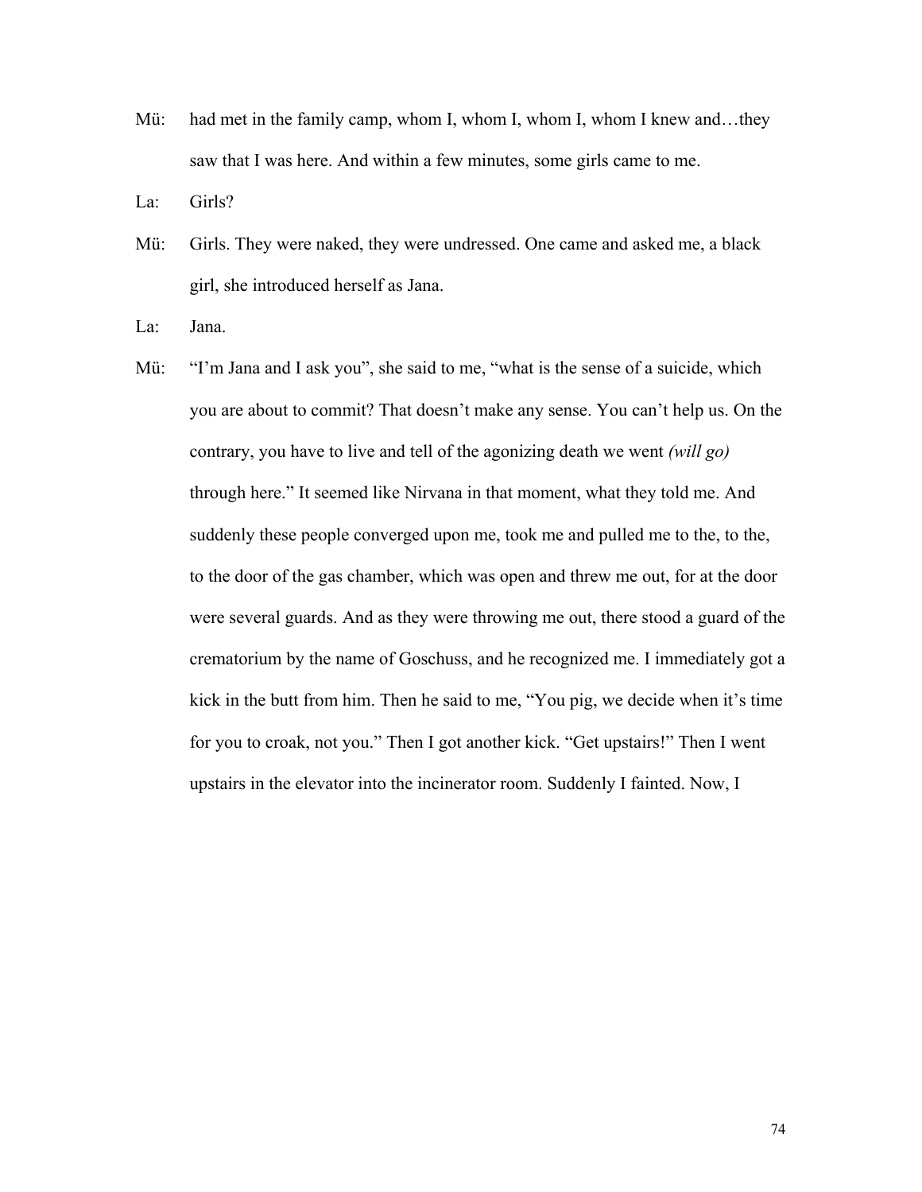Mü: had met in the family camp, whom I, whom I, whom I, whom I knew and…they saw that I was here. And within a few minutes, some girls came to me.

La: Girls?

Mü: Girls. They were naked, they were undressed. One came and asked me, a black girl, she introduced herself as Jana.

La: Jana.

Mü: "I'm Jana and I ask you", she said to me, "what is the sense of a suicide, which you are about to commit? That doesn't make any sense. You can't help us. On the contrary, you have to live and tell of the agonizing death we went *(will go)* through here." It seemed like Nirvana in that moment, what they told me. And suddenly these people converged upon me, took me and pulled me to the, to the, to the door of the gas chamber, which was open and threw me out, for at the door were several guards. And as they were throwing me out, there stood a guard of the crematorium by the name of Goschuss, and he recognized me. I immediately got a kick in the butt from him. Then he said to me, "You pig, we decide when it's time for you to croak, not you." Then I got another kick. "Get upstairs!" Then I went upstairs in the elevator into the incinerator room. Suddenly I fainted. Now, I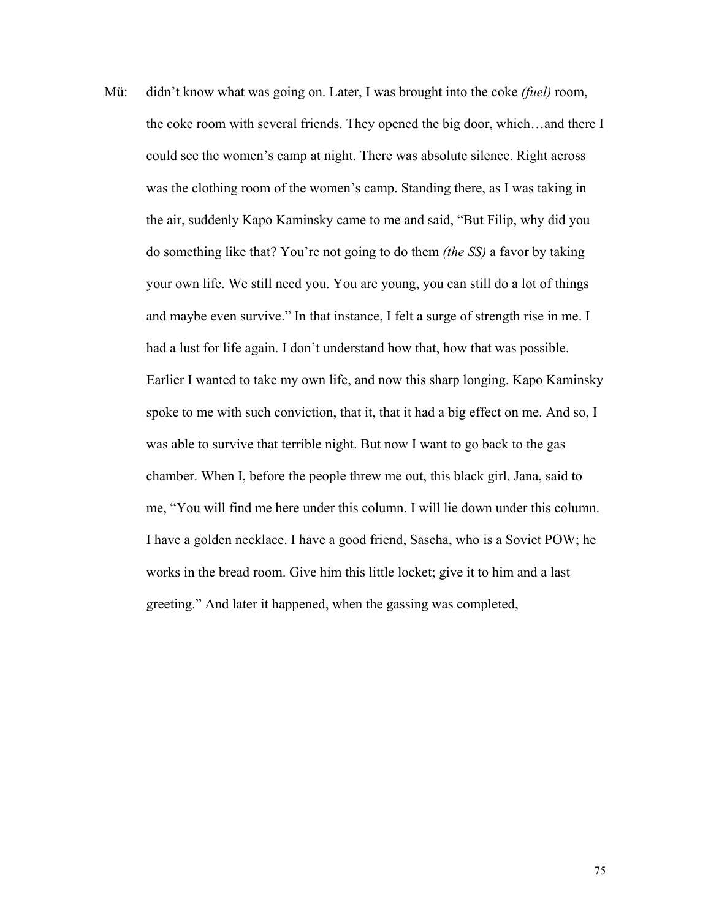Mü: didn't know what was going on. Later, I was brought into the coke *(fuel)* room, the coke room with several friends. They opened the big door, which…and there I could see the women's camp at night. There was absolute silence. Right across was the clothing room of the women's camp. Standing there, as I was taking in the air, suddenly Kapo Kaminsky came to me and said, "But Filip, why did you do something like that? You're not going to do them *(the SS)* a favor by taking your own life. We still need you. You are young, you can still do a lot of things and maybe even survive." In that instance, I felt a surge of strength rise in me. I had a lust for life again. I don't understand how that, how that was possible. Earlier I wanted to take my own life, and now this sharp longing. Kapo Kaminsky spoke to me with such conviction, that it, that it had a big effect on me. And so, I was able to survive that terrible night. But now I want to go back to the gas chamber. When I, before the people threw me out, this black girl, Jana, said to me, "You will find me here under this column. I will lie down under this column. I have a golden necklace. I have a good friend, Sascha, who is a Soviet POW; he works in the bread room. Give him this little locket; give it to him and a last greeting." And later it happened, when the gassing was completed,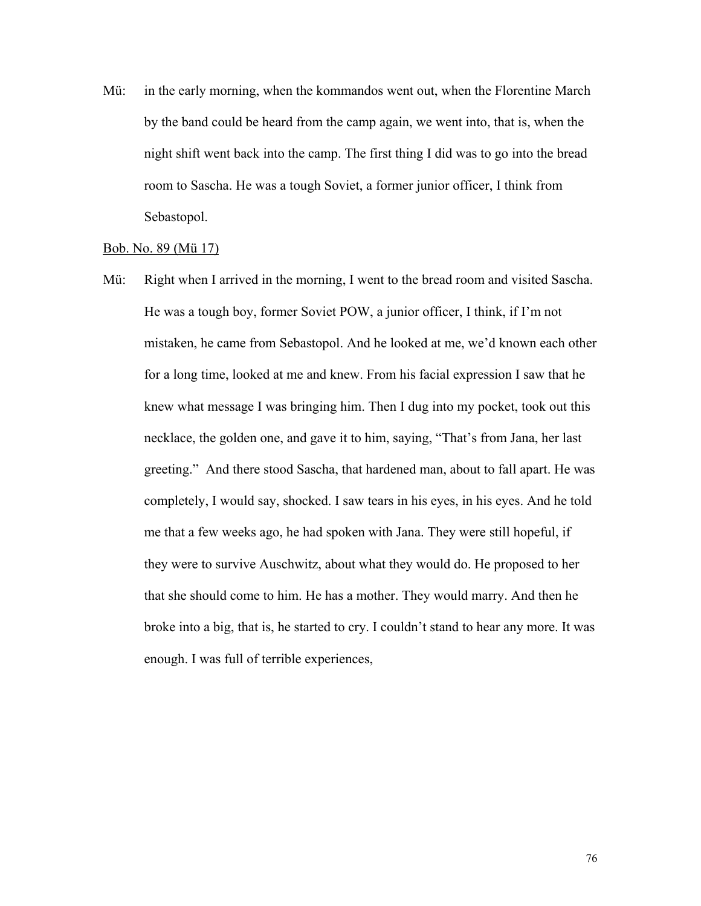Mü: in the early morning, when the kommandos went out, when the Florentine March by the band could be heard from the camp again, we went into, that is, when the night shift went back into the camp. The first thing I did was to go into the bread room to Sascha. He was a tough Soviet, a former junior officer, I think from Sebastopol.

<u>Bob. No. 89 (Mü 17)</u>

Mü: Right when I arrived in the morning, I went to the bread room and visited Sascha. He was a tough boy, former Soviet POW, a junior officer, I think, if I'm not mistaken, he came from Sebastopol. And he looked at me, we'd known each other for a long time, looked at me and knew. From his facial expression I saw that he knew what message I was bringing him. Then I dug into my pocket, took out this necklace, the golden one, and gave it to him, saying, "That's from Jana, her last greeting." And there stood Sascha, that hardened man, about to fall apart. He was completely, I would say, shocked. I saw tears in his eyes, in his eyes. And he told me that a few weeks ago, he had spoken with Jana. They were still hopeful, if they were to survive Auschwitz, about what they would do. He proposed to her that she should come to him. He has a mother. They would marry. And then he broke into a big, that is, he started to cry. I couldn't stand to hear any more. It was enough. I was full of terrible experiences,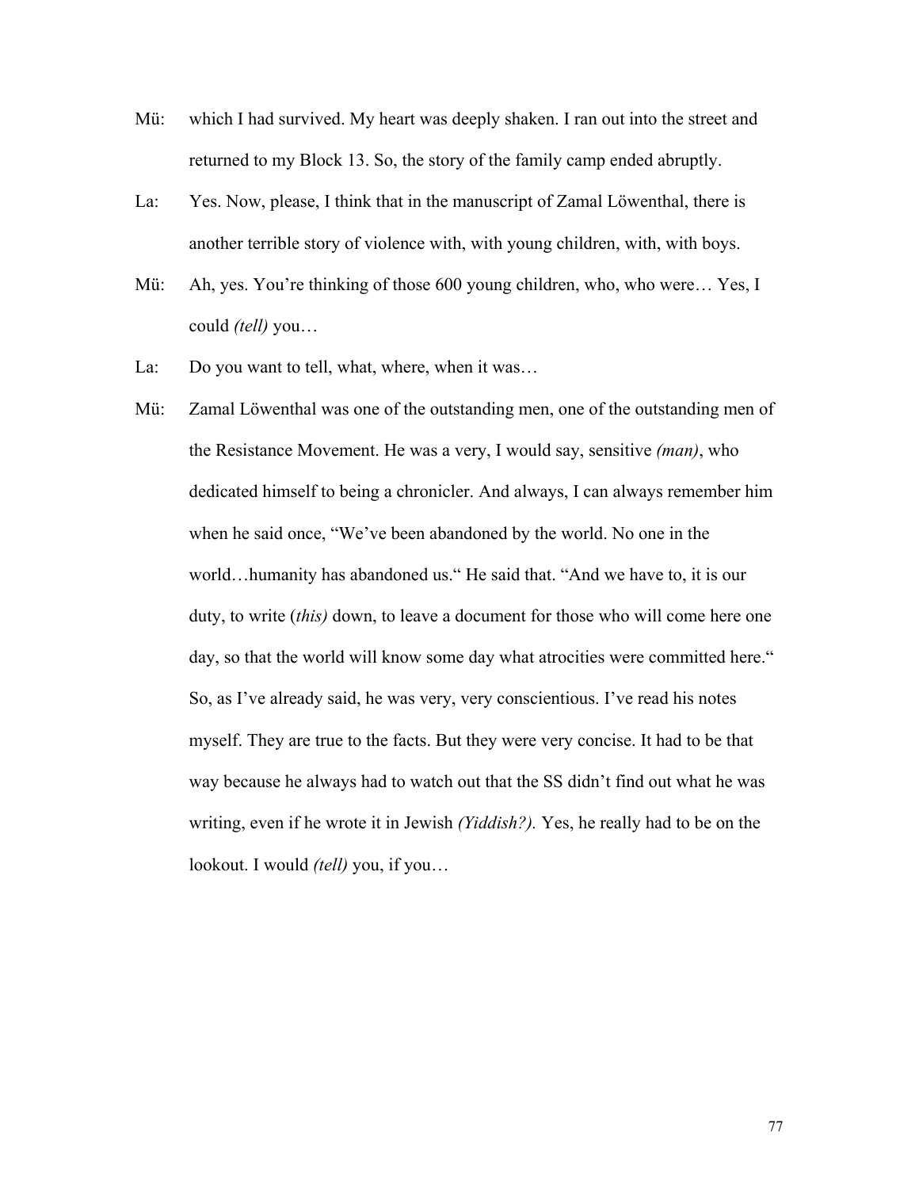Mü: which I had survived. My heart was deeply shaken. I ran out into the street and returned to my Block 13. So, the story of the family camp ended abruptly.

La: Yes. Now, please, I think that in the manuscript of Zamal Löwenthal, there is another terrible story of violence with, with young children, with, with boys.

Mü: Ah, yes. You're thinking of those 600 young children, who, who were… Yes, I could *(tell)* you…

La: Do you want to tell, what, where, when it was…

Mü: Zamal Löwenthal was one of the outstanding men, one of the outstanding men of the Resistance Movement. He was a very, I would say, sensitive *(man)*, who dedicated himself to being a chronicler. And always, I can always remember him when he said once, "We've been abandoned by the world. No one in the world…humanity has abandoned us." He said that. "And we have to, it is our duty, to write (*this)* down, to leave a document for those who will come here one day, so that the world will know some day what atrocities were committed here." So, as I've already said, he was very, very conscientious. I've read his notes myself. They are true to the facts. But they were very concise. It had to be that way because he always had to watch out that the SS didn't find out what he was writing, even if he wrote it in Jewish *(Yiddish?).* Yes, he really had to be on the lookout. I would *(tell)* you, if you…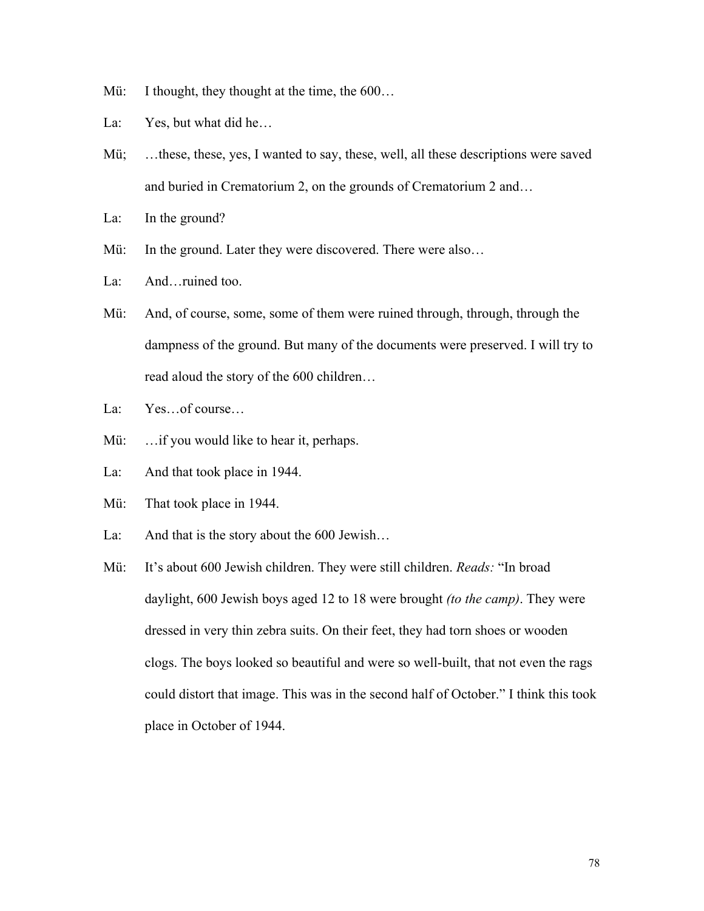Mü: I thought, they thought at the time, the 600…

La: Yes, but what did he…

Mü; …these, these, yes, I wanted to say, these, well, all these descriptions were saved and buried in Crematorium 2, on the grounds of Crematorium 2 and…

La: In the ground?

Mü: In the ground. Later they were discovered. There were also…

La: And…ruined too.

Mü: And, of course, some, some of them were ruined through, through, through the dampness of the ground. But many of the documents were preserved. I will try to read aloud the story of the 600 children…

La: Yes…of course…

Mü: …if you would like to hear it, perhaps.

La: And that took place in 1944.

Mü: That took place in 1944.

La: And that is the story about the 600 Jewish…

Mü: It's about 600 Jewish children. They were still children. *Reads:* "In broad daylight, 600 Jewish boys aged 12 to 18 were brought *(to the camp)*. They were dressed in very thin zebra suits. On their feet, they had torn shoes or wooden clogs. The boys looked so beautiful and were so well-built, that not even the rags could distort that image. This was in the second half of October." I think this took place in October of 1944.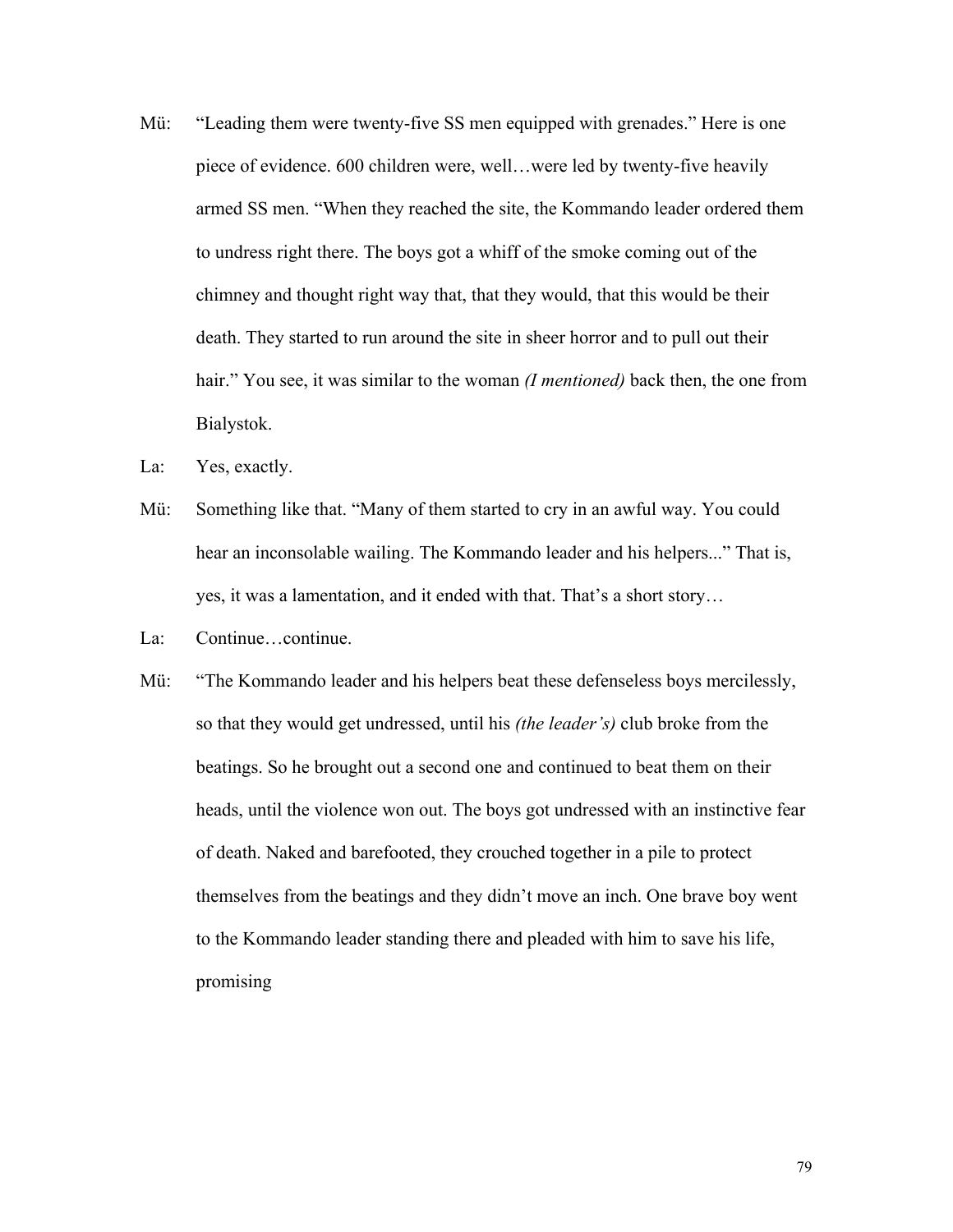Mü: "Leading them were twenty-five SS men equipped with grenades." Here is one piece of evidence. 600 children were, well…were led by twenty-five heavily armed SS men. "When they reached the site, the Kommando leader ordered them to undress right there. The boys got a whiff of the smoke coming out of the chimney and thought right way that, that they would, that this would be their death. They started to run around the site in sheer horror and to pull out their hair." You see, it was similar to the woman *(I mentioned)* back then, the one from Bialystok.

La: Yes, exactly.

Mü: Something like that. "Many of them started to cry in an awful way. You could hear an inconsolable wailing. The Kommando leader and his helpers..." That is, yes, it was a lamentation, and it ended with that. That's a short story…

La: Continue…continue.

Mü: "The Kommando leader and his helpers beat these defenseless boys mercilessly, so that they would get undressed, until his *(the leader's)* club broke from the beatings. So he brought out a second one and continued to beat them on their heads, until the violence won out. The boys got undressed with an instinctive fear of death. Naked and barefooted, they crouched together in a pile to protect themselves from the beatings and they didn't move an inch. One brave boy went to the Kommando leader standing there and pleaded with him to save his life, promising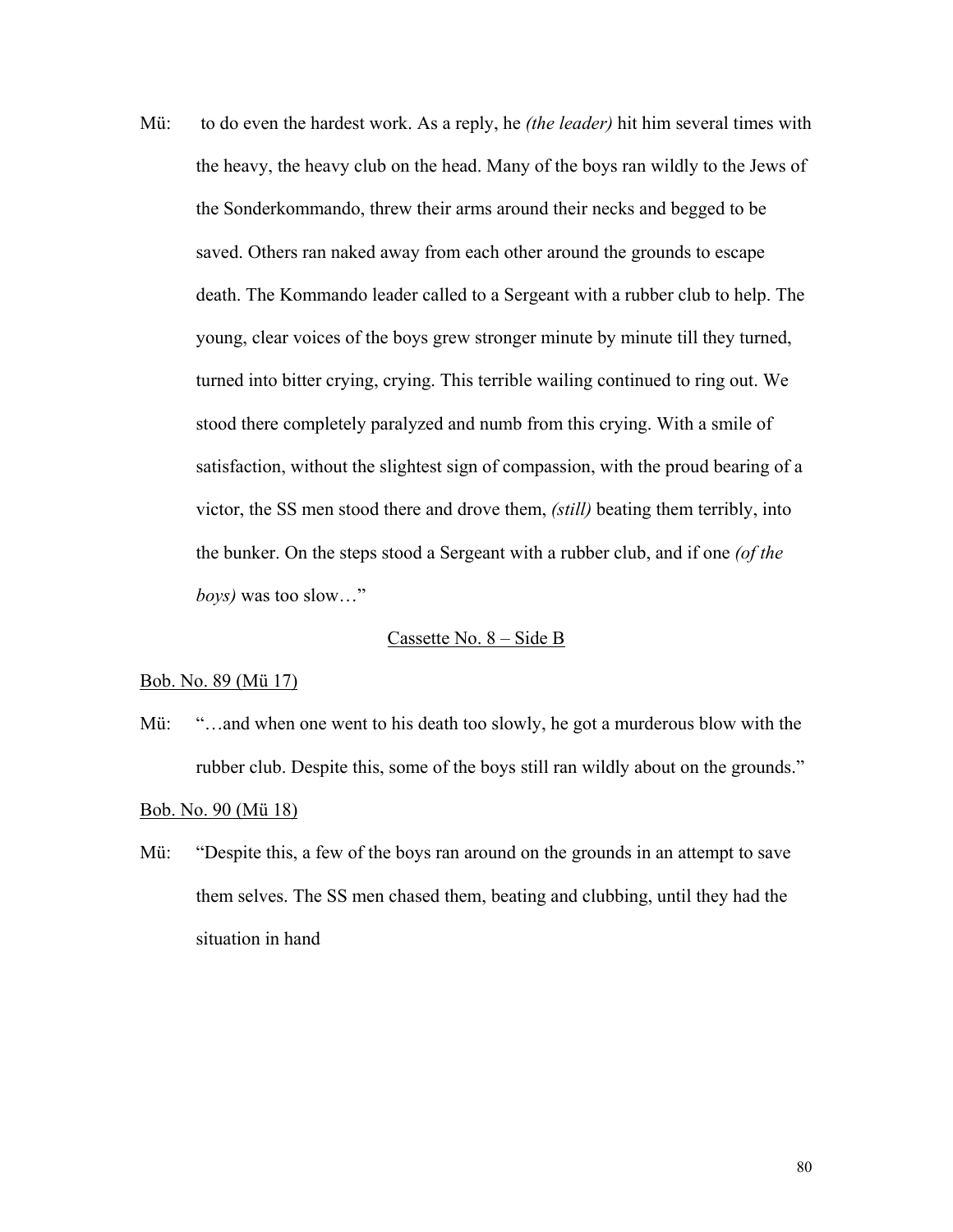Mü: to do even the hardest work. As a reply, he *(the leader)* hit him several times with the heavy, the heavy club on the head. Many of the boys ran wildly to the Jews of the Sonderkommando, threw their arms around their necks and begged to be saved. Others ran naked away from each other around the grounds to escape death. The Kommando leader called to a Sergeant with a rubber club to help. The young, clear voices of the boys grew stronger minute by minute till they turned, turned into bitter crying, crying. This terrible wailing continued to ring out. We stood there completely paralyzed and numb from this crying. With a smile of satisfaction, without the slightest sign of compassion, with the proud bearing of a victor, the SS men stood there and drove them, *(still)* beating them terribly, into the bunker. On the steps stood a Sergeant with a rubber club, and if one *(of the boys)* was too slow…"

<u>Cassette No. 8 – Side B</u>

<u>Bob. No. 89 (Mü 17)</u>

Mü: "…and when one went to his death too slowly, he got a murderous blow with the rubber club. Despite this, some of the boys still ran wildly about on the grounds."

<u>Bob. No. 90 (Mü 18)</u>

Mü: "Despite this, a few of the boys ran around on the grounds in an attempt to save them selves. The SS men chased them, beating and clubbing, until they had the situation in hand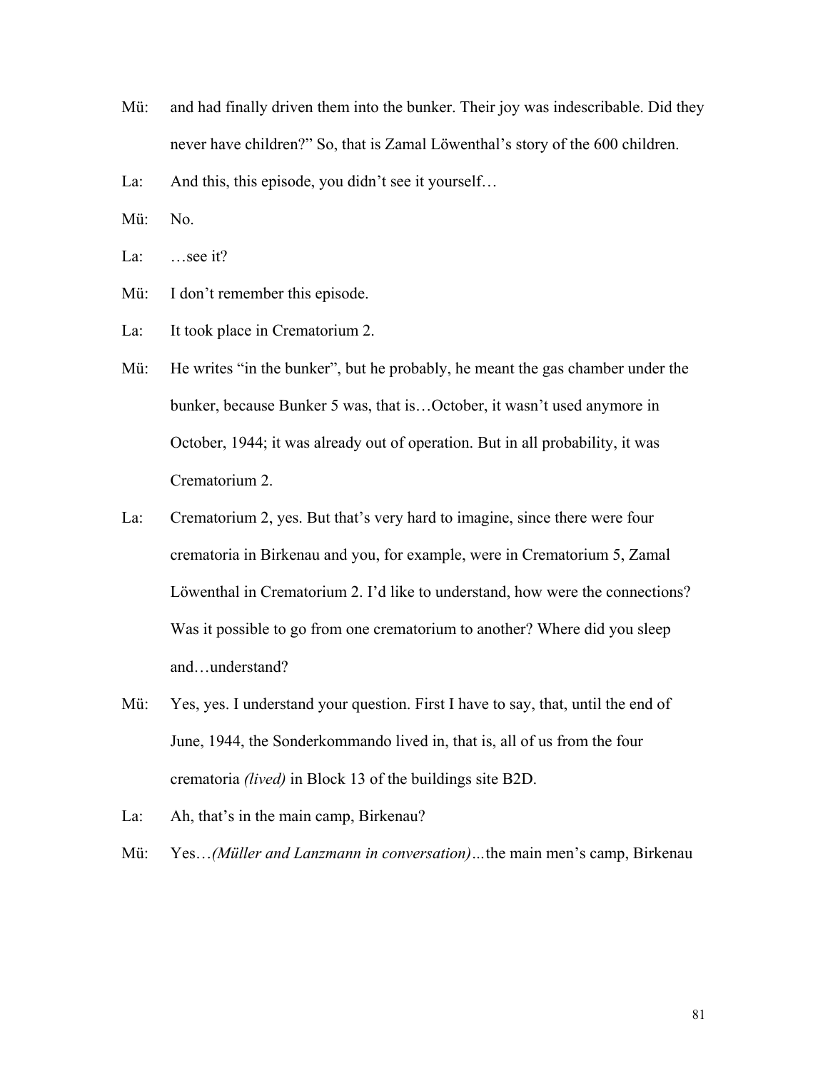Mü: and had finally driven them into the bunker. Their joy was indescribable. Did they never have children?" So, that is Zamal Löwenthal's story of the 600 children.

La: And this, this episode, you didn't see it yourself…

Mü: No.

La: …see it?

Mü: I don't remember this episode.

La: It took place in Crematorium 2.

Mü: He writes "in the bunker", but he probably, he meant the gas chamber under the bunker, because Bunker 5 was, that is…October, it wasn't used anymore in October, 1944; it was already out of operation. But in all probability, it was Crematorium 2.

La: Crematorium 2, yes. But that's very hard to imagine, since there were four crematoria in Birkenau and you, for example, were in Crematorium 5, Zamal Löwenthal in Crematorium 2. I'd like to understand, how were the connections? Was it possible to go from one crematorium to another? Where did you sleep and…understand?

Mü: Yes, yes. I understand your question. First I have to say, that, until the end of June, 1944, the Sonderkommando lived in, that is, all of us from the four crematoria *(lived)* in Block 13 of the buildings site B2D.

La: Ah, that's in the main camp, Birkenau?

Mü: Yes…*(Müller and Lanzmann in conversation)…*the main men's camp, Birkenau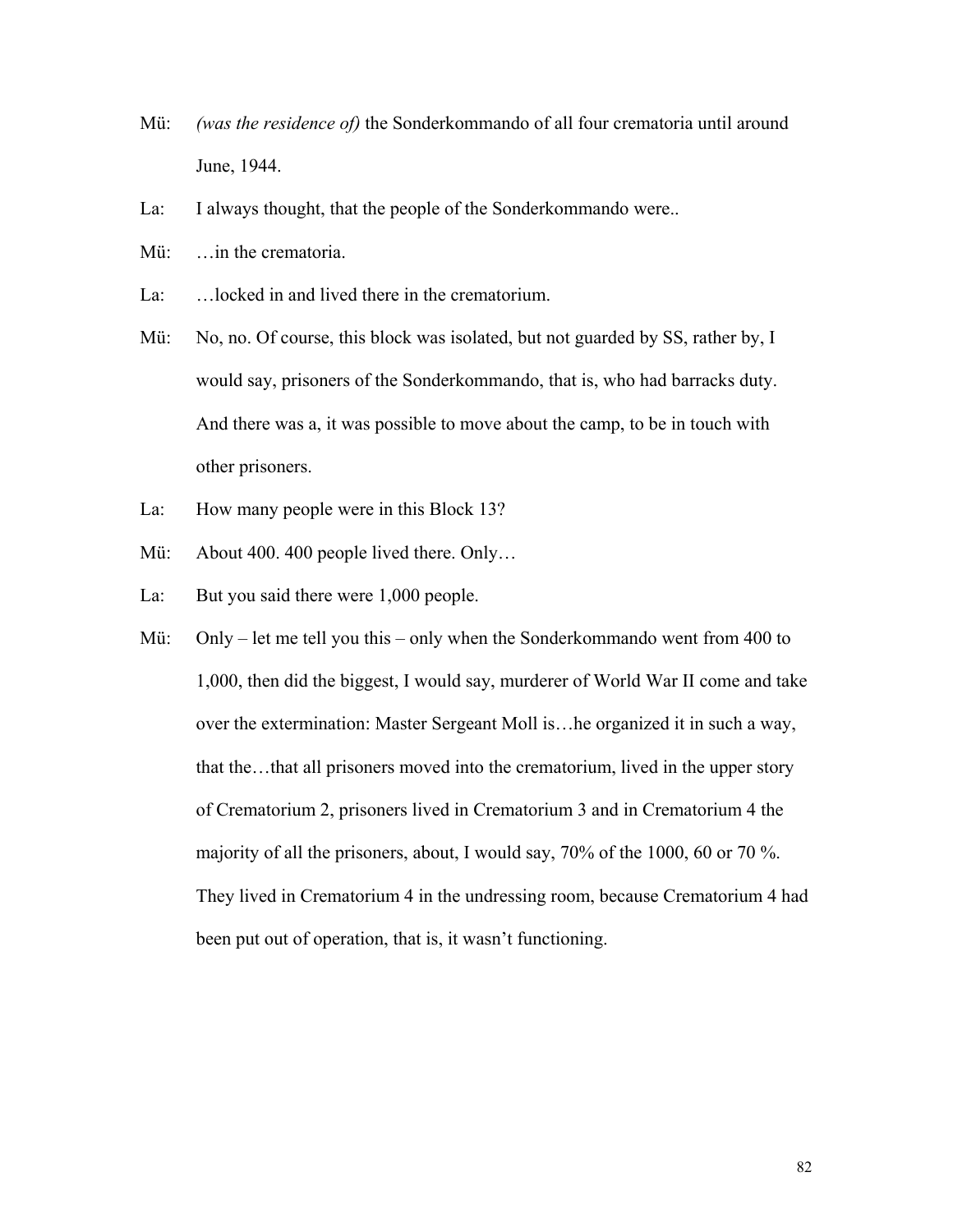Mü: *(was the residence of)* the Sonderkommando of all four crematoria until around June, 1944.

La: I always thought, that the people of the Sonderkommando were..

Mü: …in the crematoria.

La: …locked in and lived there in the crematorium.

Mü: No, no. Of course, this block was isolated, but not guarded by SS, rather by, I would say, prisoners of the Sonderkommando, that is, who had barracks duty. And there was a, it was possible to move about the camp, to be in touch with other prisoners.

La: How many people were in this Block 13?

Mü: About 400. 400 people lived there. Only…

La: But you said there were 1,000 people.

Mü: Only – let me tell you this – only when the Sonderkommando went from 400 to 1,000, then did the biggest, I would say, murderer of World War II come and take over the extermination: Master Sergeant Moll is…he organized it in such a way, that the…that all prisoners moved into the crematorium, lived in the upper story of Crematorium 2, prisoners lived in Crematorium 3 and in Crematorium 4 the majority of all the prisoners, about, I would say, 70% of the 1000, 60 or 70 %. They lived in Crematorium 4 in the undressing room, because Crematorium 4 had been put out of operation, that is, it wasn't functioning.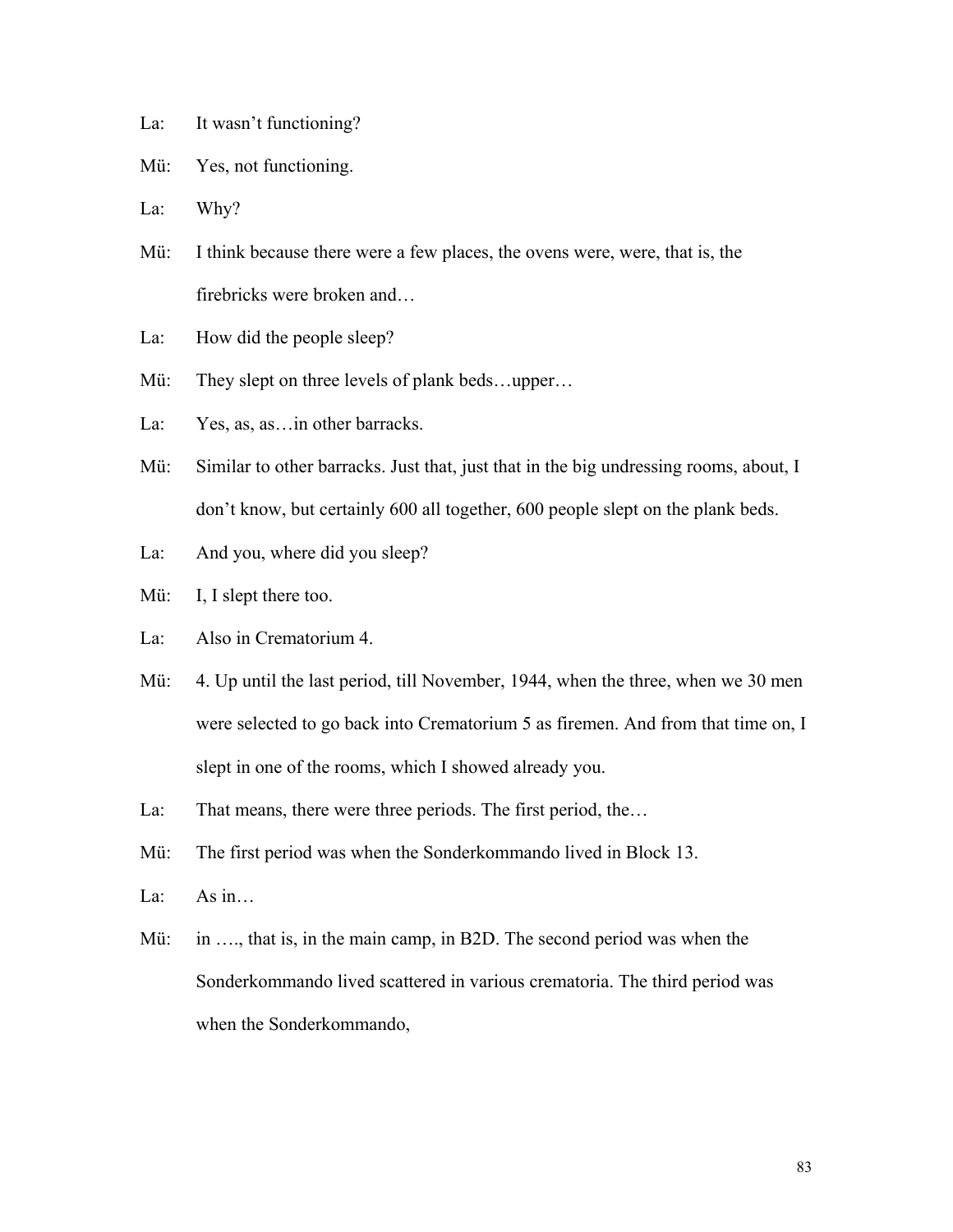La: It wasn't functioning?

Mü: Yes, not functioning.

La: Why?

Mü: I think because there were a few places, the ovens were, were, that is, the firebricks were broken and…

La: How did the people sleep?

Mü: They slept on three levels of plank beds…upper…

La: Yes, as, as…in other barracks.

Mü: Similar to other barracks. Just that, just that in the big undressing rooms, about, I don't know, but certainly 600 all together, 600 people slept on the plank beds.

La: And you, where did you sleep?

Mü: I, I slept there too.

La: Also in Crematorium 4.

Mü: 4. Up until the last period, till November, 1944, when the three, when we 30 men were selected to go back into Crematorium 5 as firemen. And from that time on, I slept in one of the rooms, which I showed already you.

La: That means, there were three periods. The first period, the…

Mü: The first period was when the Sonderkommando lived in Block 13.

La: As in…

Mü: in …., that is, in the main camp, in B2D. The second period was when the Sonderkommando lived scattered in various crematoria. The third period was when the Sonderkommando,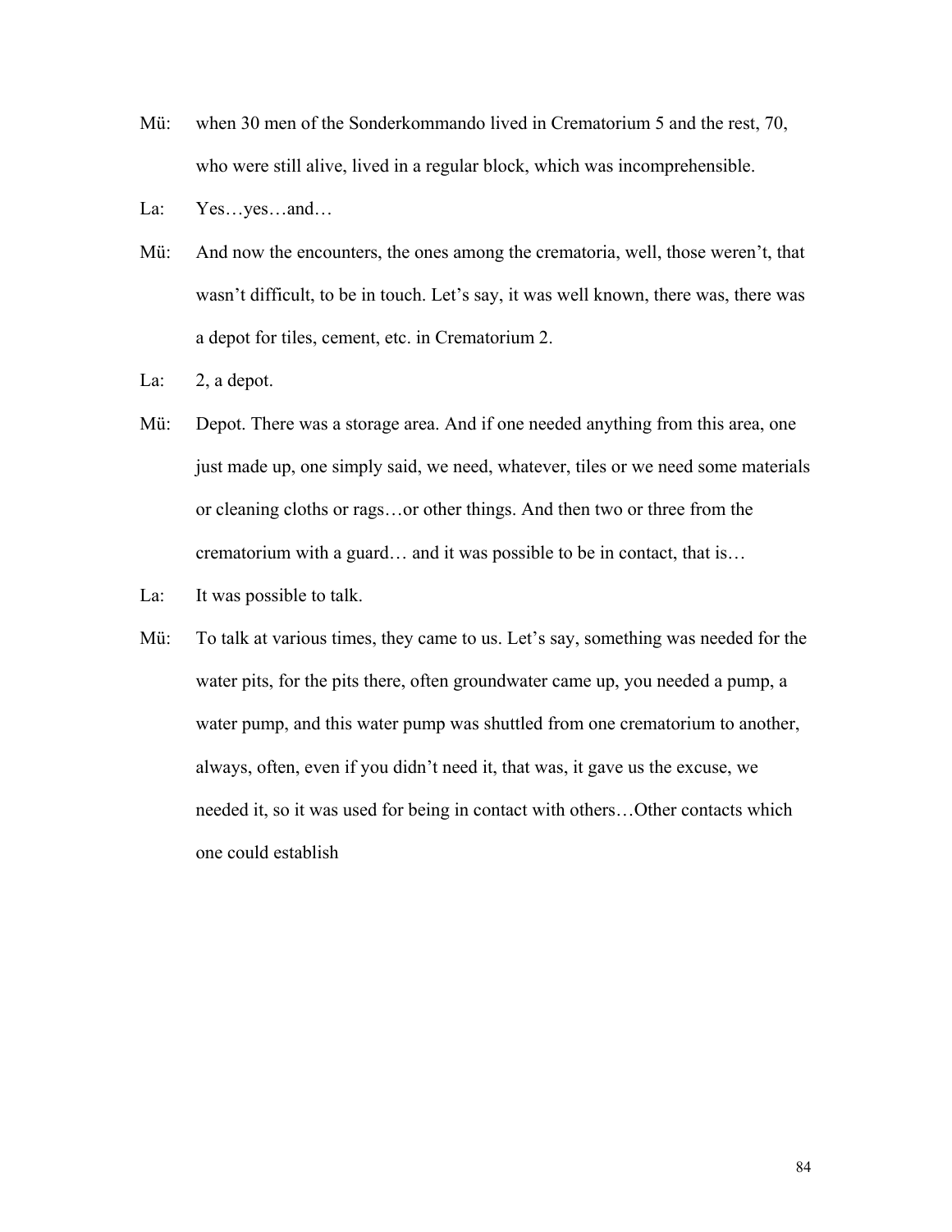Mü: when 30 men of the Sonderkommando lived in Crematorium 5 and the rest, 70, who were still alive, lived in a regular block, which was incomprehensible.

La: Yes…yes…and…

Mü: And now the encounters, the ones among the crematoria, well, those weren't, that wasn't difficult, to be in touch. Let's say, it was well known, there was, there was a depot for tiles, cement, etc. in Crematorium 2.

La: 2, a depot.

Mü: Depot. There was a storage area. And if one needed anything from this area, one just made up, one simply said, we need, whatever, tiles or we need some materials or cleaning cloths or rags…or other things. And then two or three from the crematorium with a guard… and it was possible to be in contact, that is…

La: It was possible to talk.

Mü: To talk at various times, they came to us. Let's say, something was needed for the water pits, for the pits there, often groundwater came up, you needed a pump, a water pump, and this water pump was shuttled from one crematorium to another, always, often, even if you didn't need it, that was, it gave us the excuse, we needed it, so it was used for being in contact with others…Other contacts which one could establish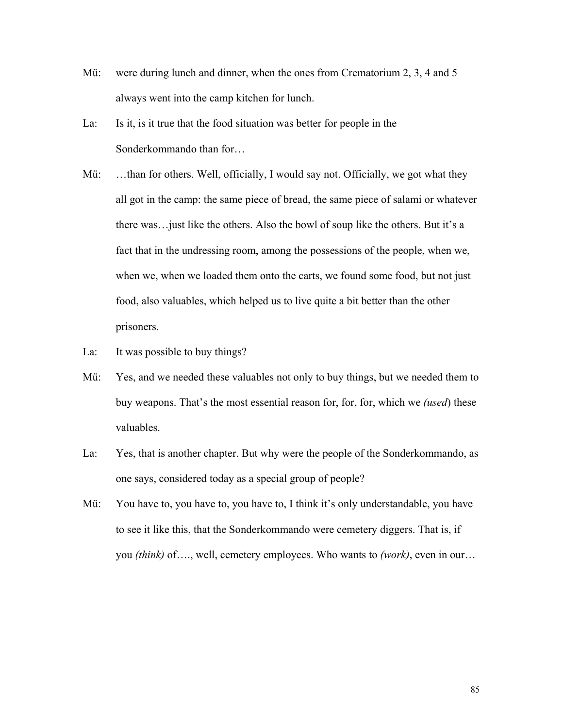Mü: were during lunch and dinner, when the ones from Crematorium 2, 3, 4 and 5 always went into the camp kitchen for lunch.

La: Is it, is it true that the food situation was better for people in the Sonderkommando than for…

Mü: …than for others. Well, officially, I would say not. Officially, we got what they all got in the camp: the same piece of bread, the same piece of salami or whatever there was…just like the others. Also the bowl of soup like the others. But it's a fact that in the undressing room, among the possessions of the people, when we, when we, when we loaded them onto the carts, we found some food, but not just food, also valuables, which helped us to live quite a bit better than the other prisoners.

La: It was possible to buy things?

Mü: Yes, and we needed these valuables not only to buy things, but we needed them to buy weapons. That's the most essential reason for, for, for, which we *(used*) these valuables.

La: Yes, that is another chapter. But why were the people of the Sonderkommando, as one says, considered today as a special group of people?

Mü: You have to, you have to, you have to, I think it's only understandable, you have to see it like this, that the Sonderkommando were cemetery diggers. That is, if you *(think)* of…., well, cemetery employees. Who wants to *(work)*, even in our…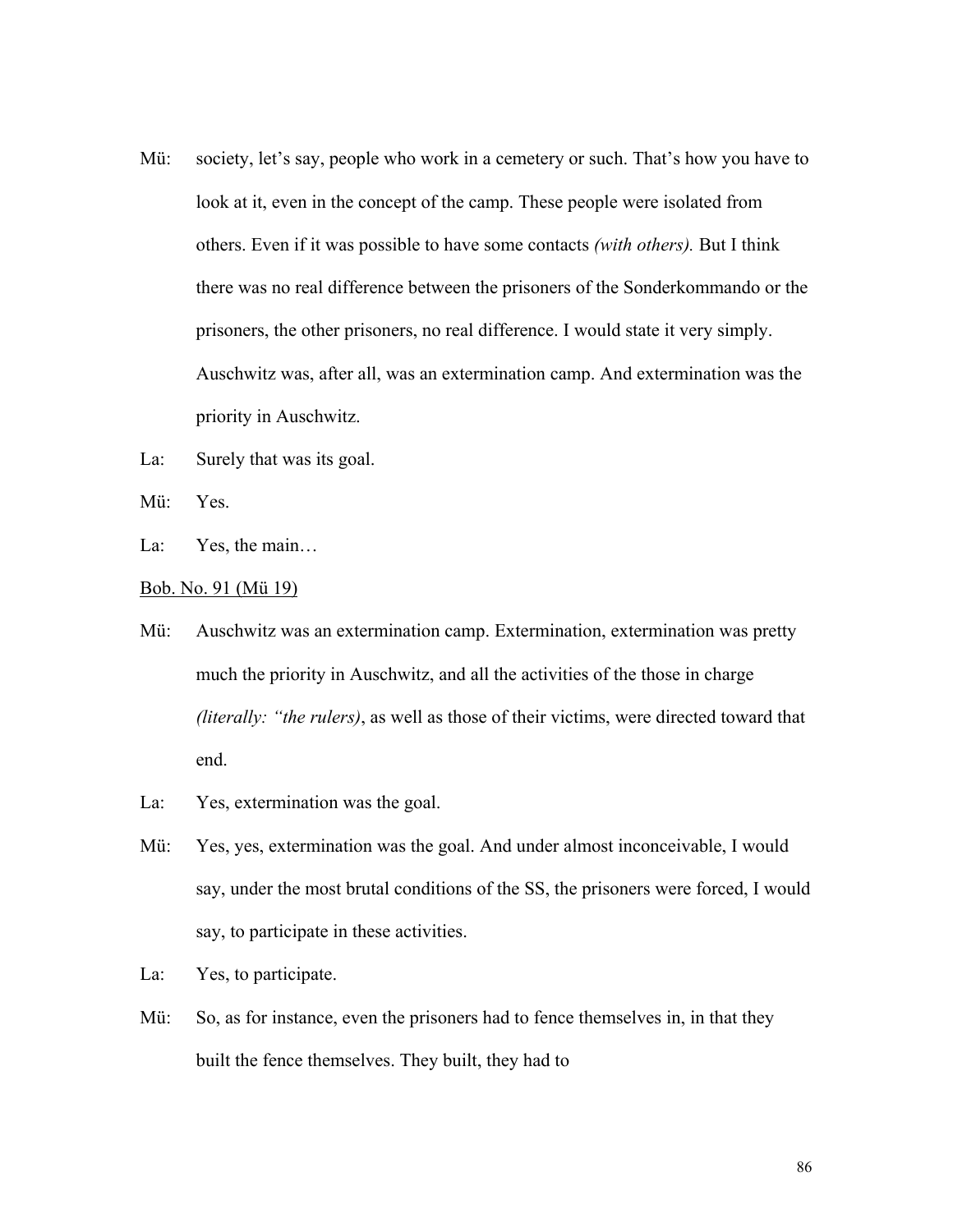Mü: society, let's say, people who work in a cemetery or such. That's how you have to look at it, even in the concept of the camp. These people were isolated from others. Even if it was possible to have some contacts *(with others).* But I think there was no real difference between the prisoners of the Sonderkommando or the prisoners, the other prisoners, no real difference. I would state it very simply. Auschwitz was, after all, was an extermination camp. And extermination was the priority in Auschwitz.

La: Surely that was its goal.

Mü: Yes.

La: Yes, the main…

<u>Bob. No. 91 (Mü 19)</u>

Mü: Auschwitz was an extermination camp. Extermination, extermination was pretty much the priority in Auschwitz, and all the activities of the those in charge *(literally: "the rulers)*, as well as those of their victims, were directed toward that end.

La: Yes, extermination was the goal.

Mü: Yes, yes, extermination was the goal. And under almost inconceivable, I would say, under the most brutal conditions of the SS, the prisoners were forced, I would say, to participate in these activities.

La: Yes, to participate.

Mü: So, as for instance, even the prisoners had to fence themselves in, in that they built the fence themselves. They built, they had to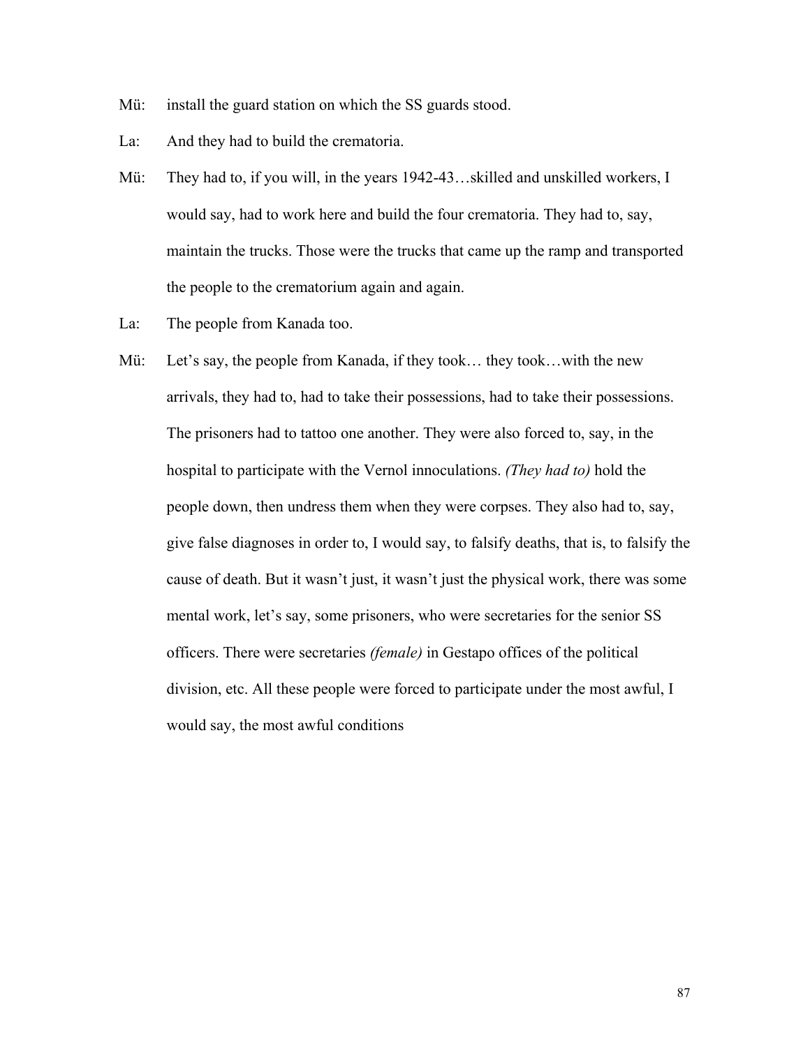Mü: install the guard station on which the SS guards stood.

La: And they had to build the crematoria.

Mü: They had to, if you will, in the years 1942-43…skilled and unskilled workers, I would say, had to work here and build the four crematoria. They had to, say, maintain the trucks. Those were the trucks that came up the ramp and transported the people to the crematorium again and again.

La: The people from Kanada too.

Mü: Let's say, the people from Kanada, if they took… they took…with the new arrivals, they had to, had to take their possessions, had to take their possessions. The prisoners had to tattoo one another. They were also forced to, say, in the hospital to participate with the Vernol innoculations. *(They had to)* hold the people down, then undress them when they were corpses. They also had to, say, give false diagnoses in order to, I would say, to falsify deaths, that is, to falsify the cause of death. But it wasn't just, it wasn't just the physical work, there was some mental work, let's say, some prisoners, who were secretaries for the senior SS officers. There were secretaries *(female)* in Gestapo offices of the political division, etc. All these people were forced to participate under the most awful, I would say, the most awful conditions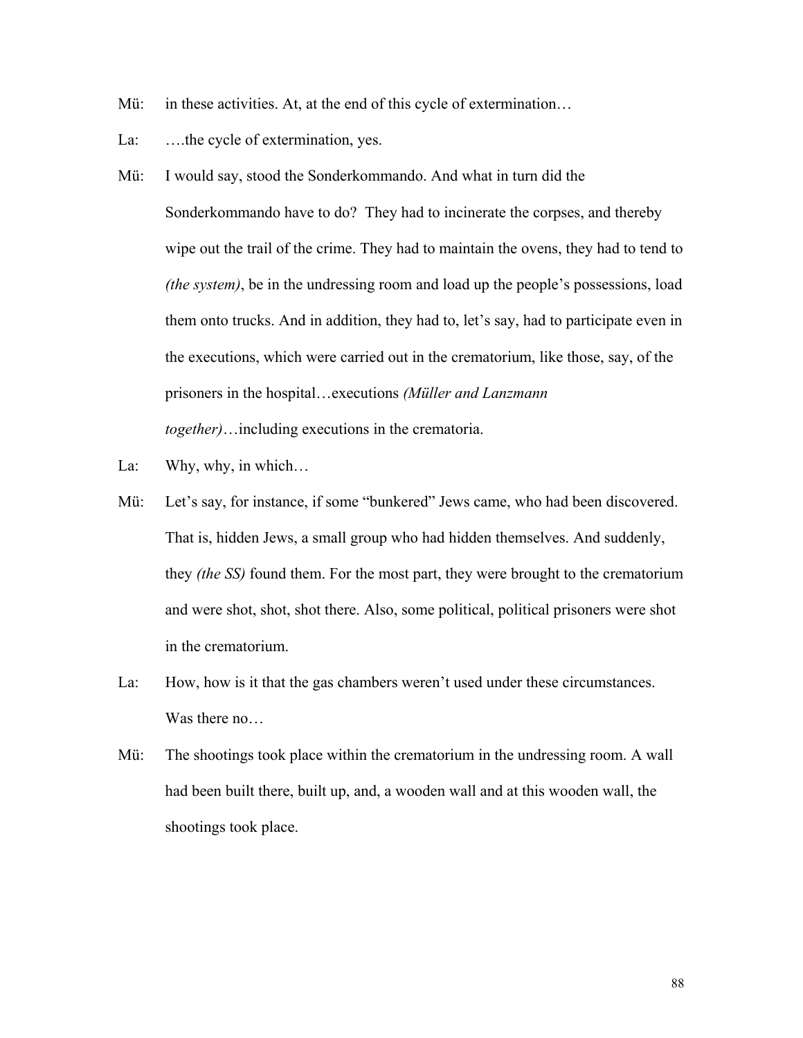Mü: in these activities. At, at the end of this cycle of extermination…

La: ….the cycle of extermination, yes.

Mü: I would say, stood the Sonderkommando. And what in turn did the Sonderkommando have to do? They had to incinerate the corpses, and thereby wipe out the trail of the crime. They had to maintain the ovens, they had to tend to *(the system)*, be in the undressing room and load up the people's possessions, load them onto trucks. And in addition, they had to, let's say, had to participate even in the executions, which were carried out in the crematorium, like those, say, of the prisoners in the hospital…executions *(Müller and Lanzmann together)*…including executions in the crematoria.

La: Why, why, in which…

Mü: Let's say, for instance, if some "bunkered" Jews came, who had been discovered. That is, hidden Jews, a small group who had hidden themselves. And suddenly, they *(the SS)* found them. For the most part, they were brought to the crematorium and were shot, shot, shot there. Also, some political, political prisoners were shot in the crematorium.

La: How, how is it that the gas chambers weren't used under these circumstances. Was there no…

Mü: The shootings took place within the crematorium in the undressing room. A wall had been built there, built up, and, a wooden wall and at this wooden wall, the shootings took place.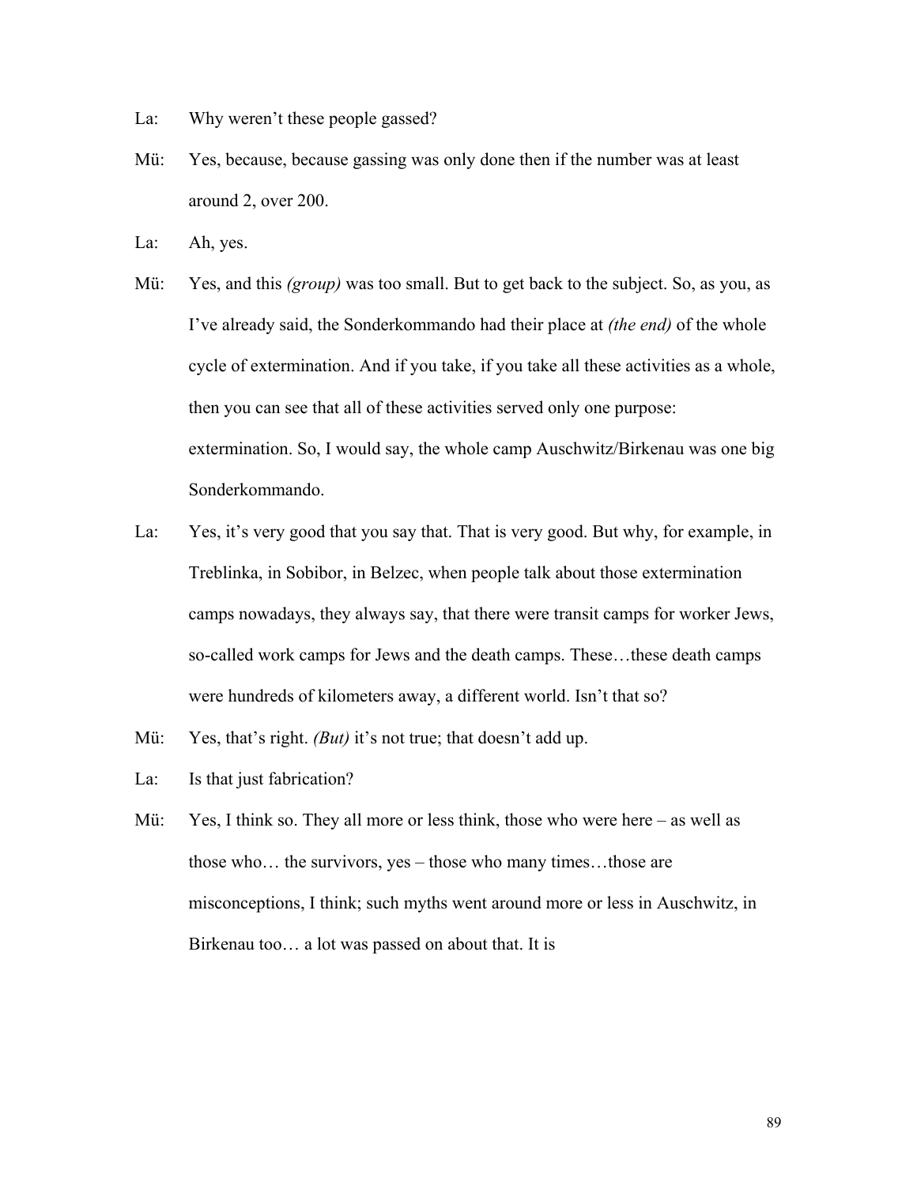La: Why weren't these people gassed?

Mü: Yes, because, because gassing was only done then if the number was at least around 2, over 200.

La: Ah, yes.

Mü: Yes, and this *(group)* was too small. But to get back to the subject. So, as you, as I've already said, the Sonderkommando had their place at *(the end)* of the whole cycle of extermination. And if you take, if you take all these activities as a whole, then you can see that all of these activities served only one purpose: extermination. So, I would say, the whole camp Auschwitz/Birkenau was one big Sonderkommando.

La: Yes, it's very good that you say that. That is very good. But why, for example, in Treblinka, in Sobibor, in Belzec, when people talk about those extermination camps nowadays, they always say, that there were transit camps for worker Jews, so-called work camps for Jews and the death camps. These…these death camps were hundreds of kilometers away, a different world. Isn't that so?

Mü: Yes, that's right. *(But)* it's not true; that doesn't add up.

La: Is that just fabrication?

Mü: Yes, I think so. They all more or less think, those who were here – as well as those who… the survivors, yes – those who many times…those are misconceptions, I think; such myths went around more or less in Auschwitz, in Birkenau too… a lot was passed on about that. It is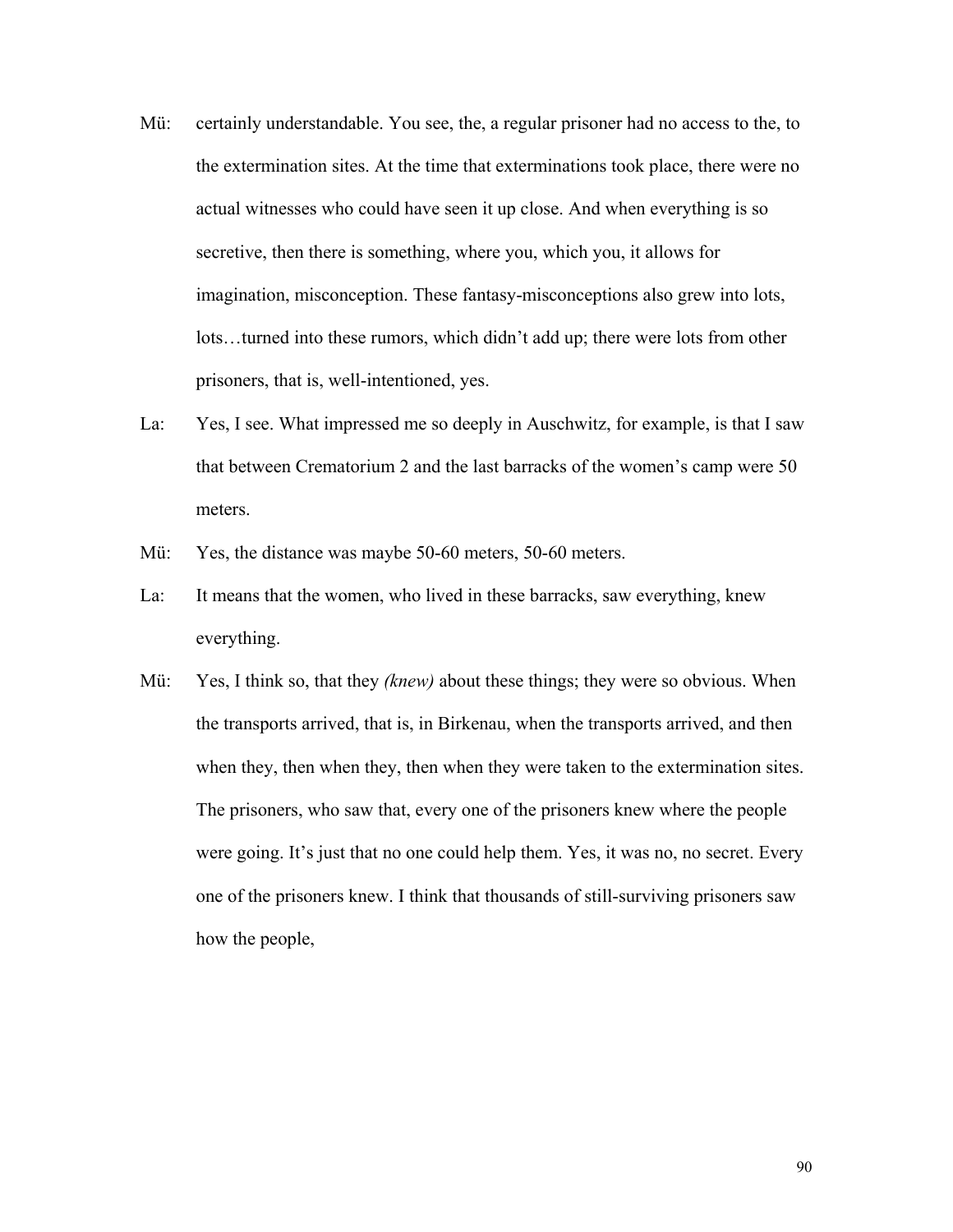Mü: certainly understandable. You see, the, a regular prisoner had no access to the, to the extermination sites. At the time that exterminations took place, there were no actual witnesses who could have seen it up close. And when everything is so secretive, then there is something, where you, which you, it allows for imagination, misconception. These fantasy-misconceptions also grew into lots, lots…turned into these rumors, which didn't add up; there were lots from other prisoners, that is, well-intentioned, yes.

La: Yes, I see. What impressed me so deeply in Auschwitz, for example, is that I saw that between Crematorium 2 and the last barracks of the women's camp were 50 meters.

Mü: Yes, the distance was maybe 50-60 meters, 50-60 meters.

La: It means that the women, who lived in these barracks, saw everything, knew everything.

Mü: Yes, I think so, that they *(knew)* about these things; they were so obvious. When the transports arrived, that is, in Birkenau, when the transports arrived, and then when they, then when they, then when they were taken to the extermination sites. The prisoners, who saw that, every one of the prisoners knew where the people were going. It's just that no one could help them. Yes, it was no, no secret. Every one of the prisoners knew. I think that thousands of still-surviving prisoners saw how the people,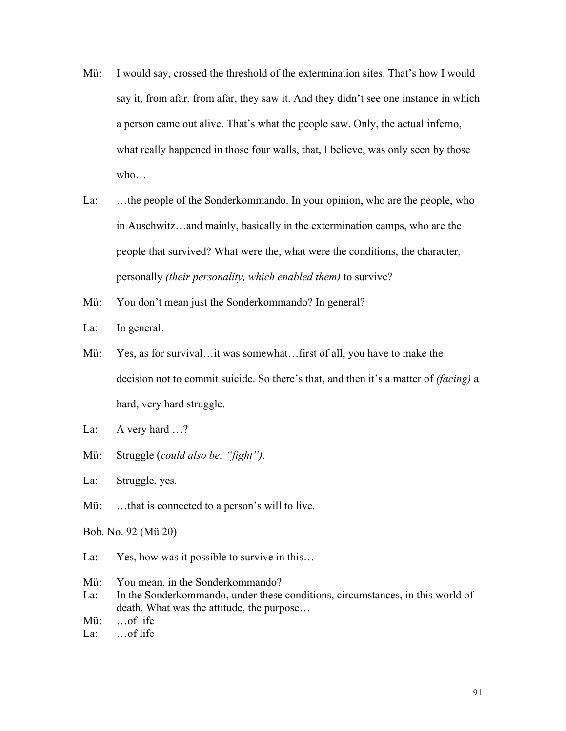Mü: I would say, crossed the threshold of the extermination sites. That's how I would say it, from afar, from afar, they saw it. And they didn't see one instance in which a person came out alive. That's what the people saw. Only, the actual inferno, what really happened in those four walls, that, I believe, was only seen by those who…

La: …the people of the Sonderkommando. In your opinion, who are the people, who in Auschwitz…and mainly, basically in the extermination camps, who are the people that survived? What were the, what were the conditions, the character, personally *(their personality, which enabled them)* to survive?

Mü: You don't mean just the Sonderkommando? In general?

La: In general.

Mü: Yes, as for survival…it was somewhat…first of all, you have to make the decision not to commit suicide. So there's that, and then it's a matter of *(facing)* a hard, very hard struggle.

La: A very hard …?

Mü: Struggle (*could also be: "fight")*.

La: Struggle, yes.

Mü: …that is connected to a person's will to live.

<u>Bob. No. 92 (Mü 20)</u>

La: Yes, how was it possible to survive in this…

Mü: You mean, in the Sonderkommando?

La: In the Sonderkommando, under these conditions, circumstances, in this world of death. What was the attitude, the purpose…

Mü: …of life

La: …of life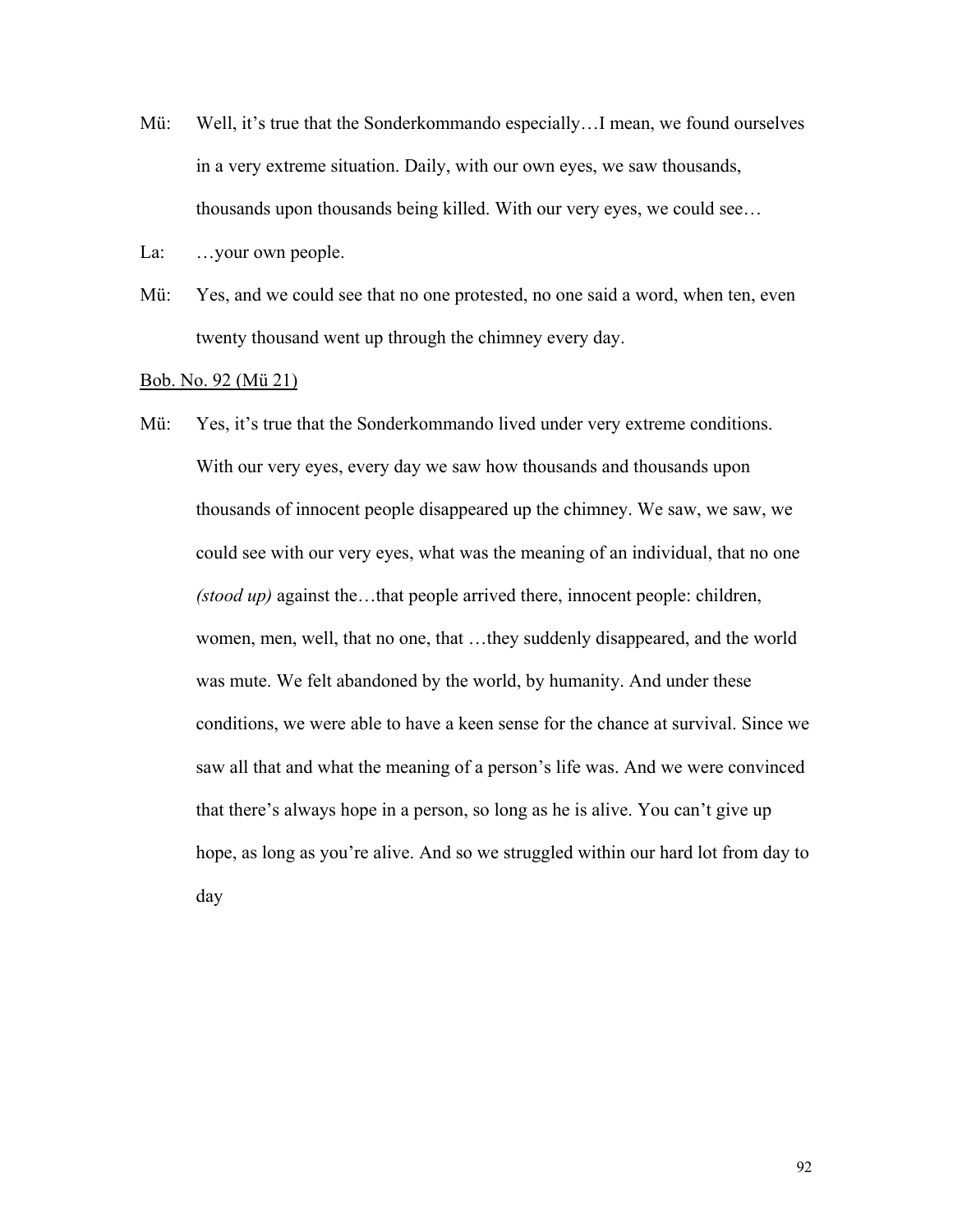Mü: Well, it's true that the Sonderkommando especially…I mean, we found ourselves in a very extreme situation. Daily, with our own eyes, we saw thousands, thousands upon thousands being killed. With our very eyes, we could see…

La: …your own people.

Mü: Yes, and we could see that no one protested, no one said a word, when ten, even twenty thousand went up through the chimney every day.

<u>Bob. No. 92 (Mü 21)</u>

Mü: Yes, it's true that the Sonderkommando lived under very extreme conditions. With our very eyes, every day we saw how thousands and thousands upon thousands of innocent people disappeared up the chimney. We saw, we saw, we could see with our very eyes, what was the meaning of an individual, that no one *(stood up)* against the…that people arrived there, innocent people: children, women, men, well, that no one, that …they suddenly disappeared, and the world was mute. We felt abandoned by the world, by humanity. And under these conditions, we were able to have a keen sense for the chance at survival. Since we saw all that and what the meaning of a person's life was. And we were convinced that there's always hope in a person, so long as he is alive. You can't give up hope, as long as you're alive. And so we struggled within our hard lot from day to day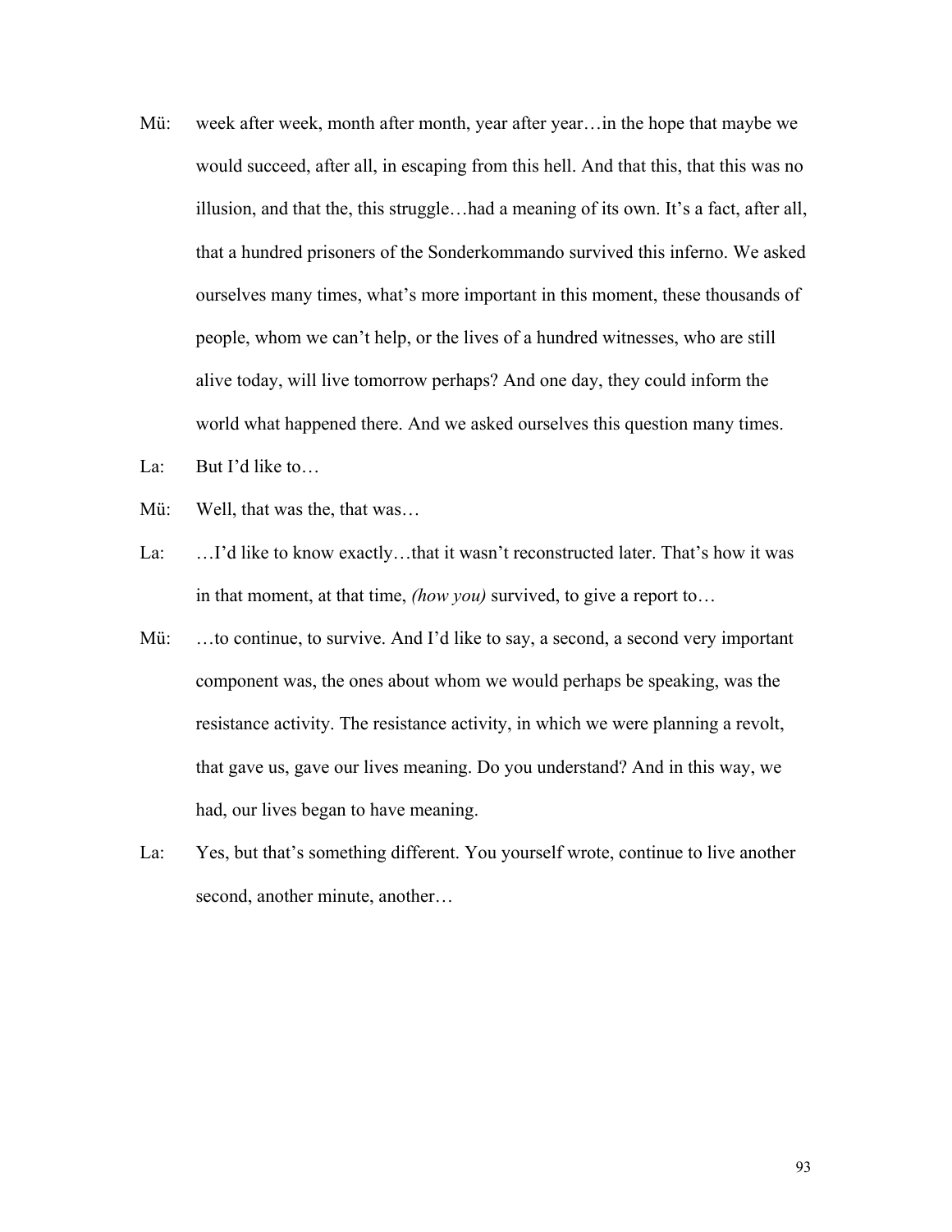Mü: week after week, month after month, year after year…in the hope that maybe we would succeed, after all, in escaping from this hell. And that this, that this was no illusion, and that the, this struggle…had a meaning of its own. It's a fact, after all, that a hundred prisoners of the Sonderkommando survived this inferno. We asked ourselves many times, what's more important in this moment, these thousands of people, whom we can't help, or the lives of a hundred witnesses, who are still alive today, will live tomorrow perhaps? And one day, they could inform the world what happened there. And we asked ourselves this question many times.

La: But I'd like to…

Mü: Well, that was the, that was…

La: …I'd like to know exactly…that it wasn't reconstructed later. That's how it was in that moment, at that time, *(how you)* survived, to give a report to…

Mü: …to continue, to survive. And I'd like to say, a second, a second very important component was, the ones about whom we would perhaps be speaking, was the resistance activity. The resistance activity, in which we were planning a revolt, that gave us, gave our lives meaning. Do you understand? And in this way, we had, our lives began to have meaning.

La: Yes, but that's something different. You yourself wrote, continue to live another second, another minute, another…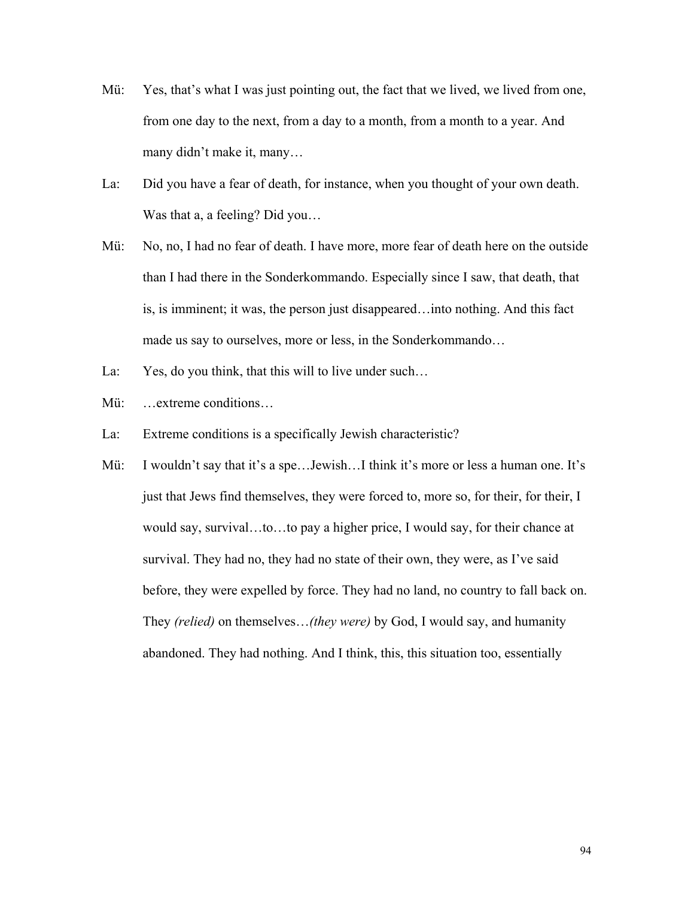Mü: Yes, that's what I was just pointing out, the fact that we lived, we lived from one, from one day to the next, from a day to a month, from a month to a year. And many didn't make it, many…

La: Did you have a fear of death, for instance, when you thought of your own death. Was that a, a feeling? Did you…

Mü: No, no, I had no fear of death. I have more, more fear of death here on the outside than I had there in the Sonderkommando. Especially since I saw, that death, that is, is imminent; it was, the person just disappeared…into nothing. And this fact made us say to ourselves, more or less, in the Sonderkommando…

La: Yes, do you think, that this will to live under such…

Mü: …extreme conditions…

La: Extreme conditions is a specifically Jewish characteristic?

Mü: I wouldn't say that it's a spe…Jewish…I think it's more or less a human one. It's just that Jews find themselves, they were forced to, more so, for their, for their, I would say, survival…to…to pay a higher price, I would say, for their chance at survival. They had no, they had no state of their own, they were, as I've said before, they were expelled by force. They had no land, no country to fall back on. They *(relied)* on themselves…*(they were)* by God, I would say, and humanity abandoned. They had nothing. And I think, this, this situation too, essentially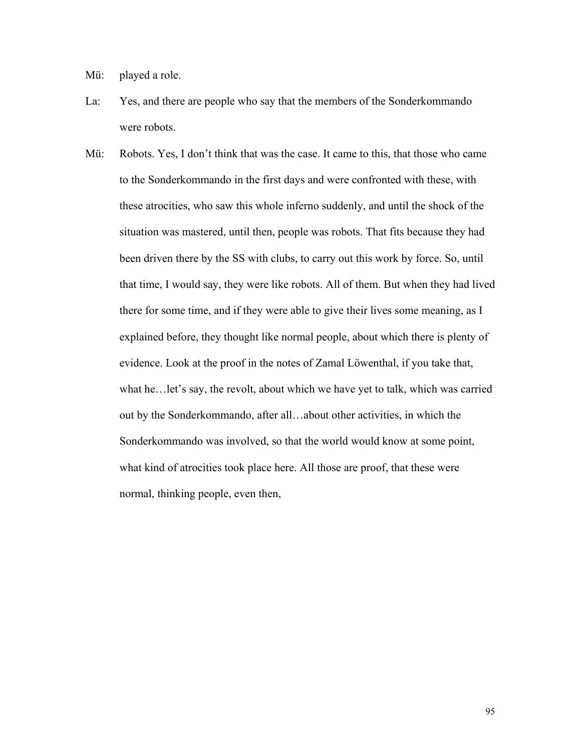Mü: played a role.

La: Yes, and there are people who say that the members of the Sonderkommando were robots.

Mü: Robots. Yes, I don't think that was the case. It came to this, that those who came to the Sonderkommando in the first days and were confronted with these, with these atrocities, who saw this whole inferno suddenly, and until the shock of the situation was mastered, until then, people was robots. That fits because they had been driven there by the SS with clubs, to carry out this work by force. So, until that time, I would say, they were like robots. All of them. But when they had lived there for some time, and if they were able to give their lives some meaning, as I explained before, they thought like normal people, about which there is plenty of evidence. Look at the proof in the notes of Zamal Löwenthal, if you take that, what he…let's say, the revolt, about which we have yet to talk, which was carried out by the Sonderkommando, after all…about other activities, in which the Sonderkommando was involved, so that the world would know at some point, what kind of atrocities took place here. All those are proof, that these were normal, thinking people, even then,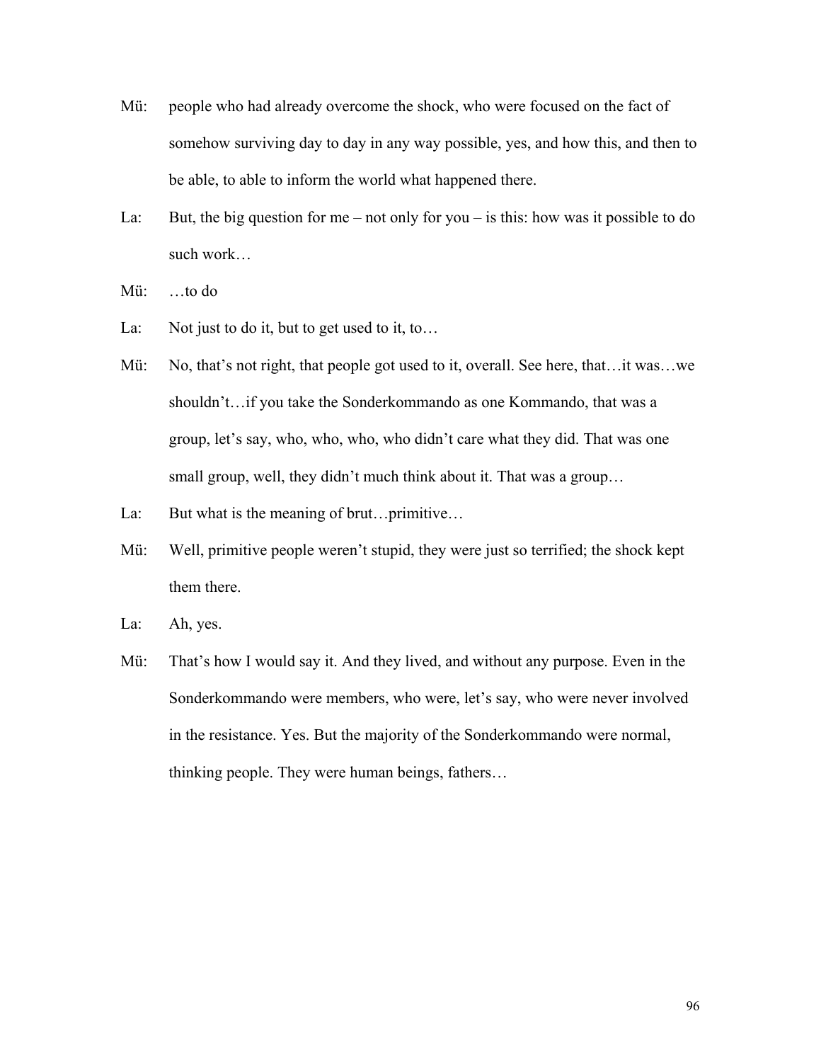Mü: people who had already overcome the shock, who were focused on the fact of somehow surviving day to day in any way possible, yes, and how this, and then to be able, to able to inform the world what happened there.

La: But, the big question for me – not only for you – is this: how was it possible to do such work…

Mü: …to do

La: Not just to do it, but to get used to it, to…

Mü: No, that's not right, that people got used to it, overall. See here, that…it was…we shouldn't…if you take the Sonderkommando as one Kommando, that was a group, let's say, who, who, who, who didn't care what they did. That was one small group, well, they didn't much think about it. That was a group…

La: But what is the meaning of brut…primitive…

Mü: Well, primitive people weren't stupid, they were just so terrified; the shock kept them there.

La: Ah, yes.

Mü: That's how I would say it. And they lived, and without any purpose. Even in the Sonderkommando were members, who were, let's say, who were never involved in the resistance. Yes. But the majority of the Sonderkommando were normal, thinking people. They were human beings, fathers…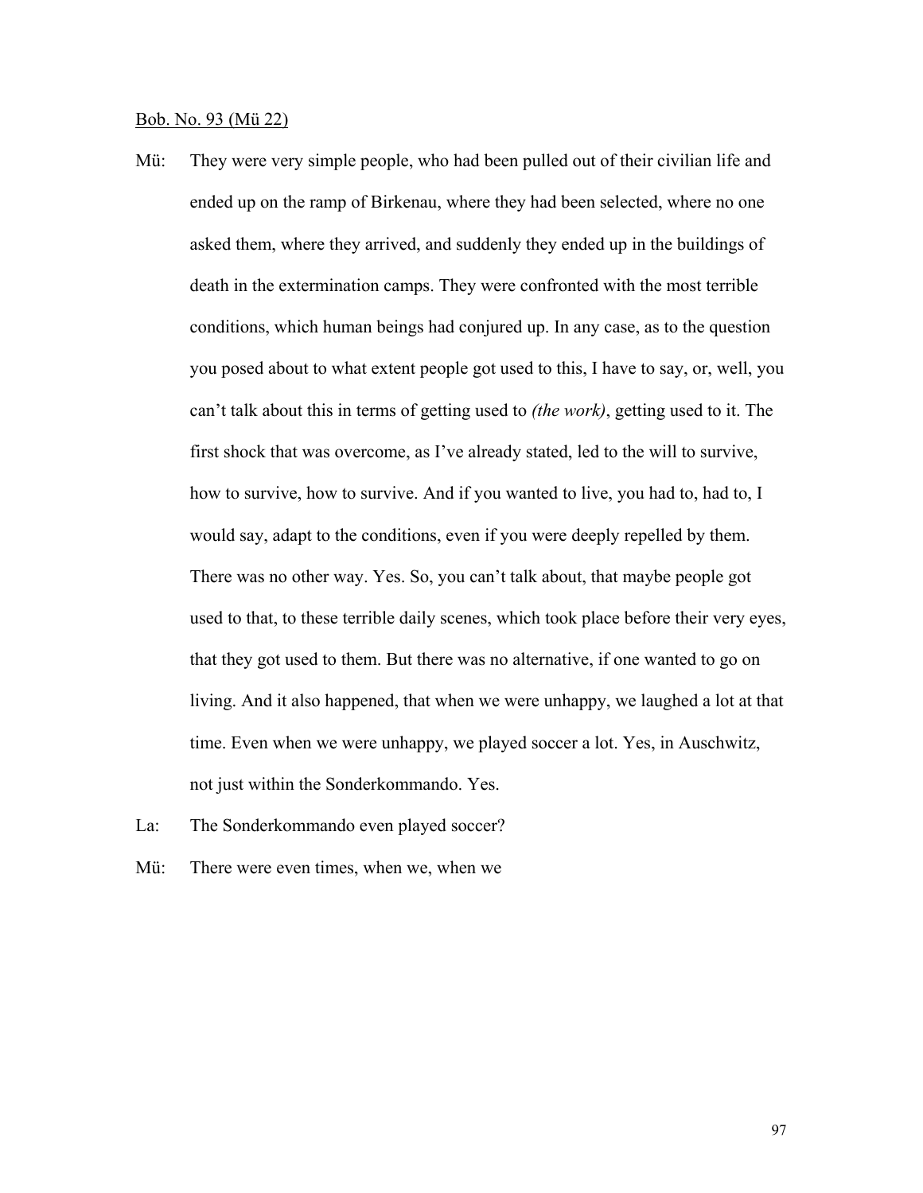<u>Bob. No. 93 (Mü 22)</u>

Mü: They were very simple people, who had been pulled out of their civilian life and ended up on the ramp of Birkenau, where they had been selected, where no one asked them, where they arrived, and suddenly they ended up in the buildings of death in the extermination camps. They were confronted with the most terrible conditions, which human beings had conjured up. In any case, as to the question you posed about to what extent people got used to this, I have to say, or, well, you can't talk about this in terms of getting used to *(the work)*, getting used to it. The first shock that was overcome, as I've already stated, led to the will to survive, how to survive, how to survive. And if you wanted to live, you had to, had to, I would say, adapt to the conditions, even if you were deeply repelled by them. There was no other way. Yes. So, you can't talk about, that maybe people got used to that, to these terrible daily scenes, which took place before their very eyes, that they got used to them. But there was no alternative, if one wanted to go on living. And it also happened, that when we were unhappy, we laughed a lot at that time. Even when we were unhappy, we played soccer a lot. Yes, in Auschwitz, not just within the Sonderkommando. Yes.

La: The Sonderkommando even played soccer?

Mü: There were even times, when we, when we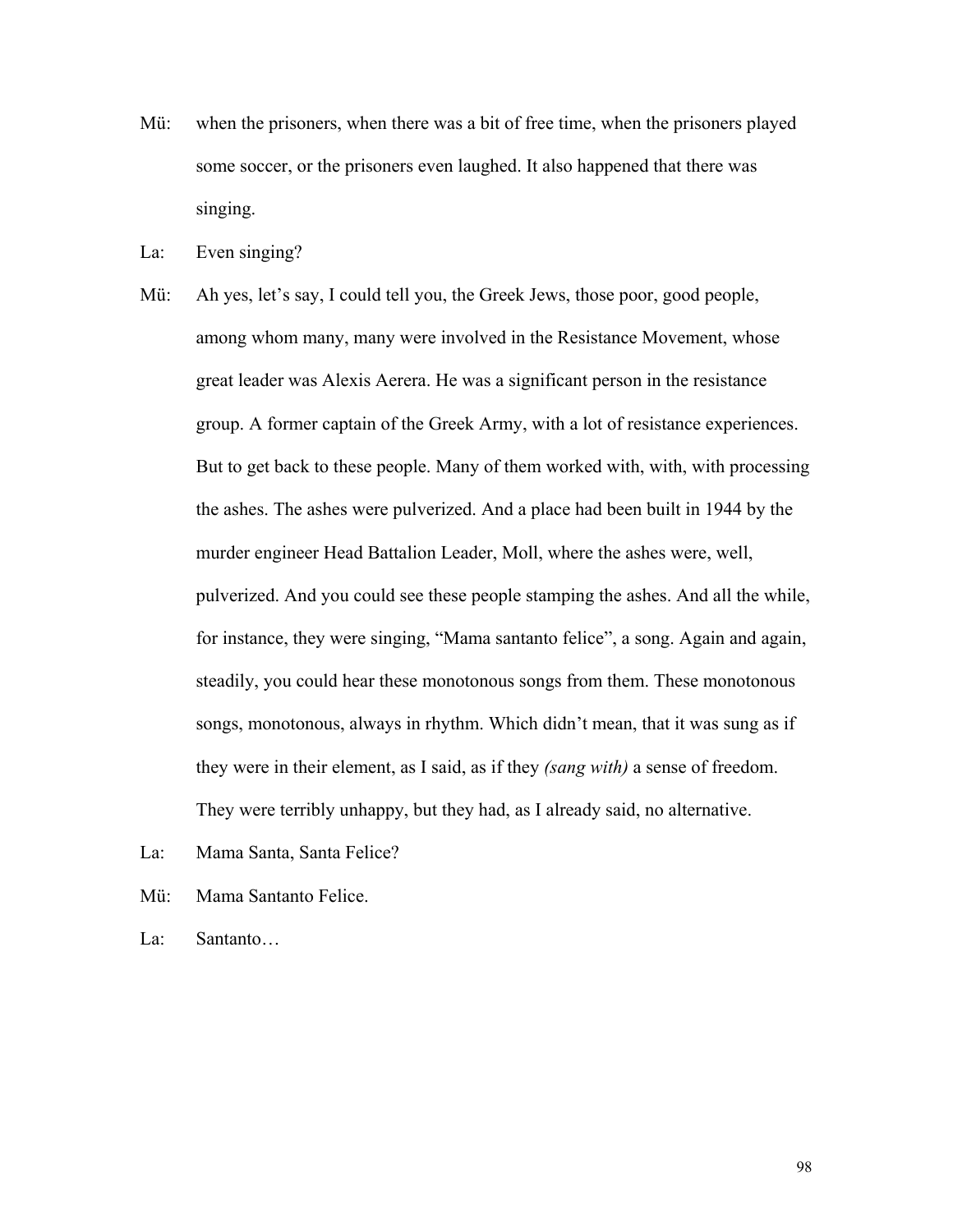Mü: when the prisoners, when there was a bit of free time, when the prisoners played some soccer, or the prisoners even laughed. It also happened that there was singing.

La: Even singing?

Mü: Ah yes, let's say, I could tell you, the Greek Jews, those poor, good people, among whom many, many were involved in the Resistance Movement, whose great leader was Alexis Aerera. He was a significant person in the resistance group. A former captain of the Greek Army, with a lot of resistance experiences. But to get back to these people. Many of them worked with, with, with processing the ashes. The ashes were pulverized. And a place had been built in 1944 by the murder engineer Head Battalion Leader, Moll, where the ashes were, well, pulverized. And you could see these people stamping the ashes. And all the while, for instance, they were singing, "Mama santanto felice", a song. Again and again, steadily, you could hear these monotonous songs from them. These monotonous songs, monotonous, always in rhythm. Which didn't mean, that it was sung as if they were in their element, as I said, as if they *(sang with)* a sense of freedom. They were terribly unhappy, but they had, as I already said, no alternative.

La: Mama Santa, Santa Felice?

Mü: Mama Santanto Felice.

La: Santanto…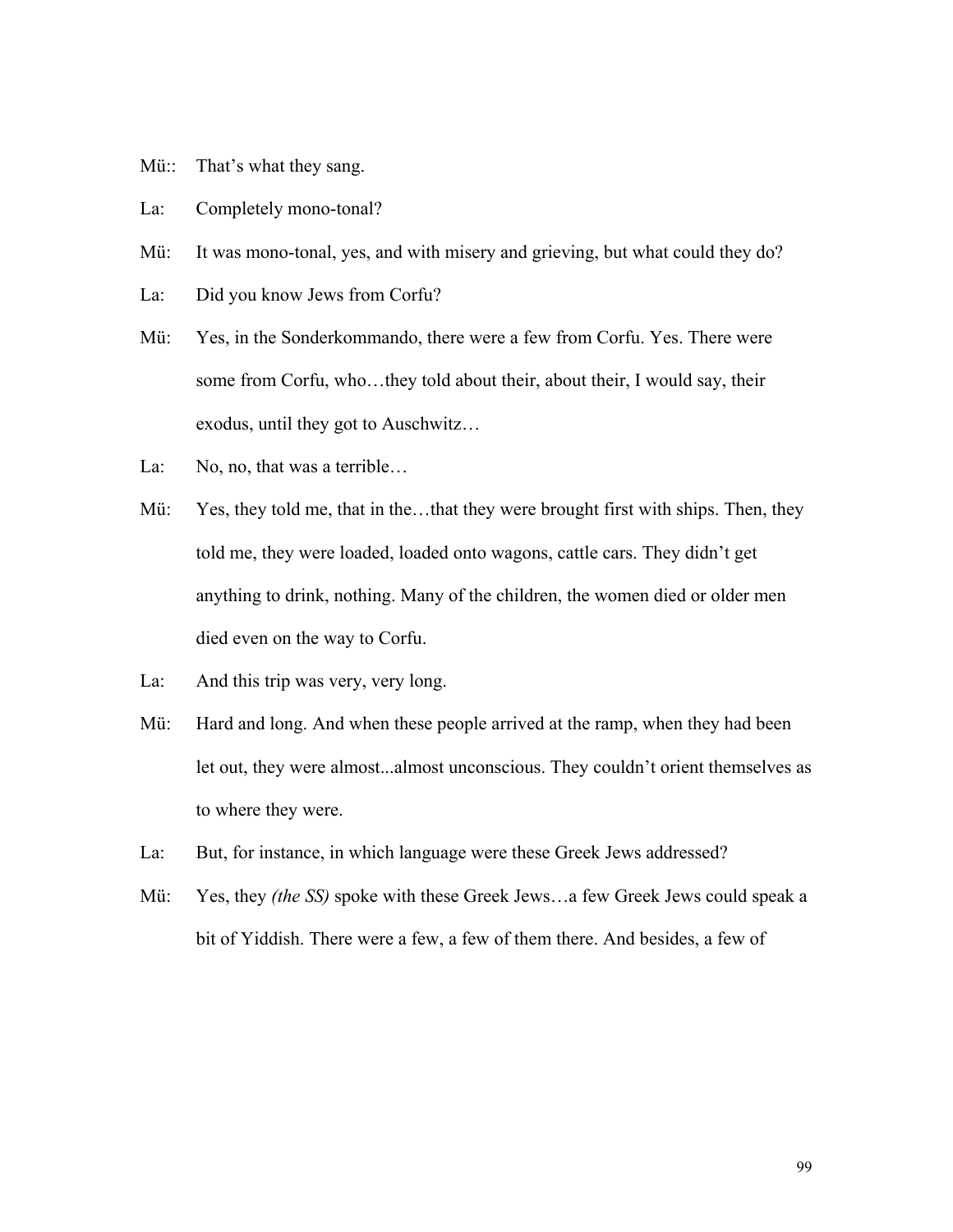Mü:: That's what they sang.

La: Completely mono-tonal?

Mü: It was mono-tonal, yes, and with misery and grieving, but what could they do?

La: Did you know Jews from Corfu?

Mü: Yes, in the Sonderkommando, there were a few from Corfu. Yes. There were some from Corfu, who…they told about their, about their, I would say, their exodus, until they got to Auschwitz…

La: No, no, that was a terrible…

Mü: Yes, they told me, that in the…that they were brought first with ships. Then, they told me, they were loaded, loaded onto wagons, cattle cars. They didn't get anything to drink, nothing. Many of the children, the women died or older men died even on the way to Corfu.

La: And this trip was very, very long.

Mü: Hard and long. And when these people arrived at the ramp, when they had been let out, they were almost...almost unconscious. They couldn't orient themselves as to where they were.

La: But, for instance, in which language were these Greek Jews addressed?

Mü: Yes, they *(the SS)* spoke with these Greek Jews…a few Greek Jews could speak a bit of Yiddish. There were a few, a few of them there. And besides, a few of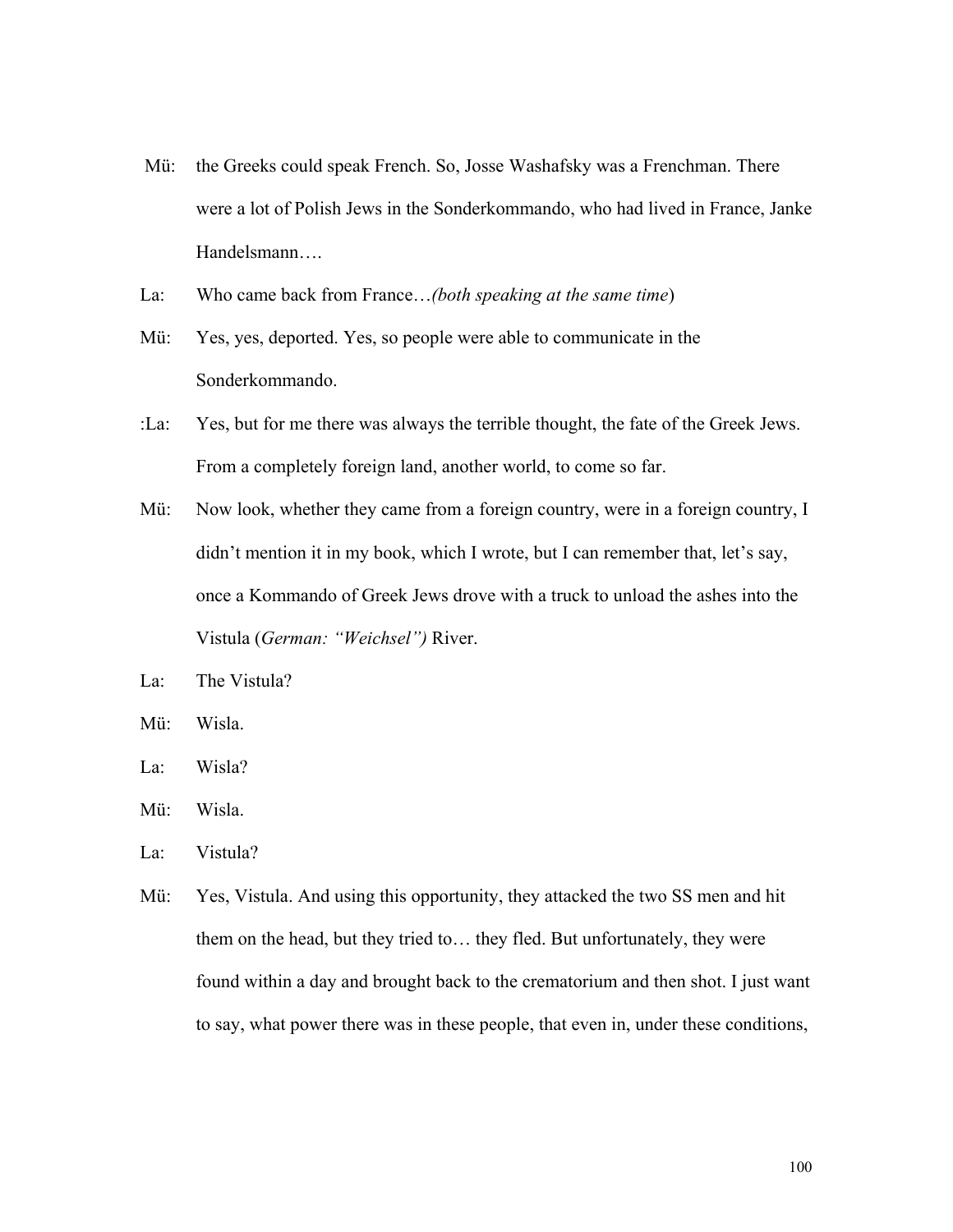Mü: the Greeks could speak French. So, Josse Washafsky was a Frenchman. There were a lot of Polish Jews in the Sonderkommando, who had lived in France, Janke Handelsmann….

La: Who came back from France…*(both speaking at the same time*)

Mü: Yes, yes, deported. Yes, so people were able to communicate in the Sonderkommando.

:La: Yes, but for me there was always the terrible thought, the fate of the Greek Jews. From a completely foreign land, another world, to come so far.

Mü: Now look, whether they came from a foreign country, were in a foreign country, I didn't mention it in my book, which I wrote, but I can remember that, let's say, once a Kommando of Greek Jews drove with a truck to unload the ashes into the Vistula (*German: "Weichsel")* River.

La: The Vistula?

Mü: Wisla.

La: Wisla?

Mü: Wisla.

La: Vistula?

Mü: Yes, Vistula. And using this opportunity, they attacked the two SS men and hit them on the head, but they tried to… they fled. But unfortunately, they were found within a day and brought back to the crematorium and then shot. I just want to say, what power there was in these people, that even in, under these conditions,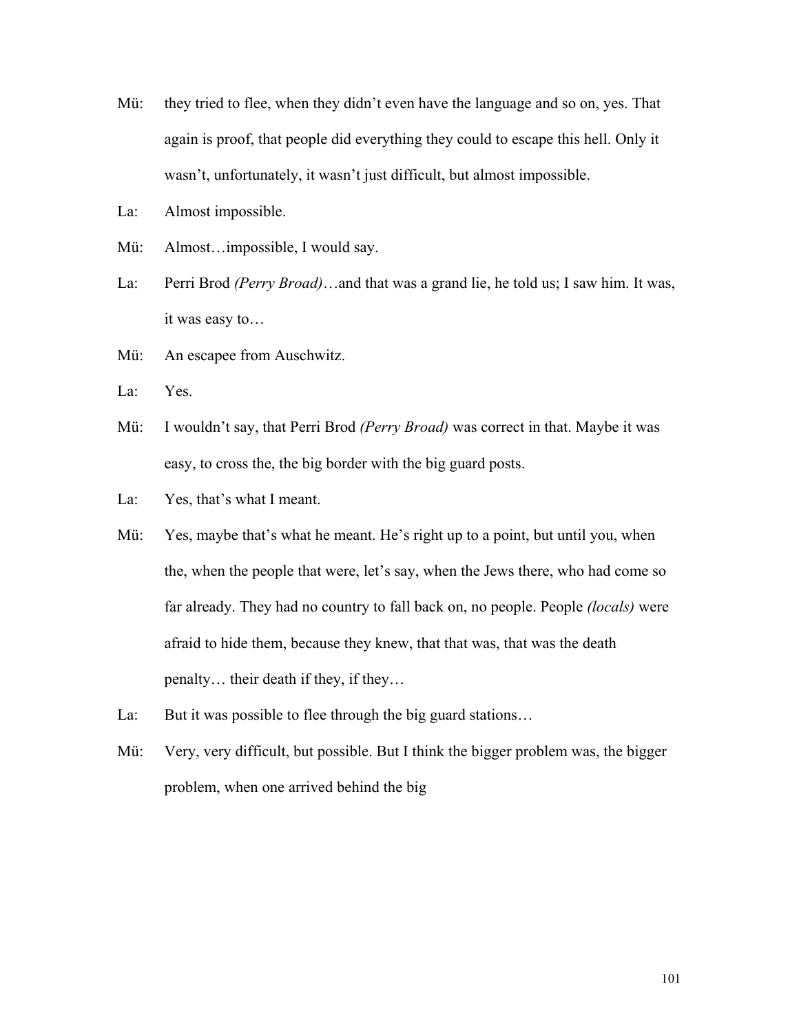Mü: they tried to flee, when they didn't even have the language and so on, yes. That again is proof, that people did everything they could to escape this hell. Only it wasn't, unfortunately, it wasn't just difficult, but almost impossible.

La: Almost impossible.

Mü: Almost…impossible, I would say.

La: Perri Brod *(Perry Broad)*…and that was a grand lie, he told us; I saw him. It was, it was easy to…

Mü: An escapee from Auschwitz.

La: Yes.

Mü: I wouldn't say, that Perri Brod *(Perry Broad)* was correct in that. Maybe it was easy, to cross the, the big border with the big guard posts.

La: Yes, that's what I meant.

Mü: Yes, maybe that's what he meant. He's right up to a point, but until you, when the, when the people that were, let's say, when the Jews there, who had come so far already. They had no country to fall back on, no people. People *(locals)* were afraid to hide them, because they knew, that that was, that was the death penalty… their death if they, if they…

La: But it was possible to flee through the big guard stations…

Mü: Very, very difficult, but possible. But I think the bigger problem was, the bigger problem, when one arrived behind the big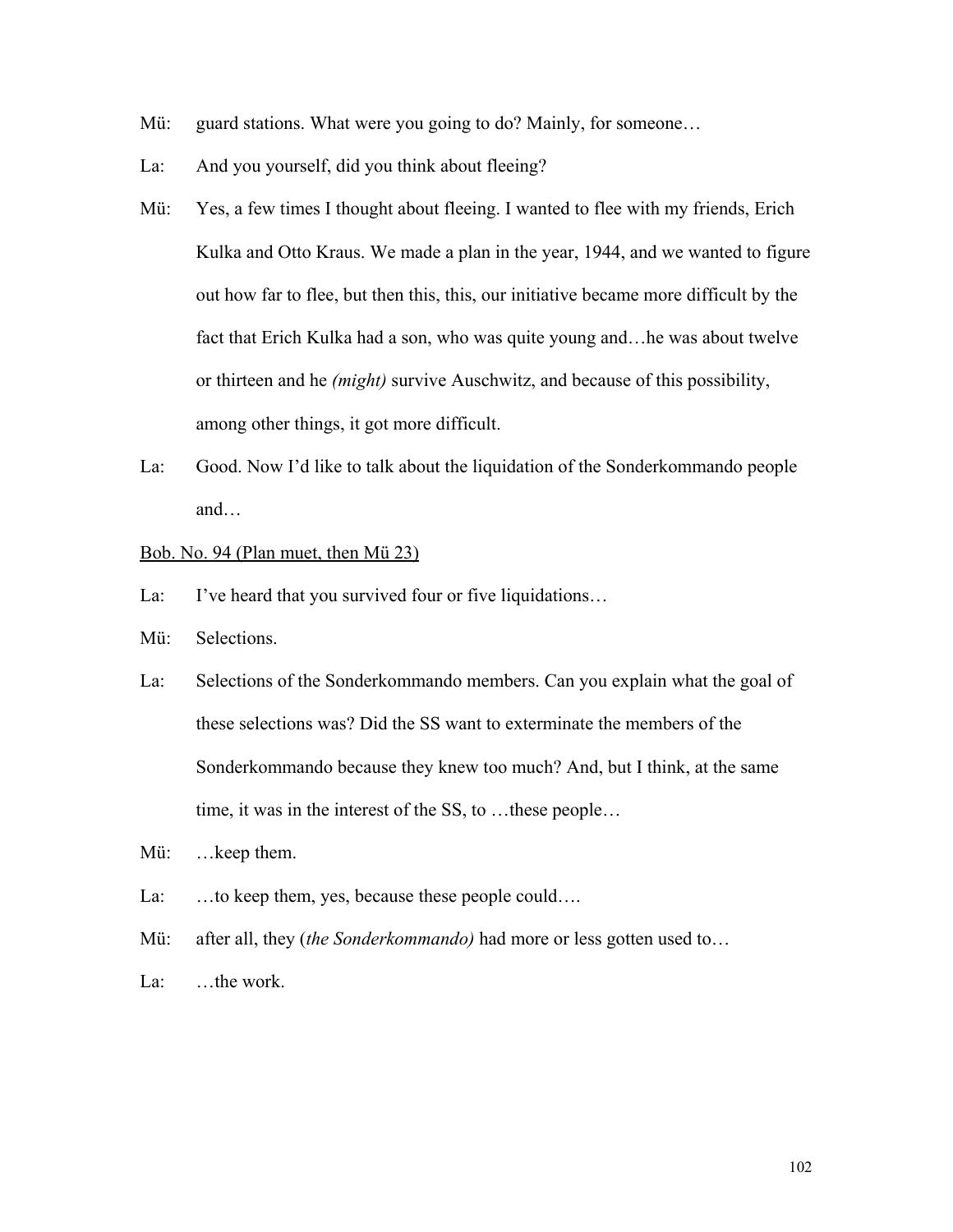Mü: guard stations. What were you going to do? Mainly, for someone…

La: And you yourself, did you think about fleeing?

Mü: Yes, a few times I thought about fleeing. I wanted to flee with my friends, Erich Kulka and Otto Kraus. We made a plan in the year, 1944, and we wanted to figure out how far to flee, but then this, this, our initiative became more difficult by the fact that Erich Kulka had a son, who was quite young and…he was about twelve or thirteen and he *(might)* survive Auschwitz, and because of this possibility, among other things, it got more difficult.

La: Good. Now I'd like to talk about the liquidation of the Sonderkommando people and…

<u>Bob. No. 94 (Plan muet, then Mü 23)</u>

La: I've heard that you survived four or five liquidations…

Mü: Selections.

La: Selections of the Sonderkommando members. Can you explain what the goal of these selections was? Did the SS want to exterminate the members of the Sonderkommando because they knew too much? And, but I think, at the same time, it was in the interest of the SS, to …these people…

Mü: …keep them.

La: …to keep them, yes, because these people could….

Mü: after all, they (*the Sonderkommando)* had more or less gotten used to…

La: …the work.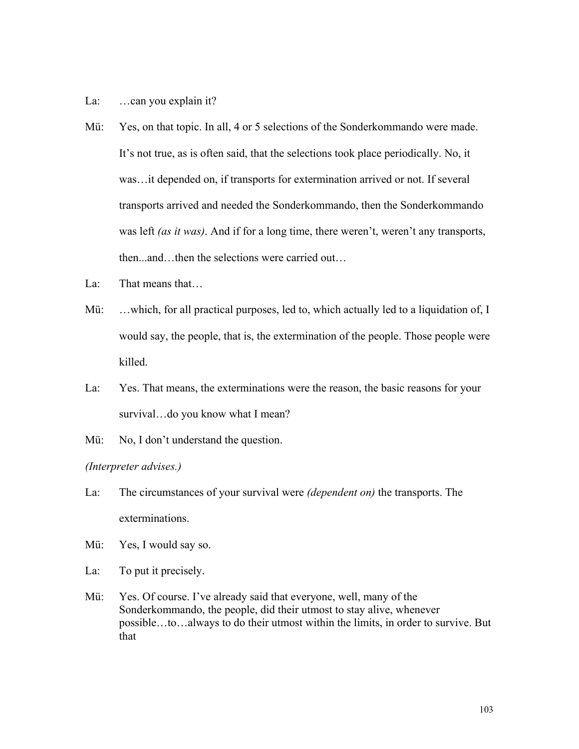La: …can you explain it?

Mü: Yes, on that topic. In all, 4 or 5 selections of the Sonderkommando were made. It's not true, as is often said, that the selections took place periodically. No, it was…it depended on, if transports for extermination arrived or not. If several transports arrived and needed the Sonderkommando, then the Sonderkommando was left *(as it was)*. And if for a long time, there weren't, weren't any transports, then...and…then the selections were carried out…

La: That means that…

Mü: …which, for all practical purposes, led to, which actually led to a liquidation of, I would say, the people, that is, the extermination of the people. Those people were killed.

La: Yes. That means, the exterminations were the reason, the basic reasons for your survival…do you know what I mean?

Mü: No, I don't understand the question.

*(Interpreter advises.)*

La: The circumstances of your survival were *(dependent on)* the transports. The exterminations.

Mü: Yes, I would say so.

La: To put it precisely.

Mü: Yes. Of course. I've already said that everyone, well, many of the Sonderkommando, the people, did their utmost to stay alive, whenever possible…to…always to do their utmost within the limits, in order to survive. But that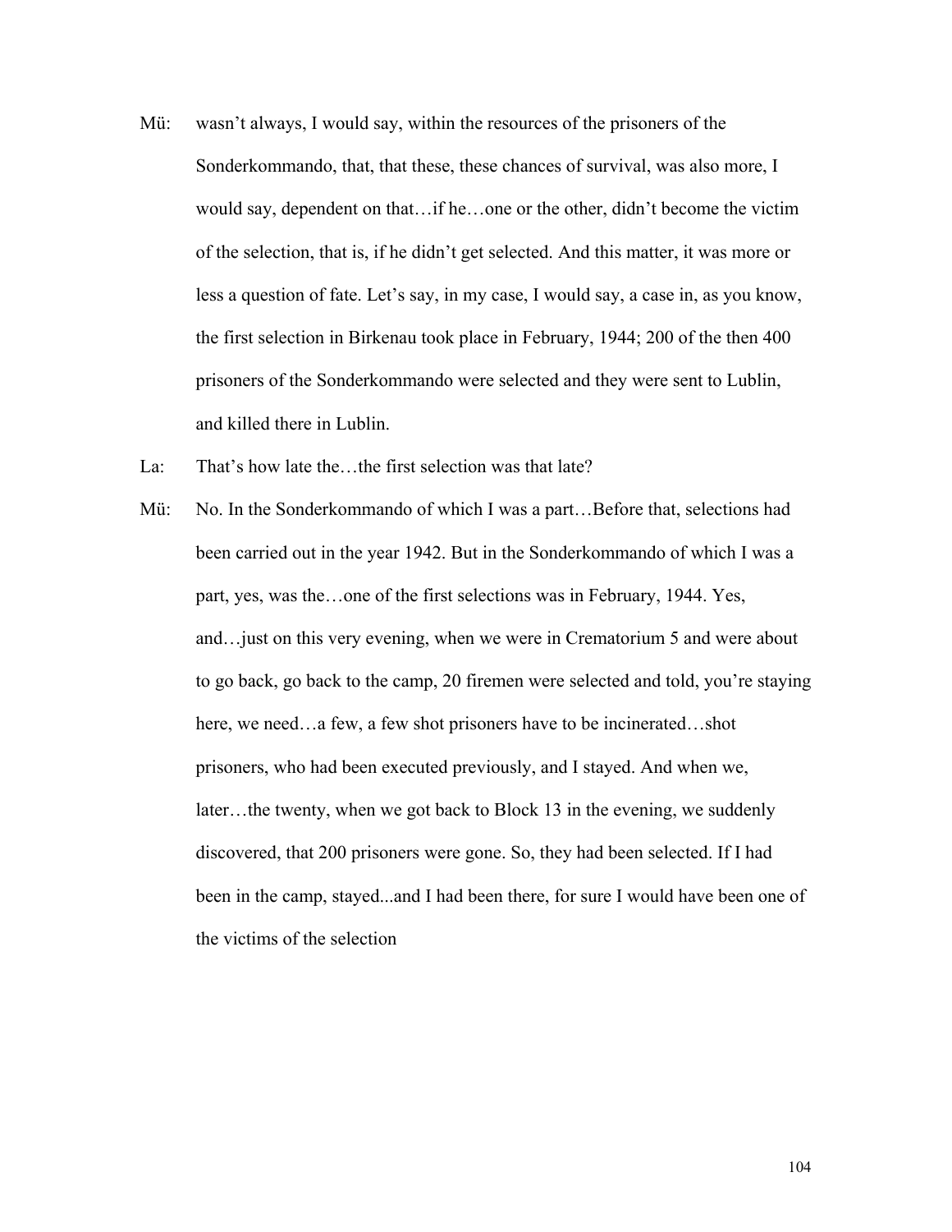Mü: wasn't always, I would say, within the resources of the prisoners of the Sonderkommando, that, that these, these chances of survival, was also more, I would say, dependent on that…if he…one or the other, didn't become the victim of the selection, that is, if he didn't get selected. And this matter, it was more or less a question of fate. Let's say, in my case, I would say, a case in, as you know, the first selection in Birkenau took place in February, 1944; 200 of the then 400 prisoners of the Sonderkommando were selected and they were sent to Lublin, and killed there in Lublin.

La: That's how late the…the first selection was that late?

Mü: No. In the Sonderkommando of which I was a part…Before that, selections had been carried out in the year 1942. But in the Sonderkommando of which I was a part, yes, was the…one of the first selections was in February, 1944. Yes, and…just on this very evening, when we were in Crematorium 5 and were about to go back, go back to the camp, 20 firemen were selected and told, you're staying here, we need…a few, a few shot prisoners have to be incinerated…shot prisoners, who had been executed previously, and I stayed. And when we, later…the twenty, when we got back to Block 13 in the evening, we suddenly discovered, that 200 prisoners were gone. So, they had been selected. If I had been in the camp, stayed...and I had been there, for sure I would have been one of the victims of the selection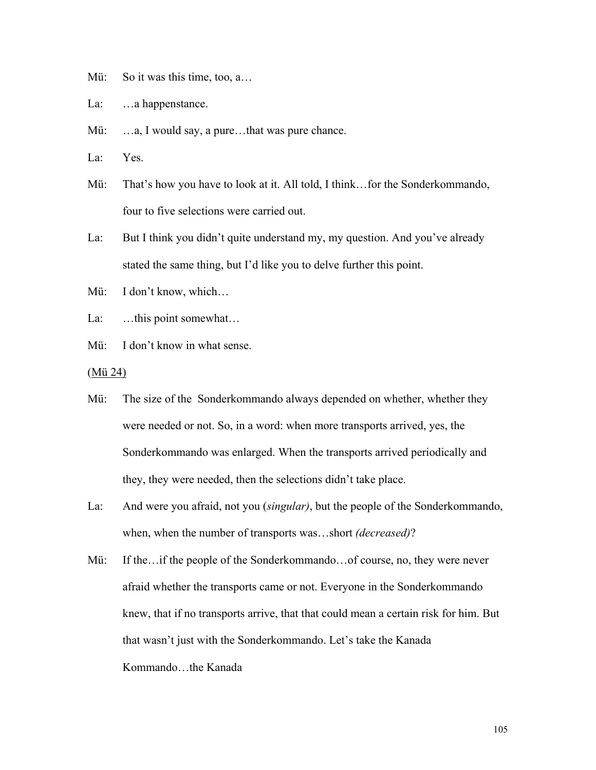Mü: So it was this time, too, a…

La: …a happenstance.

Mü: …a, I would say, a pure…that was pure chance.

La: Yes.

Mü: That's how you have to look at it. All told, I think…for the Sonderkommando, four to five selections were carried out.

La: But I think you didn't quite understand my, my question. And you've already stated the same thing, but I'd like you to delve further this point.

Mü: I don't know, which…

La: …this point somewhat…

Mü: I don't know in what sense.

<u>(Mü 24)</u>

Mü: The size of the Sonderkommando always depended on whether, whether they were needed or not. So, in a word: when more transports arrived, yes, the Sonderkommando was enlarged. When the transports arrived periodically and they, they were needed, then the selections didn't take place.

La: And were you afraid, not you (*singular)*, but the people of the Sonderkommando, when, when the number of transports was…short *(decreased)*?

Mü: If the…if the people of the Sonderkommando…of course, no, they were never afraid whether the transports came or not. Everyone in the Sonderkommando knew, that if no transports arrive, that that could mean a certain risk for him. But that wasn't just with the Sonderkommando. Let's take the Kanada Kommando…the Kanada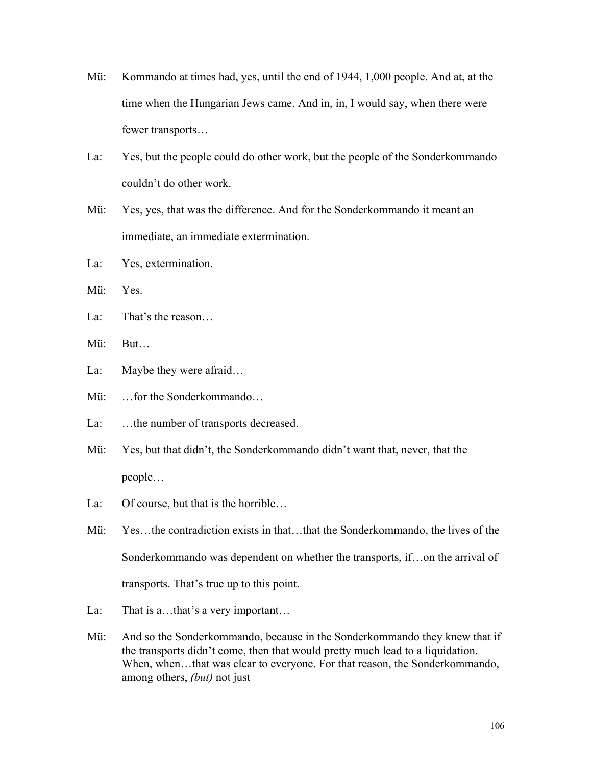Mü: Kommando at times had, yes, until the end of 1944, 1,000 people. And at, at the time when the Hungarian Jews came. And in, in, I would say, when there were fewer transports…

La: Yes, but the people could do other work, but the people of the Sonderkommando couldn't do other work.

Mü: Yes, yes, that was the difference. And for the Sonderkommando it meant an immediate, an immediate extermination.

La: Yes, extermination.

Mü: Yes.

La: That's the reason…

Mü: But…

La: Maybe they were afraid…

Mü: …for the Sonderkommando…

La: …the number of transports decreased.

Mü: Yes, but that didn't, the Sonderkommando didn't want that, never, that the people…

La: Of course, but that is the horrible…

Mü: Yes…the contradiction exists in that…that the Sonderkommando, the lives of the Sonderkommando was dependent on whether the transports, if…on the arrival of transports. That's true up to this point.

La: That is a…that's a very important…

Mü: And so the Sonderkommando, because in the Sonderkommando they knew that if the transports didn't come, then that would pretty much lead to a liquidation. When, when…that was clear to everyone. For that reason, the Sonderkommando, among others, *(but)* not just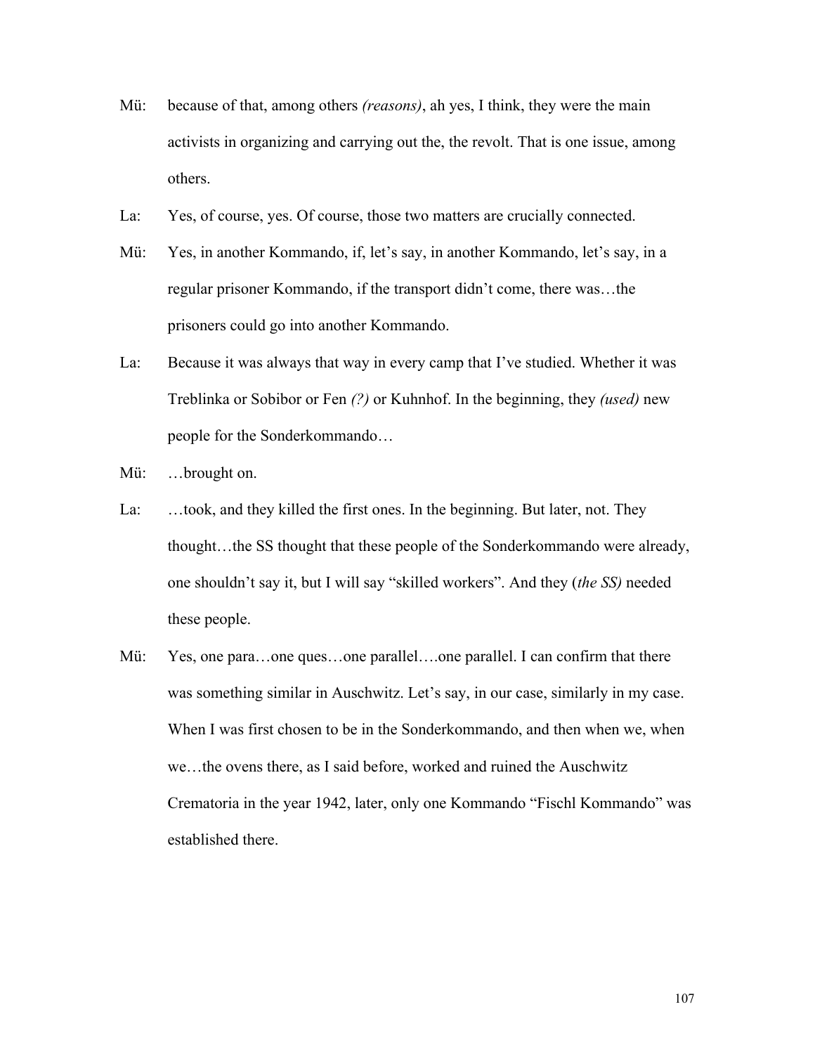Mü: because of that, among others *(reasons)*, ah yes, I think, they were the main activists in organizing and carrying out the, the revolt. That is one issue, among others.

La: Yes, of course, yes. Of course, those two matters are crucially connected.

Mü: Yes, in another Kommando, if, let's say, in another Kommando, let's say, in a regular prisoner Kommando, if the transport didn't come, there was…the prisoners could go into another Kommando.

La: Because it was always that way in every camp that I've studied. Whether it was Treblinka or Sobibor or Fen *(?)* or Kuhnhof. In the beginning, they *(used)* new people for the Sonderkommando…

Mü: …brought on.

La: …took, and they killed the first ones. In the beginning. But later, not. They thought…the SS thought that these people of the Sonderkommando were already, one shouldn't say it, but I will say "skilled workers". And they (*the SS)* needed these people.

Mü: Yes, one para…one ques…one parallel….one parallel. I can confirm that there was something similar in Auschwitz. Let's say, in our case, similarly in my case. When I was first chosen to be in the Sonderkommando, and then when we, when we…the ovens there, as I said before, worked and ruined the Auschwitz Crematoria in the year 1942, later, only one Kommando "Fischl Kommando" was established there.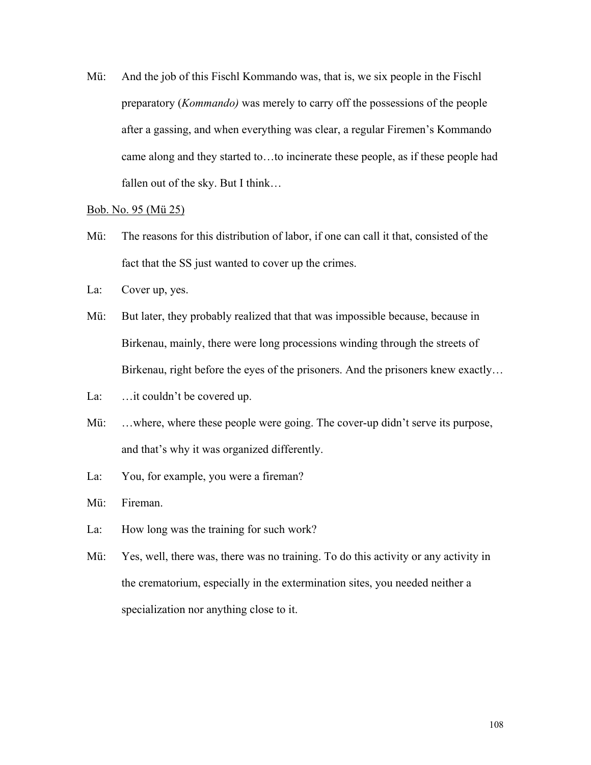Mü: And the job of this Fischl Kommando was, that is, we six people in the Fischl preparatory (*Kommando)* was merely to carry off the possessions of the people after a gassing, and when everything was clear, a regular Firemen's Kommando came along and they started to…to incinerate these people, as if these people had fallen out of the sky. But I think…

Bob. No. 95 (Mü 25)

Mü: The reasons for this distribution of labor, if one can call it that, consisted of the fact that the SS just wanted to cover up the crimes.

La: Cover up, yes.

Mü: But later, they probably realized that that was impossible because, because in Birkenau, mainly, there were long processions winding through the streets of Birkenau, right before the eyes of the prisoners. And the prisoners knew exactly…

La: …it couldn't be covered up.

Mü: …where, where these people were going. The cover-up didn't serve its purpose, and that's why it was organized differently.

La: You, for example, you were a fireman?

Mü: Fireman.

La: How long was the training for such work?

Mü: Yes, well, there was, there was no training. To do this activity or any activity in the crematorium, especially in the extermination sites, you needed neither a specialization nor anything close to it.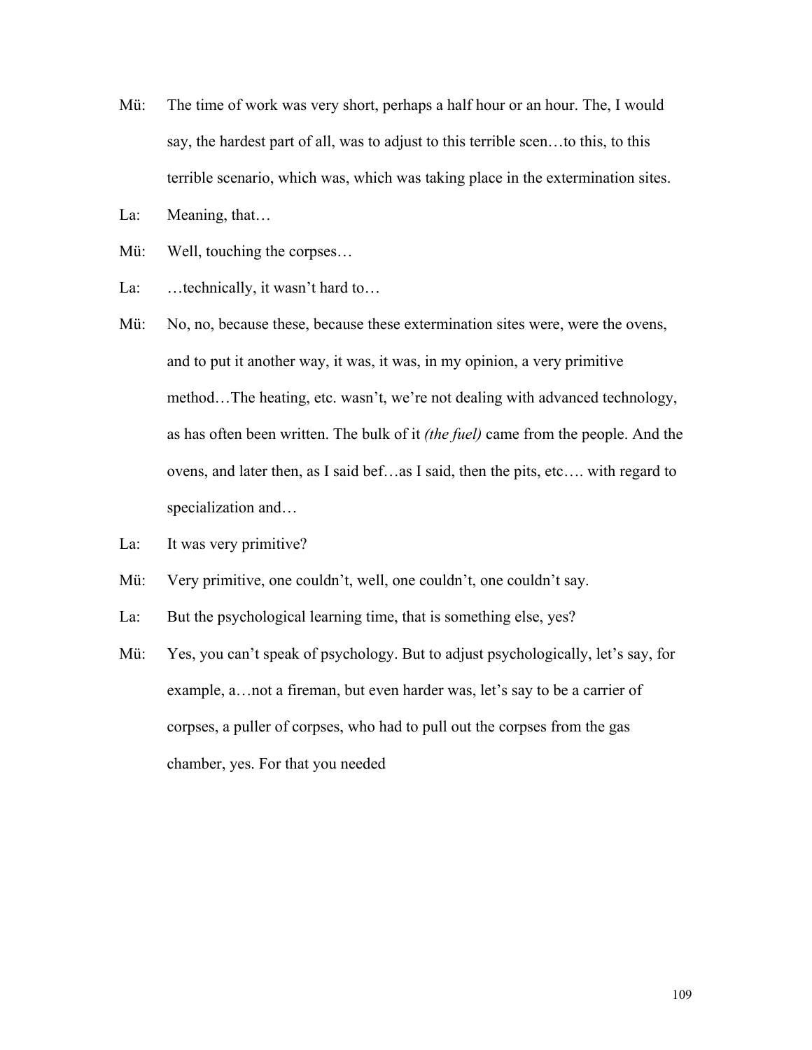Mü: The time of work was very short, perhaps a half hour or an hour. The, I would say, the hardest part of all, was to adjust to this terrible scen…to this, to this terrible scenario, which was, which was taking place in the extermination sites.

La: Meaning, that…

Mü: Well, touching the corpses…

La: …technically, it wasn't hard to…

Mü: No, no, because these, because these extermination sites were, were the ovens, and to put it another way, it was, it was, in my opinion, a very primitive method…The heating, etc. wasn't, we're not dealing with advanced technology, as has often been written. The bulk of it *(the fuel)* came from the people. And the ovens, and later then, as I said bef…as I said, then the pits, etc…. with regard to specialization and…

La: It was very primitive?

Mü: Very primitive, one couldn't, well, one couldn't, one couldn't say.

La: But the psychological learning time, that is something else, yes?

Mü: Yes, you can't speak of psychology. But to adjust psychologically, let's say, for example, a…not a fireman, but even harder was, let's say to be a carrier of corpses, a puller of corpses, who had to pull out the corpses from the gas chamber, yes. For that you needed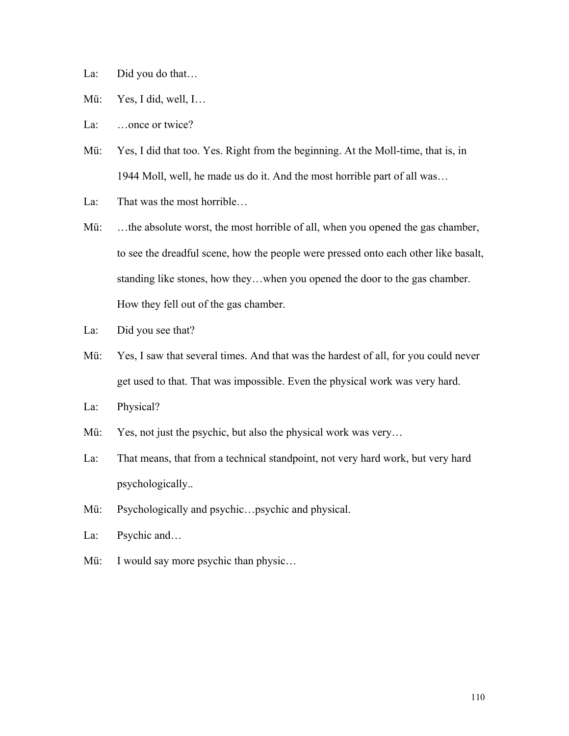La: Did you do that…

Mü: Yes, I did, well, I…

La: …once or twice?

Mü: Yes, I did that too. Yes. Right from the beginning. At the Moll-time, that is, in 1944 Moll, well, he made us do it. And the most horrible part of all was…

La: That was the most horrible…

Mü: …the absolute worst, the most horrible of all, when you opened the gas chamber, to see the dreadful scene, how the people were pressed onto each other like basalt, standing like stones, how they…when you opened the door to the gas chamber. How they fell out of the gas chamber.

La: Did you see that?

Mü: Yes, I saw that several times. And that was the hardest of all, for you could never get used to that. That was impossible. Even the physical work was very hard.

La: Physical?

Mü: Yes, not just the psychic, but also the physical work was very…

La: That means, that from a technical standpoint, not very hard work, but very hard psychologically..

Mü: Psychologically and psychic…psychic and physical.

La: Psychic and…

Mü: I would say more psychic than physic…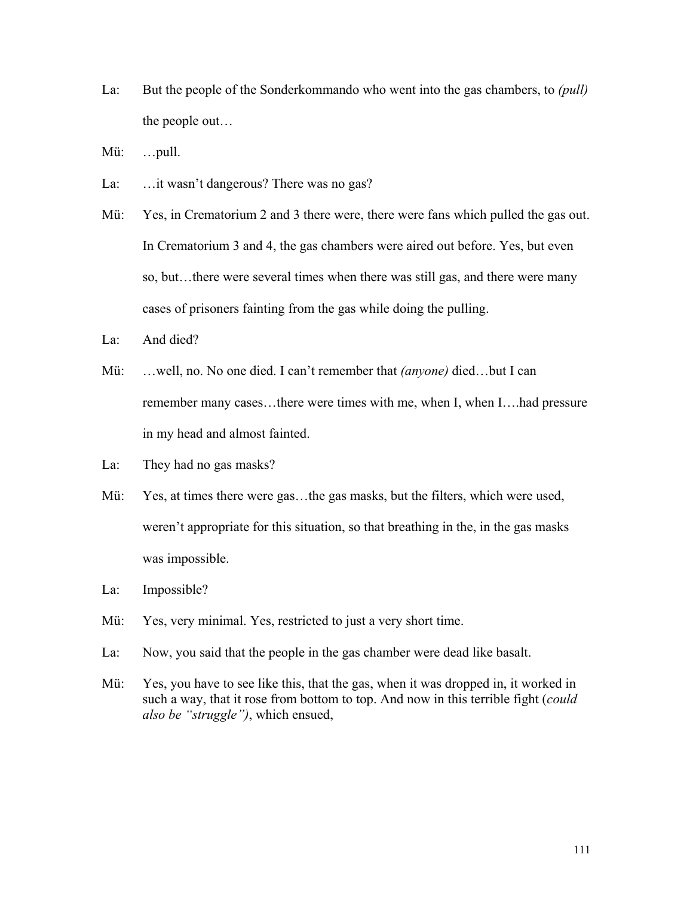La: But the people of the Sonderkommando who went into the gas chambers, to *(pull)* the people out…

Mü: …pull.

La: …it wasn't dangerous? There was no gas?

Mü: Yes, in Crematorium 2 and 3 there were, there were fans which pulled the gas out. In Crematorium 3 and 4, the gas chambers were aired out before. Yes, but even so, but…there were several times when there was still gas, and there were many cases of prisoners fainting from the gas while doing the pulling.

La: And died?

Mü: …well, no. No one died. I can't remember that *(anyone)* died…but I can remember many cases…there were times with me, when I, when I….had pressure in my head and almost fainted.

La: They had no gas masks?

Mü: Yes, at times there were gas…the gas masks, but the filters, which were used, weren't appropriate for this situation, so that breathing in the, in the gas masks was impossible.

La: Impossible?

Mü: Yes, very minimal. Yes, restricted to just a very short time.

La: Now, you said that the people in the gas chamber were dead like basalt.

Mü: Yes, you have to see like this, that the gas, when it was dropped in, it worked in such a way, that it rose from bottom to top. And now in this terrible fight (*could also be "struggle")*, which ensued,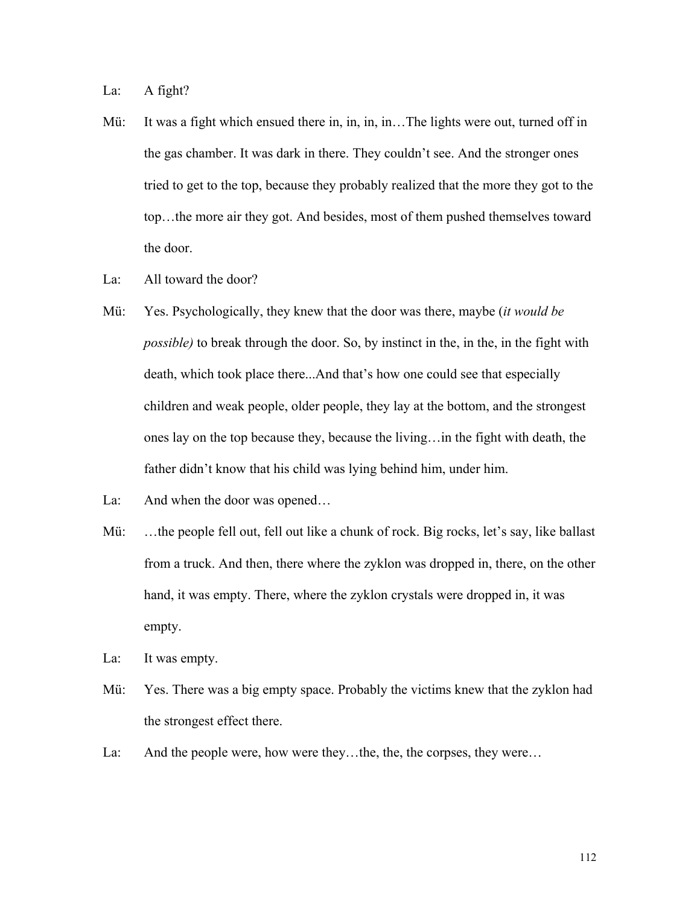La: A fight?

Mü: It was a fight which ensued there in, in, in, in…The lights were out, turned off in the gas chamber. It was dark in there. They couldn't see. And the stronger ones tried to get to the top, because they probably realized that the more they got to the top…the more air they got. And besides, most of them pushed themselves toward the door.

La: All toward the door?

Mü: Yes. Psychologically, they knew that the door was there, maybe (*it would be possible)* to break through the door. So, by instinct in the, in the, in the fight with death, which took place there...And that's how one could see that especially children and weak people, older people, they lay at the bottom, and the strongest ones lay on the top because they, because the living…in the fight with death, the father didn't know that his child was lying behind him, under him.

La: And when the door was opened…

Mü: …the people fell out, fell out like a chunk of rock. Big rocks, let's say, like ballast from a truck. And then, there where the zyklon was dropped in, there, on the other hand, it was empty. There, where the zyklon crystals were dropped in, it was empty.

La: It was empty.

Mü: Yes. There was a big empty space. Probably the victims knew that the zyklon had the strongest effect there.

La: And the people were, how were they…the, the, the corpses, they were…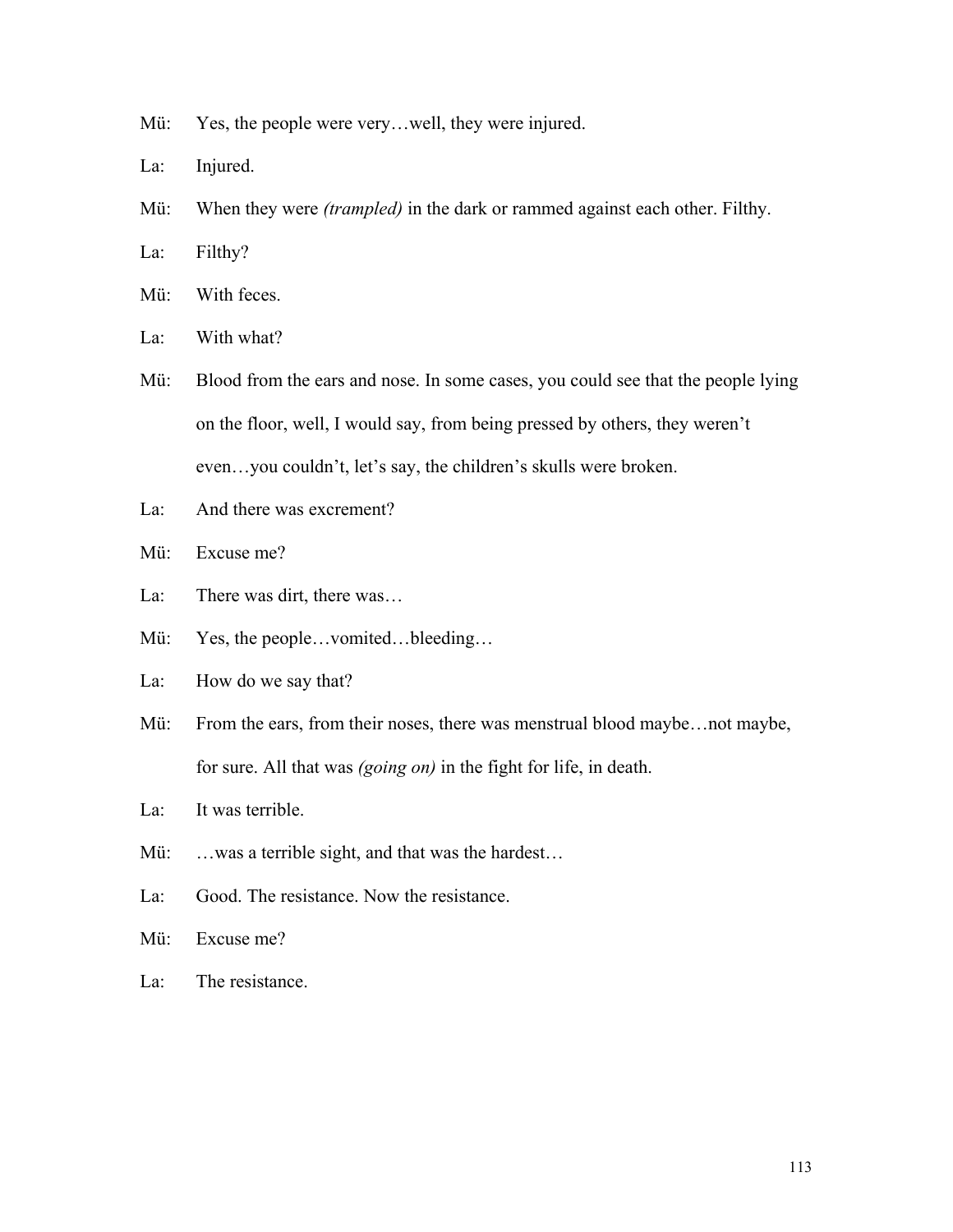Mü: Yes, the people were very…well, they were injured.

La: Injured.

Mü: When they were *(trampled)* in the dark or rammed against each other. Filthy.

La: Filthy?

Mü: With feces.

La: With what?

Mü: Blood from the ears and nose. In some cases, you could see that the people lying on the floor, well, I would say, from being pressed by others, they weren't even…you couldn't, let's say, the children's skulls were broken.

La: And there was excrement?

Mü: Excuse me?

La: There was dirt, there was…

Mü: Yes, the people…vomited…bleeding…

La: How do we say that?

Mü: From the ears, from their noses, there was menstrual blood maybe…not maybe, for sure. All that was *(going on)* in the fight for life, in death.

La: It was terrible.

Mü: …was a terrible sight, and that was the hardest…

La: Good. The resistance. Now the resistance.

Mü: Excuse me?

La: The resistance.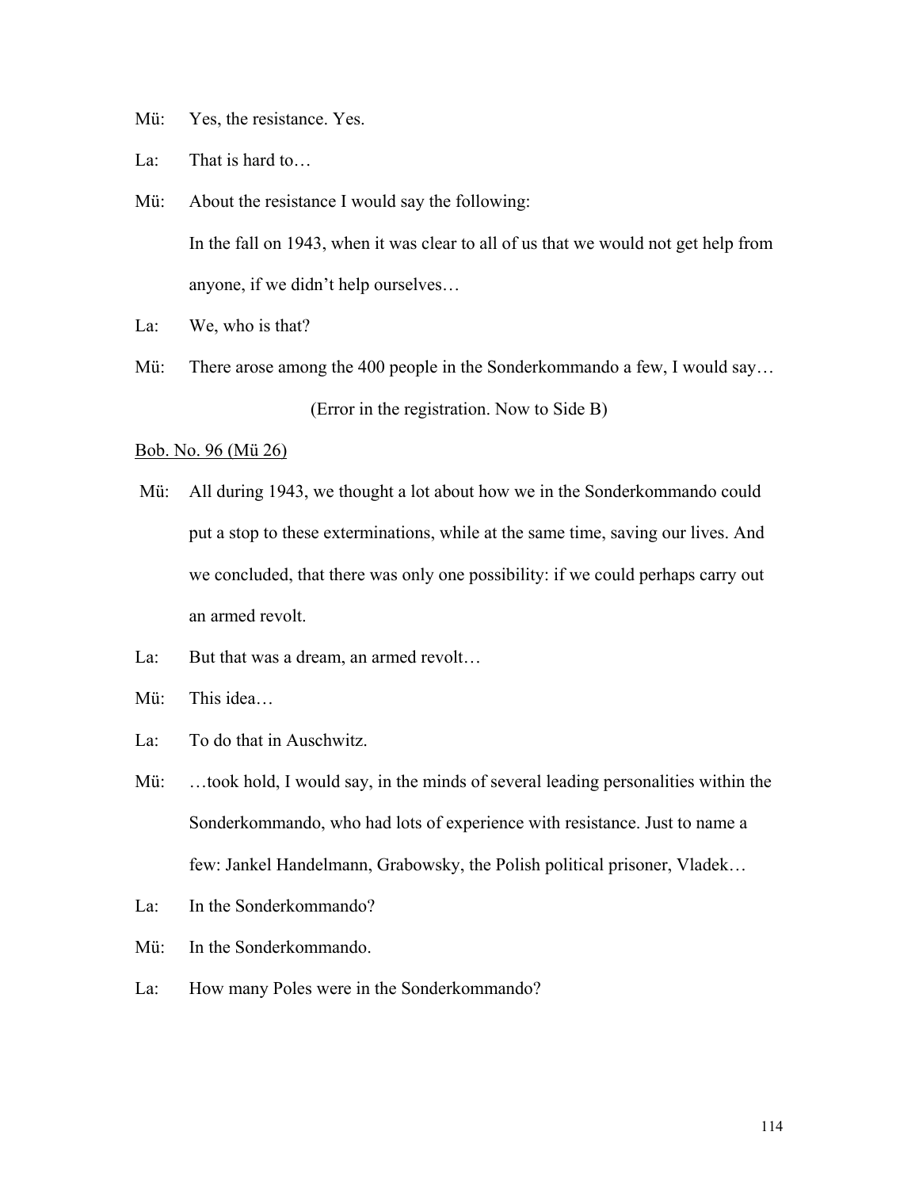Mü: Yes, the resistance. Yes.

La: That is hard to…

Mü: About the resistance I would say the following:

In the fall on 1943, when it was clear to all of us that we would not get help from anyone, if we didn't help ourselves…

La: We, who is that?

Mü: There arose among the 400 people in the Sonderkommando a few, I would say…

(Error in the registration. Now to Side B)

<u>Bob. No. 96 (Mü 26)</u>

Mü: All during 1943, we thought a lot about how we in the Sonderkommando could put a stop to these exterminations, while at the same time, saving our lives. And we concluded, that there was only one possibility: if we could perhaps carry out an armed revolt.

La: But that was a dream, an armed revolt…

Mü: This idea…

La: To do that in Auschwitz.

Mü: …took hold, I would say, in the minds of several leading personalities within the Sonderkommando, who had lots of experience with resistance. Just to name a few: Jankel Handelmann, Grabowsky, the Polish political prisoner, Vladek…

La: In the Sonderkommando?

Mü: In the Sonderkommando.

La: How many Poles were in the Sonderkommando?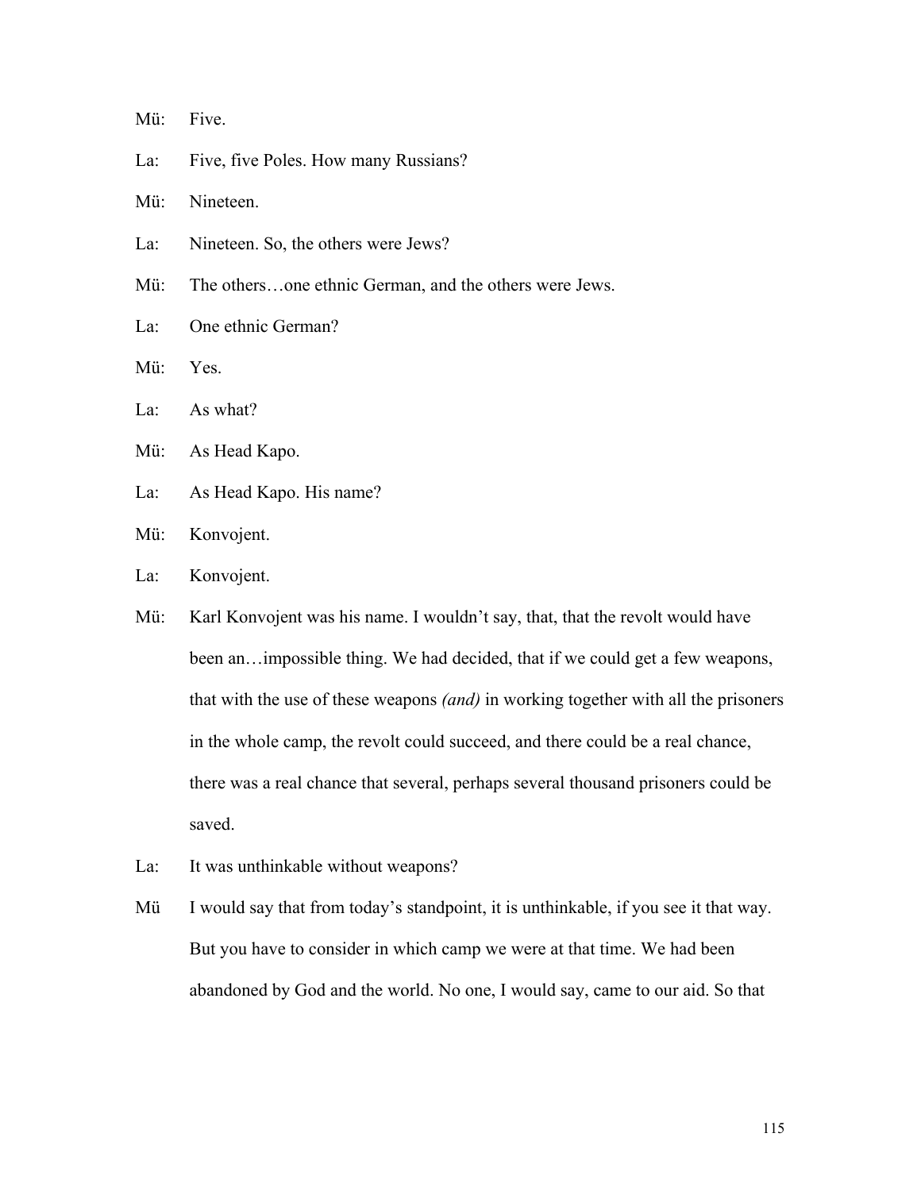Mü: Five.

La: Five, five Poles. How many Russians?

Mü: Nineteen.

La: Nineteen. So, the others were Jews?

Mü: The others…one ethnic German, and the others were Jews.

La: One ethnic German?

Mü: Yes.

La: As what?

Mü: As Head Kapo.

La: As Head Kapo. His name?

Mü: Konvojent.

La: Konvojent.

Mü: Karl Konvojent was his name. I wouldn't say, that, that the revolt would have been an…impossible thing. We had decided, that if we could get a few weapons, that with the use of these weapons *(and)* in working together with all the prisoners in the whole camp, the revolt could succeed, and there could be a real chance, there was a real chance that several, perhaps several thousand prisoners could be saved.

La: It was unthinkable without weapons?

Mü I would say that from today's standpoint, it is unthinkable, if you see it that way. But you have to consider in which camp we were at that time. We had been abandoned by God and the world. No one, I would say, came to our aid. So that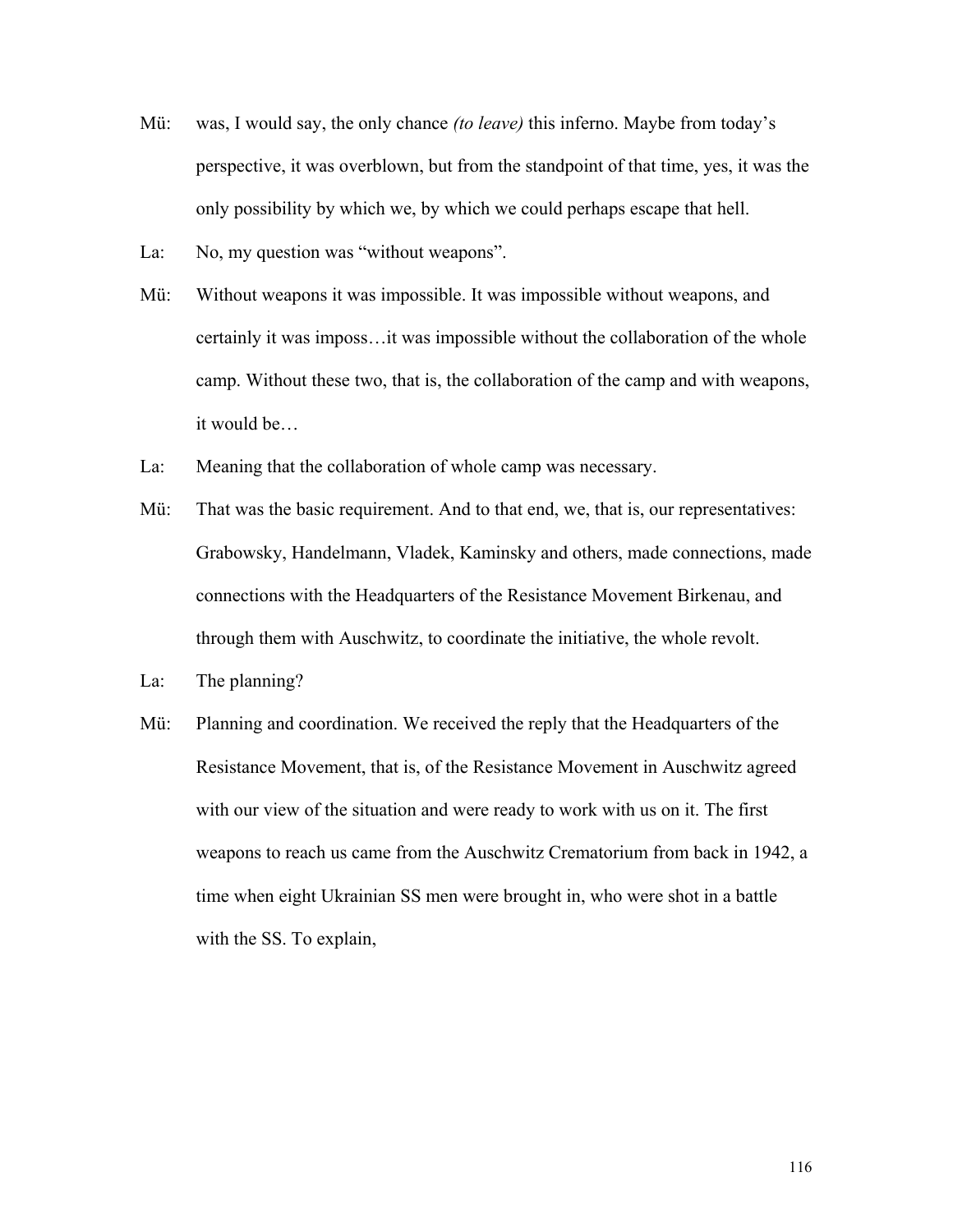Mü: was, I would say, the only chance *(to leave)* this inferno. Maybe from today's perspective, it was overblown, but from the standpoint of that time, yes, it was the only possibility by which we, by which we could perhaps escape that hell.

La: No, my question was "without weapons".

Mü: Without weapons it was impossible. It was impossible without weapons, and certainly it was imposs…it was impossible without the collaboration of the whole camp. Without these two, that is, the collaboration of the camp and with weapons, it would be…

La: Meaning that the collaboration of whole camp was necessary.

Mü: That was the basic requirement. And to that end, we, that is, our representatives: Grabowsky, Handelmann, Vladek, Kaminsky and others, made connections, made connections with the Headquarters of the Resistance Movement Birkenau, and through them with Auschwitz, to coordinate the initiative, the whole revolt.

La: The planning?

Mü: Planning and coordination. We received the reply that the Headquarters of the Resistance Movement, that is, of the Resistance Movement in Auschwitz agreed with our view of the situation and were ready to work with us on it. The first weapons to reach us came from the Auschwitz Crematorium from back in 1942, a time when eight Ukrainian SS men were brought in, who were shot in a battle with the SS. To explain,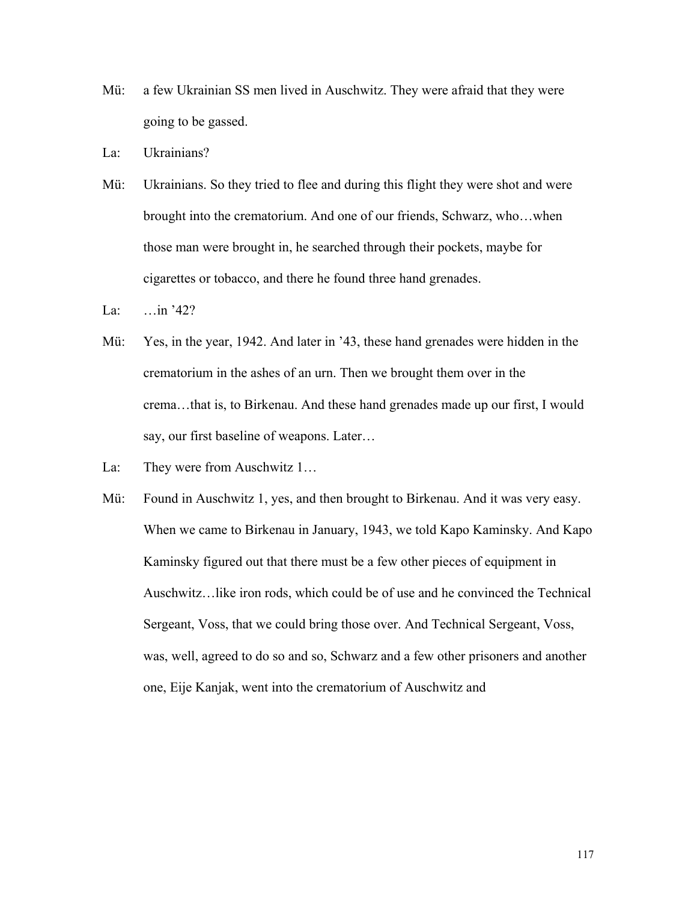Mü: a few Ukrainian SS men lived in Auschwitz. They were afraid that they were going to be gassed.

La: Ukrainians?

Mü: Ukrainians. So they tried to flee and during this flight they were shot and were brought into the crematorium. And one of our friends, Schwarz, who…when those man were brought in, he searched through their pockets, maybe for cigarettes or tobacco, and there he found three hand grenades.

La: …in '42?

Mü: Yes, in the year, 1942. And later in '43, these hand grenades were hidden in the crematorium in the ashes of an urn. Then we brought them over in the crema…that is, to Birkenau. And these hand grenades made up our first, I would say, our first baseline of weapons. Later…

La: They were from Auschwitz 1…

Mü: Found in Auschwitz 1, yes, and then brought to Birkenau. And it was very easy. When we came to Birkenau in January, 1943, we told Kapo Kaminsky. And Kapo Kaminsky figured out that there must be a few other pieces of equipment in Auschwitz…like iron rods, which could be of use and he convinced the Technical Sergeant, Voss, that we could bring those over. And Technical Sergeant, Voss, was, well, agreed to do so and so, Schwarz and a few other prisoners and another one, Eije Kanjak, went into the crematorium of Auschwitz and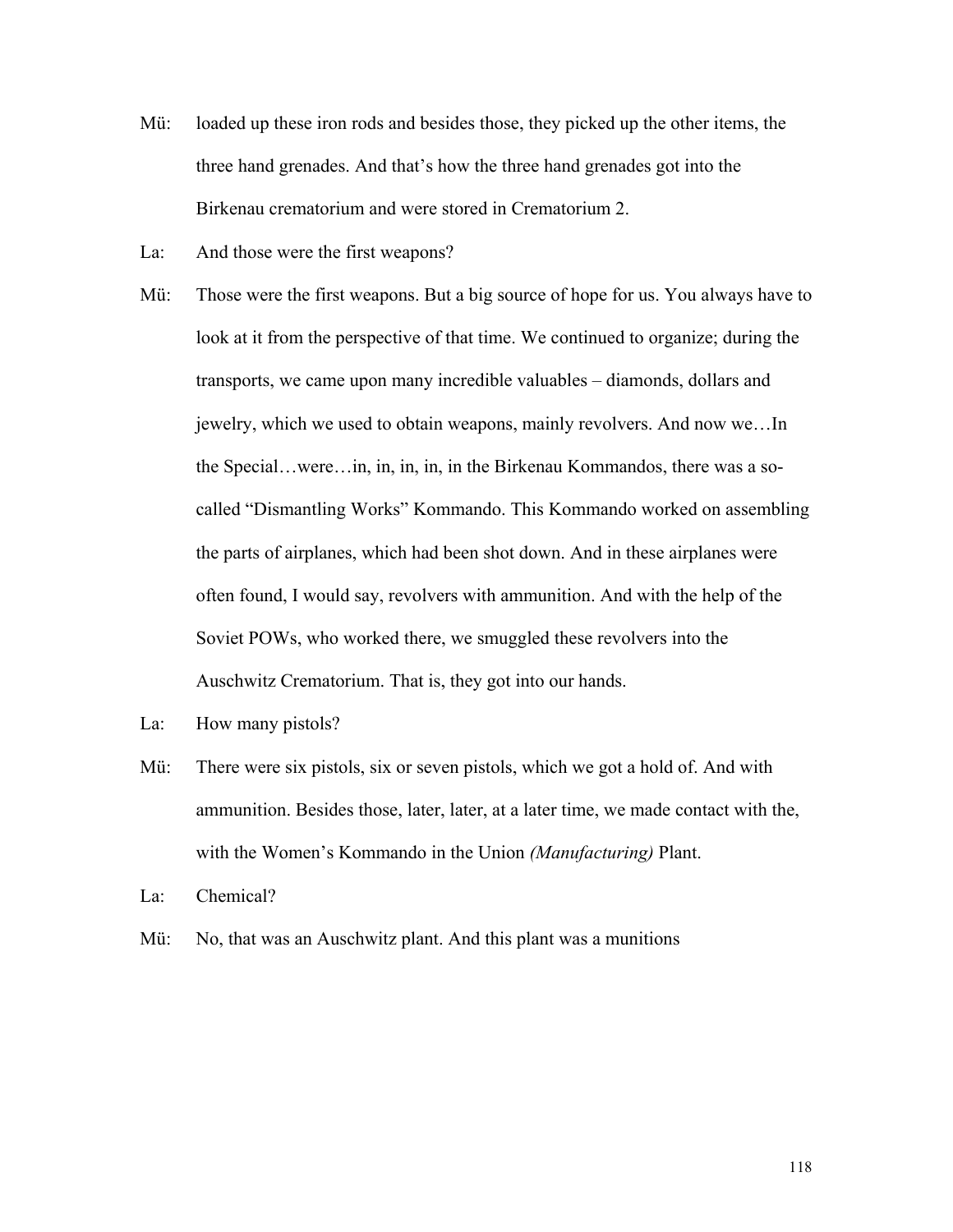Mü: loaded up these iron rods and besides those, they picked up the other items, the three hand grenades. And that's how the three hand grenades got into the Birkenau crematorium and were stored in Crematorium 2.

La: And those were the first weapons?

Mü: Those were the first weapons. But a big source of hope for us. You always have to look at it from the perspective of that time. We continued to organize; during the transports, we came upon many incredible valuables – diamonds, dollars and jewelry, which we used to obtain weapons, mainly revolvers. And now we…In the Special…were…in, in, in, in, in the Birkenau Kommandos, there was a so-called "Dismantling Works" Kommando. This Kommando worked on assembling the parts of airplanes, which had been shot down. And in these airplanes were often found, I would say, revolvers with ammunition. And with the help of the Soviet POWs, who worked there, we smuggled these revolvers into the Auschwitz Crematorium. That is, they got into our hands.

La: How many pistols?

Mü: There were six pistols, six or seven pistols, which we got a hold of. And with ammunition. Besides those, later, later, at a later time, we made contact with the, with the Women's Kommando in the Union *(Manufacturing)* Plant.

La: Chemical?

Mü: No, that was an Auschwitz plant. And this plant was a munitions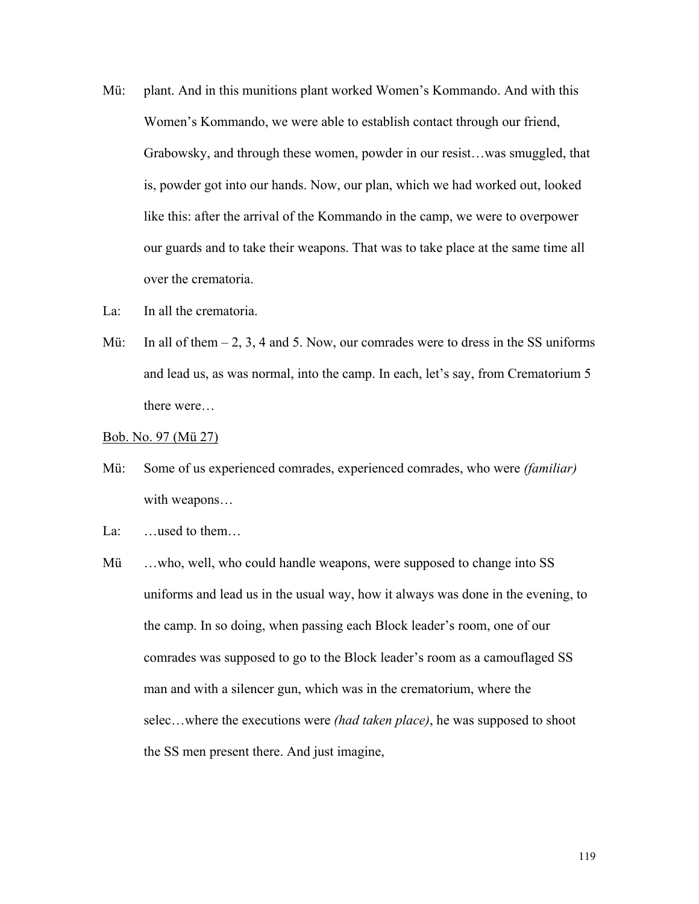Mü: plant. And in this munitions plant worked Women's Kommando. And with this Women's Kommando, we were able to establish contact through our friend, Grabowsky, and through these women, powder in our resist…was smuggled, that is, powder got into our hands. Now, our plan, which we had worked out, looked like this: after the arrival of the Kommando in the camp, we were to overpower our guards and to take their weapons. That was to take place at the same time all over the crematoria.

La: In all the crematoria.

Mü: In all of them – 2, 3, 4 and 5. Now, our comrades were to dress in the SS uniforms and lead us, as was normal, into the camp. In each, let's say, from Crematorium 5 there were…

<u>Bob. No. 97 (Mü 27)</u>

Mü: Some of us experienced comrades, experienced comrades, who were *(familiar)* with weapons…

La: …used to them…

Mü …who, well, who could handle weapons, were supposed to change into SS uniforms and lead us in the usual way, how it always was done in the evening, to the camp. In so doing, when passing each Block leader's room, one of our comrades was supposed to go to the Block leader's room as a camouflaged SS man and with a silencer gun, which was in the crematorium, where the selec…where the executions were *(had taken place)*, he was supposed to shoot the SS men present there. And just imagine,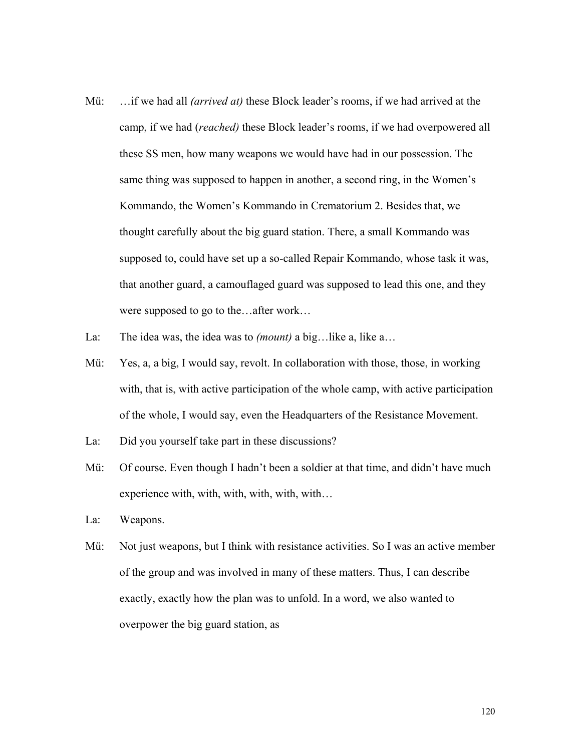Mü: …if we had all *(arrived at)* these Block leader's rooms, if we had arrived at the camp, if we had (*reached)* these Block leader's rooms, if we had overpowered all these SS men, how many weapons we would have had in our possession. The same thing was supposed to happen in another, a second ring, in the Women's Kommando, the Women's Kommando in Crematorium 2. Besides that, we thought carefully about the big guard station. There, a small Kommando was supposed to, could have set up a so-called Repair Kommando, whose task it was, that another guard, a camouflaged guard was supposed to lead this one, and they were supposed to go to the…after work…

La: The idea was, the idea was to *(mount)* a big…like a, like a…

Mü: Yes, a, a big, I would say, revolt. In collaboration with those, those, in working with, that is, with active participation of the whole camp, with active participation of the whole, I would say, even the Headquarters of the Resistance Movement.

La: Did you yourself take part in these discussions?

Mü: Of course. Even though I hadn't been a soldier at that time, and didn't have much experience with, with, with, with, with, with…

La: Weapons.

Mü: Not just weapons, but I think with resistance activities. So I was an active member of the group and was involved in many of these matters. Thus, I can describe exactly, exactly how the plan was to unfold. In a word, we also wanted to overpower the big guard station, as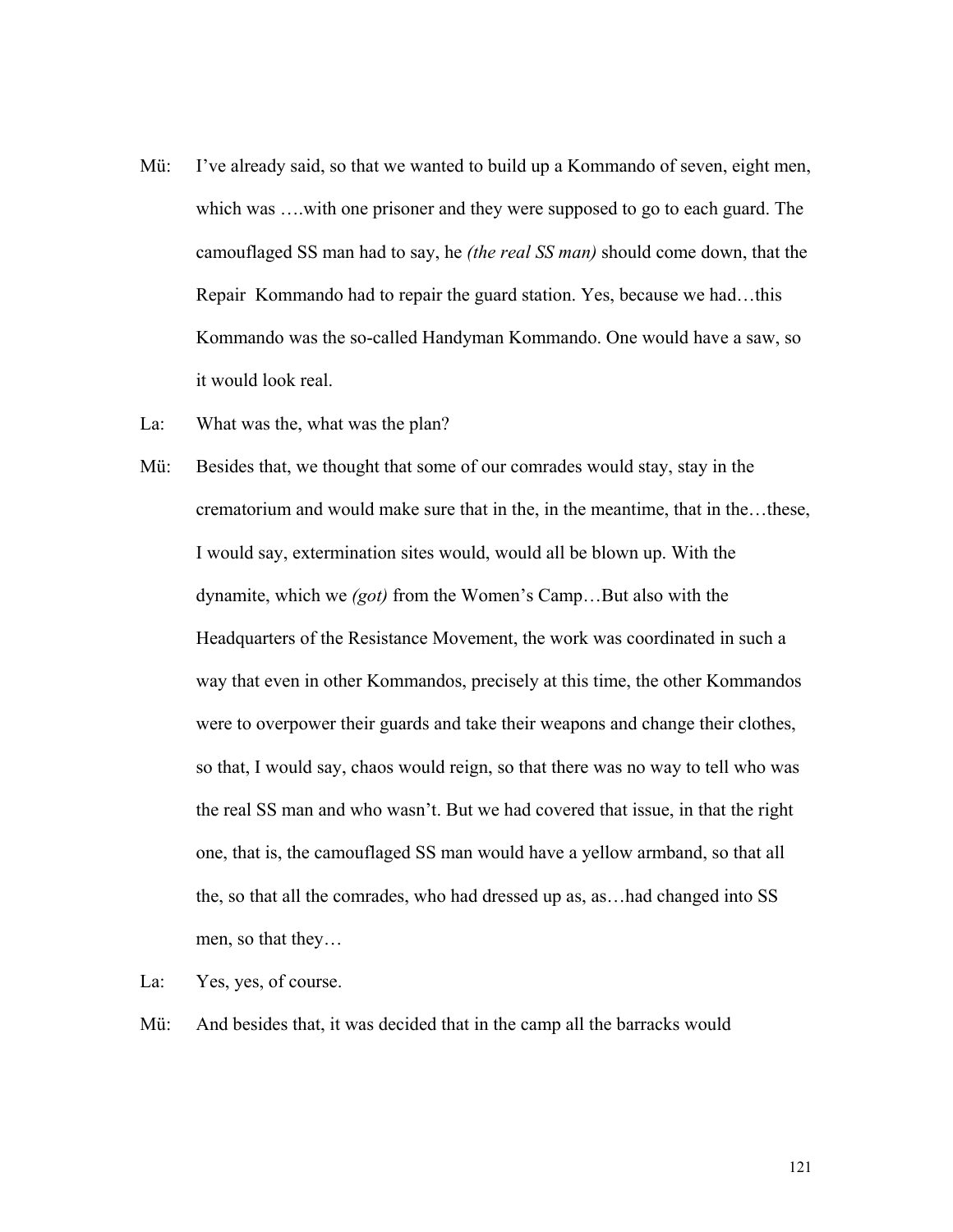Mü: I've already said, so that we wanted to build up a Kommando of seven, eight men, which was ….with one prisoner and they were supposed to go to each guard. The camouflaged SS man had to say, he *(the real SS man)* should come down, that the Repair Kommando had to repair the guard station. Yes, because we had…this Kommando was the so-called Handyman Kommando. One would have a saw, so it would look real.

La: What was the, what was the plan?

Mü: Besides that, we thought that some of our comrades would stay, stay in the crematorium and would make sure that in the, in the meantime, that in the…these, I would say, extermination sites would, would all be blown up. With the dynamite, which we *(got)* from the Women's Camp…But also with the Headquarters of the Resistance Movement, the work was coordinated in such a way that even in other Kommandos, precisely at this time, the other Kommandos were to overpower their guards and take their weapons and change their clothes, so that, I would say, chaos would reign, so that there was no way to tell who was the real SS man and who wasn't. But we had covered that issue, in that the right one, that is, the camouflaged SS man would have a yellow armband, so that all the, so that all the comrades, who had dressed up as, as…had changed into SS men, so that they…

La: Yes, yes, of course.

Mü: And besides that, it was decided that in the camp all the barracks would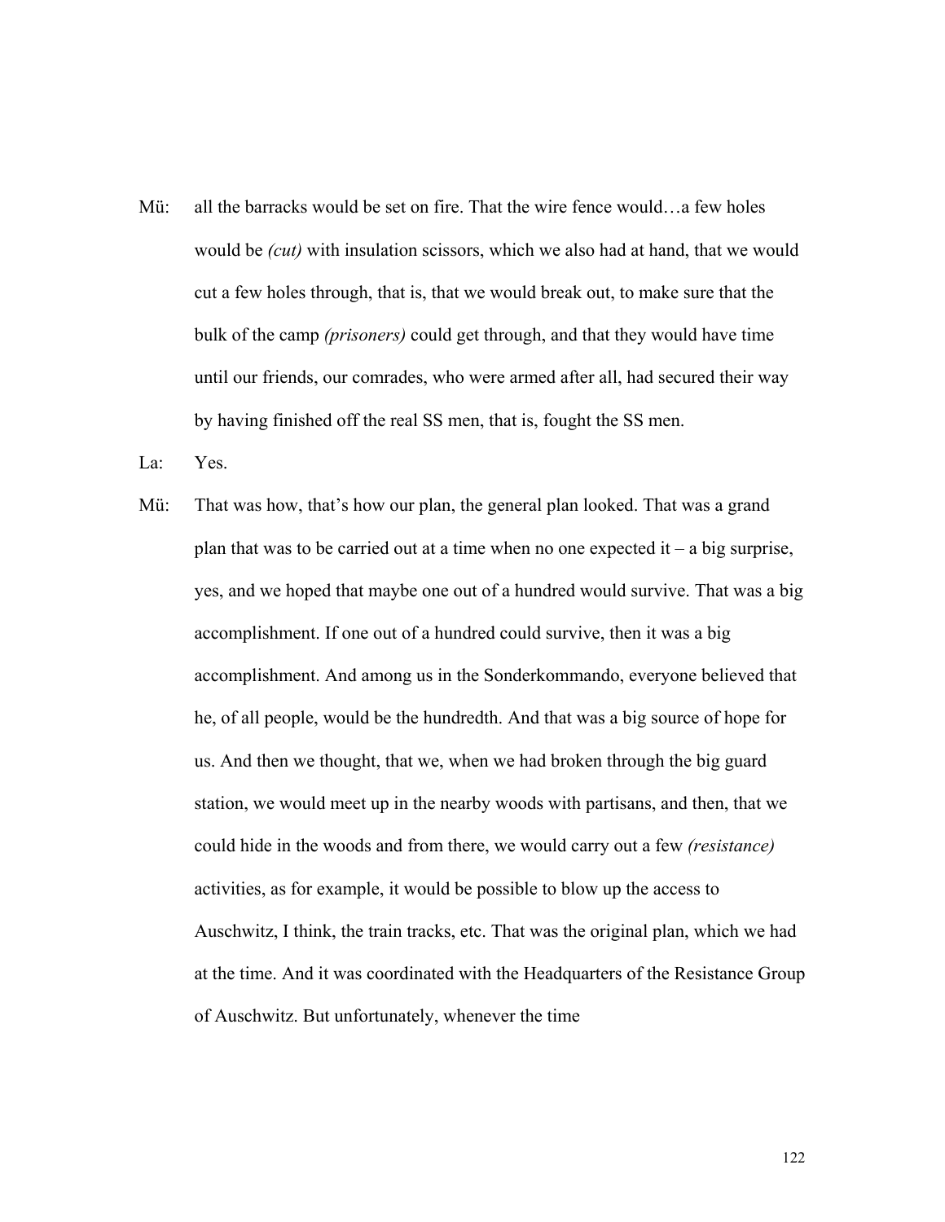Mü: all the barracks would be set on fire. That the wire fence would…a few holes would be *(cut)* with insulation scissors, which we also had at hand, that we would cut a few holes through, that is, that we would break out, to make sure that the bulk of the camp *(prisoners)* could get through, and that they would have time until our friends, our comrades, who were armed after all, had secured their way by having finished off the real SS men, that is, fought the SS men.

La: Yes.

Mü: That was how, that's how our plan, the general plan looked. That was a grand plan that was to be carried out at a time when no one expected it – a big surprise, yes, and we hoped that maybe one out of a hundred would survive. That was a big accomplishment. If one out of a hundred could survive, then it was a big accomplishment. And among us in the Sonderkommando, everyone believed that he, of all people, would be the hundredth. And that was a big source of hope for us. And then we thought, that we, when we had broken through the big guard station, we would meet up in the nearby woods with partisans, and then, that we could hide in the woods and from there, we would carry out a few *(resistance)* activities, as for example, it would be possible to blow up the access to Auschwitz, I think, the train tracks, etc. That was the original plan, which we had at the time. And it was coordinated with the Headquarters of the Resistance Group of Auschwitz. But unfortunately, whenever the time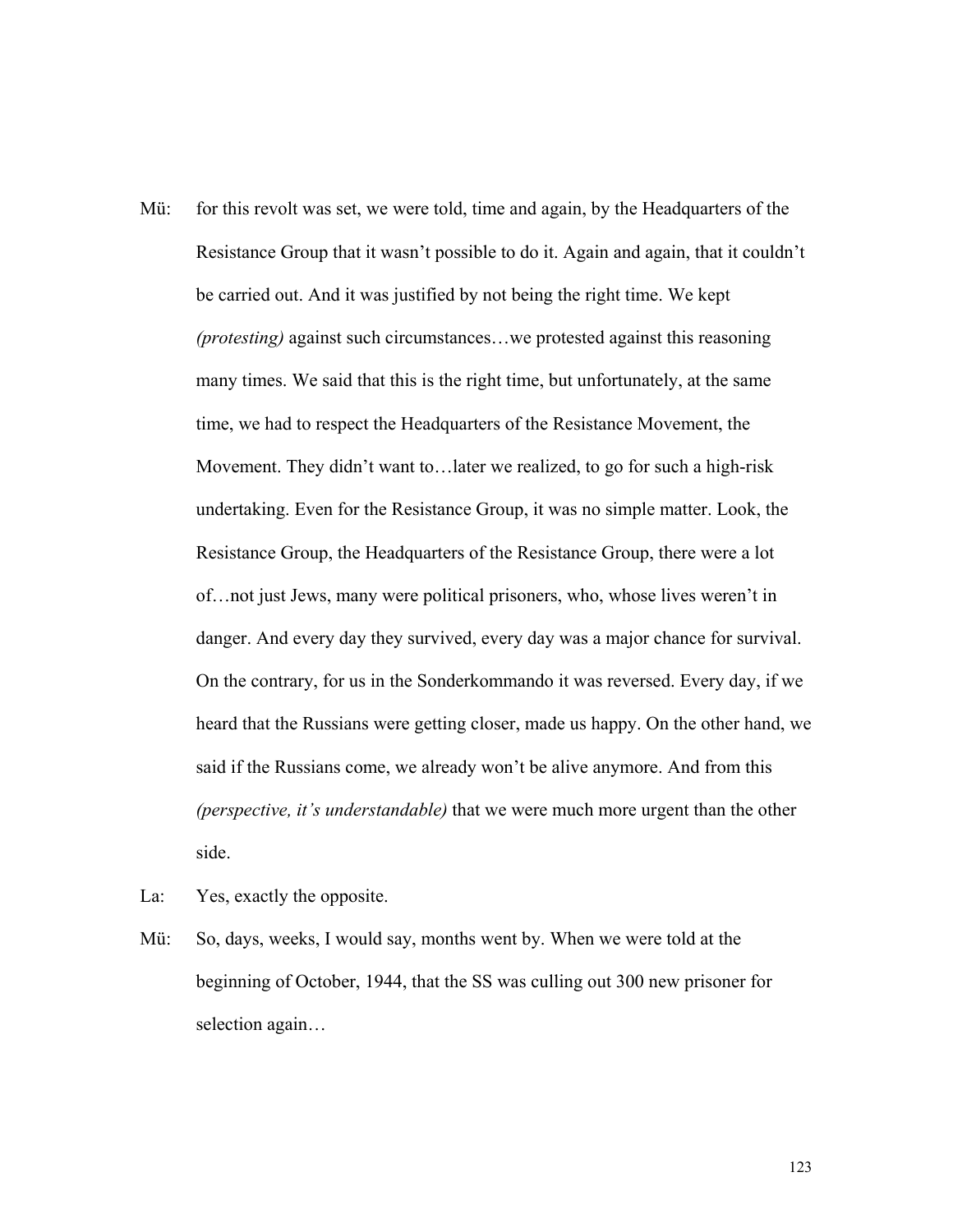Mü: for this revolt was set, we were told, time and again, by the Headquarters of the Resistance Group that it wasn't possible to do it. Again and again, that it couldn't be carried out. And it was justified by not being the right time. We kept *(protesting)* against such circumstances…we protested against this reasoning many times. We said that this is the right time, but unfortunately, at the same time, we had to respect the Headquarters of the Resistance Movement, the Movement. They didn't want to…later we realized, to go for such a high-risk undertaking. Even for the Resistance Group, it was no simple matter. Look, the Resistance Group, the Headquarters of the Resistance Group, there were a lot of…not just Jews, many were political prisoners, who, whose lives weren't in danger. And every day they survived, every day was a major chance for survival. On the contrary, for us in the Sonderkommando it was reversed. Every day, if we heard that the Russians were getting closer, made us happy. On the other hand, we said if the Russians come, we already won't be alive anymore. And from this *(perspective, it's understandable)* that we were much more urgent than the other side.

La: Yes, exactly the opposite.

Mü: So, days, weeks, I would say, months went by. When we were told at the beginning of October, 1944, that the SS was culling out 300 new prisoner for selection again…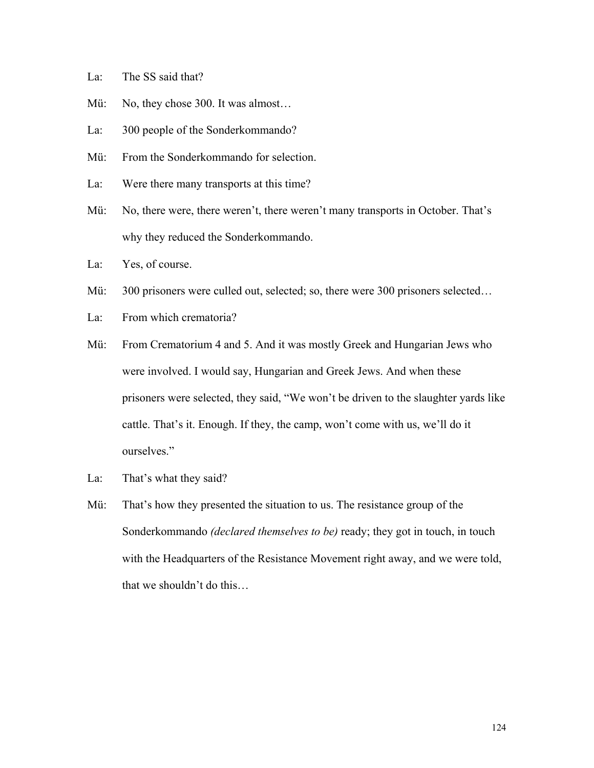La: The SS said that?

Mü: No, they chose 300. It was almost…

La: 300 people of the Sonderkommando?

Mü: From the Sonderkommando for selection.

La: Were there many transports at this time?

Mü: No, there were, there weren't, there weren't many transports in October. That's why they reduced the Sonderkommando.

La: Yes, of course.

Mü: 300 prisoners were culled out, selected; so, there were 300 prisoners selected…

La: From which crematoria?

Mü: From Crematorium 4 and 5. And it was mostly Greek and Hungarian Jews who were involved. I would say, Hungarian and Greek Jews. And when these prisoners were selected, they said, "We won't be driven to the slaughter yards like cattle. That's it. Enough. If they, the camp, won't come with us, we'll do it ourselves."

La: That's what they said?

Mü: That's how they presented the situation to us. The resistance group of the Sonderkommando *(declared themselves to be)* ready; they got in touch, in touch with the Headquarters of the Resistance Movement right away, and we were told, that we shouldn't do this…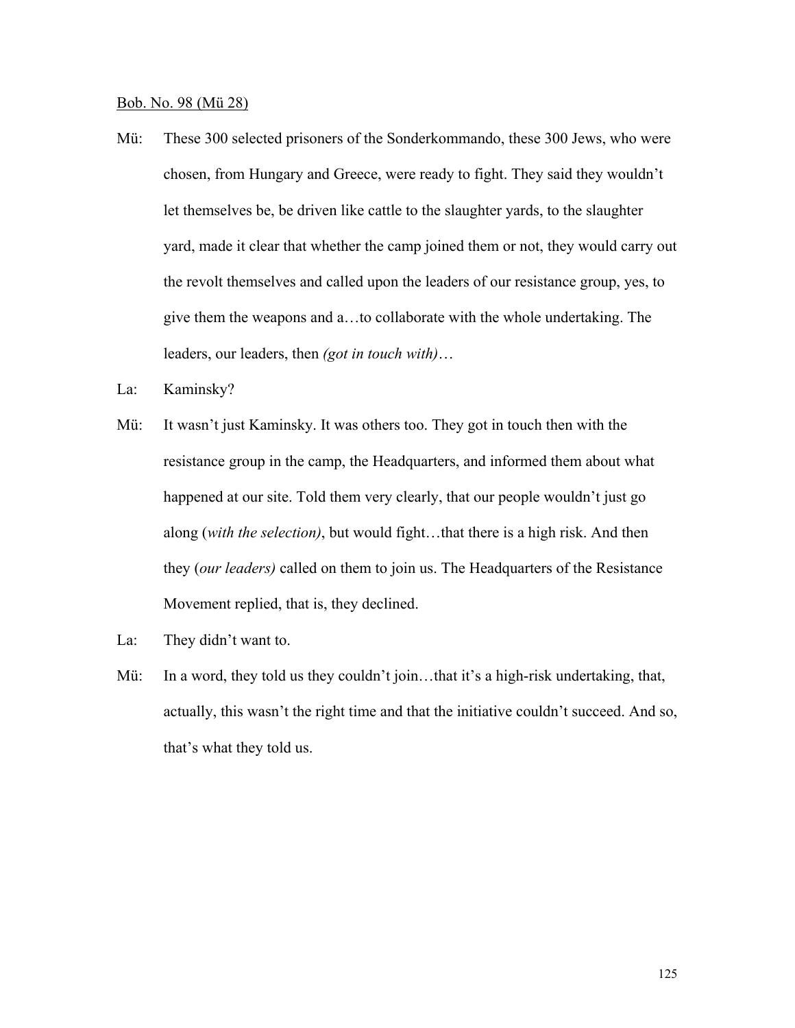<u>Bob. No. 98 (Mü 28)</u>

Mü: These 300 selected prisoners of the Sonderkommando, these 300 Jews, who were chosen, from Hungary and Greece, were ready to fight. They said they wouldn't let themselves be, be driven like cattle to the slaughter yards, to the slaughter yard, made it clear that whether the camp joined them or not, they would carry out the revolt themselves and called upon the leaders of our resistance group, yes, to give them the weapons and a…to collaborate with the whole undertaking. The leaders, our leaders, then *(got in touch with)*…

La: Kaminsky?

Mü: It wasn't just Kaminsky. It was others too. They got in touch then with the resistance group in the camp, the Headquarters, and informed them about what happened at our site. Told them very clearly, that our people wouldn't just go along (*with the selection)*, but would fight…that there is a high risk. And then they (*our leaders)* called on them to join us. The Headquarters of the Resistance Movement replied, that is, they declined.

La: They didn't want to.

Mü: In a word, they told us they couldn't join…that it's a high-risk undertaking, that, actually, this wasn't the right time and that the initiative couldn't succeed. And so, that's what they told us.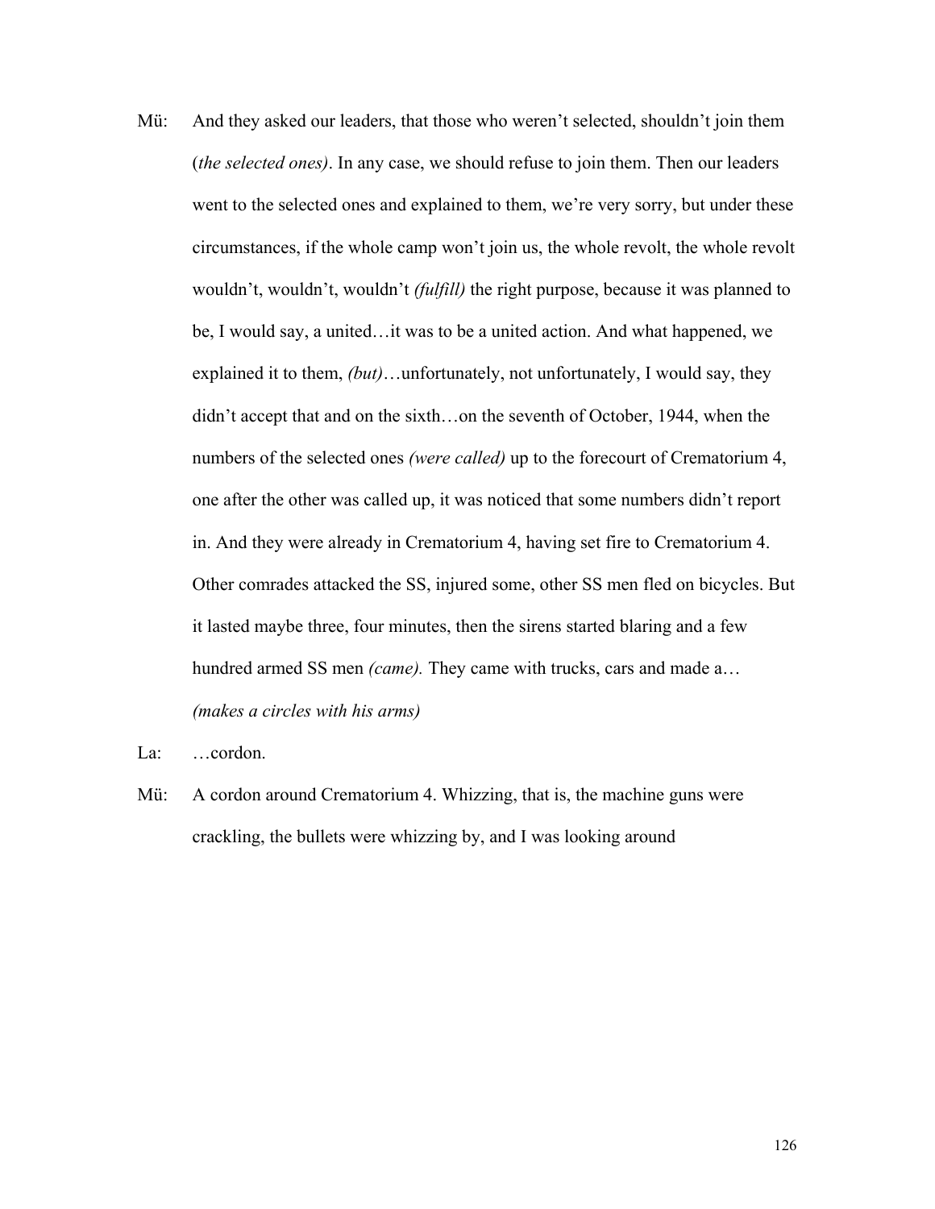Mü: And they asked our leaders, that those who weren't selected, shouldn't join them (*the selected ones)*. In any case, we should refuse to join them. Then our leaders went to the selected ones and explained to them, we're very sorry, but under these circumstances, if the whole camp won't join us, the whole revolt, the whole revolt wouldn't, wouldn't, wouldn't *(fulfill)* the right purpose, because it was planned to be, I would say, a united…it was to be a united action. And what happened, we explained it to them, *(but)*…unfortunately, not unfortunately, I would say, they didn't accept that and on the sixth…on the seventh of October, 1944, when the numbers of the selected ones *(were called)* up to the forecourt of Crematorium 4, one after the other was called up, it was noticed that some numbers didn't report in. And they were already in Crematorium 4, having set fire to Crematorium 4. Other comrades attacked the SS, injured some, other SS men fled on bicycles. But it lasted maybe three, four minutes, then the sirens started blaring and a few hundred armed SS men *(came).* They came with trucks, cars and made a… *(makes a circles with his arms)*

La: …cordon.

Mü: A cordon around Crematorium 4. Whizzing, that is, the machine guns were crackling, the bullets were whizzing by, and I was looking around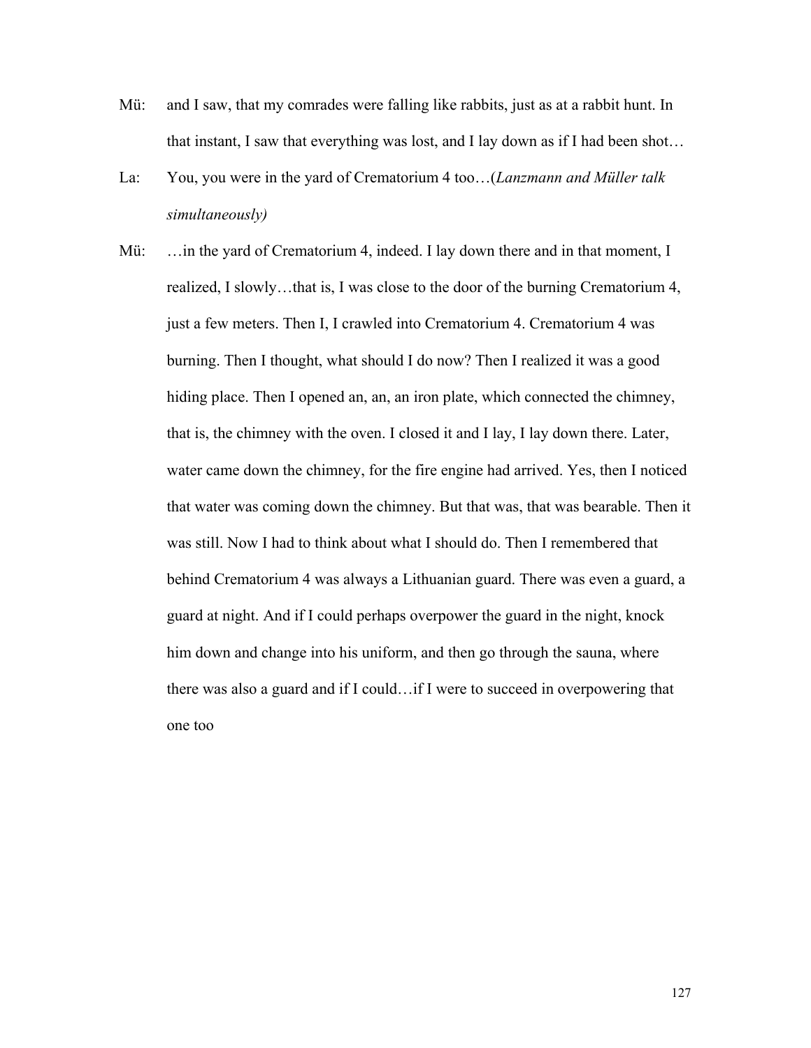Mü: and I saw, that my comrades were falling like rabbits, just as at a rabbit hunt. In that instant, I saw that everything was lost, and I lay down as if I had been shot…

La: You, you were in the yard of Crematorium 4 too…(*Lanzmann and Müller talk simultaneously)*

Mü: …in the yard of Crematorium 4, indeed. I lay down there and in that moment, I realized, I slowly…that is, I was close to the door of the burning Crematorium 4, just a few meters. Then I, I crawled into Crematorium 4. Crematorium 4 was burning. Then I thought, what should I do now? Then I realized it was a good hiding place. Then I opened an, an, an iron plate, which connected the chimney, that is, the chimney with the oven. I closed it and I lay, I lay down there. Later, water came down the chimney, for the fire engine had arrived. Yes, then I noticed that water was coming down the chimney. But that was, that was bearable. Then it was still. Now I had to think about what I should do. Then I remembered that behind Crematorium 4 was always a Lithuanian guard. There was even a guard, a guard at night. And if I could perhaps overpower the guard in the night, knock him down and change into his uniform, and then go through the sauna, where there was also a guard and if I could…if I were to succeed in overpowering that one too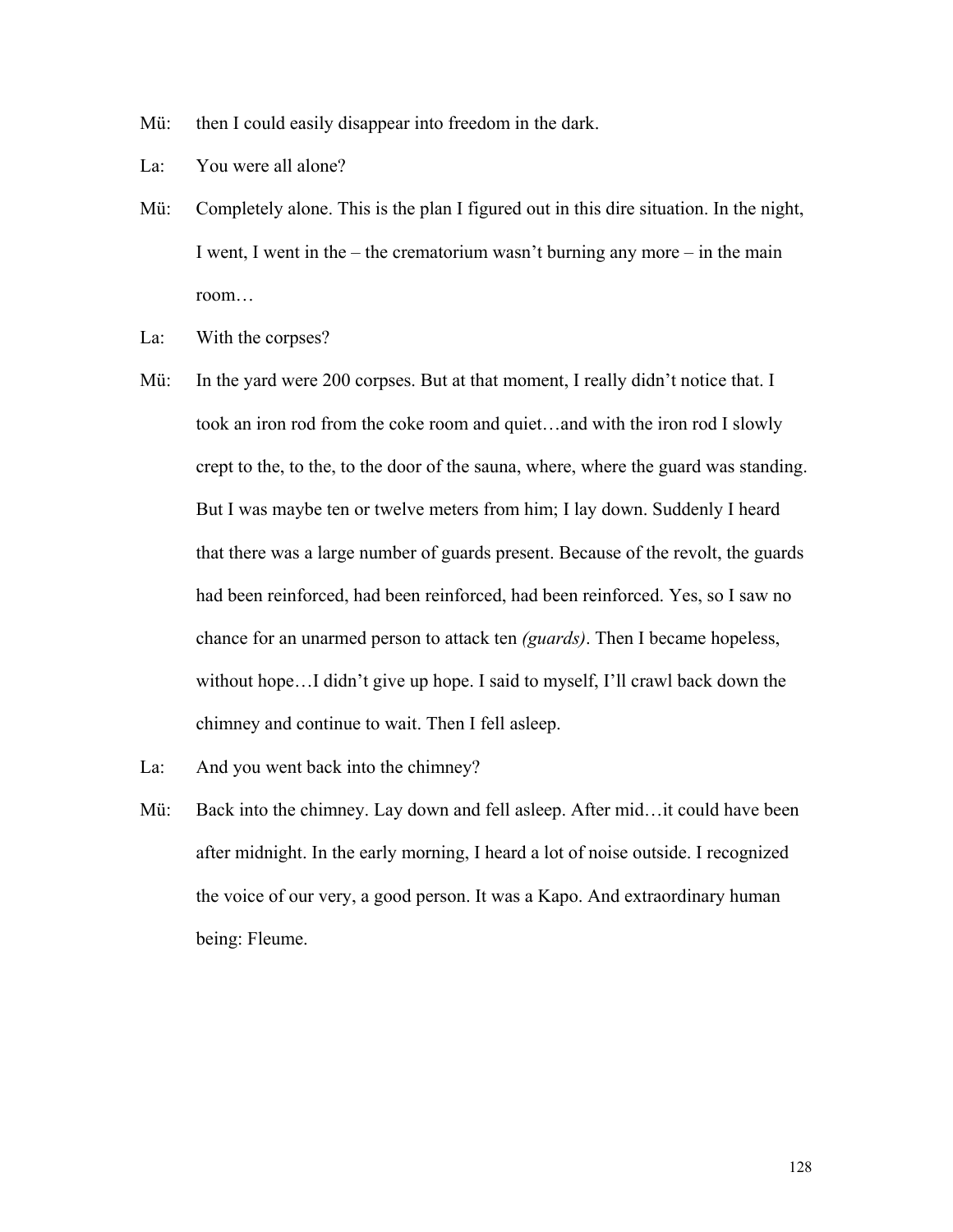Mü: then I could easily disappear into freedom in the dark.

La: You were all alone?

Mü: Completely alone. This is the plan I figured out in this dire situation. In the night, I went, I went in the – the crematorium wasn't burning any more – in the main room…

La: With the corpses?

Mü: In the yard were 200 corpses. But at that moment, I really didn't notice that. I took an iron rod from the coke room and quiet…and with the iron rod I slowly crept to the, to the, to the door of the sauna, where, where the guard was standing. But I was maybe ten or twelve meters from him; I lay down. Suddenly I heard that there was a large number of guards present. Because of the revolt, the guards had been reinforced, had been reinforced, had been reinforced. Yes, so I saw no chance for an unarmed person to attack ten *(guards)*. Then I became hopeless, without hope…I didn't give up hope. I said to myself, I'll crawl back down the chimney and continue to wait. Then I fell asleep.

La: And you went back into the chimney?

Mü: Back into the chimney. Lay down and fell asleep. After mid…it could have been after midnight. In the early morning, I heard a lot of noise outside. I recognized the voice of our very, a good person. It was a Kapo. And extraordinary human being: Fleume.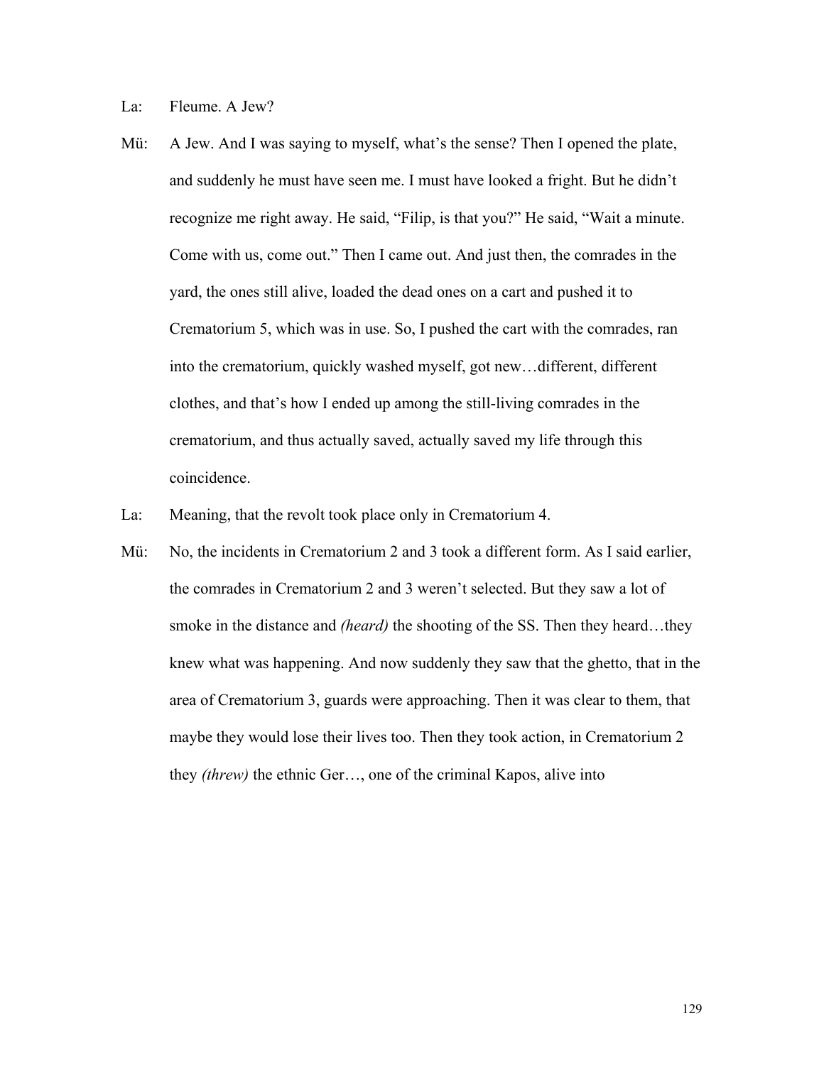La: Fleume. A Jew?

Mü: A Jew. And I was saying to myself, what's the sense? Then I opened the plate, and suddenly he must have seen me. I must have looked a fright. But he didn't recognize me right away. He said, "Filip, is that you?" He said, "Wait a minute. Come with us, come out." Then I came out. And just then, the comrades in the yard, the ones still alive, loaded the dead ones on a cart and pushed it to Crematorium 5, which was in use. So, I pushed the cart with the comrades, ran into the crematorium, quickly washed myself, got new…different, different clothes, and that's how I ended up among the still-living comrades in the crematorium, and thus actually saved, actually saved my life through this coincidence.

La: Meaning, that the revolt took place only in Crematorium 4.

Mü: No, the incidents in Crematorium 2 and 3 took a different form. As I said earlier, the comrades in Crematorium 2 and 3 weren't selected. But they saw a lot of smoke in the distance and *(heard)* the shooting of the SS. Then they heard…they knew what was happening. And now suddenly they saw that the ghetto, that in the area of Crematorium 3, guards were approaching. Then it was clear to them, that maybe they would lose their lives too. Then they took action, in Crematorium 2 they *(threw)* the ethnic Ger…, one of the criminal Kapos, alive into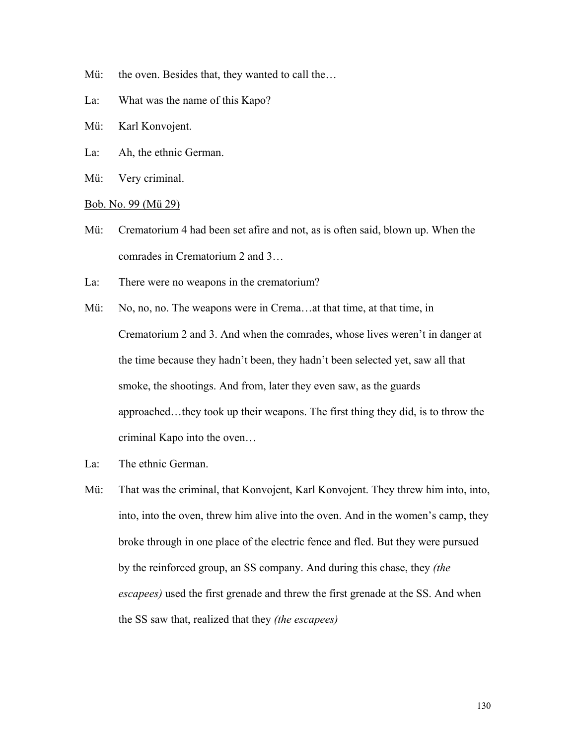Mü: the oven. Besides that, they wanted to call the…

La: What was the name of this Kapo?

Mü: Karl Konvojent.

La: Ah, the ethnic German.

Mü: Very criminal.

<u>Bob. No. 99 (Mü 29)</u>

Mü: Crematorium 4 had been set afire and not, as is often said, blown up. When the comrades in Crematorium 2 and 3…

La: There were no weapons in the crematorium?

Mü: No, no, no. The weapons were in Crema…at that time, at that time, in Crematorium 2 and 3. And when the comrades, whose lives weren't in danger at the time because they hadn't been, they hadn't been selected yet, saw all that smoke, the shootings. And from, later they even saw, as the guards approached…they took up their weapons. The first thing they did, is to throw the criminal Kapo into the oven…

La: The ethnic German.

Mü: That was the criminal, that Konvojent, Karl Konvojent. They threw him into, into, into, into the oven, threw him alive into the oven. And in the women's camp, they broke through in one place of the electric fence and fled. But they were pursued by the reinforced group, an SS company. And during this chase, they *(the escapees)* used the first grenade and threw the first grenade at the SS. And when the SS saw that, realized that they *(the escapees)*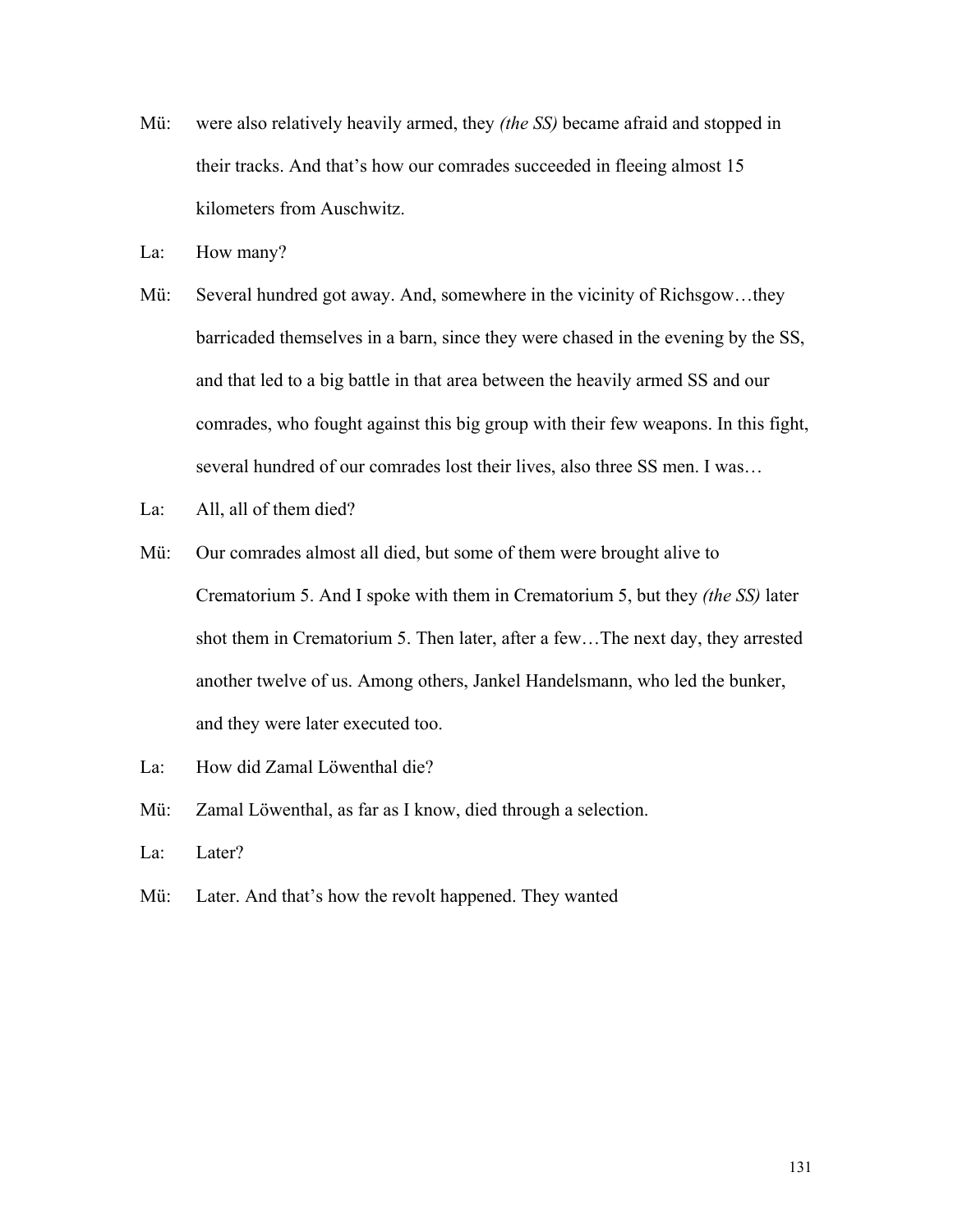Mü: were also relatively heavily armed, they *(the SS)* became afraid and stopped in their tracks. And that's how our comrades succeeded in fleeing almost 15 kilometers from Auschwitz.

La: How many?

Mü: Several hundred got away. And, somewhere in the vicinity of Richsgow…they barricaded themselves in a barn, since they were chased in the evening by the SS, and that led to a big battle in that area between the heavily armed SS and our comrades, who fought against this big group with their few weapons. In this fight, several hundred of our comrades lost their lives, also three SS men. I was…

La: All, all of them died?

Mü: Our comrades almost all died, but some of them were brought alive to Crematorium 5. And I spoke with them in Crematorium 5, but they *(the SS)* later shot them in Crematorium 5. Then later, after a few…The next day, they arrested another twelve of us. Among others, Jankel Handelsmann, who led the bunker, and they were later executed too.

La: How did Zamal Löwenthal die?

Mü: Zamal Löwenthal, as far as I know, died through a selection.

La: Later?

Mü: Later. And that's how the revolt happened. They wanted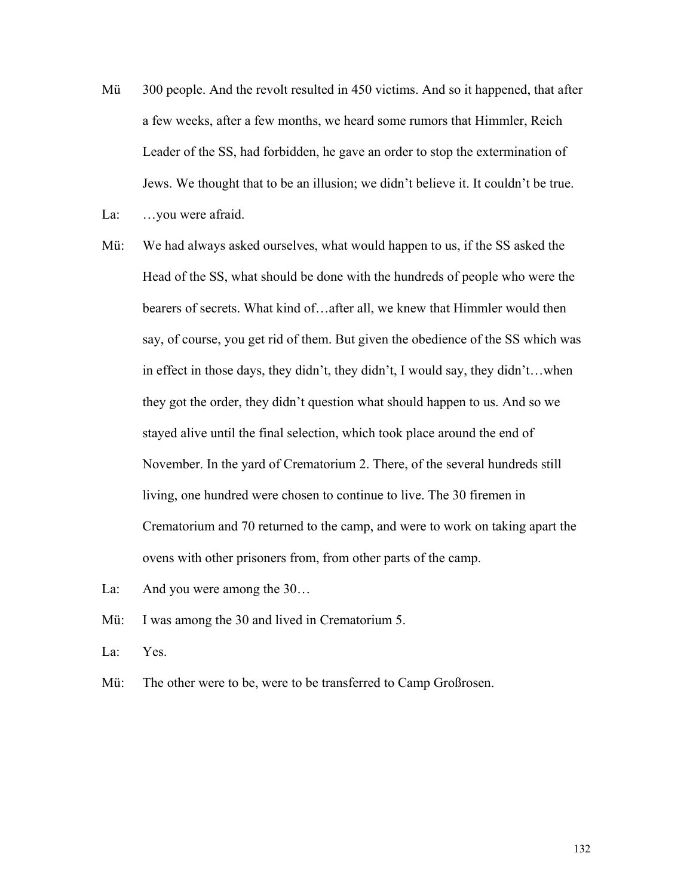Mü 300 people. And the revolt resulted in 450 victims. And so it happened, that after a few weeks, after a few months, we heard some rumors that Himmler, Reich Leader of the SS, had forbidden, he gave an order to stop the extermination of Jews. We thought that to be an illusion; we didn't believe it. It couldn't be true.

La: …you were afraid.

Mü: We had always asked ourselves, what would happen to us, if the SS asked the Head of the SS, what should be done with the hundreds of people who were the bearers of secrets. What kind of…after all, we knew that Himmler would then say, of course, you get rid of them. But given the obedience of the SS which was in effect in those days, they didn't, they didn't, I would say, they didn't…when they got the order, they didn't question what should happen to us. And so we stayed alive until the final selection, which took place around the end of November. In the yard of Crematorium 2. There, of the several hundreds still living, one hundred were chosen to continue to live. The 30 firemen in Crematorium and 70 returned to the camp, and were to work on taking apart the ovens with other prisoners from, from other parts of the camp.

La: And you were among the 30…

Mü: I was among the 30 and lived in Crematorium 5.

La: Yes.

Mü: The other were to be, were to be transferred to Camp Großrosen.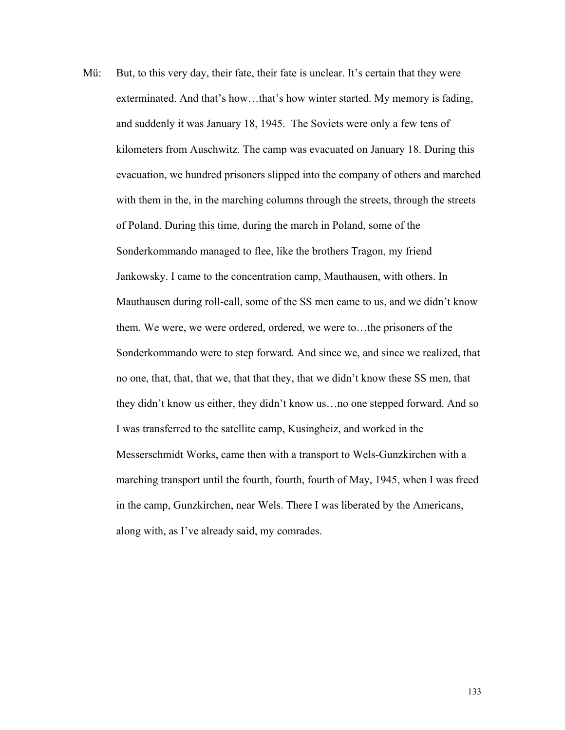Mü: But, to this very day, their fate, their fate is unclear. It's certain that they were exterminated. And that's how…that's how winter started. My memory is fading, and suddenly it was January 18, 1945. The Soviets were only a few tens of kilometers from Auschwitz. The camp was evacuated on January 18. During this evacuation, we hundred prisoners slipped into the company of others and marched with them in the, in the marching columns through the streets, through the streets of Poland. During this time, during the march in Poland, some of the Sonderkommando managed to flee, like the brothers Tragon, my friend Jankowsky. I came to the concentration camp, Mauthausen, with others. In Mauthausen during roll-call, some of the SS men came to us, and we didn't know them. We were, we were ordered, ordered, we were to…the prisoners of the Sonderkommando were to step forward. And since we, and since we realized, that no one, that, that, that we, that that they, that we didn't know these SS men, that they didn't know us either, they didn't know us…no one stepped forward. And so I was transferred to the satellite camp, Kusingheiz, and worked in the Messerschmidt Works, came then with a transport to Wels-Gunzkirchen with a marching transport until the fourth, fourth, fourth of May, 1945, when I was freed in the camp, Gunzkirchen, near Wels. There I was liberated by the Americans, along with, as I've already said, my comrades.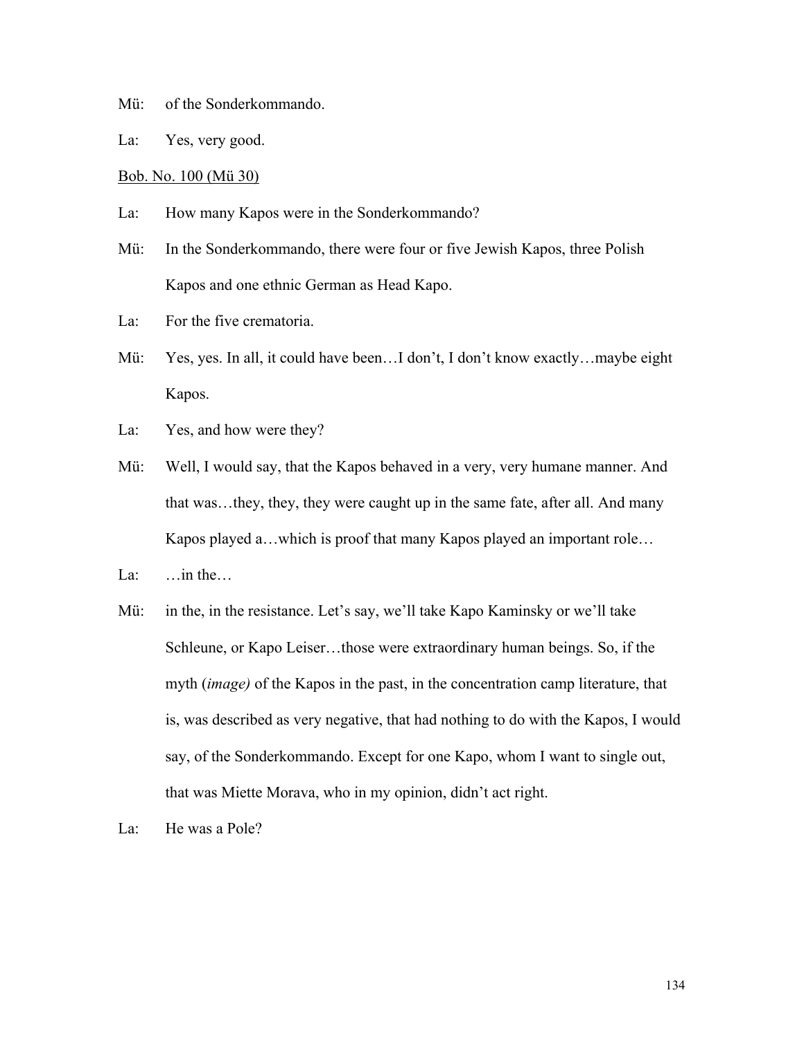Mü: of the Sonderkommando.

La: Yes, very good.

<u>Bob. No. 100 (Mü 30)</u>

La: How many Kapos were in the Sonderkommando?

Mü: In the Sonderkommando, there were four or five Jewish Kapos, three Polish Kapos and one ethnic German as Head Kapo.

La: For the five crematoria.

Mü: Yes, yes. In all, it could have been…I don't, I don't know exactly…maybe eight Kapos.

La: Yes, and how were they?

Mü: Well, I would say, that the Kapos behaved in a very, very humane manner. And that was…they, they, they were caught up in the same fate, after all. And many Kapos played a…which is proof that many Kapos played an important role…

La: …in the…

Mü: in the, in the resistance. Let's say, we'll take Kapo Kaminsky or we'll take Schleune, or Kapo Leiser…those were extraordinary human beings. So, if the myth (*image)* of the Kapos in the past, in the concentration camp literature, that is, was described as very negative, that had nothing to do with the Kapos, I would say, of the Sonderkommando. Except for one Kapo, whom I want to single out, that was Miette Morava, who in my opinion, didn't act right.

La: He was a Pole?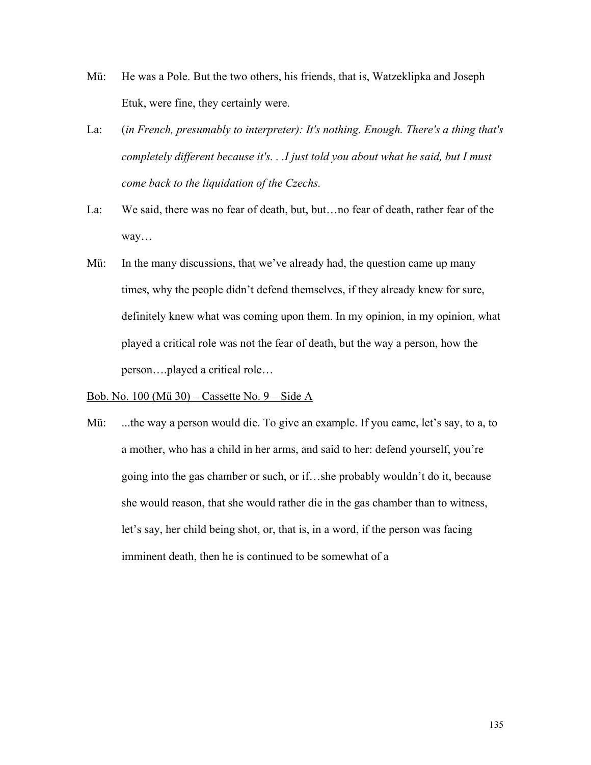Mü: He was a Pole. But the two others, his friends, that is, Watzeklipka and Joseph Etuk, were fine, they certainly were.

La: (*in French, presumably to interpreter): It's nothing. Enough. There's a thing that's completely different because it's. . .I just told you about what he said, but I must come back to the liquidation of the Czechs.*

La: We said, there was no fear of death, but, but…no fear of death, rather fear of the way…

Mü: In the many discussions, that we've already had, the question came up many times, why the people didn't defend themselves, if they already knew for sure, definitely knew what was coming upon them. In my opinion, in my opinion, what played a critical role was not the fear of death, but the way a person, how the person….played a critical role…

<u>Bob. No. 100 (Mü 30) – Cassette No. 9 – Side A</u>

Mü: ...the way a person would die. To give an example. If you came, let's say, to a, to a mother, who has a child in her arms, and said to her: defend yourself, you're going into the gas chamber or such, or if…she probably wouldn't do it, because she would reason, that she would rather die in the gas chamber than to witness, let's say, her child being shot, or, that is, in a word, if the person was facing imminent death, then he is continued to be somewhat of a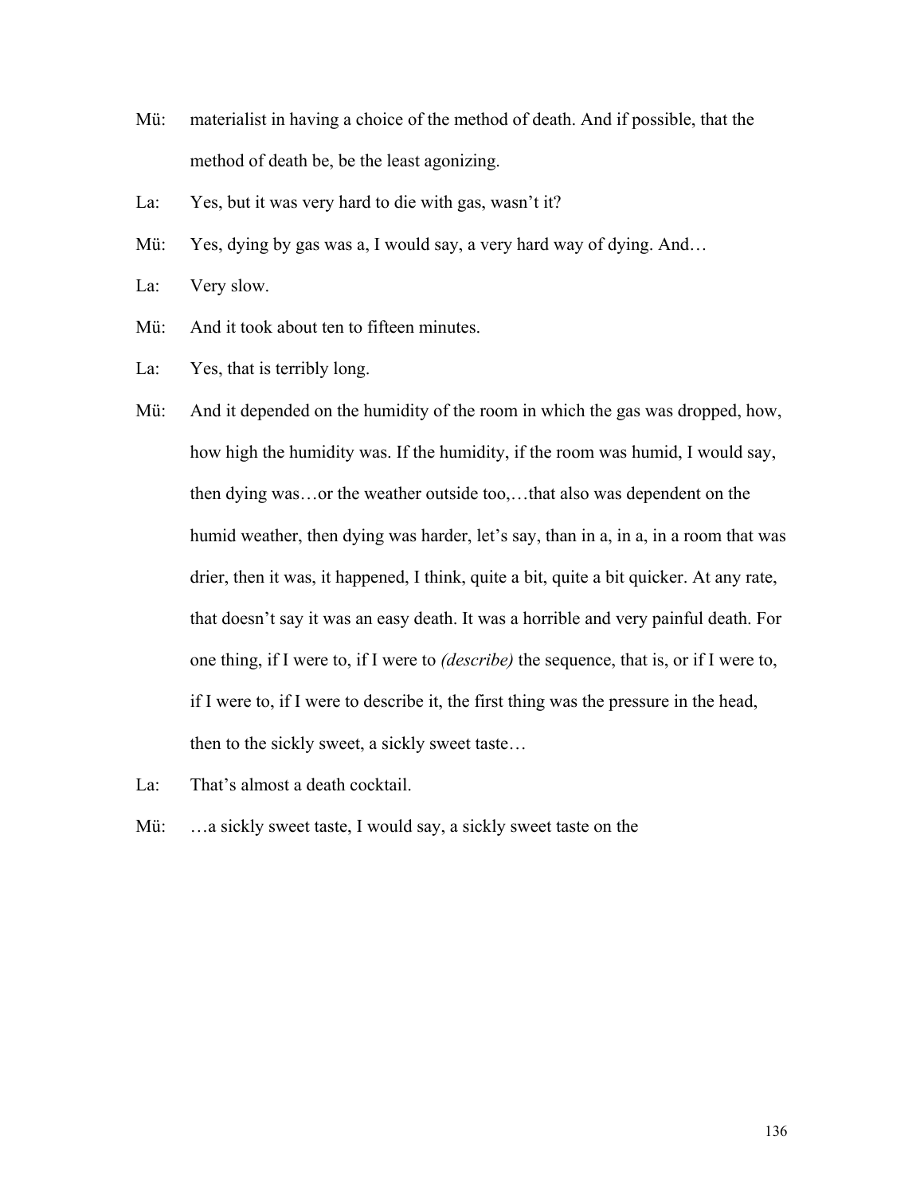Mü: materialist in having a choice of the method of death. And if possible, that the method of death be, be the least agonizing.

La: Yes, but it was very hard to die with gas, wasn't it?

Mü: Yes, dying by gas was a, I would say, a very hard way of dying. And…

La: Very slow.

Mü: And it took about ten to fifteen minutes.

La: Yes, that is terribly long.

Mü: And it depended on the humidity of the room in which the gas was dropped, how, how high the humidity was. If the humidity, if the room was humid, I would say, then dying was…or the weather outside too,…that also was dependent on the humid weather, then dying was harder, let's say, than in a, in a, in a room that was drier, then it was, it happened, I think, quite a bit, quite a bit quicker. At any rate, that doesn't say it was an easy death. It was a horrible and very painful death. For one thing, if I were to, if I were to *(describe)* the sequence, that is, or if I were to, if I were to, if I were to describe it, the first thing was the pressure in the head, then to the sickly sweet, a sickly sweet taste…

La: That's almost a death cocktail.

Mü: …a sickly sweet taste, I would say, a sickly sweet taste on the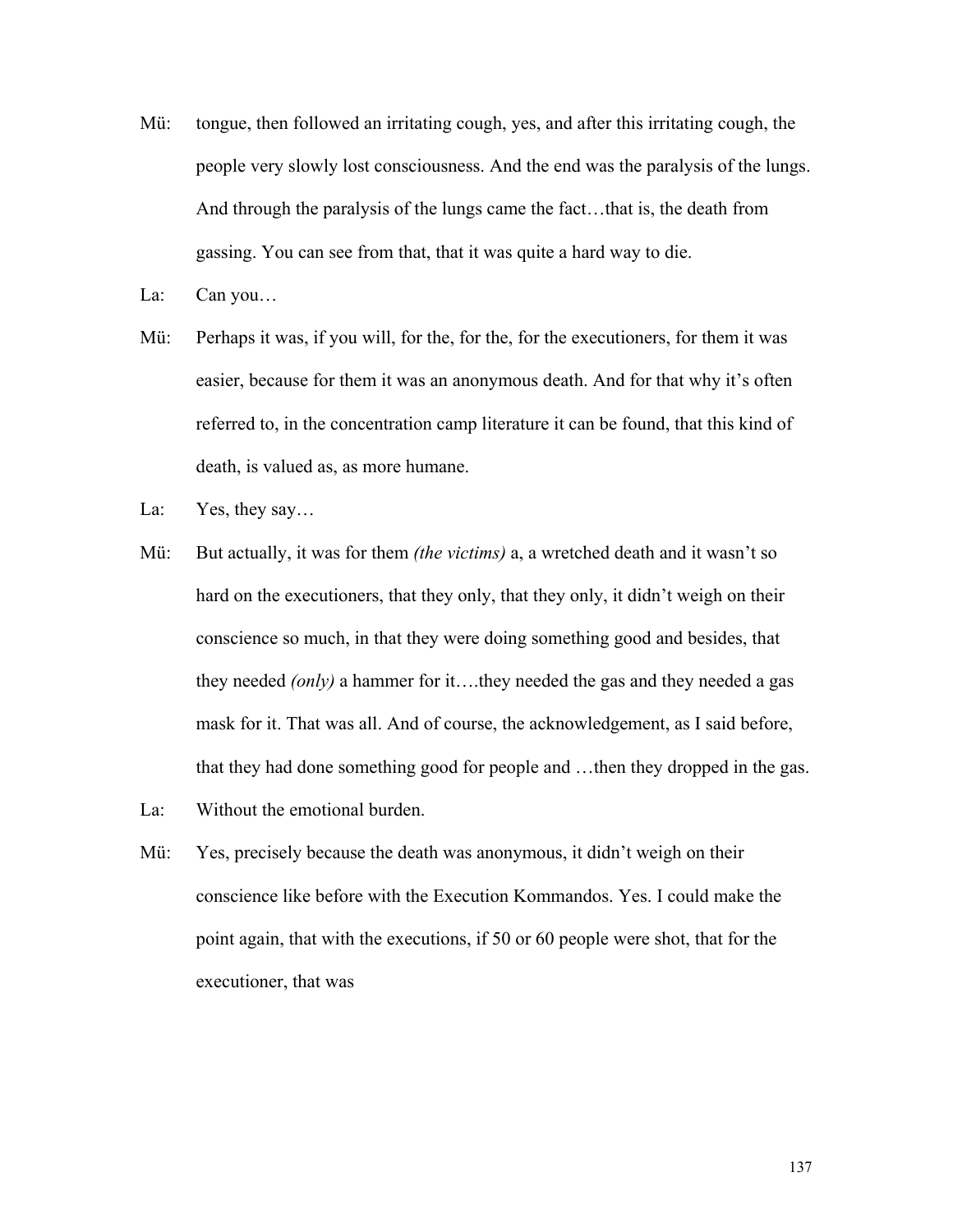Mü: tongue, then followed an irritating cough, yes, and after this irritating cough, the people very slowly lost consciousness. And the end was the paralysis of the lungs. And through the paralysis of the lungs came the fact…that is, the death from gassing. You can see from that, that it was quite a hard way to die.

La: Can you…

Mü: Perhaps it was, if you will, for the, for the, for the executioners, for them it was easier, because for them it was an anonymous death. And for that why it's often referred to, in the concentration camp literature it can be found, that this kind of death, is valued as, as more humane.

La: Yes, they say…

Mü: But actually, it was for them *(the victims)* a, a wretched death and it wasn't so hard on the executioners, that they only, that they only, it didn't weigh on their conscience so much, in that they were doing something good and besides, that they needed *(only)* a hammer for it….they needed the gas and they needed a gas mask for it. That was all. And of course, the acknowledgement, as I said before, that they had done something good for people and …then they dropped in the gas.

La: Without the emotional burden.

Mü: Yes, precisely because the death was anonymous, it didn't weigh on their conscience like before with the Execution Kommandos. Yes. I could make the point again, that with the executions, if 50 or 60 people were shot, that for the executioner, that was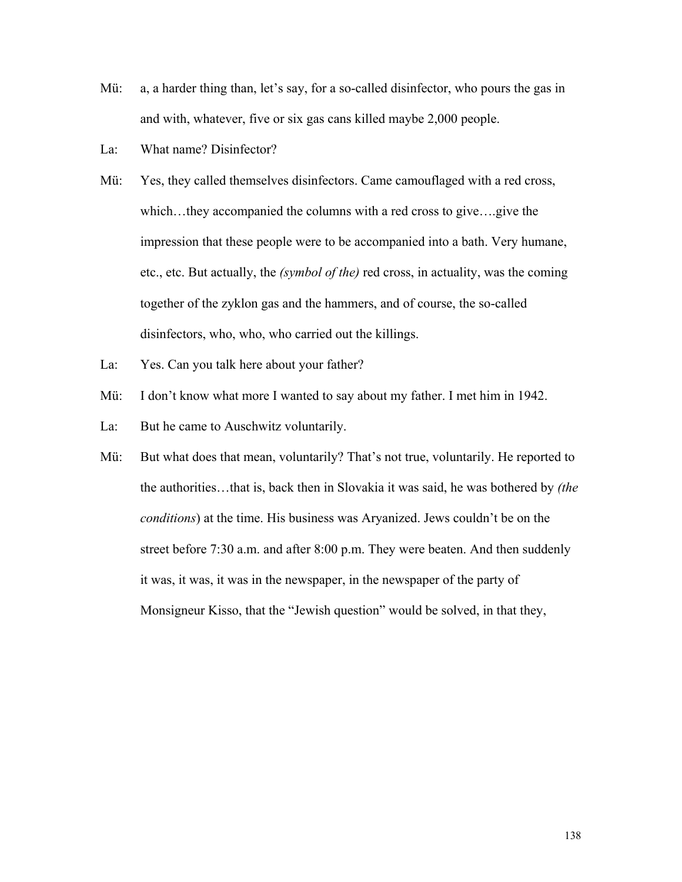Mü: a, a harder thing than, let's say, for a so-called disinfector, who pours the gas in and with, whatever, five or six gas cans killed maybe 2,000 people.

La: What name? Disinfector?

Mü: Yes, they called themselves disinfectors. Came camouflaged with a red cross, which…they accompanied the columns with a red cross to give….give the impression that these people were to be accompanied into a bath. Very humane, etc., etc. But actually, the *(symbol of the)* red cross, in actuality, was the coming together of the zyklon gas and the hammers, and of course, the so-called disinfectors, who, who, who carried out the killings.

La: Yes. Can you talk here about your father?

Mü: I don't know what more I wanted to say about my father. I met him in 1942.

La: But he came to Auschwitz voluntarily.

Mü: But what does that mean, voluntarily? That's not true, voluntarily. He reported to the authorities…that is, back then in Slovakia it was said, he was bothered by *(the conditions)* at the time. His business was Aryanized. Jews couldn't be on the street before 7:30 a.m. and after 8:00 p.m. They were beaten. And then suddenly it was, it was, it was in the newspaper, in the newspaper of the party of Monsigneur Kisso, that the "Jewish question" would be solved, in that they,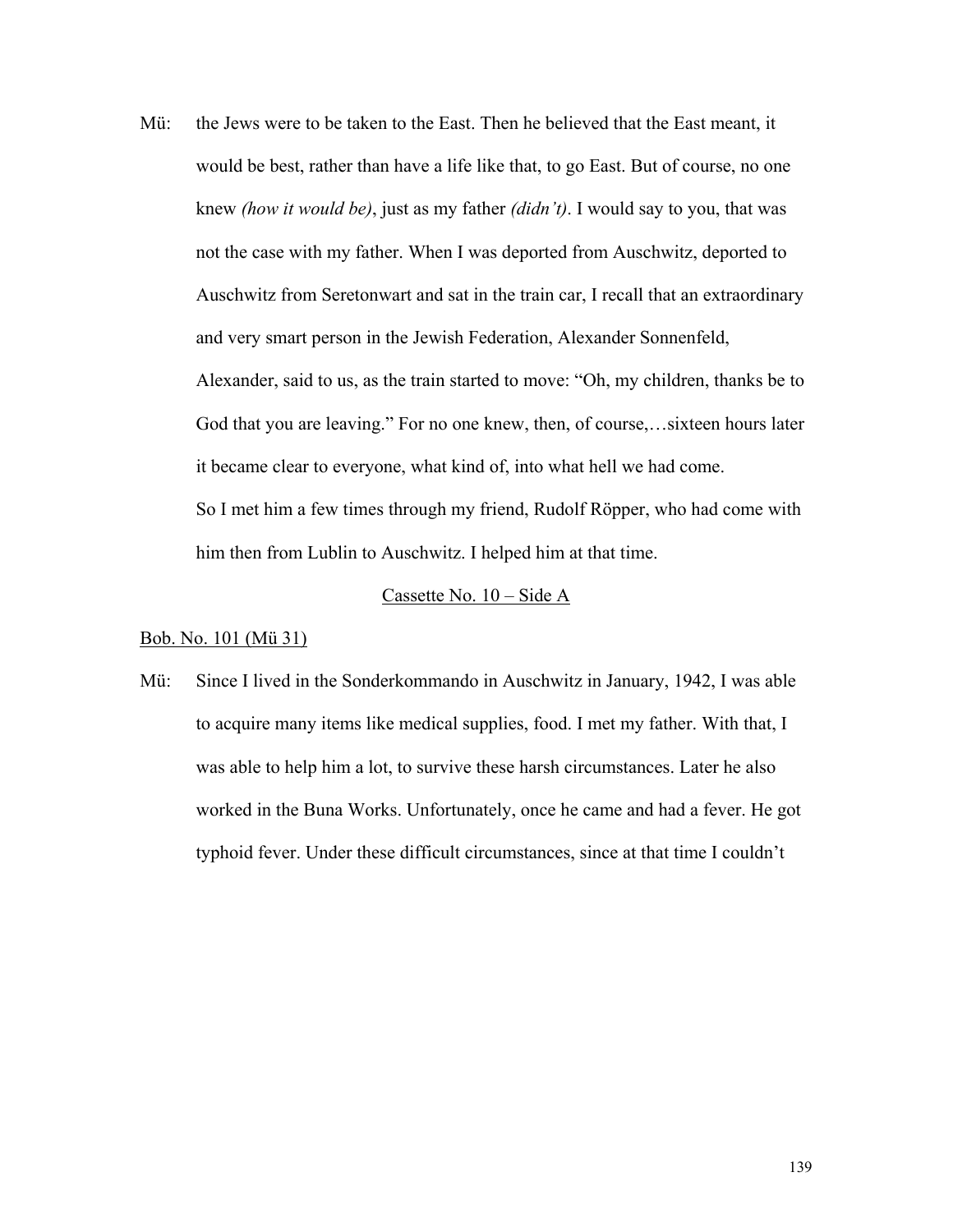Mü: the Jews were to be taken to the East. Then he believed that the East meant, it would be best, rather than have a life like that, to go East. But of course, no one knew *(how it would be)*, just as my father *(didn't)*. I would say to you, that was not the case with my father. When I was deported from Auschwitz, deported to Auschwitz from Seretonwart and sat in the train car, I recall that an extraordinary and very smart person in the Jewish Federation, Alexander Sonnenfeld, Alexander, said to us, as the train started to move: "Oh, my children, thanks be to God that you are leaving." For no one knew, then, of course,…sixteen hours later it became clear to everyone, what kind of, into what hell we had come.

So I met him a few times through my friend, Rudolf Röpper, who had come with him then from Lublin to Auschwitz. I helped him at that time.

<u>Cassette No. 10 – Side A</u>

<u>Bob. No. 101 (Mü 31)</u>

Mü: Since I lived in the Sonderkommando in Auschwitz in January, 1942, I was able to acquire many items like medical supplies, food. I met my father. With that, I was able to help him a lot, to survive these harsh circumstances. Later he also worked in the Buna Works. Unfortunately, once he came and had a fever. He got typhoid fever. Under these difficult circumstances, since at that time I couldn't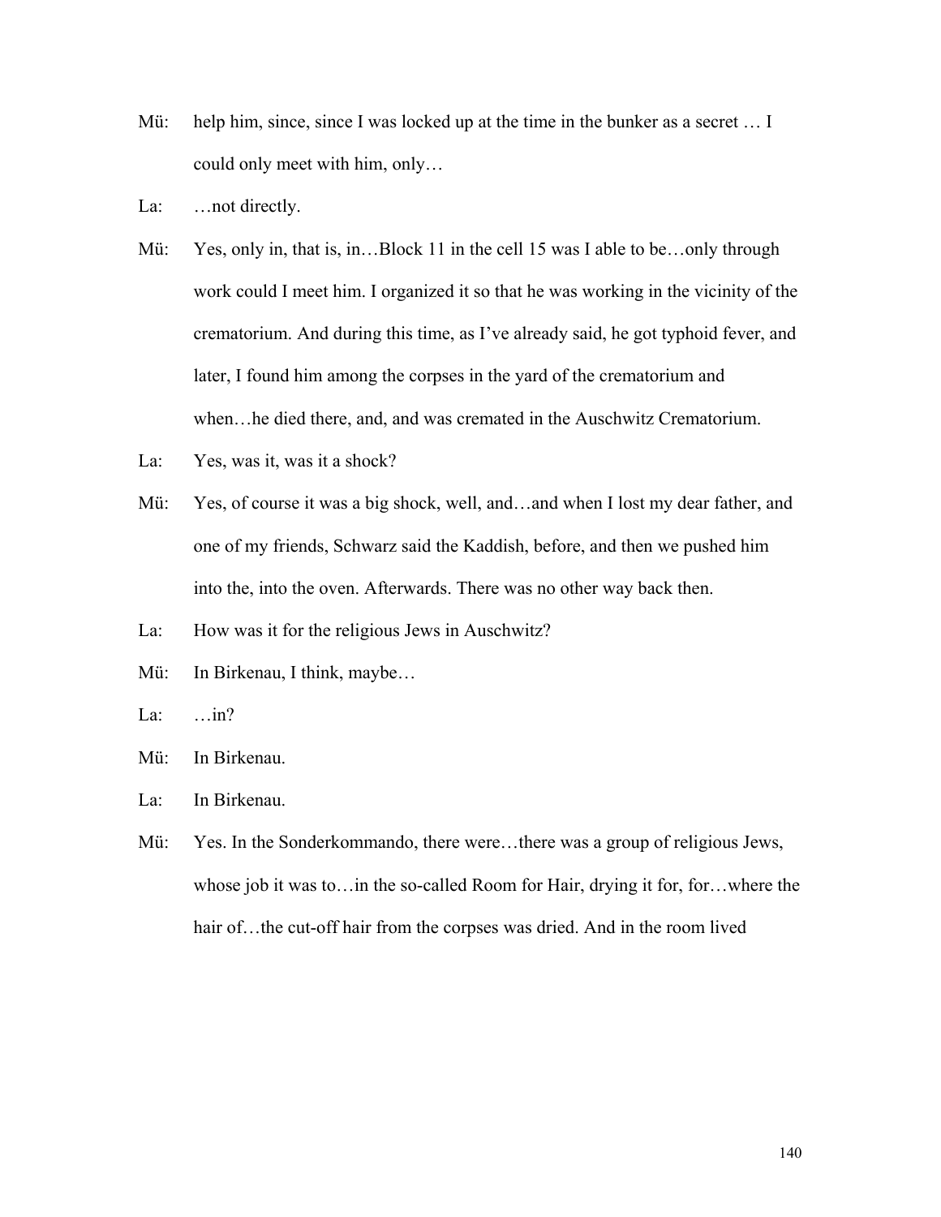Mü: help him, since, since I was locked up at the time in the bunker as a secret … I could only meet with him, only…

La: …not directly.

Mü: Yes, only in, that is, in…Block 11 in the cell 15 was I able to be…only through work could I meet him. I organized it so that he was working in the vicinity of the crematorium. And during this time, as I've already said, he got typhoid fever, and later, I found him among the corpses in the yard of the crematorium and when…he died there, and, and was cremated in the Auschwitz Crematorium.

La: Yes, was it, was it a shock?

Mü: Yes, of course it was a big shock, well, and…and when I lost my dear father, and one of my friends, Schwarz said the Kaddish, before, and then we pushed him into the, into the oven. Afterwards. There was no other way back then.

La: How was it for the religious Jews in Auschwitz?

Mü: In Birkenau, I think, maybe…

La: …in?

Mü: In Birkenau.

La: In Birkenau.

Mü: Yes. In the Sonderkommando, there were…there was a group of religious Jews, whose job it was to…in the so-called Room for Hair, drying it for, for…where the hair of…the cut-off hair from the corpses was dried. And in the room lived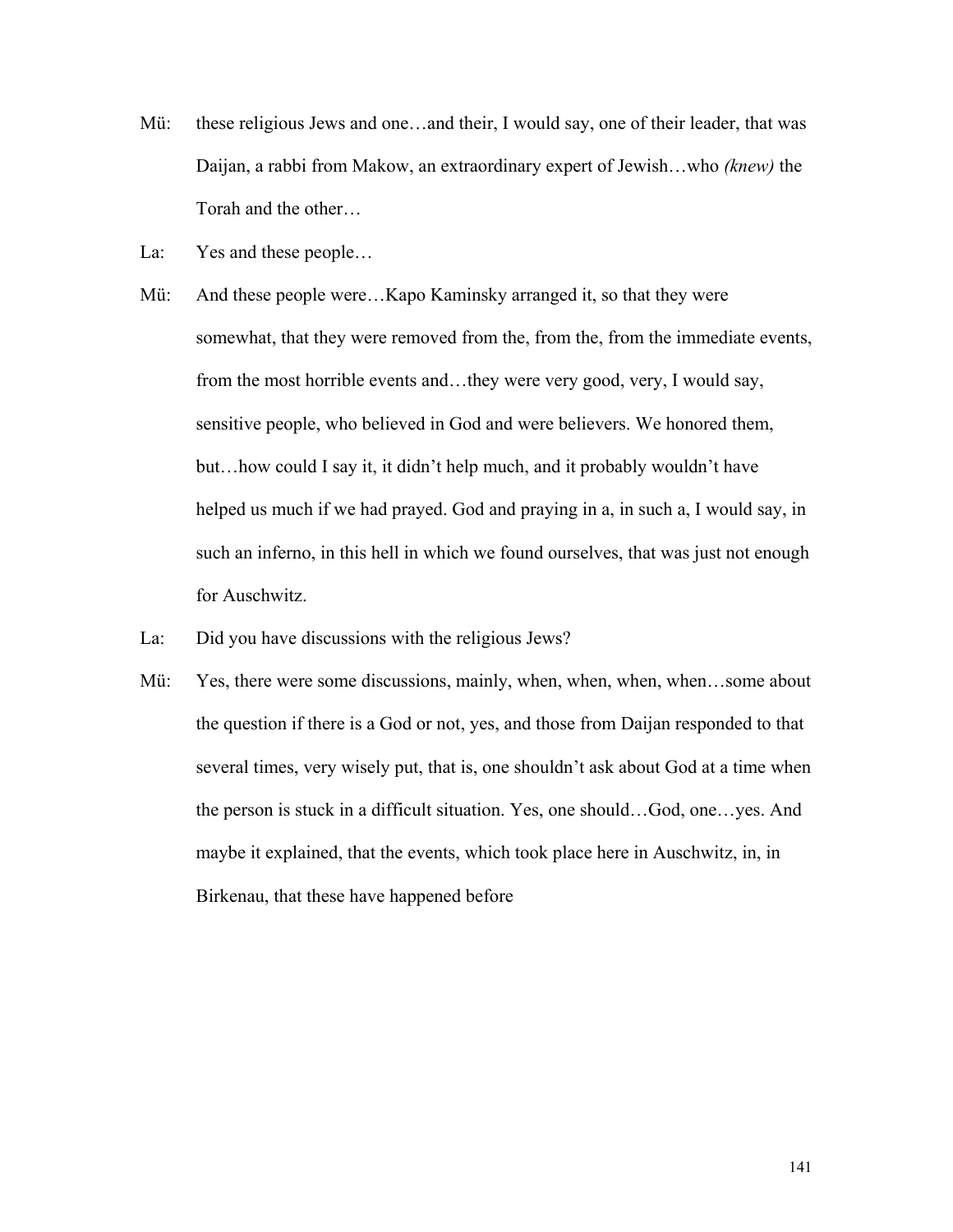Mü: these religious Jews and one…and their, I would say, one of their leader, that was Daijan, a rabbi from Makow, an extraordinary expert of Jewish…who *(knew)* the Torah and the other…

La: Yes and these people…

Mü: And these people were…Kapo Kaminsky arranged it, so that they were somewhat, that they were removed from the, from the, from the immediate events, from the most horrible events and…they were very good, very, I would say, sensitive people, who believed in God and were believers. We honored them, but…how could I say it, it didn't help much, and it probably wouldn't have helped us much if we had prayed. God and praying in a, in such a, I would say, in such an inferno, in this hell in which we found ourselves, that was just not enough for Auschwitz.

La: Did you have discussions with the religious Jews?

Mü: Yes, there were some discussions, mainly, when, when, when, when…some about the question if there is a God or not, yes, and those from Daijan responded to that several times, very wisely put, that is, one shouldn't ask about God at a time when the person is stuck in a difficult situation. Yes, one should…God, one…yes. And maybe it explained, that the events, which took place here in Auschwitz, in, in Birkenau, that these have happened before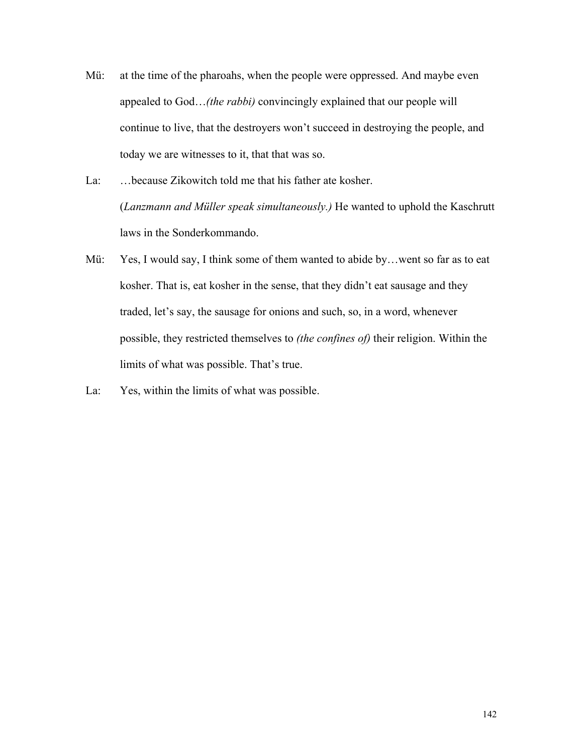Mü: at the time of the pharoahs, when the people were oppressed. And maybe even appealed to God…*(the rabbi)* convincingly explained that our people will continue to live, that the destroyers won't succeed in destroying the people, and today we are witnesses to it, that that was so.

La: …because Zikowitch told me that his father ate kosher. (*Lanzmann and Müller speak simultaneously.)* He wanted to uphold the Kaschrutt laws in the Sonderkommando.

Mü: Yes, I would say, I think some of them wanted to abide by…went so far as to eat kosher. That is, eat kosher in the sense, that they didn't eat sausage and they traded, let's say, the sausage for onions and such, so, in a word, whenever possible, they restricted themselves to *(the confines of)* their religion. Within the limits of what was possible. That's true.

La: Yes, within the limits of what was possible.